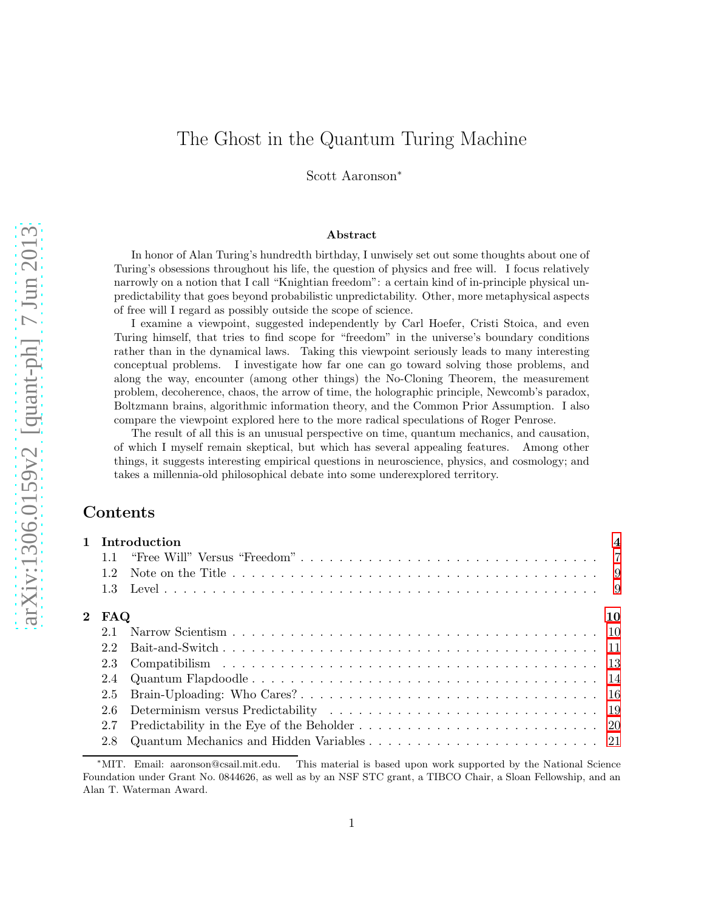# The Ghost in the Quantum Turing Machine

Scott Aaronson*

## Abstract

In honor of Alan Turing's hundredth birthday, I unwisely set out some thoughts about one of Turing's obsessions throughout his life, the question of physics and free will. I focus relatively narrowly on a notion that I call "Knightian freedom": a certain kind of in-principle physical unpredictability that goes beyond probabilistic unpredictability. Other, more metaphysical aspects of free will I regard as possibly outside the scope of science.

I examine a viewpoint, suggested independently by Carl Hoefer, Cristi Stoica, and even Turing himself, that tries to find scope for "freedom" in the universe's boundary conditions rather than in the dynamical laws. Taking this viewpoint seriously leads to many interesting conceptual problems. I investigate how far one can go toward solving those problems, and along the way, encounter (among other things) the No-Cloning Theorem, the measurement problem, decoherence, chaos, the arrow of time, the holographic principle, Newcomb's paradox, Boltzmann brains, algorithmic information theory, and the Common Prior Assumption. I also compare the viewpoint explored here to the more radical speculations of Roger Penrose.

The result of all this is an unusual perspective on time, quantum mechanics, and causation, of which I myself remain skeptical, but which has several appealing features. Among other things, it suggests interesting empirical questions in neuroscience, physics, and cosmology; and takes a millennia-old philosophical debate into some underexplored territory.

## Contents

**1 Introduction** .......... **4**
- 1.1 "Free Will" Versus "Freedom" .......... 7
- 1.2 Note on the Title .......... 9
- 1.3 Level .......... 9

**2 FAQ** .......... **10**
- 2.1 Narrow Scientism .......... 10
- 2.2 Bait-and-Switch .......... 11
- 2.3 Compatibilism .......... 13
- 2.4 Quantum Flapdoodle .......... 14
- 2.5 Brain-Uploading: Who Cares? .......... 16
- 2.6 Determinism versus Predictability .......... 19
- 2.7 Predictability in the Eye of the Beholder .......... 20
- 2.8 Quantum Mechanics and Hidden Variables .......... 21

---

*MIT. Email: aaronson@csail.mit.edu. This material is based upon work supported by the National Science Foundation under Grant No. 0844626, as well as by an NSF STC grant, a TIBCO Chair, a Sloan Fellowship, and an Alan T. Waterman Award.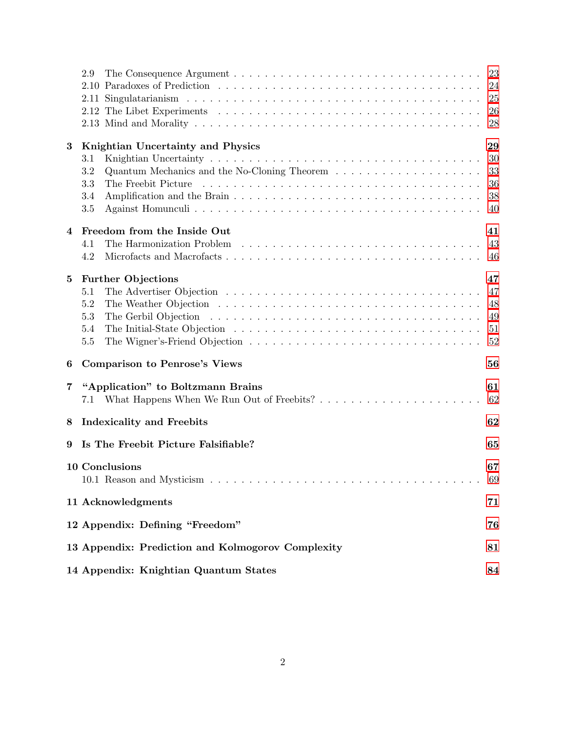- 2.9 The Consequence Argument . . . 23
- 2.10 Paradoxes of Prediction . . . 24
- 2.11 Singulatarianism . . . 25
- 2.12 The Libet Experiments . . . 26
- 2.13 Mind and Morality . . . 28

**3 Knightian Uncertainty and Physics** **29**
- 3.1 Knightian Uncertainty . . . 30
- 3.2 Quantum Mechanics and the No-Cloning Theorem . . . 33
- 3.3 The Freebit Picture . . . 36
- 3.4 Amplification and the Brain . . . 38
- 3.5 Against Homunculi . . . 40

**4 Freedom from the Inside Out** **41**
- 4.1 The Harmonization Problem . . . 43
- 4.2 Microfacts and Macrofacts . . . 46

**5 Further Objections** **47**
- 5.1 The Advertiser Objection . . . 47
- 5.2 The Weather Objection . . . 48
- 5.3 The Gerbil Objection . . . 49
- 5.4 The Initial-State Objection . . . 51
- 5.5 The Wigner's-Friend Objection . . . 52

**6 Comparison to Penrose's Views** **56**

**7 "Application" to Boltzmann Brains** **61**
- 7.1 What Happens When We Run Out of Freebits? . . . 62

**8 Indexicality and Freebits** **62**

**9 Is The Freebit Picture Falsifiable?** **65**

**10 Conclusions** **67**
- 10.1 Reason and Mysticism . . . 69

**11 Acknowledgments** **71**

**12 Appendix: Defining "Freedom"** **76**

**13 Appendix: Prediction and Kolmogorov Complexity** **81**

**14 Appendix: Knightian Quantum States** **84**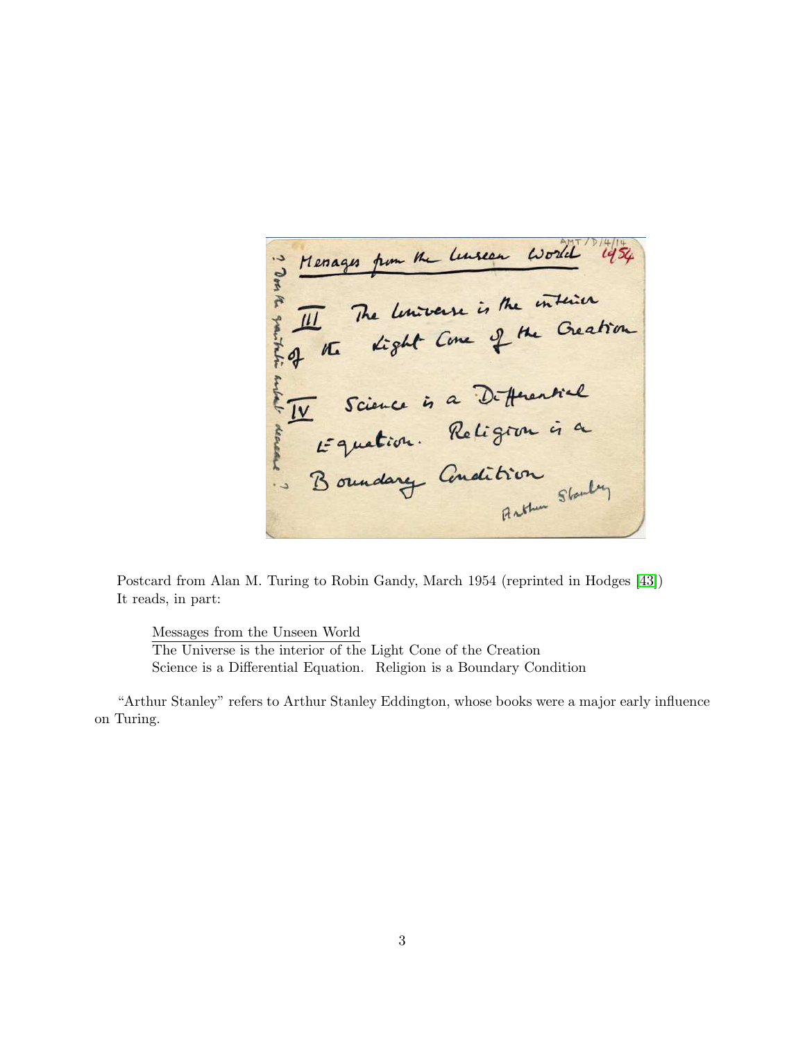Postcard from Alan M. Turing to Robin Gandy, March 1954 (reprinted in Hodges [43])
It reads, in part:

> Messages from the Unseen World
> The Universe is the interior of the Light Cone of the Creation
> Science is a Differential Equation. Religion is a Boundary Condition

"Arthur Stanley" refers to Arthur Stanley Eddington, whose books were a major early influence on Turing.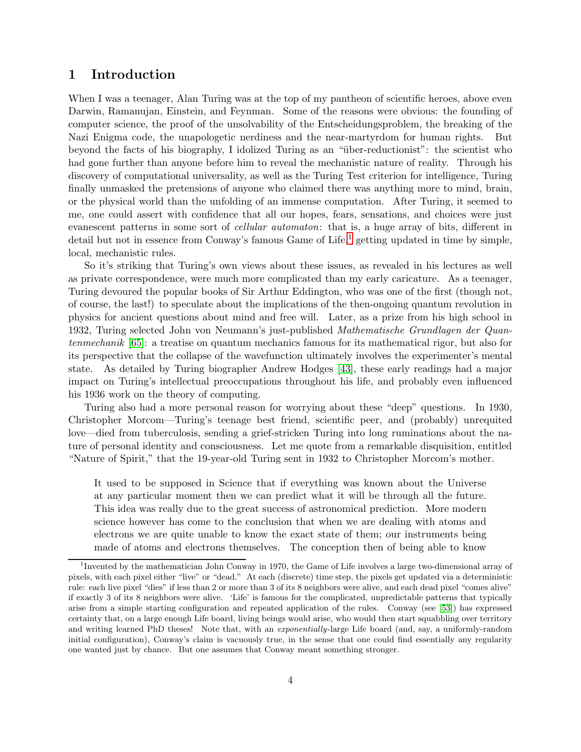# 1 Introduction

When I was a teenager, Alan Turing was at the top of my pantheon of scientific heroes, above even Darwin, Ramanujan, Einstein, and Feynman. Some of the reasons were obvious: the founding of computer science, the proof of the unsolvability of the Entscheidungsproblem, the breaking of the Nazi Enigma code, the unapologetic nerdiness and the near-martyrdom for human rights. But beyond the facts of his biography, I idolized Turing as an "über-reductionist": the scientist who had gone further than anyone before him to reveal the mechanistic nature of reality. Through his discovery of computational universality, as well as the Turing Test criterion for intelligence, Turing finally unmasked the pretensions of anyone who claimed there was anything more to mind, brain, or the physical world than the unfolding of an immense computation. After Turing, it seemed to me, one could assert with confidence that all our hopes, fears, sensations, and choices were just evanescent patterns in some sort of *cellular automaton*: that is, a huge array of bits, different in detail but not in essence from Conway's famous Game of Life,[1] getting updated in time by simple, local, mechanistic rules.

So it's striking that Turing's own views about these issues, as revealed in his lectures as well as private correspondence, were much more complicated than my early caricature. As a teenager, Turing devoured the popular books of Sir Arthur Eddington, who was one of the first (though not, of course, the last!) to speculate about the implications of the then-ongoing quantum revolution in physics for ancient questions about mind and free will. Later, as a prize from his high school in 1932, Turing selected John von Neumann's just-published *Mathematische Grundlagen der Quantenmechanik* [65]: a treatise on quantum mechanics famous for its mathematical rigor, but also for its perspective that the collapse of the wavefunction ultimately involves the experimenter's mental state. As detailed by Turing biographer Andrew Hodges [43], these early readings had a major impact on Turing's intellectual preoccupations throughout his life, and probably even influenced his 1936 work on the theory of computing.

Turing also had a more personal reason for worrying about these "deep" questions. In 1930, Christopher Morcom—Turing's teenage best friend, scientific peer, and (probably) unrequited love—died from tuberculosis, sending a grief-stricken Turing into long ruminations about the nature of personal identity and consciousness. Let me quote from a remarkable disquisition, entitled "Nature of Spirit," that the 19-year-old Turing sent in 1932 to Christopher Morcom's mother.

> It used to be supposed in Science that if everything was known about the Universe at any particular moment then we can predict what it will be through all the future. This idea was really due to the great success of astronomical prediction. More modern science however has come to the conclusion that when we are dealing with atoms and electrons we are quite unable to know the exact state of them; our instruments being made of atoms and electrons themselves. The conception then of being able to know

---

[1] Invented by the mathematician John Conway in 1970, the Game of Life involves a large two-dimensional array of pixels, with each pixel either "live" or "dead." At each (discrete) time step, the pixels get updated via a deterministic rule: each live pixel "dies" if less than 2 or more than 3 of its 8 neighbors were alive, and each dead pixel "comes alive" if exactly 3 of its 8 neighbors were alive. 'Life' is famous for the complicated, unpredictable patterns that typically arise from a simple starting configuration and repeated application of the rules. Conway (see [53]) has expressed certainty that, on a large enough Life board, living beings would arise, who would then start squabbling over territory and writing learned PhD theses! Note that, with an *exponentially*-large Life board (and, say, a uniformly-random initial configuration), Conway's claim is vacuously true, in the sense that one could find essentially any regularity one wanted just by chance. But one assumes that Conway meant something stronger.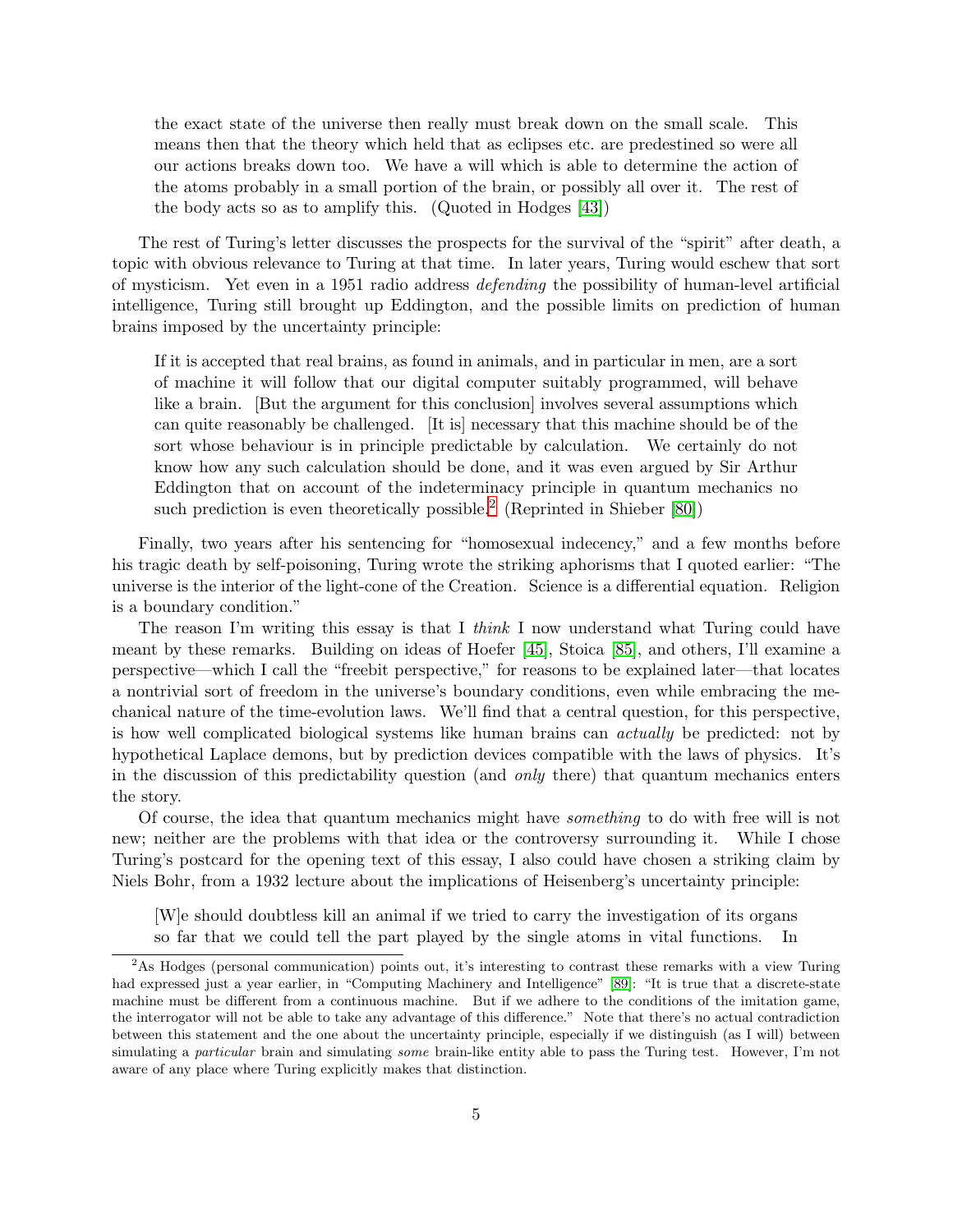> the exact state of the universe then really must break down on the small scale. This means then that the theory which held that as eclipses etc. are predestined so were all our actions breaks down too. We have a will which is able to determine the action of the atoms probably in a small portion of the brain, or possibly all over it. The rest of the body acts so as to amplify this. (Quoted in Hodges [43])

The rest of Turing's letter discusses the prospects for the survival of the "spirit" after death, a topic with obvious relevance to Turing at that time. In later years, Turing would eschew that sort of mysticism. Yet even in a 1951 radio address *defending* the possibility of human-level artificial intelligence, Turing still brought up Eddington, and the possible limits on prediction of human brains imposed by the uncertainty principle:

> If it is accepted that real brains, as found in animals, and in particular in men, are a sort of machine it will follow that our digital computer suitably programmed, will behave like a brain. [But the argument for this conclusion] involves several assumptions which can quite reasonably be challenged. [It is] necessary that this machine should be of the sort whose behaviour is in principle predictable by calculation. We certainly do not know how any such calculation should be done, and it was even argued by Sir Arthur Eddington that on account of the indeterminacy principle in quantum mechanics no such prediction is even theoretically possible.[2] (Reprinted in Shieber [80])

Finally, two years after his sentencing for "homosexual indecency," and a few months before his tragic death by self-poisoning, Turing wrote the striking aphorisms that I quoted earlier: "The universe is the interior of the light-cone of the Creation. Science is a differential equation. Religion is a boundary condition."

The reason I'm writing this essay is that I *think* I now understand what Turing could have meant by these remarks. Building on ideas of Hoefer [45], Stoica [85], and others, I'll examine a perspective—which I call the "freebit perspective," for reasons to be explained later—that locates a nontrivial sort of freedom in the universe's boundary conditions, even while embracing the mechanical nature of the time-evolution laws. We'll find that a central question, for this perspective, is how well complicated biological systems like human brains can *actually* be predicted: not by hypothetical Laplace demons, but by prediction devices compatible with the laws of physics. It's in the discussion of this predictability question (and *only* there) that quantum mechanics enters the story.

Of course, the idea that quantum mechanics might have *something* to do with free will is not new; neither are the problems with that idea or the controversy surrounding it. While I chose Turing's postcard for the opening text of this essay, I also could have chosen a striking claim by Niels Bohr, from a 1932 lecture about the implications of Heisenberg's uncertainty principle:

> [W]e should doubtless kill an animal if we tried to carry the investigation of its organs so far that we could tell the part played by the single atoms in vital functions. In

[2] As Hodges (personal communication) points out, it's interesting to contrast these remarks with a view Turing had expressed just a year earlier, in "Computing Machinery and Intelligence" [89]: "It is true that a discrete-state machine must be different from a continuous machine. But if we adhere to the conditions of the imitation game, the interrogator will not be able to take any advantage of this difference." Note that there's no actual contradiction between this statement and the one about the uncertainty principle, especially if we distinguish (as I will) between simulating a *particular* brain and simulating *some* brain-like entity able to pass the Turing test. However, I'm not aware of any place where Turing explicitly makes that distinction.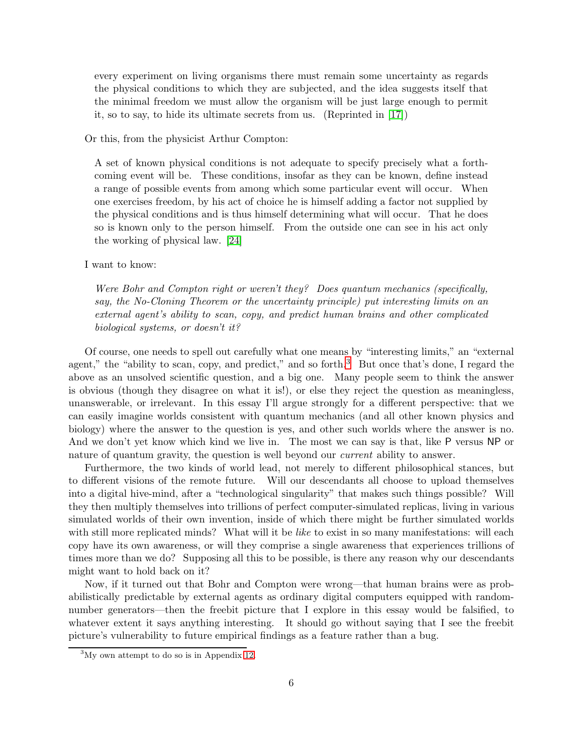> every experiment on living organisms there must remain some uncertainty as regards the physical conditions to which they are subjected, and the idea suggests itself that the minimal freedom we must allow the organism will be just large enough to permit it, so to say, to hide its ultimate secrets from us. (Reprinted in [17])

Or this, from the physicist Arthur Compton:

> A set of known physical conditions is not adequate to specify precisely what a forthcoming event will be. These conditions, insofar as they can be known, define instead a range of possible events from among which some particular event will occur. When one exercises freedom, by his act of choice he is himself adding a factor not supplied by the physical conditions and is thus himself determining what will occur. That he does so is known only to the person himself. From the outside one can see in his act only the working of physical law. [24]

I want to know:

> *Were Bohr and Compton right or weren't they? Does quantum mechanics (specifically, say, the No-Cloning Theorem or the uncertainty principle) put interesting limits on an external agent's ability to scan, copy, and predict human brains and other complicated biological systems, or doesn't it?*

Of course, one needs to spell out carefully what one means by "interesting limits," an "external agent," the "ability to scan, copy, and predict," and so forth.[3] But once that's done, I regard the above as an unsolved scientific question, and a big one. Many people seem to think the answer is obvious (though they disagree on what it is!), or else they reject the question as meaningless, unanswerable, or irrelevant. In this essay I'll argue strongly for a different perspective: that we can easily imagine worlds consistent with quantum mechanics (and all other known physics and biology) where the answer to the question is yes, and other such worlds where the answer is no. And we don't yet know which kind we live in. The most we can say is that, like P versus NP or nature of quantum gravity, the question is well beyond our *current* ability to answer.

Furthermore, the two kinds of world lead, not merely to different philosophical stances, but to different visions of the remote future. Will our descendants all choose to upload themselves into a digital hive-mind, after a "technological singularity" that makes such things possible? Will they then multiply themselves into trillions of perfect computer-simulated replicas, living in various simulated worlds of their own invention, inside of which there might be further simulated worlds with still more replicated minds? What will it be *like* to exist in so many manifestations: will each copy have its own awareness, or will they comprise a single awareness that experiences trillions of times more than we do? Supposing all this to be possible, is there any reason why our descendants might want to hold back on it?

Now, if it turned out that Bohr and Compton were wrong—that human brains were as probabilistically predictable by external agents as ordinary digital computers equipped with random-number generators—then the freebit picture that I explore in this essay would be falsified, to whatever extent it says anything interesting. It should go without saying that I see the freebit picture's vulnerability to future empirical findings as a feature rather than a bug.

[3] My own attempt to do so is in Appendix 12.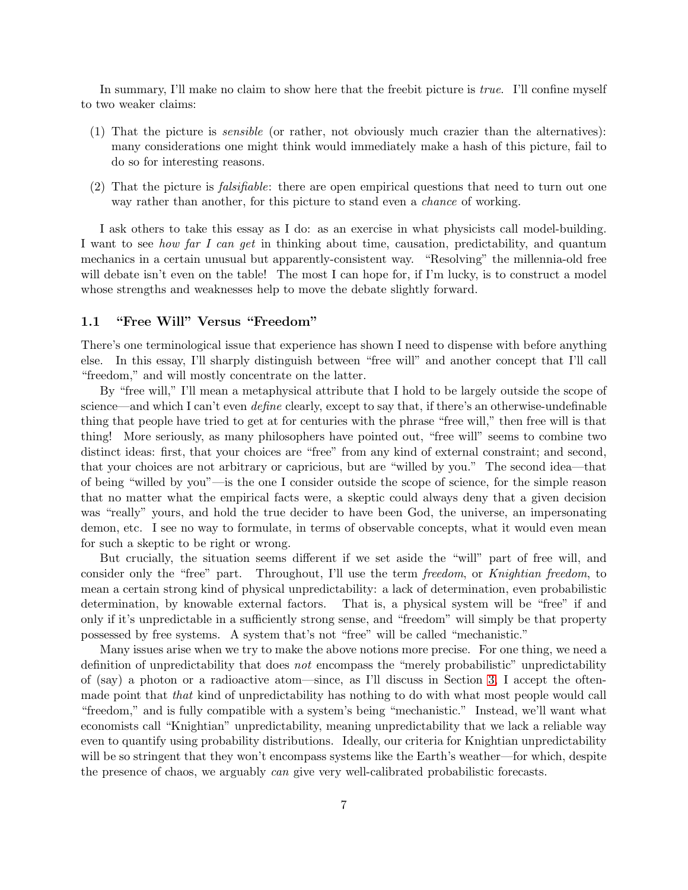In summary, I'll make no claim to show here that the freebit picture is *true*. I'll confine myself to two weaker claims:

(1) That the picture is *sensible* (or rather, not obviously much crazier than the alternatives): many considerations one might think would immediately make a hash of this picture, fail to do so for interesting reasons.

(2) That the picture is *falsifiable*: there are open empirical questions that need to turn out one way rather than another, for this picture to stand even a *chance* of working.

I ask others to take this essay as I do: as an exercise in what physicists call model-building. I want to see *how far I can get* in thinking about time, causation, predictability, and quantum mechanics in a certain unusual but apparently-consistent way. "Resolving" the millennia-old free will debate isn't even on the table! The most I can hope for, if I'm lucky, is to construct a model whose strengths and weaknesses help to move the debate slightly forward.

## 1.1 "Free Will" Versus "Freedom"

There's one terminological issue that experience has shown I need to dispense with before anything else. In this essay, I'll sharply distinguish between "free will" and another concept that I'll call "freedom," and will mostly concentrate on the latter.

By "free will," I'll mean a metaphysical attribute that I hold to be largely outside the scope of science—and which I can't even *define* clearly, except to say that, if there's an otherwise-undefinable thing that people have tried to get at for centuries with the phrase "free will," then free will is that thing! More seriously, as many philosophers have pointed out, "free will" seems to combine two distinct ideas: first, that your choices are "free" from any kind of external constraint; and second, that your choices are not arbitrary or capricious, but are "willed by you." The second idea—that of being "willed by you"—is the one I consider outside the scope of science, for the simple reason that no matter what the empirical facts were, a skeptic could always deny that a given decision was "really" yours, and hold the true decider to have been God, the universe, an impersonating demon, etc. I see no way to formulate, in terms of observable concepts, what it would even mean for such a skeptic to be right or wrong.

But crucially, the situation seems different if we set aside the "will" part of free will, and consider only the "free" part. Throughout, I'll use the term *freedom*, or *Knightian freedom*, to mean a certain strong kind of physical unpredictability: a lack of determination, even probabilistic determination, by knowable external factors. That is, a physical system will be "free" if and only if it's unpredictable in a sufficiently strong sense, and "freedom" will simply be that property possessed by free systems. A system that's not "free" will be called "mechanistic."

Many issues arise when we try to make the above notions more precise. For one thing, we need a definition of unpredictability that does *not* encompass the "merely probabilistic" unpredictability of (say) a photon or a radioactive atom—since, as I'll discuss in Section 3, I accept the often-made point that *that* kind of unpredictability has nothing to do with what most people would call "freedom," and is fully compatible with a system's being "mechanistic." Instead, we'll want what economists call "Knightian" unpredictability, meaning unpredictability that we lack a reliable way even to quantify using probability distributions. Ideally, our criteria for Knightian unpredictability will be so stringent that they won't encompass systems like the Earth's weather—for which, despite the presence of chaos, we arguably *can* give very well-calibrated probabilistic forecasts.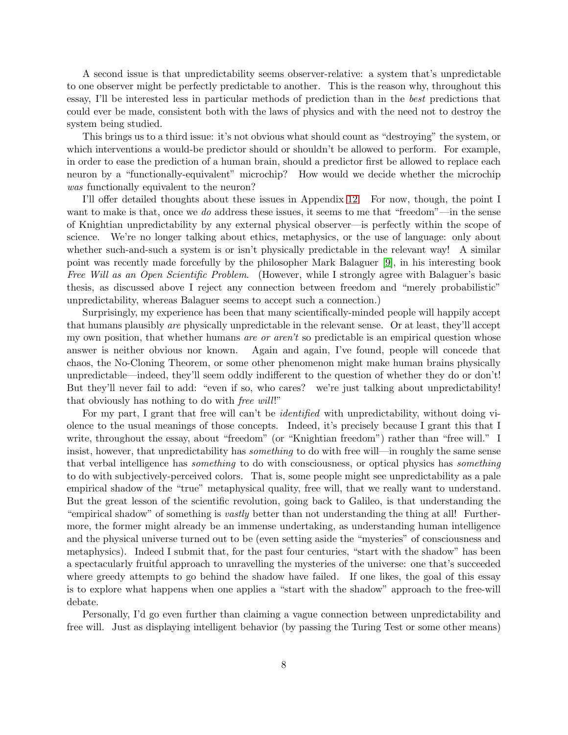A second issue is that unpredictability seems observer-relative: a system that's unpredictable to one observer might be perfectly predictable to another. This is the reason why, throughout this essay, I'll be interested less in particular methods of prediction than in the *best* predictions that could ever be made, consistent both with the laws of physics and with the need not to destroy the system being studied.

This brings us to a third issue: it's not obvious what should count as "destroying" the system, or which interventions a would-be predictor should or shouldn't be allowed to perform. For example, in order to ease the prediction of a human brain, should a predictor first be allowed to replace each neuron by a "functionally-equivalent" microchip? How would we decide whether the microchip *was* functionally equivalent to the neuron?

I'll offer detailed thoughts about these issues in Appendix 12. For now, though, the point I want to make is that, once we *do* address these issues, it seems to me that "freedom"—in the sense of Knightian unpredictability by any external physical observer—is perfectly within the scope of science. We're no longer talking about ethics, metaphysics, or the use of language: only about whether such-and-such a system is or isn't physically predictable in the relevant way! A similar point was recently made forcefully by the philosopher Mark Balaguer [9], in his interesting book *Free Will as an Open Scientific Problem*. (However, while I strongly agree with Balaguer's basic thesis, as discussed above I reject any connection between freedom and "merely probabilistic" unpredictability, whereas Balaguer seems to accept such a connection.)

Surprisingly, my experience has been that many scientifically-minded people will happily accept that humans plausibly *are* physically unpredictable in the relevant sense. Or at least, they'll accept my own position, that whether humans *are or aren't* so predictable is an empirical question whose answer is neither obvious nor known. Again and again, I've found, people will concede that chaos, the No-Cloning Theorem, or some other phenomenon might make human brains physically unpredictable—indeed, they'll seem oddly indifferent to the question of whether they do or don't! But they'll never fail to add: "even if so, who cares? we're just talking about unpredictability! that obviously has nothing to do with *free will*!"

For my part, I grant that free will can't be *identified* with unpredictability, without doing violence to the usual meanings of those concepts. Indeed, it's precisely because I grant this that I write, throughout the essay, about "freedom" (or "Knightian freedom") rather than "free will." I insist, however, that unpredictability has *something* to do with free will—in roughly the same sense that verbal intelligence has *something* to do with consciousness, or optical physics has *something* to do with subjectively-perceived colors. That is, some people might see unpredictability as a pale empirical shadow of the "true" metaphysical quality, free will, that we really want to understand. But the great lesson of the scientific revolution, going back to Galileo, is that understanding the "empirical shadow" of something is *vastly* better than not understanding the thing at all! Furthermore, the former might already be an immense undertaking, as understanding human intelligence and the physical universe turned out to be (even setting aside the "mysteries" of consciousness and metaphysics). Indeed I submit that, for the past four centuries, "start with the shadow" has been a spectacularly fruitful approach to unravelling the mysteries of the universe: one that's succeeded where greedy attempts to go behind the shadow have failed. If one likes, the goal of this essay is to explore what happens when one applies a "start with the shadow" approach to the free-will debate.

Personally, I'd go even further than claiming a vague connection between unpredictability and free will. Just as displaying intelligent behavior (by passing the Turing Test or some other means)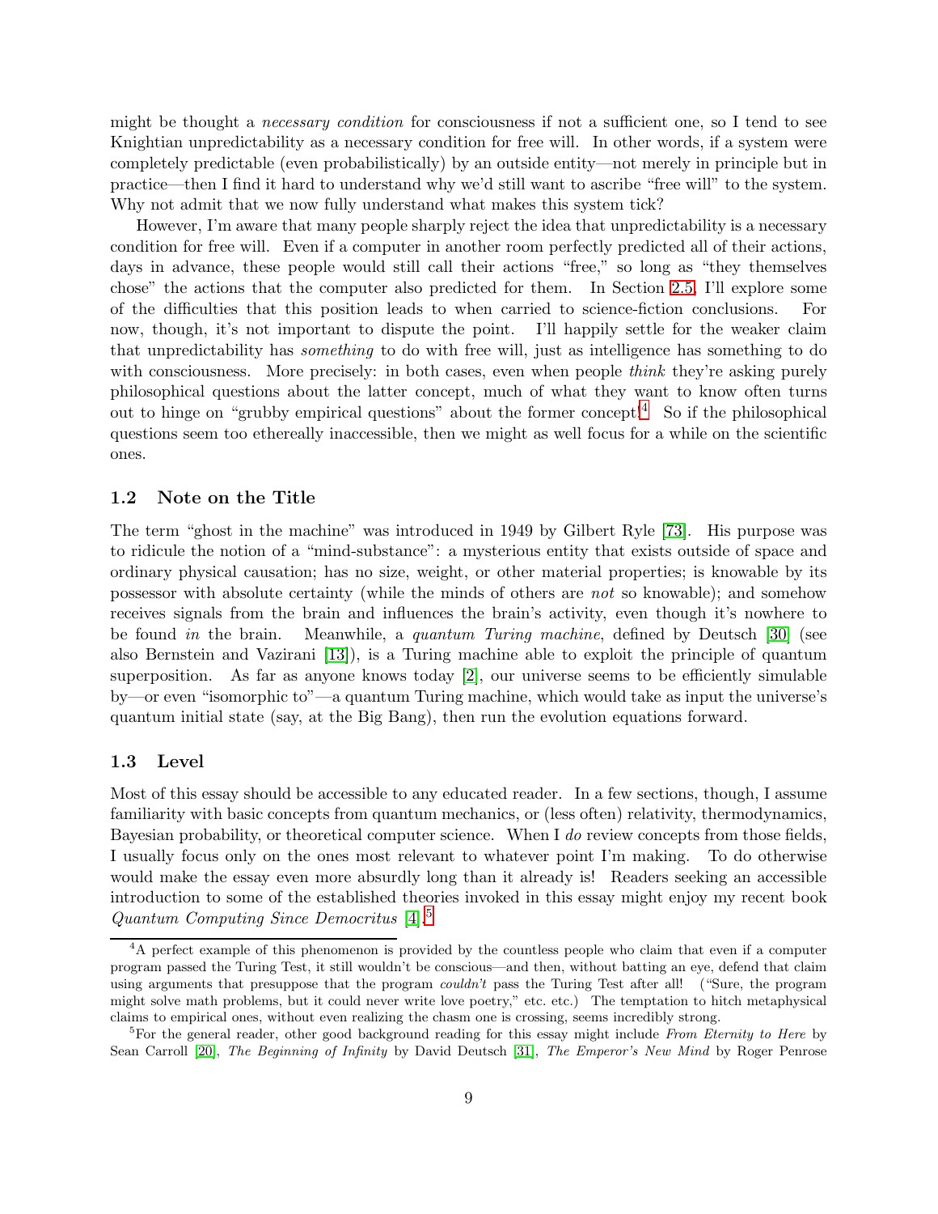might be thought a *necessary condition* for consciousness if not a sufficient one, so I tend to see Knightian unpredictability as a necessary condition for free will. In other words, if a system were completely predictable (even probabilistically) by an outside entity—not merely in principle but in practice—then I find it hard to understand why we'd still want to ascribe "free will" to the system. Why not admit that we now fully understand what makes this system tick?

However, I'm aware that many people sharply reject the idea that unpredictability is a necessary condition for free will. Even if a computer in another room perfectly predicted all of their actions, days in advance, these people would still call their actions "free," so long as "they themselves chose" the actions that the computer also predicted for them. In Section 2.5, I'll explore some of the difficulties that this position leads to when carried to science-fiction conclusions. For now, though, it's not important to dispute the point. I'll happily settle for the weaker claim that unpredictability has *something* to do with free will, just as intelligence has something to do with consciousness. More precisely: in both cases, even when people *think* they're asking purely philosophical questions about the latter concept, much of what they want to know often turns out to hinge on "grubby empirical questions" about the former concept![4] So if the philosophical questions seem too ethereally inaccessible, then we might as well focus for a while on the scientific ones.

### 1.2 Note on the Title

The term "ghost in the machine" was introduced in 1949 by Gilbert Ryle [73]. His purpose was to ridicule the notion of a "mind-substance": a mysterious entity that exists outside of space and ordinary physical causation; has no size, weight, or other material properties; is knowable by its possessor with absolute certainty (while the minds of others are *not* so knowable); and somehow receives signals from the brain and influences the brain's activity, even though it's nowhere to be found *in* the brain. Meanwhile, a *quantum Turing machine*, defined by Deutsch [30] (see also Bernstein and Vazirani [13]), is a Turing machine able to exploit the principle of quantum superposition. As far as anyone knows today [2], our universe seems to be efficiently simulable by—or even "isomorphic to"—a quantum Turing machine, which would take as input the universe's quantum initial state (say, at the Big Bang), then run the evolution equations forward.

### 1.3 Level

Most of this essay should be accessible to any educated reader. In a few sections, though, I assume familiarity with basic concepts from quantum mechanics, or (less often) relativity, thermodynamics, Bayesian probability, or theoretical computer science. When I *do* review concepts from those fields, I usually focus only on the ones most relevant to whatever point I'm making. To do otherwise would make the essay even more absurdly long than it already is! Readers seeking an accessible introduction to some of the established theories invoked in this essay might enjoy my recent book *Quantum Computing Since Democritus* [4].[5]

---

[4] A perfect example of this phenomenon is provided by the countless people who claim that even if a computer program passed the Turing Test, it still wouldn't be conscious—and then, without batting an eye, defend that claim using arguments that presuppose that the program *couldn't* pass the Turing Test after all! ("Sure, the program might solve math problems, but it could never write love poetry," etc. etc.) The temptation to hitch metaphysical claims to empirical ones, without even realizing the chasm one is crossing, seems incredibly strong.

[5] For the general reader, other good background reading for this essay might include *From Eternity to Here* by Sean Carroll [20], *The Beginning of Infinity* by David Deutsch [31], *The Emperor's New Mind* by Roger Penrose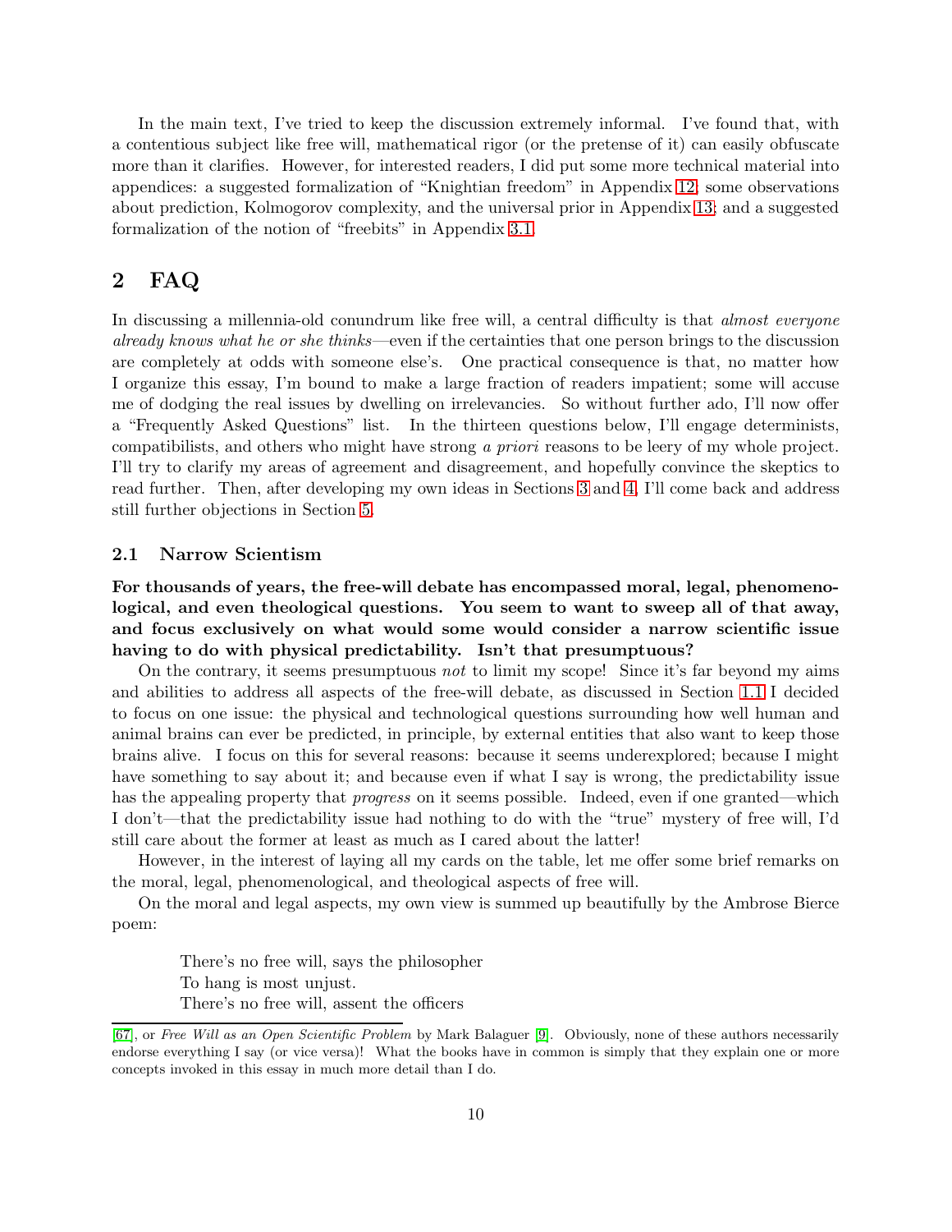In the main text, I've tried to keep the discussion extremely informal. I've found that, with a contentious subject like free will, mathematical rigor (or the pretense of it) can easily obfuscate more than it clarifies. However, for interested readers, I did put some more technical material into appendices: a suggested formalization of "Knightian freedom" in Appendix 12; some observations about prediction, Kolmogorov complexity, and the universal prior in Appendix 13; and a suggested formalization of the notion of "freebits" in Appendix 3.1.

## 2 FAQ

In discussing a millennia-old conundrum like free will, a central difficulty is that *almost everyone already knows what he or she thinks*—even if the certainties that one person brings to the discussion are completely at odds with someone else's. One practical consequence is that, no matter how I organize this essay, I'm bound to make a large fraction of readers impatient; some will accuse me of dodging the real issues by dwelling on irrelevancies. So without further ado, I'll now offer a "Frequently Asked Questions" list. In the thirteen questions below, I'll engage determinists, compatibilists, and others who might have strong *a priori* reasons to be leery of my whole project. I'll try to clarify my areas of agreement and disagreement, and hopefully convince the skeptics to read further. Then, after developing my own ideas in Sections 3 and 4, I'll come back and address still further objections in Section 5.

### 2.1 Narrow Scientism

**For thousands of years, the free-will debate has encompassed moral, legal, phenomenological, and even theological questions. You seem to want to sweep all of that away, and focus exclusively on what would some would consider a narrow scientific issue having to do with physical predictability. Isn't that presumptuous?**

On the contrary, it seems presumptuous *not* to limit my scope! Since it's far beyond my aims and abilities to address all aspects of the free-will debate, as discussed in Section 1.1 I decided to focus on one issue: the physical and technological questions surrounding how well human and animal brains can ever be predicted, in principle, by external entities that also want to keep those brains alive. I focus on this for several reasons: because it seems underexplored; because I might have something to say about it; and because even if what I say is wrong, the predictability issue has the appealing property that *progress* on it seems possible. Indeed, even if one granted—which I don't—that the predictability issue had nothing to do with the "true" mystery of free will, I'd still care about the former at least as much as I cared about the latter!

However, in the interest of laying all my cards on the table, let me offer some brief remarks on the moral, legal, phenomenological, and theological aspects of free will.

On the moral and legal aspects, my own view is summed up beautifully by the Ambrose Bierce poem:

> There's no free will, says the philosopher
> To hang is most unjust.
> There's no free will, assent the officers

---

[67], or *Free Will as an Open Scientific Problem* by Mark Balaguer [9]. Obviously, none of these authors necessarily endorse everything I say (or vice versa)! What the books have in common is simply that they explain one or more concepts invoked in this essay in much more detail than I do.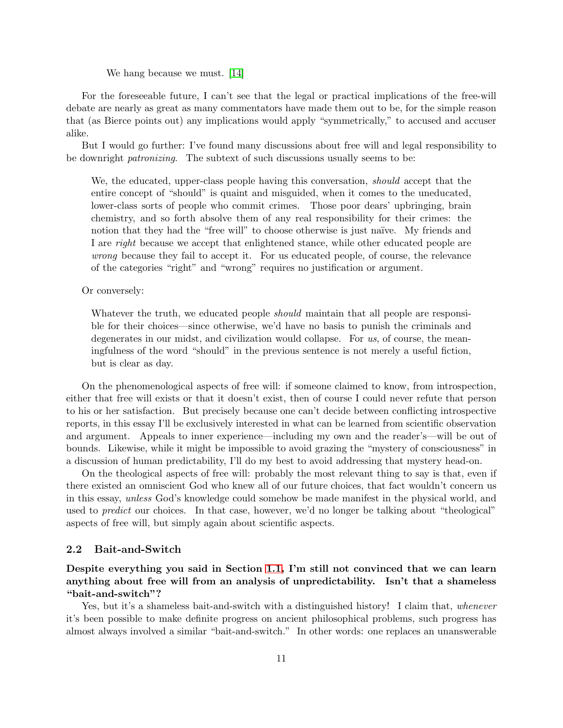> We hang because we must. [14]

For the foreseeable future, I can't see that the legal or practical implications of the free-will debate are nearly as great as many commentators have made them out to be, for the simple reason that (as Bierce points out) any implications would apply "symmetrically," to accused and accuser alike.

But I would go further: I've found many discussions about free will and legal responsibility to be downright *patronizing*. The subtext of such discussions usually seems to be:

> We, the educated, upper-class people having this conversation, *should* accept that the entire concept of "should" is quaint and misguided, when it comes to the uneducated, lower-class sorts of people who commit crimes. Those poor dears' upbringing, brain chemistry, and so forth absolve them of any real responsibility for their crimes: the notion that they had the "free will" to choose otherwise is just naïve. My friends and I are *right* because we accept that enlightened stance, while other educated people are *wrong* because they fail to accept it. For us educated people, of course, the relevance of the categories "right" and "wrong" requires no justification or argument.

Or conversely:

> Whatever the truth, we educated people *should* maintain that all people are responsible for their choices—since otherwise, we'd have no basis to punish the criminals and degenerates in our midst, and civilization would collapse. For *us*, of course, the meaningfulness of the word "should" in the previous sentence is not merely a useful fiction, but is clear as day.

On the phenomenological aspects of free will: if someone claimed to know, from introspection, either that free will exists or that it doesn't exist, then of course I could never refute that person to his or her satisfaction. But precisely because one can't decide between conflicting introspective reports, in this essay I'll be exclusively interested in what can be learned from scientific observation and argument. Appeals to inner experience—including my own and the reader's—will be out of bounds. Likewise, while it might be impossible to avoid grazing the "mystery of consciousness" in a discussion of human predictability, I'll do my best to avoid addressing that mystery head-on.

On the theological aspects of free will: probably the most relevant thing to say is that, even if there existed an omniscient God who knew all of our future choices, that fact wouldn't concern us in this essay, *unless* God's knowledge could somehow be made manifest in the physical world, and used to *predict* our choices. In that case, however, we'd no longer be talking about "theological" aspects of free will, but simply again about scientific aspects.

### 2.2 Bait-and-Switch

**Despite everything you said in Section 1.1, I'm still not convinced that we can learn anything about free will from an analysis of unpredictability. Isn't that a shameless "bait-and-switch"?**

Yes, but it's a shameless bait-and-switch with a distinguished history! I claim that, *whenever* it's been possible to make definite progress on ancient philosophical problems, such progress has almost always involved a similar "bait-and-switch." In other words: one replaces an unanswerable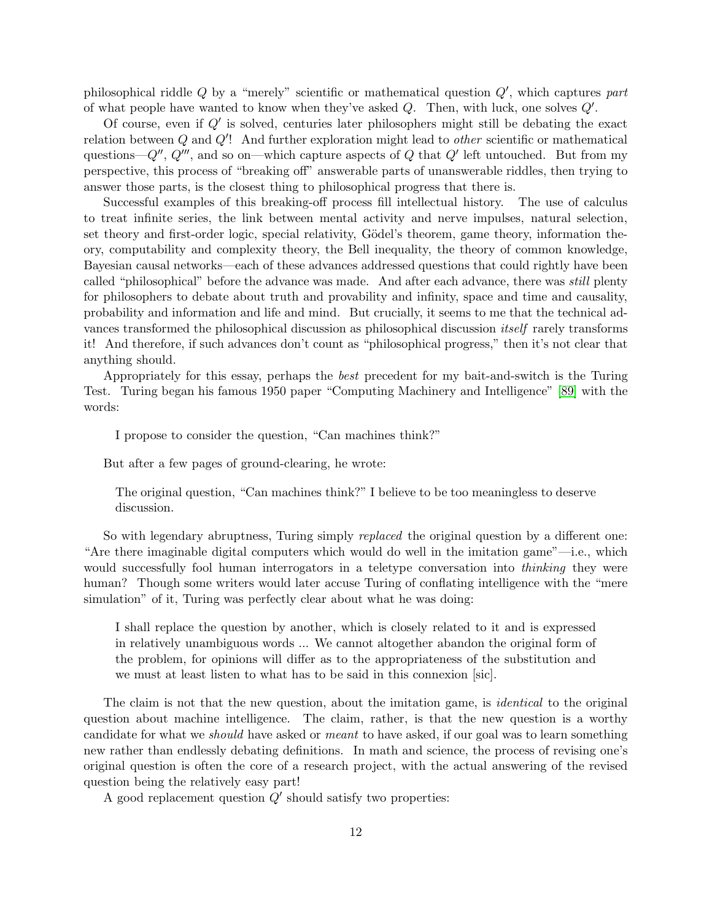philosophical riddle $Q$ by a "merely" scientific or mathematical question $Q'$, which captures *part* of what people have wanted to know when they've asked $Q$. Then, with luck, one solves $Q'$.

Of course, even if $Q'$ is solved, centuries later philosophers might still be debating the exact relation between $Q$ and $Q'$! And further exploration might lead to *other* scientific or mathematical questions—$Q''$, $Q'''$, and so on—which capture aspects of $Q$ that $Q'$ left untouched. But from my perspective, this process of "breaking off" answerable parts of unanswerable riddles, then trying to answer those parts, is the closest thing to philosophical progress that there is.

Successful examples of this breaking-off process fill intellectual history. The use of calculus to treat infinite series, the link between mental activity and nerve impulses, natural selection, set theory and first-order logic, special relativity, Gödel's theorem, game theory, information theory, computability and complexity theory, the Bell inequality, the theory of common knowledge, Bayesian causal networks—each of these advances addressed questions that could rightly have been called "philosophical" before the advance was made. And after each advance, there was *still* plenty for philosophers to debate about truth and provability and infinity, space and time and causality, probability and information and life and mind. But crucially, it seems to me that the technical advances transformed the philosophical discussion as philosophical discussion *itself* rarely transforms it! And therefore, if such advances don't count as "philosophical progress," then it's not clear that anything should.

Appropriately for this essay, perhaps the *best* precedent for my bait-and-switch is the Turing Test. Turing began his famous 1950 paper "Computing Machinery and Intelligence" [89] with the words:

> I propose to consider the question, "Can machines think?"

But after a few pages of ground-clearing, he wrote:

> The original question, "Can machines think?" I believe to be too meaningless to deserve discussion.

So with legendary abruptness, Turing simply *replaced* the original question by a different one: "Are there imaginable digital computers which would do well in the imitation game"—i.e., which would successfully fool human interrogators in a teletype conversation into *thinking* they were human? Though some writers would later accuse Turing of conflating intelligence with the "mere simulation" of it, Turing was perfectly clear about what he was doing:

> I shall replace the question by another, which is closely related to it and is expressed in relatively unambiguous words ... We cannot altogether abandon the original form of the problem, for opinions will differ as to the appropriateness of the substitution and we must at least listen to what has to be said in this connexion [sic].

The claim is not that the new question, about the imitation game, is *identical* to the original question about machine intelligence. The claim, rather, is that the new question is a worthy candidate for what we *should* have asked or *meant* to have asked, if our goal was to learn something new rather than endlessly debating definitions. In math and science, the process of revising one's original question is often the core of a research project, with the actual answering of the revised question being the relatively easy part!

A good replacement question $Q'$ should satisfy two properties: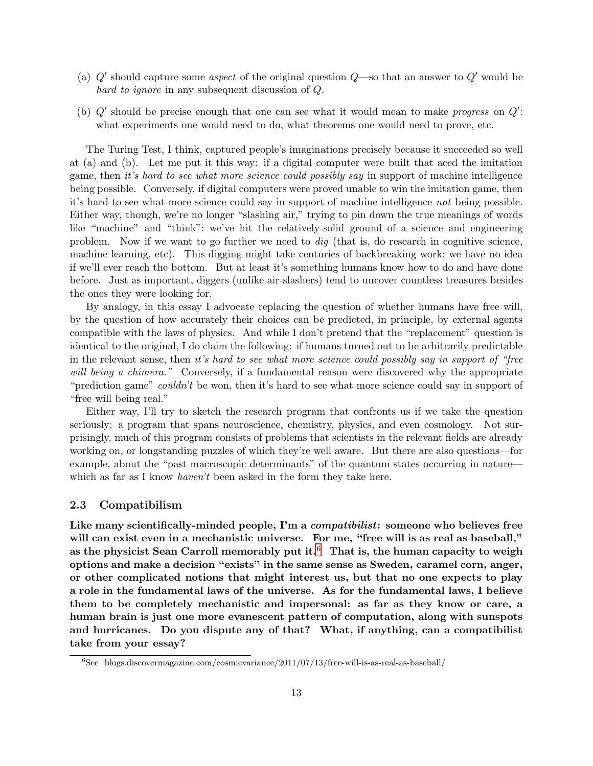(a) $Q'$ should capture some *aspect* of the original question $Q$—so that an answer to $Q'$ would be *hard to ignore* in any subsequent discussion of $Q$.

(b) $Q'$ should be precise enough that one can see what it would mean to make *progress* on $Q'$: what experiments one would need to do, what theorems one would need to prove, etc.

The Turing Test, I think, captured people's imaginations precisely because it succeeded so well at (a) and (b). Let me put it this way: if a digital computer were built that aced the imitation game, then *it's hard to see what more science could possibly say* in support of machine intelligence being possible. Conversely, if digital computers were proved unable to win the imitation game, then it's hard to see what more science could say in support of machine intelligence *not* being possible. Either way, though, we're no longer "slashing air," trying to pin down the true meanings of words like "machine" and "think": we've hit the relatively-solid ground of a science and engineering problem. Now if we want to go further we need to *dig* (that is, do research in cognitive science, machine learning, etc). This digging might take centuries of backbreaking work; we have no idea if we'll ever reach the bottom. But at least it's something humans know how to do and have done before. Just as important, diggers (unlike air-slashers) tend to uncover countless treasures besides the ones they were looking for.

By analogy, in this essay I advocate replacing the question of whether humans have free will, by the question of how accurately their choices can be predicted, in principle, by external agents compatible with the laws of physics. And while I don't pretend that the "replacement" question is identical to the original, I do claim the following: if humans turned out to be arbitrarily predictable in the relevant sense, then *it's hard to see what more science could possibly say in support of "free will being a chimera."* Conversely, if a fundamental reason were discovered why the appropriate "prediction game" *couldn't* be won, then it's hard to see what more science could say in support of "free will being real."

Either way, I'll try to sketch the research program that confronts us if we take the question seriously: a program that spans neuroscience, chemistry, physics, and even cosmology. Not surprisingly, much of this program consists of problems that scientists in the relevant fields are already working on, or longstanding puzzles of which they're well aware. But there are also questions—for example, about the "past macroscopic determinants" of the quantum states occurring in nature—which as far as I know *haven't* been asked in the form they take here.

### 2.3 Compatibilism

**Like many scientifically-minded people, I'm a *compatibilist*: someone who believes free will can exist even in a mechanistic universe. For me, "free will is as real as baseball," as the physicist Sean Carroll memorably put it.[6] That is, the human capacity to weigh options and make a decision "exists" in the same sense as Sweden, caramel corn, anger, or other complicated notions that might interest us, but that no one expects to play a role in the fundamental laws of the universe. As for the fundamental laws, I believe them to be completely mechanistic and impersonal: as far as they know or care, a human brain is just one more evanescent pattern of computation, along with sunspots and hurricanes. Do you dispute any of that? What, if anything, can a compatibilist take from your essay?**

[6] See blogs.discovermagazine.com/cosmicvariance/2011/07/13/free-will-is-as-real-as-baseball/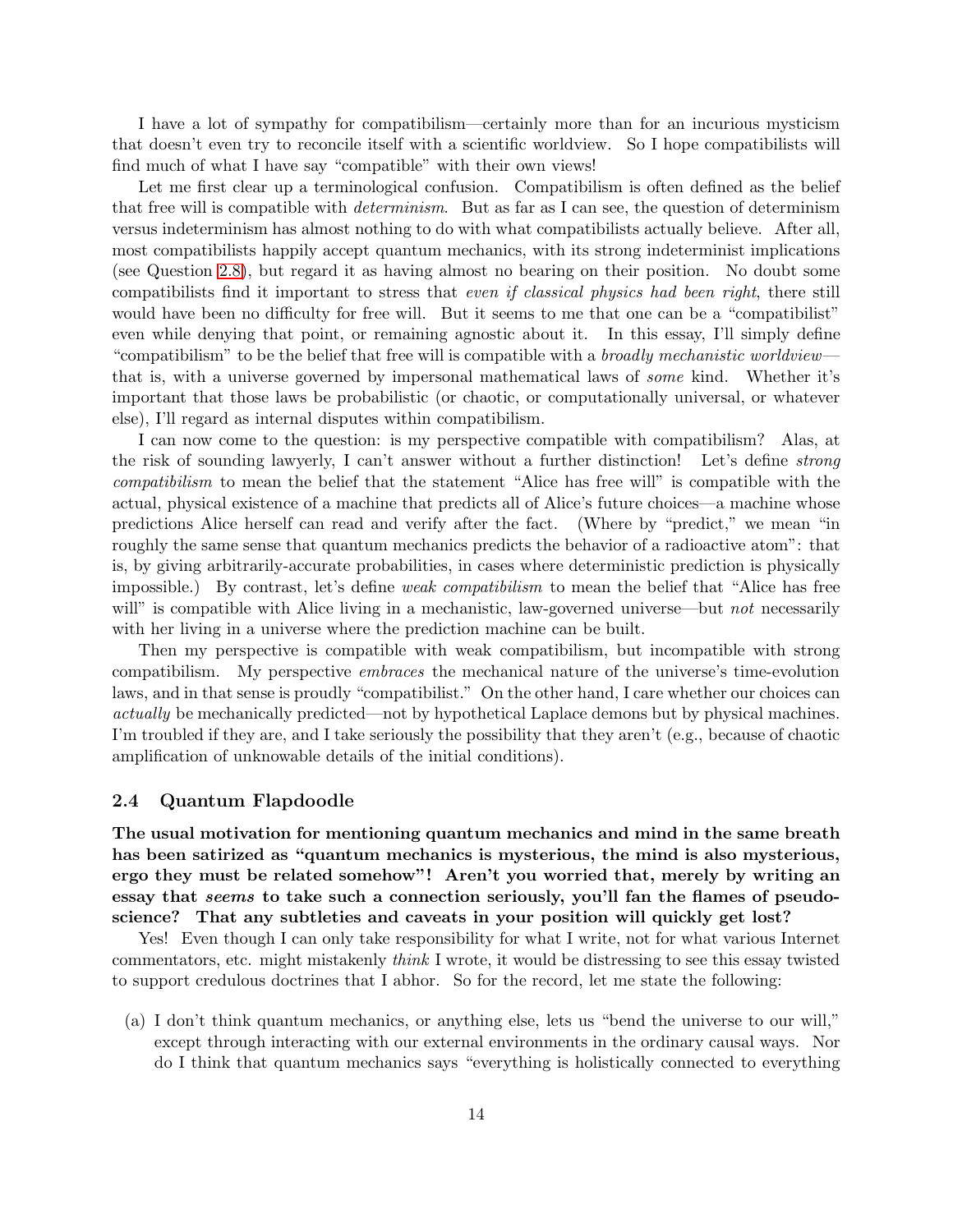I have a lot of sympathy for compatibilism—certainly more than for an incurious mysticism that doesn't even try to reconcile itself with a scientific worldview. So I hope compatibilists will find much of what I have say "compatible" with their own views!

Let me first clear up a terminological confusion. Compatibilism is often defined as the belief that free will is compatible with *determinism*. But as far as I can see, the question of determinism versus indeterminism has almost nothing to do with what compatibilists actually believe. After all, most compatibilists happily accept quantum mechanics, with its strong indeterminist implications (see Question 2.8), but regard it as having almost no bearing on their position. No doubt some compatibilists find it important to stress that *even if classical physics had been right*, there still would have been no difficulty for free will. But it seems to me that one can be a "compatibilist" even while denying that point, or remaining agnostic about it. In this essay, I'll simply define "compatibilism" to be the belief that free will is compatible with a *broadly mechanistic worldview*—that is, with a universe governed by impersonal mathematical laws of *some* kind. Whether it's important that those laws be probabilistic (or chaotic, or computationally universal, or whatever else), I'll regard as internal disputes within compatibilism.

I can now come to the question: is my perspective compatible with compatibilism? Alas, at the risk of sounding lawyerly, I can't answer without a further distinction! Let's define *strong compatibilism* to mean the belief that the statement "Alice has free will" is compatible with the actual, physical existence of a machine that predicts all of Alice's future choices—a machine whose predictions Alice herself can read and verify after the fact. (Where by "predict," we mean "in roughly the same sense that quantum mechanics predicts the behavior of a radioactive atom": that is, by giving arbitrarily-accurate probabilities, in cases where deterministic prediction is physically impossible.) By contrast, let's define *weak compatibilism* to mean the belief that "Alice has free will" is compatible with Alice living in a mechanistic, law-governed universe—but *not* necessarily with her living in a universe where the prediction machine can be built.

Then my perspective is compatible with weak compatibilism, but incompatible with strong compatibilism. My perspective *embraces* the mechanical nature of the universe's time-evolution laws, and in that sense is proudly "compatibilist." On the other hand, I care whether our choices can *actually* be mechanically predicted—not by hypothetical Laplace demons but by physical machines. I'm troubled if they are, and I take seriously the possibility that they aren't (e.g., because of chaotic amplification of unknowable details of the initial conditions).

### 2.4 Quantum Flapdoodle

**The usual motivation for mentioning quantum mechanics and mind in the same breath has been satirized as "quantum mechanics is mysterious, the mind is also mysterious, ergo they must be related somehow"! Aren't you worried that, merely by writing an essay that *seems* to take such a connection seriously, you'll fan the flames of pseudoscience? That any subtleties and caveats in your position will quickly get lost?**

Yes! Even though I can only take responsibility for what I write, not for what various Internet commentators, etc. might mistakenly *think* I wrote, it would be distressing to see this essay twisted to support credulous doctrines that I abhor. So for the record, let me state the following:

(a) I don't think quantum mechanics, or anything else, lets us "bend the universe to our will," except through interacting with our external environments in the ordinary causal ways. Nor do I think that quantum mechanics says "everything is holistically connected to everything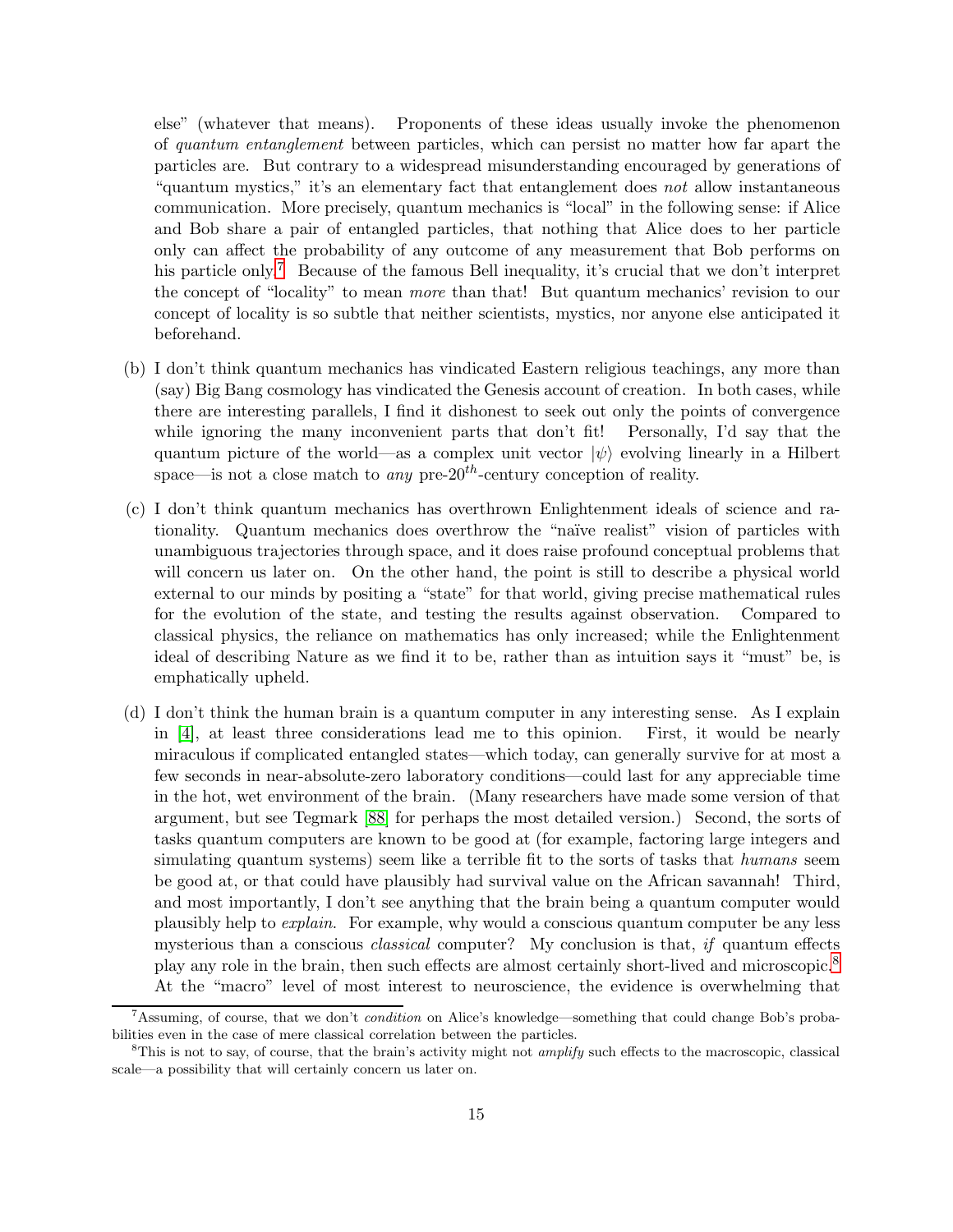else" (whatever that means). Proponents of these ideas usually invoke the phenomenon of *quantum entanglement* between particles, which can persist no matter how far apart the particles are. But contrary to a widespread misunderstanding encouraged by generations of "quantum mystics," it's an elementary fact that entanglement does *not* allow instantaneous communication. More precisely, quantum mechanics is "local" in the following sense: if Alice and Bob share a pair of entangled particles, that nothing that Alice does to her particle only can affect the probability of any outcome of any measurement that Bob performs on his particle only.[7] Because of the famous Bell inequality, it's crucial that we don't interpret the concept of "locality" to mean *more* than that! But quantum mechanics' revision to our concept of locality is so subtle that neither scientists, mystics, nor anyone else anticipated it beforehand.

(b) I don't think quantum mechanics has vindicated Eastern religious teachings, any more than (say) Big Bang cosmology has vindicated the Genesis account of creation. In both cases, while there are interesting parallels, I find it dishonest to seek out only the points of convergence while ignoring the many inconvenient parts that don't fit! Personally, I'd say that the quantum picture of the world—as a complex unit vector $|\psi\rangle$ evolving linearly in a Hilbert space—is not a close match to *any* pre-$20^{th}$-century conception of reality.

(c) I don't think quantum mechanics has overthrown Enlightenment ideals of science and rationality. Quantum mechanics does overthrow the "naïve realist" vision of particles with unambiguous trajectories through space, and it does raise profound conceptual problems that will concern us later on. On the other hand, the point is still to describe a physical world external to our minds by positing a "state" for that world, giving precise mathematical rules for the evolution of the state, and testing the results against observation. Compared to classical physics, the reliance on mathematics has only increased; while the Enlightenment ideal of describing Nature as we find it to be, rather than as intuition says it "must" be, is emphatically upheld.

(d) I don't think the human brain is a quantum computer in any interesting sense. As I explain in [4], at least three considerations lead me to this opinion. First, it would be nearly miraculous if complicated entangled states—which today, can generally survive for at most a few seconds in near-absolute-zero laboratory conditions—could last for any appreciable time in the hot, wet environment of the brain. (Many researchers have made some version of that argument, but see Tegmark [88] for perhaps the most detailed version.) Second, the sorts of tasks quantum computers are known to be good at (for example, factoring large integers and simulating quantum systems) seem like a terrible fit to the sorts of tasks that *humans* seem be good at, or that could have plausibly had survival value on the African savannah! Third, and most importantly, I don't see anything that the brain being a quantum computer would plausibly help to *explain*. For example, why would a conscious quantum computer be any less mysterious than a conscious *classical* computer? My conclusion is that, *if* quantum effects play any role in the brain, then such effects are almost certainly short-lived and microscopic.[8] At the "macro" level of most interest to neuroscience, the evidence is overwhelming that

[7] Assuming, of course, that we don't *condition* on Alice's knowledge—something that could change Bob's probabilities even in the case of mere classical correlation between the particles.

[8] This is not to say, of course, that the brain's activity might not *amplify* such effects to the macroscopic, classical scale—a possibility that will certainly concern us later on.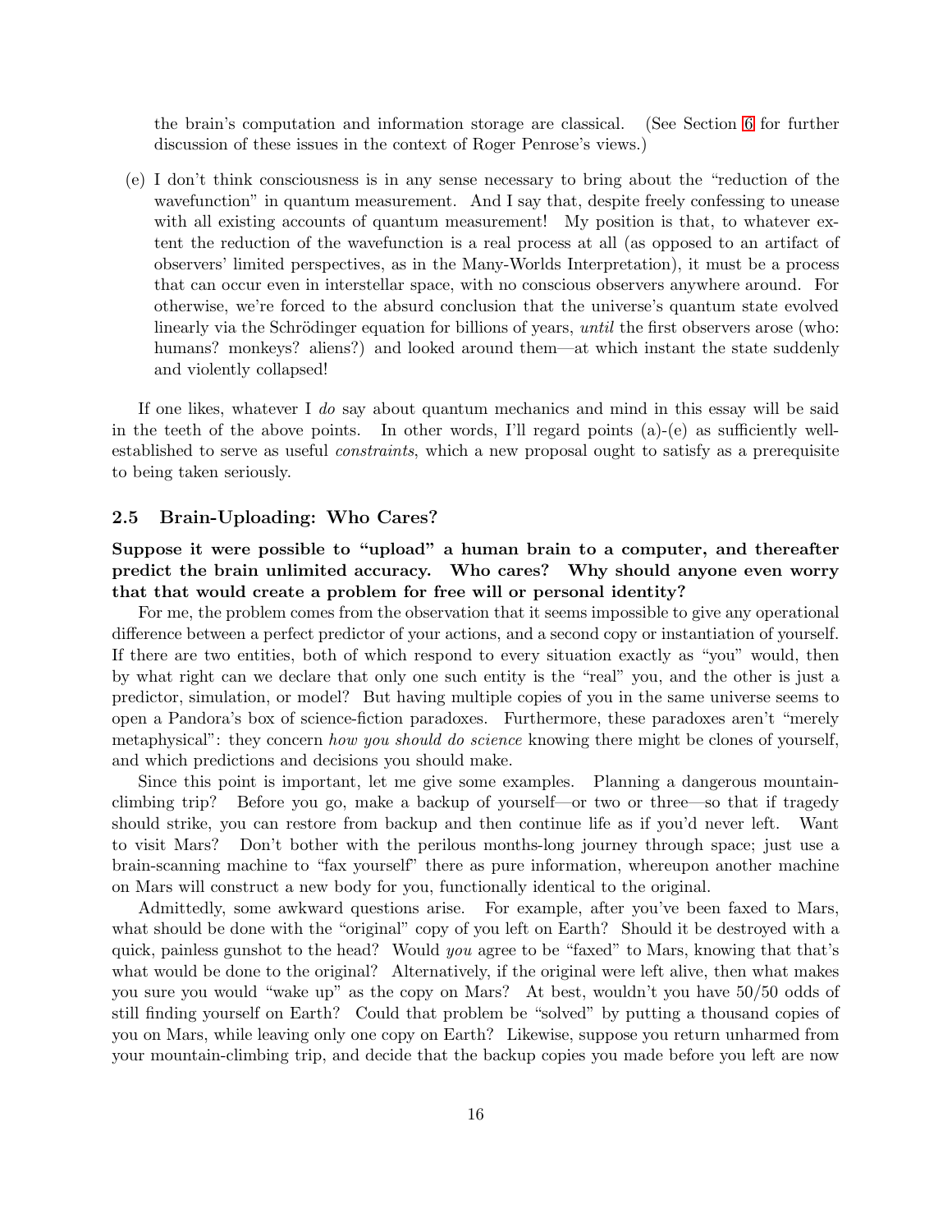the brain's computation and information storage are classical. (See Section 6 for further discussion of these issues in the context of Roger Penrose's views.)

(e) I don't think consciousness is in any sense necessary to bring about the "reduction of the wavefunction" in quantum measurement. And I say that, despite freely confessing to unease with all existing accounts of quantum measurement! My position is that, to whatever extent the reduction of the wavefunction is a real process at all (as opposed to an artifact of observers' limited perspectives, as in the Many-Worlds Interpretation), it must be a process that can occur even in interstellar space, with no conscious observers anywhere around. For otherwise, we're forced to the absurd conclusion that the universe's quantum state evolved linearly via the Schrödinger equation for billions of years, *until* the first observers arose (who: humans? monkeys? aliens?) and looked around them—at which instant the state suddenly and violently collapsed!

If one likes, whatever I *do* say about quantum mechanics and mind in this essay will be said in the teeth of the above points. In other words, I'll regard points (a)-(e) as sufficiently well-established to serve as useful *constraints*, which a new proposal ought to satisfy as a prerequisite to being taken seriously.

### 2.5 Brain-Uploading: Who Cares?

**Suppose it were possible to "upload" a human brain to a computer, and thereafter predict the brain unlimited accuracy. Who cares? Why should anyone even worry that that would create a problem for free will or personal identity?**

For me, the problem comes from the observation that it seems impossible to give any operational difference between a perfect predictor of your actions, and a second copy or instantiation of yourself. If there are two entities, both of which respond to every situation exactly as "you" would, then by what right can we declare that only one such entity is the "real" you, and the other is just a predictor, simulation, or model? But having multiple copies of you in the same universe seems to open a Pandora's box of science-fiction paradoxes. Furthermore, these paradoxes aren't "merely metaphysical": they concern *how you should do science* knowing there might be clones of yourself, and which predictions and decisions you should make.

Since this point is important, let me give some examples. Planning a dangerous mountain-climbing trip? Before you go, make a backup of yourself—or two or three—so that if tragedy should strike, you can restore from backup and then continue life as if you'd never left. Want to visit Mars? Don't bother with the perilous months-long journey through space; just use a brain-scanning machine to "fax yourself" there as pure information, whereupon another machine on Mars will construct a new body for you, functionally identical to the original.

Admittedly, some awkward questions arise. For example, after you've been faxed to Mars, what should be done with the "original" copy of you left on Earth? Should it be destroyed with a quick, painless gunshot to the head? Would *you* agree to be "faxed" to Mars, knowing that that's what would be done to the original? Alternatively, if the original were left alive, then what makes you sure you would "wake up" as the copy on Mars? At best, wouldn't you have 50/50 odds of still finding yourself on Earth? Could that problem be "solved" by putting a thousand copies of you on Mars, while leaving only one copy on Earth? Likewise, suppose you return unharmed from your mountain-climbing trip, and decide that the backup copies you made before you left are now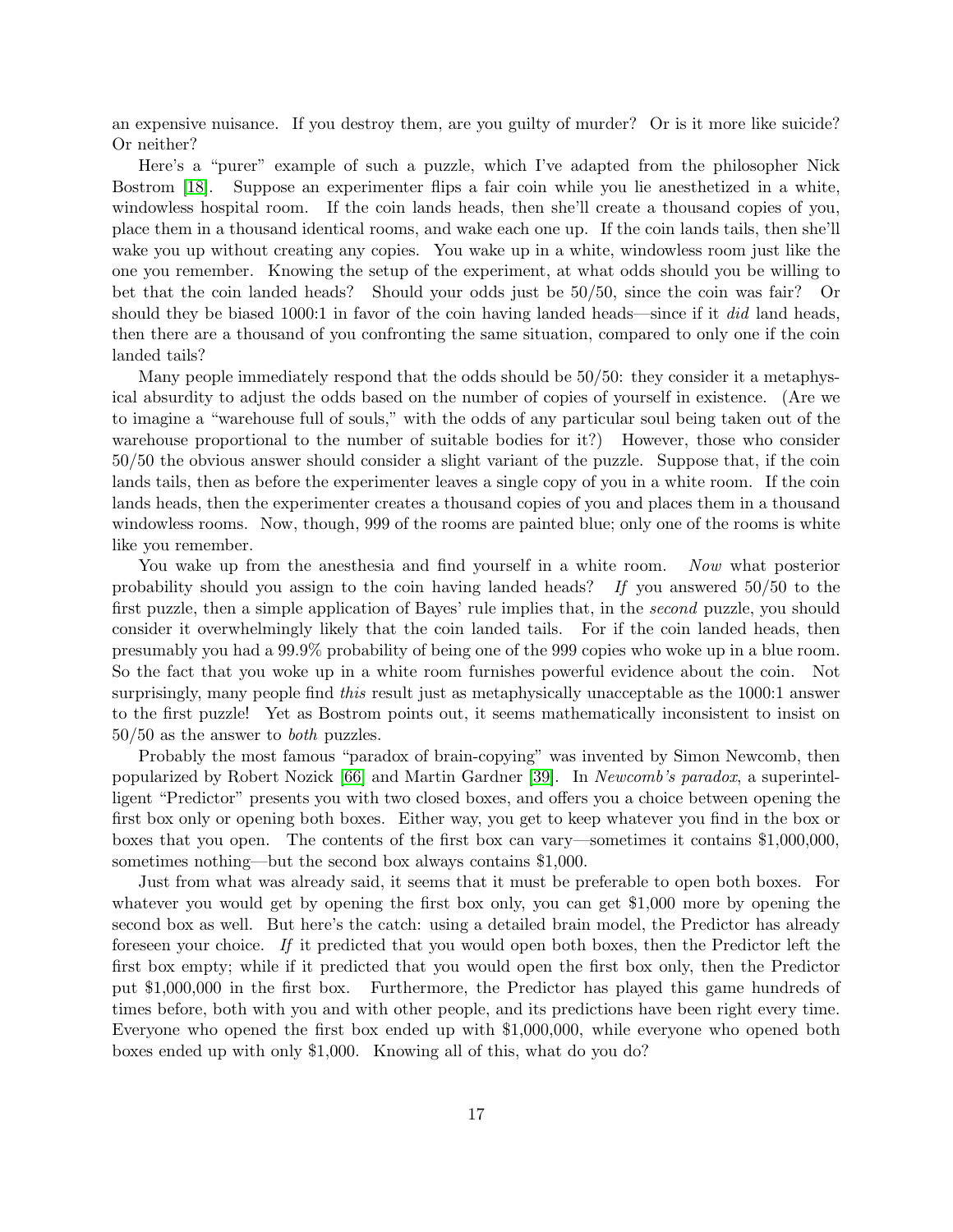an expensive nuisance. If you destroy them, are you guilty of murder? Or is it more like suicide? Or neither?

Here's a "purer" example of such a puzzle, which I've adapted from the philosopher Nick Bostrom [18]. Suppose an experimenter flips a fair coin while you lie anesthetized in a white, windowless hospital room. If the coin lands heads, then she'll create a thousand copies of you, place them in a thousand identical rooms, and wake each one up. If the coin lands tails, then she'll wake you up without creating any copies. You wake up in a white, windowless room just like the one you remember. Knowing the setup of the experiment, at what odds should you be willing to bet that the coin landed heads? Should your odds just be 50/50, since the coin was fair? Or should they be biased 1000:1 in favor of the coin having landed heads—since if it *did* land heads, then there are a thousand of you confronting the same situation, compared to only one if the coin landed tails?

Many people immediately respond that the odds should be 50/50: they consider it a metaphysical absurdity to adjust the odds based on the number of copies of yourself in existence. (Are we to imagine a "warehouse full of souls," with the odds of any particular soul being taken out of the warehouse proportional to the number of suitable bodies for it?) However, those who consider 50/50 the obvious answer should consider a slight variant of the puzzle. Suppose that, if the coin lands tails, then as before the experimenter leaves a single copy of you in a white room. If the coin lands heads, then the experimenter creates a thousand copies of you and places them in a thousand windowless rooms. Now, though, 999 of the rooms are painted blue; only one of the rooms is white like you remember.

You wake up from the anesthesia and find yourself in a white room. *Now* what posterior probability should you assign to the coin having landed heads? *If* you answered 50/50 to the first puzzle, then a simple application of Bayes' rule implies that, in the *second* puzzle, you should consider it overwhelmingly likely that the coin landed tails. For if the coin landed heads, then presumably you had a 99.9% probability of being one of the 999 copies who woke up in a blue room. So the fact that you woke up in a white room furnishes powerful evidence about the coin. Not surprisingly, many people find *this* result just as metaphysically unacceptable as the 1000:1 answer to the first puzzle! Yet as Bostrom points out, it seems mathematically inconsistent to insist on 50/50 as the answer to *both* puzzles.

Probably the most famous "paradox of brain-copying" was invented by Simon Newcomb, then popularized by Robert Nozick [66] and Martin Gardner [39]. In *Newcomb's paradox*, a superintelligent "Predictor" presents you with two closed boxes, and offers you a choice between opening the first box only or opening both boxes. Either way, you get to keep whatever you find in the box or boxes that you open. The contents of the first box can vary—sometimes it contains $1,000,000, sometimes nothing—but the second box always contains $1,000.

Just from what was already said, it seems that it must be preferable to open both boxes. For whatever you would get by opening the first box only, you can get $1,000 more by opening the second box as well. But here's the catch: using a detailed brain model, the Predictor has already foreseen your choice. *If* it predicted that you would open both boxes, then the Predictor left the first box empty; while if it predicted that you would open the first box only, then the Predictor put $1,000,000 in the first box. Furthermore, the Predictor has played this game hundreds of times before, both with you and with other people, and its predictions have been right every time. Everyone who opened the first box ended up with $1,000,000, while everyone who opened both boxes ended up with only $1,000. Knowing all of this, what do you do?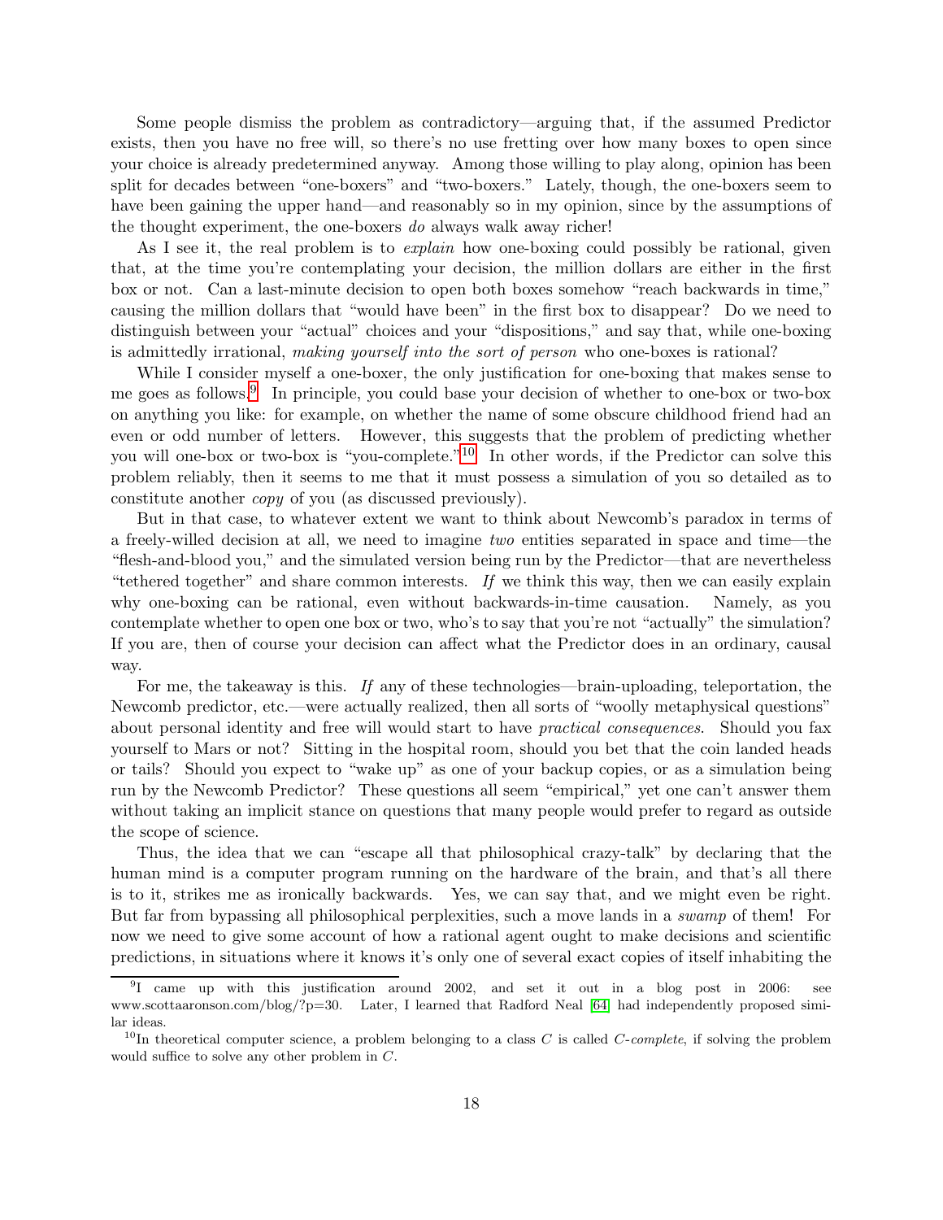Some people dismiss the problem as contradictory—arguing that, if the assumed Predictor exists, then you have no free will, so there's no use fretting over how many boxes to open since your choice is already predetermined anyway. Among those willing to play along, opinion has been split for decades between "one-boxers" and "two-boxers." Lately, though, the one-boxers seem to have been gaining the upper hand—and reasonably so in my opinion, since by the assumptions of the thought experiment, the one-boxers *do* always walk away richer!

As I see it, the real problem is to *explain* how one-boxing could possibly be rational, given that, at the time you're contemplating your decision, the million dollars are either in the first box or not. Can a last-minute decision to open both boxes somehow "reach backwards in time," causing the million dollars that "would have been" in the first box to disappear? Do we need to distinguish between your "actual" choices and your "dispositions," and say that, while one-boxing is admittedly irrational, *making yourself into the sort of person* who one-boxes is rational?

While I consider myself a one-boxer, the only justification for one-boxing that makes sense to me goes as follows.[9] In principle, you could base your decision of whether to one-box or two-box on anything you like: for example, on whether the name of some obscure childhood friend had an even or odd number of letters. However, this suggests that the problem of predicting whether you will one-box or two-box is "you-complete."[10] In other words, if the Predictor can solve this problem reliably, then it seems to me that it must possess a simulation of you so detailed as to constitute another *copy* of you (as discussed previously).

But in that case, to whatever extent we want to think about Newcomb's paradox in terms of a freely-willed decision at all, we need to imagine *two* entities separated in space and time—the "flesh-and-blood you," and the simulated version being run by the Predictor—that are nevertheless "tethered together" and share common interests. *If* we think this way, then we can easily explain why one-boxing can be rational, even without backwards-in-time causation. Namely, as you contemplate whether to open one box or two, who's to say that you're not "actually" the simulation? If you are, then of course your decision can affect what the Predictor does in an ordinary, causal way.

For me, the takeaway is this. *If* any of these technologies—brain-uploading, teleportation, the Newcomb predictor, etc.—were actually realized, then all sorts of "woolly metaphysical questions" about personal identity and free will would start to have *practical consequences*. Should you fax yourself to Mars or not? Sitting in the hospital room, should you bet that the coin landed heads or tails? Should you expect to "wake up" as one of your backup copies, or as a simulation being run by the Newcomb Predictor? These questions all seem "empirical," yet one can't answer them without taking an implicit stance on questions that many people would prefer to regard as outside the scope of science.

Thus, the idea that we can "escape all that philosophical crazy-talk" by declaring that the human mind is a computer program running on the hardware of the brain, and that's all there is to it, strikes me as ironically backwards. Yes, we can say that, and we might even be right. But far from bypassing all philosophical perplexities, such a move lands in a *swamp* of them! For now we need to give some account of how a rational agent ought to make decisions and scientific predictions, in situations where it knows it's only one of several exact copies of itself inhabiting the

[9] I came up with this justification around 2002, and set it out in a blog post in 2006: see www.scottaaronson.com/blog/?p=30. Later, I learned that Radford Neal [64] had independently proposed similar ideas.

[10] In theoretical computer science, a problem belonging to a class $C$ is called *$C$-complete*, if solving the problem would suffice to solve any other problem in $C$.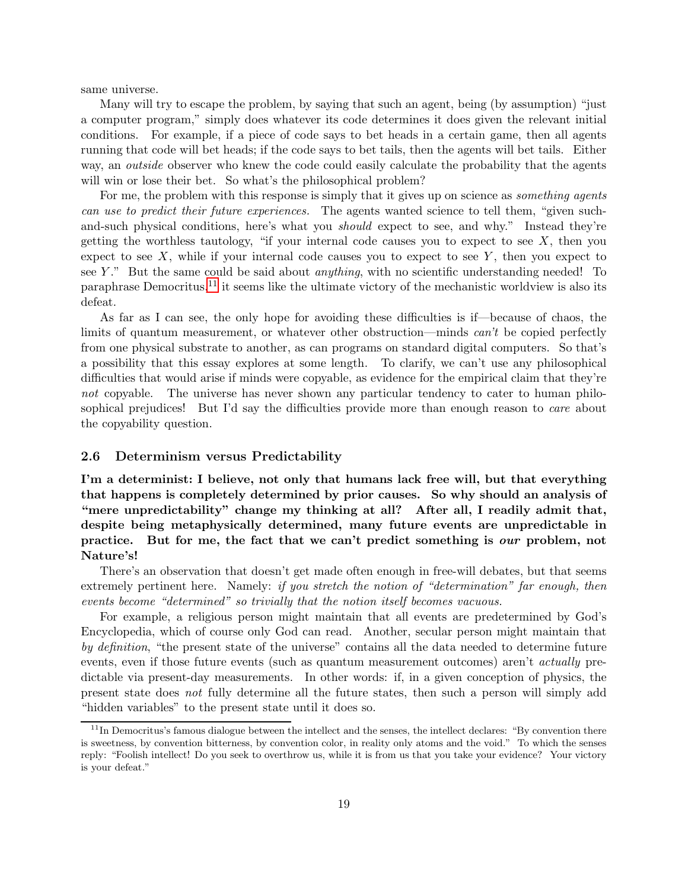same universe.

Many will try to escape the problem, by saying that such an agent, being (by assumption) "just a computer program," simply does whatever its code determines it does given the relevant initial conditions. For example, if a piece of code says to bet heads in a certain game, then all agents running that code will bet heads; if the code says to bet tails, then the agents will bet tails. Either way, an *outside* observer who knew the code could easily calculate the probability that the agents will win or lose their bet. So what's the philosophical problem?

For me, the problem with this response is simply that it gives up on science as *something agents can use to predict their future experiences.* The agents wanted science to tell them, "given such-and-such physical conditions, here's what you *should* expect to see, and why." Instead they're getting the worthless tautology, "if your internal code causes you to expect to see $X$, then you expect to see $X$, while if your internal code causes you to expect to see $Y$, then you expect to see $Y$." But the same could be said about *anything*, with no scientific understanding needed! To paraphrase Democritus,[11] it seems like the ultimate victory of the mechanistic worldview is also its defeat.

As far as I can see, the only hope for avoiding these difficulties is if—because of chaos, the limits of quantum measurement, or whatever other obstruction—minds *can't* be copied perfectly from one physical substrate to another, as can programs on standard digital computers. So that's a possibility that this essay explores at some length. To clarify, we can't use any philosophical difficulties that would arise if minds were copyable, as evidence for the empirical claim that they're *not* copyable. The universe has never shown any particular tendency to cater to human philosophical prejudices! But I'd say the difficulties provide more than enough reason to *care* about the copyability question.

### 2.6 Determinism versus Predictability

**I'm a determinist: I believe, not only that humans lack free will, but that everything that happens is completely determined by prior causes. So why should an analysis of "mere unpredictability" change my thinking at all? After all, I readily admit that, despite being metaphysically determined, many future events are unpredictable in practice. But for me, the fact that we can't predict something is *our* problem, not Nature's!**

There's an observation that doesn't get made often enough in free-will debates, but that seems extremely pertinent here. Namely: *if you stretch the notion of "determination" far enough, then events become "determined" so trivially that the notion itself becomes vacuous.*

For example, a religious person might maintain that all events are predetermined by God's Encyclopedia, which of course only God can read. Another, secular person might maintain that *by definition*, "the present state of the universe" contains all the data needed to determine future events, even if those future events (such as quantum measurement outcomes) aren't *actually* predictable via present-day measurements. In other words: if, in a given conception of physics, the present state does *not* fully determine all the future states, then such a person will simply add "hidden variables" to the present state until it does so.

[11] In Democritus's famous dialogue between the intellect and the senses, the intellect declares: "By convention there is sweetness, by convention bitterness, by convention color, in reality only atoms and the void." To which the senses reply: "Foolish intellect! Do you seek to overthrow us, while it is from us that you take your evidence? Your victory is your defeat."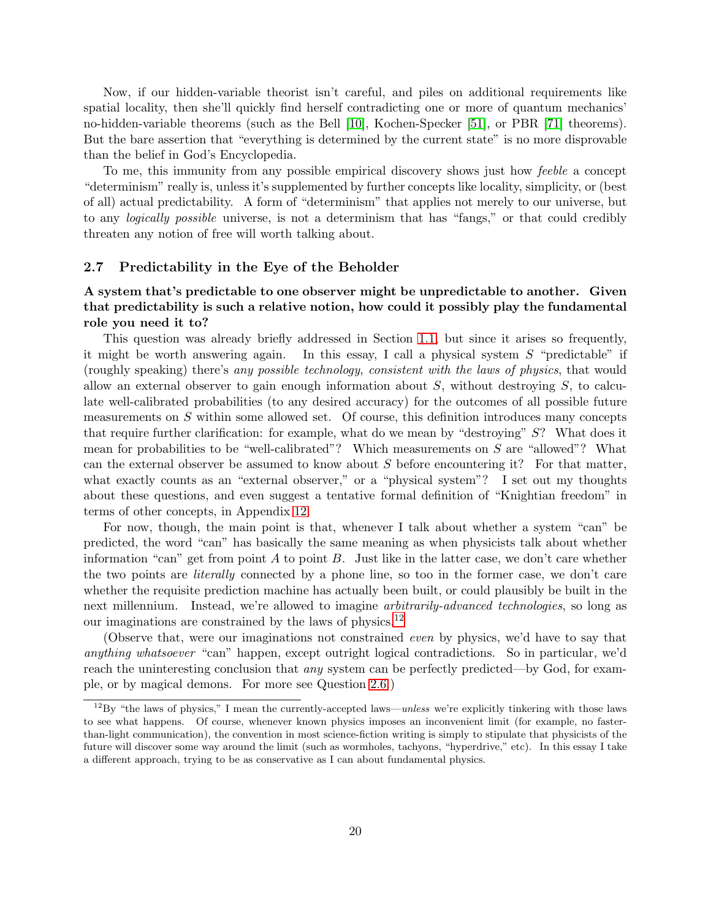Now, if our hidden-variable theorist isn't careful, and piles on additional requirements like spatial locality, then she'll quickly find herself contradicting one or more of quantum mechanics' no-hidden-variable theorems (such as the Bell [10], Kochen-Specker [51], or PBR [71] theorems). But the bare assertion that "everything is determined by the current state" is no more disprovable than the belief in God's Encyclopedia.

To me, this immunity from any possible empirical discovery shows just how *feeble* a concept "determinism" really is, unless it's supplemented by further concepts like locality, simplicity, or (best of all) actual predictability. A form of "determinism" that applies not merely to our universe, but to any *logically possible* universe, is not a determinism that has "fangs," or that could credibly threaten any notion of free will worth talking about.

### 2.7 Predictability in the Eye of the Beholder

**A system that's predictable to one observer might be unpredictable to another. Given that predictability is such a relative notion, how could it possibly play the fundamental role you need it to?**

This question was already briefly addressed in Section 1.1, but since it arises so frequently, it might be worth answering again. In this essay, I call a physical system $S$ "predictable" if (roughly speaking) there's *any possible technology, consistent with the laws of physics*, that would allow an external observer to gain enough information about $S$, without destroying $S$, to calculate well-calibrated probabilities (to any desired accuracy) for the outcomes of all possible future measurements on $S$ within some allowed set. Of course, this definition introduces many concepts that require further clarification: for example, what do we mean by "destroying" $S$? What does it mean for probabilities to be "well-calibrated"? Which measurements on $S$ are "allowed"? What can the external observer be assumed to know about $S$ before encountering it? For that matter, what exactly counts as an "external observer," or a "physical system"? I set out my thoughts about these questions, and even suggest a tentative formal definition of "Knightian freedom" in terms of other concepts, in Appendix 12.

For now, though, the main point is that, whenever I talk about whether a system "can" be predicted, the word "can" has basically the same meaning as when physicists talk about whether information "can" get from point $A$ to point $B$. Just like in the latter case, we don't care whether the two points are *literally* connected by a phone line, so too in the former case, we don't care whether the requisite prediction machine has actually been built, or could plausibly be built in the next millennium. Instead, we're allowed to imagine *arbitrarily-advanced technologies*, so long as our imaginations are constrained by the laws of physics.[12]

(Observe that, were our imaginations not constrained *even* by physics, we'd have to say that *anything whatsoever* "can" happen, except outright logical contradictions. So in particular, we'd reach the uninteresting conclusion that *any* system can be perfectly predicted—by God, for example, or by magical demons. For more see Question 2.6.)

---

[12] By "the laws of physics," I mean the currently-accepted laws—*unless* we're explicitly tinkering with those laws to see what happens. Of course, whenever known physics imposes an inconvenient limit (for example, no faster-than-light communication), the convention in most science-fiction writing is simply to stipulate that physicists of the future will discover some way around the limit (such as wormholes, tachyons, "hyperdrive," etc). In this essay I take a different approach, trying to be as conservative as I can about fundamental physics.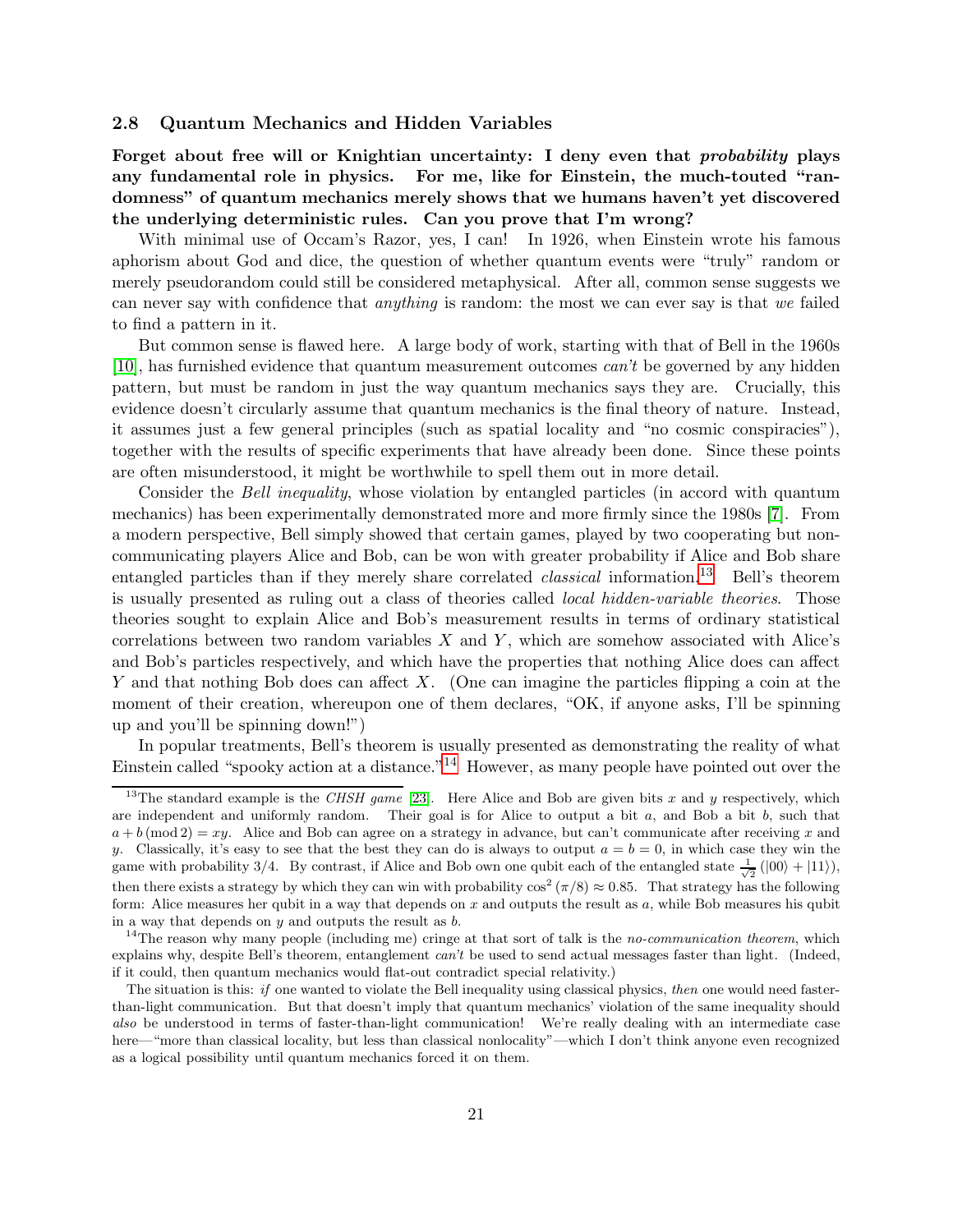### 2.8 Quantum Mechanics and Hidden Variables

**Forget about free will or Knightian uncertainty: I deny even that *probability* plays any fundamental role in physics. For me, like for Einstein, the much-touted "randomness" of quantum mechanics merely shows that we humans haven't yet discovered the underlying deterministic rules. Can you prove that I'm wrong?**

With minimal use of Occam's Razor, yes, I can! In 1926, when Einstein wrote his famous aphorism about God and dice, the question of whether quantum events were "truly" random or merely pseudorandom could still be considered metaphysical. After all, common sense suggests we can never say with confidence that *anything* is random: the most we can ever say is that *we* failed to find a pattern in it.

But common sense is flawed here. A large body of work, starting with that of Bell in the 1960s [10], has furnished evidence that quantum measurement outcomes *can't* be governed by any hidden pattern, but must be random in just the way quantum mechanics says they are. Crucially, this evidence doesn't circularly assume that quantum mechanics is the final theory of nature. Instead, it assumes just a few general principles (such as spatial locality and "no cosmic conspiracies"), together with the results of specific experiments that have already been done. Since these points are often misunderstood, it might be worthwhile to spell them out in more detail.

Consider the *Bell inequality*, whose violation by entangled particles (in accord with quantum mechanics) has been experimentally demonstrated more and more firmly since the 1980s [7]. From a modern perspective, Bell simply showed that certain games, played by two cooperating but non-communicating players Alice and Bob, can be won with greater probability if Alice and Bob share entangled particles than if they merely share correlated *classical* information.[13] Bell's theorem is usually presented as ruling out a class of theories called *local hidden-variable theories*. Those theories sought to explain Alice and Bob's measurement results in terms of ordinary statistical correlations between two random variables $X$ and $Y$, which are somehow associated with Alice's and Bob's particles respectively, and which have the properties that nothing Alice does can affect $Y$ and that nothing Bob does can affect $X$. (One can imagine the particles flipping a coin at the moment of their creation, whereupon one of them declares, "OK, if anyone asks, I'll be spinning up and you'll be spinning down!")

In popular treatments, Bell's theorem is usually presented as demonstrating the reality of what Einstein called "spooky action at a distance."[14] However, as many people have pointed out over the

---

[13] The standard example is the *CHSH game* [23]. Here Alice and Bob are given bits $x$ and $y$ respectively, which are independent and uniformly random. Their goal is for Alice to output a bit $a$, and Bob a bit $b$, such that $a + b \pmod{2} = xy$. Alice and Bob can agree on a strategy in advance, but can't communicate after receiving $x$ and $y$. Classically, it's easy to see that the best they can do is always to output $a = b = 0$, in which case they win the game with probability $3/4$. By contrast, if Alice and Bob own one qubit each of the entangled state $\frac{1}{\sqrt{2}}\left(|00\rangle + |11\rangle\right)$, then there exists a strategy by which they can win with probability $\cos^2(\pi/8) \approx 0.85$. That strategy has the following form: Alice measures her qubit in a way that depends on $x$ and outputs the result as $a$, while Bob measures his qubit in a way that depends on $y$ and outputs the result as $b$.

[14] The reason why many people (including me) cringe at that sort of talk is the *no-communication theorem*, which explains why, despite Bell's theorem, entanglement *can't* be used to send actual messages faster than light. (Indeed, if it could, then quantum mechanics would flat-out contradict special relativity.)

The situation is this: *if* one wanted to violate the Bell inequality using classical physics, *then* one would need faster-than-light communication. But that doesn't imply that quantum mechanics' violation of the same inequality should *also* be understood in terms of faster-than-light communication! We're really dealing with an intermediate case here—"more than classical locality, but less than classical nonlocality"—which I don't think anyone even recognized as a logical possibility until quantum mechanics forced it on them.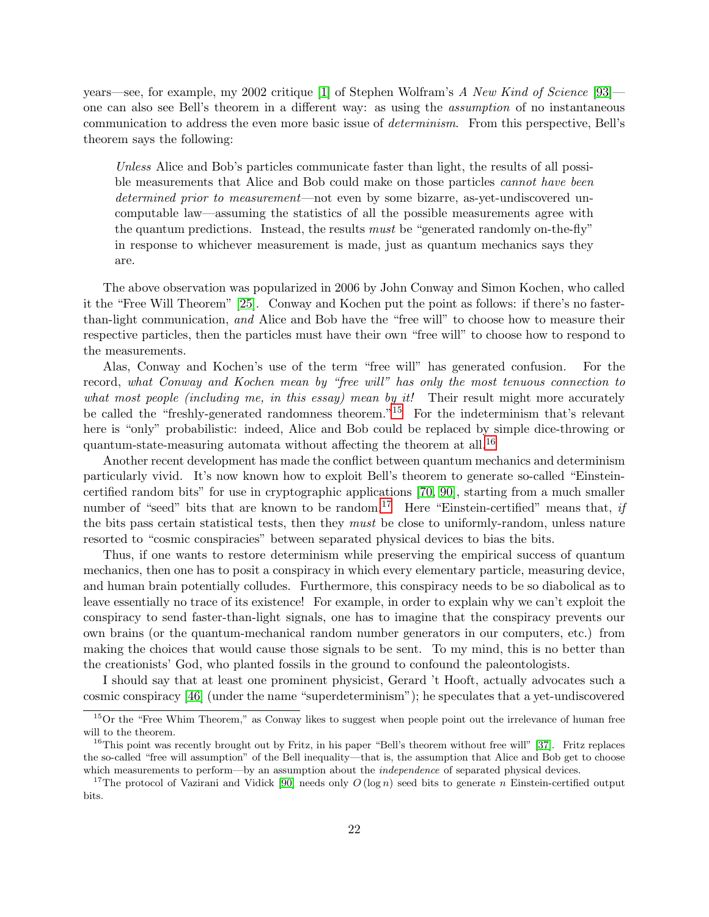years—see, for example, my 2002 critique [1] of Stephen Wolfram's *A New Kind of Science* [93]—one can also see Bell's theorem in a different way: as using the *assumption* of no instantaneous communication to address the even more basic issue of *determinism*. From this perspective, Bell's theorem says the following:

> *Unless* Alice and Bob's particles communicate faster than light, the results of all possible measurements that Alice and Bob could make on those particles *cannot have been determined prior to measurement*—not even by some bizarre, as-yet-undiscovered uncomputable law—assuming the statistics of all the possible measurements agree with the quantum predictions. Instead, the results *must* be "generated randomly on-the-fly" in response to whichever measurement is made, just as quantum mechanics says they are.

The above observation was popularized in 2006 by John Conway and Simon Kochen, who called it the "Free Will Theorem" [25]. Conway and Kochen put the point as follows: if there's no faster-than-light communication, *and* Alice and Bob have the "free will" to choose how to measure their respective particles, then the particles must have their own "free will" to choose how to respond to the measurements.

Alas, Conway and Kochen's use of the term "free will" has generated confusion. For the record, *what Conway and Kochen mean by "free will" has only the most tenuous connection to what most people (including me, in this essay) mean by it!* Their result might more accurately be called the "freshly-generated randomness theorem."[15] For the indeterminism that's relevant here is "only" probabilistic: indeed, Alice and Bob could be replaced by simple dice-throwing or quantum-state-measuring automata without affecting the theorem at all.[16]

Another recent development has made the conflict between quantum mechanics and determinism particularly vivid. It's now known how to exploit Bell's theorem to generate so-called "Einstein-certified random bits" for use in cryptographic applications [70, 90], starting from a much smaller number of "seed" bits that are known to be random.[17] Here "Einstein-certified" means that, *if* the bits pass certain statistical tests, then they *must* be close to uniformly-random, unless nature resorted to "cosmic conspiracies" between separated physical devices to bias the bits.

Thus, if one wants to restore determinism while preserving the empirical success of quantum mechanics, then one has to posit a conspiracy in which every elementary particle, measuring device, and human brain potentially colludes. Furthermore, this conspiracy needs to be so diabolical as to leave essentially no trace of its existence! For example, in order to explain why we can't exploit the conspiracy to send faster-than-light signals, one has to imagine that the conspiracy prevents our own brains (or the quantum-mechanical random number generators in our computers, etc.) from making the choices that would cause those signals to be sent. To my mind, this is no better than the creationists' God, who planted fossils in the ground to confound the paleontologists.

I should say that at least one prominent physicist, Gerard 't Hooft, actually advocates such a cosmic conspiracy [46] (under the name "superdeterminism"); he speculates that a yet-undiscovered

---

[15] Or the "Free Whim Theorem," as Conway likes to suggest when people point out the irrelevance of human free will to the theorem.

[16] This point was recently brought out by Fritz, in his paper "Bell's theorem without free will" [37]. Fritz replaces the so-called "free will assumption" of the Bell inequality—that is, the assumption that Alice and Bob get to choose which measurements to perform—by an assumption about the *independence* of separated physical devices.

[17] The protocol of Vazirani and Vidick [90] needs only $O(\log n)$ seed bits to generate $n$ Einstein-certified output bits.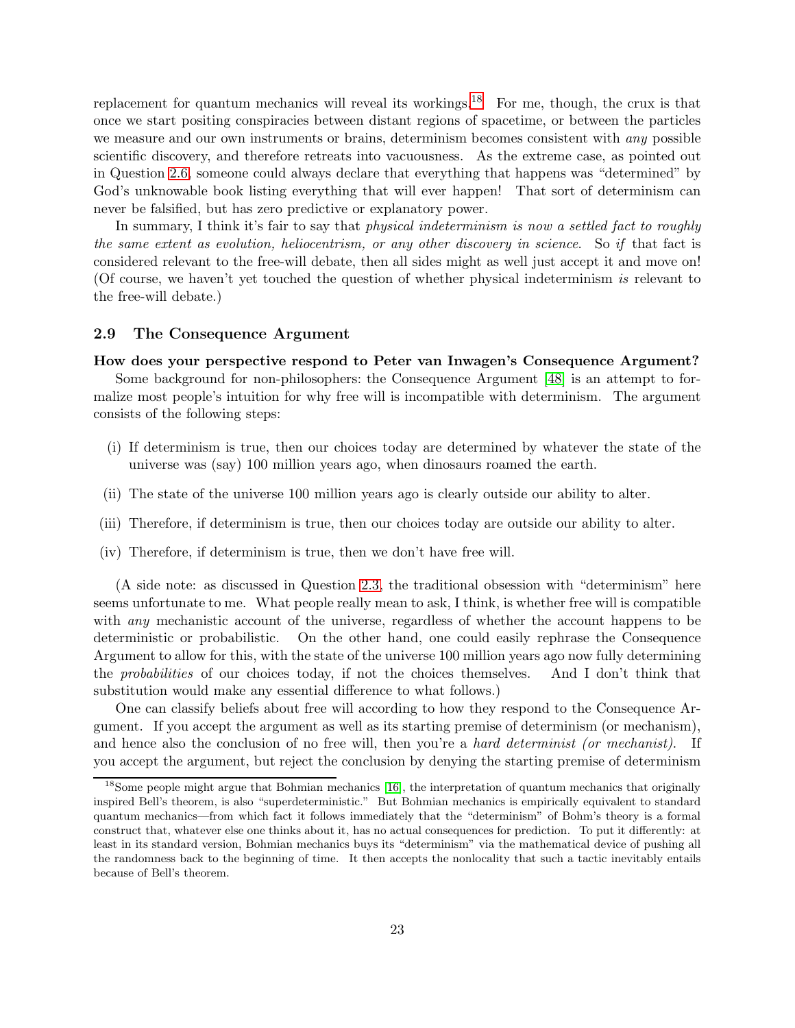replacement for quantum mechanics will reveal its workings.[18] For me, though, the crux is that once we start positing conspiracies between distant regions of spacetime, or between the particles we measure and our own instruments or brains, determinism becomes consistent with *any* possible scientific discovery, and therefore retreats into vacuousness. As the extreme case, as pointed out in Question 2.6, someone could always declare that everything that happens was "determined" by God's unknowable book listing everything that will ever happen! That sort of determinism can never be falsified, but has zero predictive or explanatory power.

In summary, I think it's fair to say that *physical indeterminism is now a settled fact to roughly the same extent as evolution, heliocentrism, or any other discovery in science*. So *if* that fact is considered relevant to the free-will debate, then all sides might as well just accept it and move on! (Of course, we haven't yet touched the question of whether physical indeterminism *is* relevant to the free-will debate.)

### 2.9 The Consequence Argument

**How does your perspective respond to Peter van Inwagen's Consequence Argument?**

Some background for non-philosophers: the Consequence Argument [48] is an attempt to formalize most people's intuition for why free will is incompatible with determinism. The argument consists of the following steps:

(i) If determinism is true, then our choices today are determined by whatever the state of the universe was (say) 100 million years ago, when dinosaurs roamed the earth.

(ii) The state of the universe 100 million years ago is clearly outside our ability to alter.

(iii) Therefore, if determinism is true, then our choices today are outside our ability to alter.

(iv) Therefore, if determinism is true, then we don't have free will.

(A side note: as discussed in Question 2.3, the traditional obsession with "determinism" here seems unfortunate to me. What people really mean to ask, I think, is whether free will is compatible with *any* mechanistic account of the universe, regardless of whether the account happens to be deterministic or probabilistic. On the other hand, one could easily rephrase the Consequence Argument to allow for this, with the state of the universe 100 million years ago now fully determining the *probabilities* of our choices today, if not the choices themselves. And I don't think that substitution would make any essential difference to what follows.)

One can classify beliefs about free will according to how they respond to the Consequence Argument. If you accept the argument as well as its starting premise of determinism (or mechanism), and hence also the conclusion of no free will, then you're a *hard determinist (or mechanist)*. If you accept the argument, but reject the conclusion by denying the starting premise of determinism

[18] Some people might argue that Bohmian mechanics [16], the interpretation of quantum mechanics that originally inspired Bell's theorem, is also "superdeterministic." But Bohmian mechanics is empirically equivalent to standard quantum mechanics—from which fact it follows immediately that the "determinism" of Bohm's theory is a formal construct that, whatever else one thinks about it, has no actual consequences for prediction. To put it differently: at least in its standard version, Bohmian mechanics buys its "determinism" via the mathematical device of pushing all the randomness back to the beginning of time. It then accepts the nonlocality that such a tactic inevitably entails because of Bell's theorem.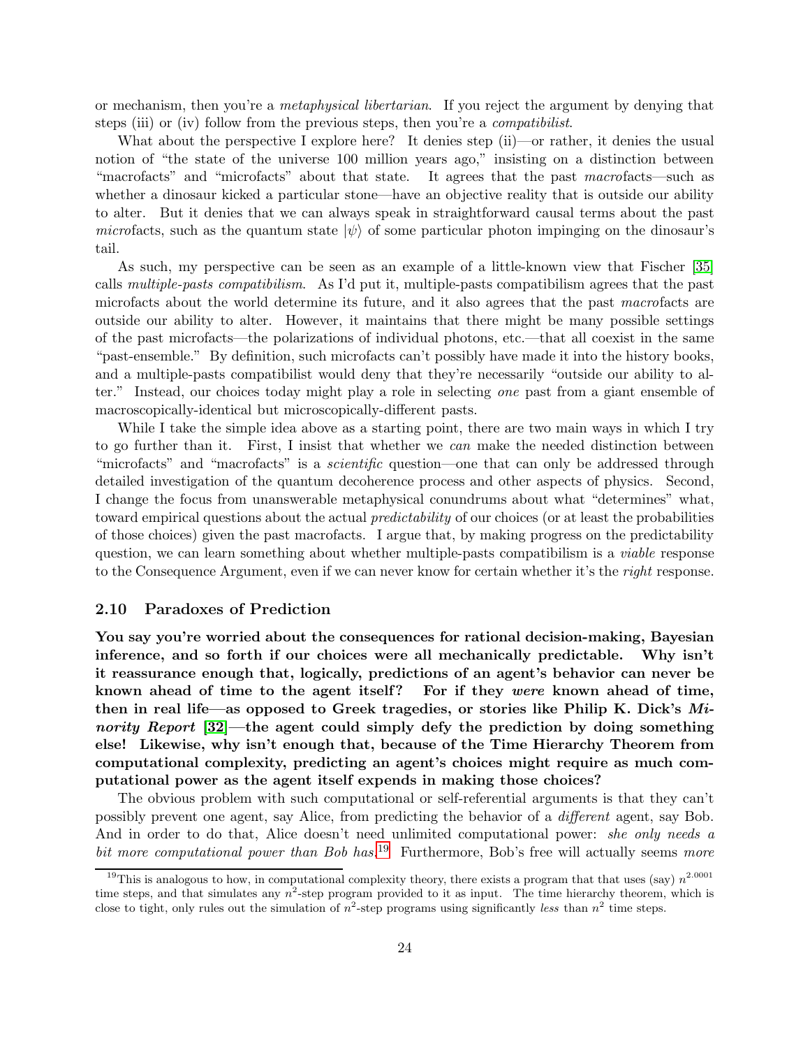or mechanism, then you're a *metaphysical libertarian*. If you reject the argument by denying that steps (iii) or (iv) follow from the previous steps, then you're a *compatibilist*.

What about the perspective I explore here? It denies step (ii)—or rather, it denies the usual notion of "the state of the universe 100 million years ago," insisting on a distinction between "macrofacts" and "microfacts" about that state. It agrees that the past *macro*facts—such as whether a dinosaur kicked a particular stone—have an objective reality that is outside our ability to alter. But it denies that we can always speak in straightforward causal terms about the past *micro*facts, such as the quantum state $|\psi\rangle$ of some particular photon impinging on the dinosaur's tail.

As such, my perspective can be seen as an example of a little-known view that Fischer [35] calls *multiple-pasts compatibilism*. As I'd put it, multiple-pasts compatibilism agrees that the past microfacts about the world determine its future, and it also agrees that the past *macro*facts are outside our ability to alter. However, it maintains that there might be many possible settings of the past microfacts—the polarizations of individual photons, etc.—that all coexist in the same "past-ensemble." By definition, such microfacts can't possibly have made it into the history books, and a multiple-pasts compatibilist would deny that they're necessarily "outside our ability to alter." Instead, our choices today might play a role in selecting *one* past from a giant ensemble of macroscopically-identical but microscopically-different pasts.

While I take the simple idea above as a starting point, there are two main ways in which I try to go further than it. First, I insist that whether we *can* make the needed distinction between "microfacts" and "macrofacts" is a *scientific* question—one that can only be addressed through detailed investigation of the quantum decoherence process and other aspects of physics. Second, I change the focus from unanswerable metaphysical conundrums about what "determines" what, toward empirical questions about the actual *predictability* of our choices (or at least the probabilities of those choices) given the past macrofacts. I argue that, by making progress on the predictability question, we can learn something about whether multiple-pasts compatibilism is a *viable* response to the Consequence Argument, even if we can never know for certain whether it's the *right* response.

### 2.10 Paradoxes of Prediction

**You say you're worried about the consequences for rational decision-making, Bayesian inference, and so forth if our choices were all mechanically predictable. Why isn't it reassurance enough that, logically, predictions of an agent's behavior can never be known ahead of time to the agent itself? For if they *were* known ahead of time, then in real life—as opposed to Greek tragedies, or stories like Philip K. Dick's *Minority Report* [32]—the agent could simply defy the prediction by doing something else! Likewise, why isn't enough that, because of the Time Hierarchy Theorem from computational complexity, predicting an agent's choices might require as much computational power as the agent itself expends in making those choices?**

The obvious problem with such computational or self-referential arguments is that they can't possibly prevent one agent, say Alice, from predicting the behavior of a *different* agent, say Bob. And in order to do that, Alice doesn't need unlimited computational power: *she only needs a bit more computational power than Bob has.*[19] Furthermore, Bob's free will actually seems *more*

[19] This is analogous to how, in computational complexity theory, there exists a program that that uses (say) $n^{2.0001}$ time steps, and that simulates any $n^2$-step program provided to it as input. The time hierarchy theorem, which is close to tight, only rules out the simulation of $n^2$-step programs using significantly *less* than $n^2$ time steps.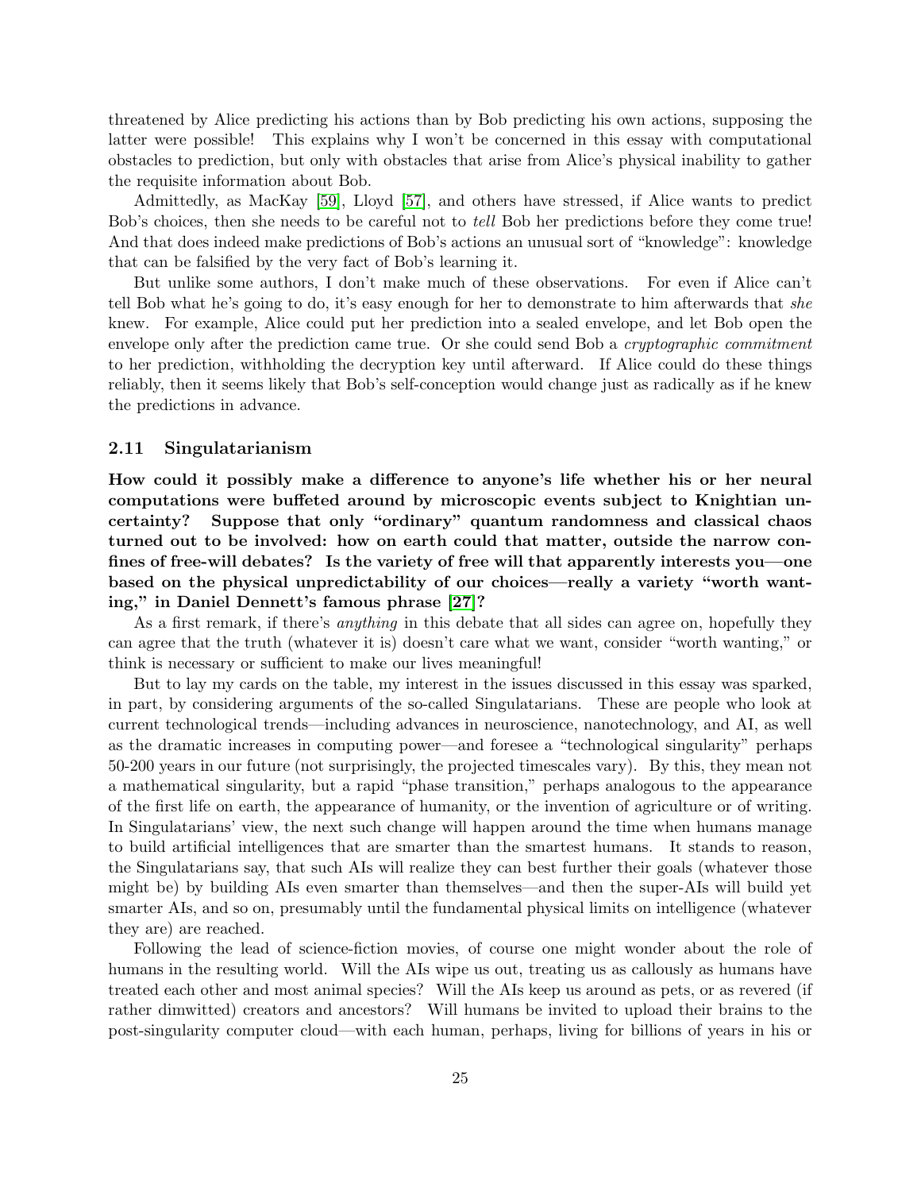threatened by Alice predicting his actions than by Bob predicting his own actions, supposing the latter were possible! This explains why I won't be concerned in this essay with computational obstacles to prediction, but only with obstacles that arise from Alice's physical inability to gather the requisite information about Bob.

Admittedly, as MacKay [59], Lloyd [57], and others have stressed, if Alice wants to predict Bob's choices, then she needs to be careful not to *tell* Bob her predictions before they come true! And that does indeed make predictions of Bob's actions an unusual sort of "knowledge": knowledge that can be falsified by the very fact of Bob's learning it.

But unlike some authors, I don't make much of these observations. For even if Alice can't tell Bob what he's going to do, it's easy enough for her to demonstrate to him afterwards that *she* knew. For example, Alice could put her prediction into a sealed envelope, and let Bob open the envelope only after the prediction came true. Or she could send Bob a *cryptographic commitment* to her prediction, withholding the decryption key until afterward. If Alice could do these things reliably, then it seems likely that Bob's self-conception would change just as radically as if he knew the predictions in advance.

### 2.11 Singulatarianism

**How could it possibly make a difference to anyone's life whether his or her neural computations were buffeted around by microscopic events subject to Knightian uncertainty? Suppose that only "ordinary" quantum randomness and classical chaos turned out to be involved: how on earth could that matter, outside the narrow confines of free-will debates? Is the variety of free will that apparently interests you—one based on the physical unpredictability of our choices—really a variety "worth wanting," in Daniel Dennett's famous phrase [27]?**

As a first remark, if there's *anything* in this debate that all sides can agree on, hopefully they can agree that the truth (whatever it is) doesn't care what we want, consider "worth wanting," or think is necessary or sufficient to make our lives meaningful!

But to lay my cards on the table, my interest in the issues discussed in this essay was sparked, in part, by considering arguments of the so-called Singulatarians. These are people who look at current technological trends—including advances in neuroscience, nanotechnology, and AI, as well as the dramatic increases in computing power—and foresee a "technological singularity" perhaps 50-200 years in our future (not surprisingly, the projected timescales vary). By this, they mean not a mathematical singularity, but a rapid "phase transition," perhaps analogous to the appearance of the first life on earth, the appearance of humanity, or the invention of agriculture or of writing. In Singulatarians' view, the next such change will happen around the time when humans manage to build artificial intelligences that are smarter than the smartest humans. It stands to reason, the Singulatarians say, that such AIs will realize they can best further their goals (whatever those might be) by building AIs even smarter than themselves—and then the super-AIs will build yet smarter AIs, and so on, presumably until the fundamental physical limits on intelligence (whatever they are) are reached.

Following the lead of science-fiction movies, of course one might wonder about the role of humans in the resulting world. Will the AIs wipe us out, treating us as callously as humans have treated each other and most animal species? Will the AIs keep us around as pets, or as revered (if rather dimwitted) creators and ancestors? Will humans be invited to upload their brains to the post-singularity computer cloud—with each human, perhaps, living for billions of years in his or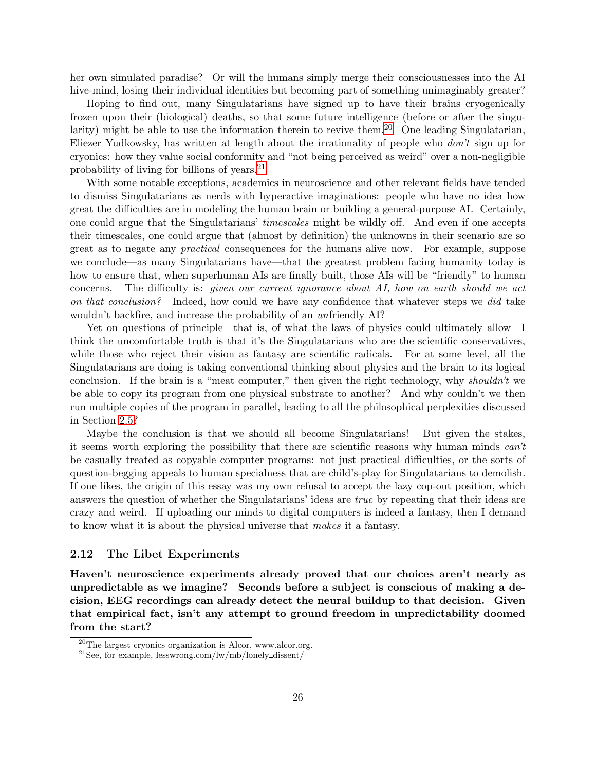her own simulated paradise? Or will the humans simply merge their consciousnesses into the AI hive-mind, losing their individual identities but becoming part of something unimaginably greater?

Hoping to find out, many Singulatarians have signed up to have their brains cryogenically frozen upon their (biological) deaths, so that some future intelligence (before or after the singularity) might be able to use the information therein to revive them.[20] One leading Singulatarian, Eliezer Yudkowsky, has written at length about the irrationality of people who *don't* sign up for cryonics: how they value social conformity and "not being perceived as weird" over a non-negligible probability of living for billions of years.[21]

With some notable exceptions, academics in neuroscience and other relevant fields have tended to dismiss Singulatarians as nerds with hyperactive imaginations: people who have no idea how great the difficulties are in modeling the human brain or building a general-purpose AI. Certainly, one could argue that the Singulatarians' *timescales* might be wildly off. And even if one accepts their timescales, one could argue that (almost by definition) the unknowns in their scenario are so great as to negate any *practical* consequences for the humans alive now. For example, suppose we conclude—as many Singulatarians have—that the greatest problem facing humanity today is how to ensure that, when superhuman AIs are finally built, those AIs will be "friendly" to human concerns. The difficulty is: *given our current ignorance about AI, how on earth should we act on that conclusion?* Indeed, how could we have any confidence that whatever steps we *did* take wouldn't backfire, and increase the probability of an *un*friendly AI?

Yet on questions of principle—that is, of what the laws of physics could ultimately allow—I think the uncomfortable truth is that it's the Singulatarians who are the scientific conservatives, while those who reject their vision as fantasy are scientific radicals. For at some level, all the Singulatarians are doing is taking conventional thinking about physics and the brain to its logical conclusion. If the brain is a "meat computer," then given the right technology, why *shouldn't* we be able to copy its program from one physical substrate to another? And why couldn't we then run multiple copies of the program in parallel, leading to all the philosophical perplexities discussed in Section 2.5?

Maybe the conclusion is that we should all become Singulatarians! But given the stakes, it seems worth exploring the possibility that there are scientific reasons why human minds *can't* be casually treated as copyable computer programs: not just practical difficulties, or the sorts of question-begging appeals to human specialness that are child's-play for Singulatarians to demolish. If one likes, the origin of this essay was my own refusal to accept the lazy cop-out position, which answers the question of whether the Singulatarians' ideas are *true* by repeating that their ideas are crazy and weird. If uploading our minds to digital computers is indeed a fantasy, then I demand to know what it is about the physical universe that *makes* it a fantasy.

### 2.12 The Libet Experiments

**Haven't neuroscience experiments already proved that our choices aren't nearly as unpredictable as we imagine? Seconds before a subject is conscious of making a decision, EEG recordings can already detect the neural buildup to that decision. Given that empirical fact, isn't any attempt to ground freedom in unpredictability doomed from the start?**

[20] The largest cryonics organization is Alcor, www.alcor.org.

[21] See, for example, lesswrong.com/lw/mb/lonely_dissent/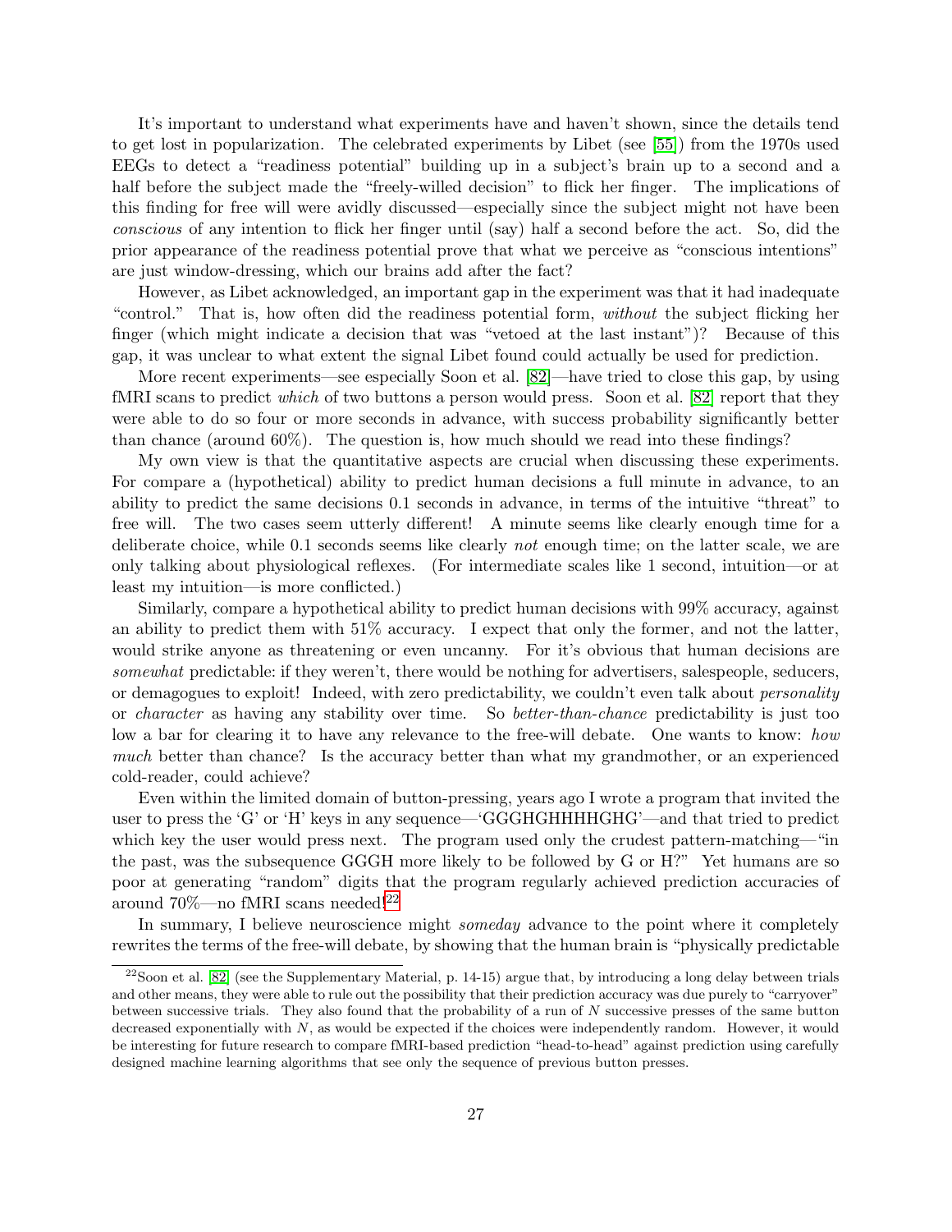It's important to understand what experiments have and haven't shown, since the details tend to get lost in popularization. The celebrated experiments by Libet (see [55]) from the 1970s used EEGs to detect a "readiness potential" building up in a subject's brain up to a second and a half before the subject made the "freely-willed decision" to flick her finger. The implications of this finding for free will were avidly discussed—especially since the subject might not have been *conscious* of any intention to flick her finger until (say) half a second before the act. So, did the prior appearance of the readiness potential prove that what we perceive as "conscious intentions" are just window-dressing, which our brains add after the fact?

However, as Libet acknowledged, an important gap in the experiment was that it had inadequate "control." That is, how often did the readiness potential form, *without* the subject flicking her finger (which might indicate a decision that was "vetoed at the last instant")? Because of this gap, it was unclear to what extent the signal Libet found could actually be used for prediction.

More recent experiments—see especially Soon et al. [82]—have tried to close this gap, by using fMRI scans to predict *which* of two buttons a person would press. Soon et al. [82] report that they were able to do so four or more seconds in advance, with success probability significantly better than chance (around 60%). The question is, how much should we read into these findings?

My own view is that the quantitative aspects are crucial when discussing these experiments. For compare a (hypothetical) ability to predict human decisions a full minute in advance, to an ability to predict the same decisions 0.1 seconds in advance, in terms of the intuitive "threat" to free will. The two cases seem utterly different! A minute seems like clearly enough time for a deliberate choice, while 0.1 seconds seems like clearly *not* enough time; on the latter scale, we are only talking about physiological reflexes. (For intermediate scales like 1 second, intuition—or at least my intuition—is more conflicted.)

Similarly, compare a hypothetical ability to predict human decisions with 99% accuracy, against an ability to predict them with 51% accuracy. I expect that only the former, and not the latter, would strike anyone as threatening or even uncanny. For it's obvious that human decisions are *somewhat* predictable: if they weren't, there would be nothing for advertisers, salespeople, seducers, or demagogues to exploit! Indeed, with zero predictability, we couldn't even talk about *personality* or *character* as having any stability over time. So *better-than-chance* predictability is just too low a bar for clearing it to have any relevance to the free-will debate. One wants to know: *how much* better than chance? Is the accuracy better than what my grandmother, or an experienced cold-reader, could achieve?

Even within the limited domain of button-pressing, years ago I wrote a program that invited the user to press the 'G' or 'H' keys in any sequence—'GGGHGHHHHGHG'—and that tried to predict which key the user would press next. The program used only the crudest pattern-matching—"in the past, was the subsequence GGGH more likely to be followed by G or H?" Yet humans are so poor at generating "random" digits that the program regularly achieved prediction accuracies of around 70%—no fMRI scans needed![22]

In summary, I believe neuroscience might *someday* advance to the point where it completely rewrites the terms of the free-will debate, by showing that the human brain is "physically predictable

[22] Soon et al. [82] (see the Supplementary Material, p. 14-15) argue that, by introducing a long delay between trials and other means, they were able to rule out the possibility that their prediction accuracy was due purely to "carryover" between successive trials. They also found that the probability of a run of $N$ successive presses of the same button decreased exponentially with $N$, as would be expected if the choices were independently random. However, it would be interesting for future research to compare fMRI-based prediction "head-to-head" against prediction using carefully designed machine learning algorithms that see only the sequence of previous button presses.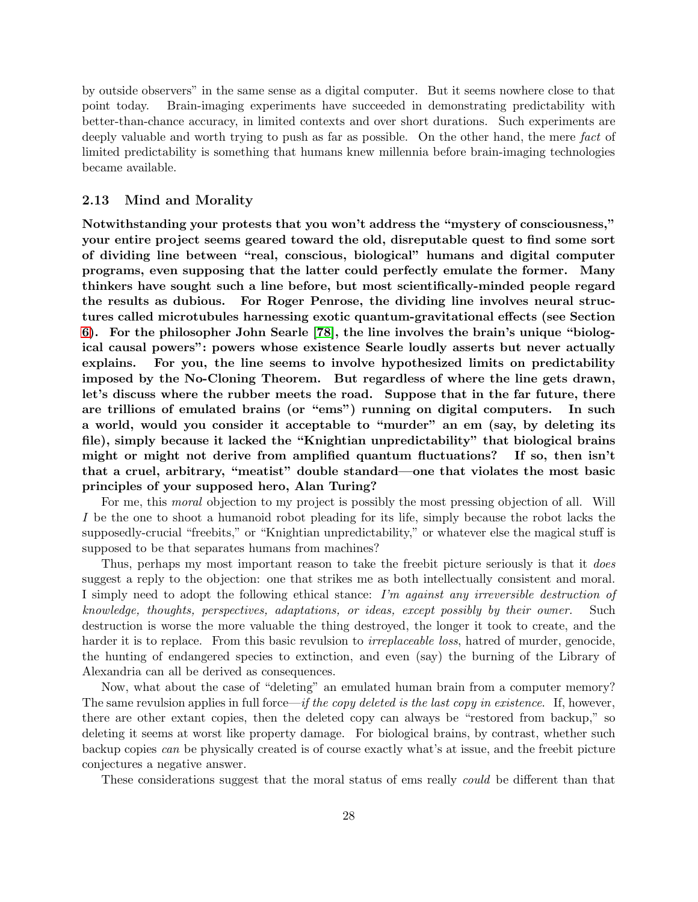by outside observers" in the same sense as a digital computer. But it seems nowhere close to that point today. Brain-imaging experiments have succeeded in demonstrating predictability with better-than-chance accuracy, in limited contexts and over short durations. Such experiments are deeply valuable and worth trying to push as far as possible. On the other hand, the mere *fact* of limited predictability is something that humans knew millennia before brain-imaging technologies became available.

### 2.13 Mind and Morality

**Notwithstanding your protests that you won't address the "mystery of consciousness," your entire project seems geared toward the old, disreputable quest to find some sort of dividing line between "real, conscious, biological" humans and digital computer programs, even supposing that the latter could perfectly emulate the former. Many thinkers have sought such a line before, but most scientifically-minded people regard the results as dubious. For Roger Penrose, the dividing line involves neural structures called microtubules harnessing exotic quantum-gravitational effects (see Section 6). For the philosopher John Searle [78], the line involves the brain's unique "biological causal powers": powers whose existence Searle loudly asserts but never actually explains. For you, the line seems to involve hypothesized limits on predictability imposed by the No-Cloning Theorem. But regardless of where the line gets drawn, let's discuss where the rubber meets the road. Suppose that in the far future, there are trillions of emulated brains (or "ems") running on digital computers. In such a world, would you consider it acceptable to "murder" an em (say, by deleting its file), simply because it lacked the "Knightian unpredictability" that biological brains might or might not derive from amplified quantum fluctuations? If so, then isn't that a cruel, arbitrary, "meatist" double standard—one that violates the most basic principles of your supposed hero, Alan Turing?**

For me, this *moral* objection to my project is possibly the most pressing objection of all. Will *I* be the one to shoot a humanoid robot pleading for its life, simply because the robot lacks the supposedly-crucial "freebits," or "Knightian unpredictability," or whatever else the magical stuff is supposed to be that separates humans from machines?

Thus, perhaps my most important reason to take the freebit picture seriously is that it *does* suggest a reply to the objection: one that strikes me as both intellectually consistent and moral. I simply need to adopt the following ethical stance: *I'm against any irreversible destruction of knowledge, thoughts, perspectives, adaptations, or ideas, except possibly by their owner.* Such destruction is worse the more valuable the thing destroyed, the longer it took to create, and the harder it is to replace. From this basic revulsion to *irreplaceable loss*, hatred of murder, genocide, the hunting of endangered species to extinction, and even (say) the burning of the Library of Alexandria can all be derived as consequences.

Now, what about the case of "deleting" an emulated human brain from a computer memory? The same revulsion applies in full force—*if the copy deleted is the last copy in existence*. If, however, there are other extant copies, then the deleted copy can always be "restored from backup," so deleting it seems at worst like property damage. For biological brains, by contrast, whether such backup copies *can* be physically created is of course exactly what's at issue, and the freebit picture conjectures a negative answer.

These considerations suggest that the moral status of ems really *could* be different than that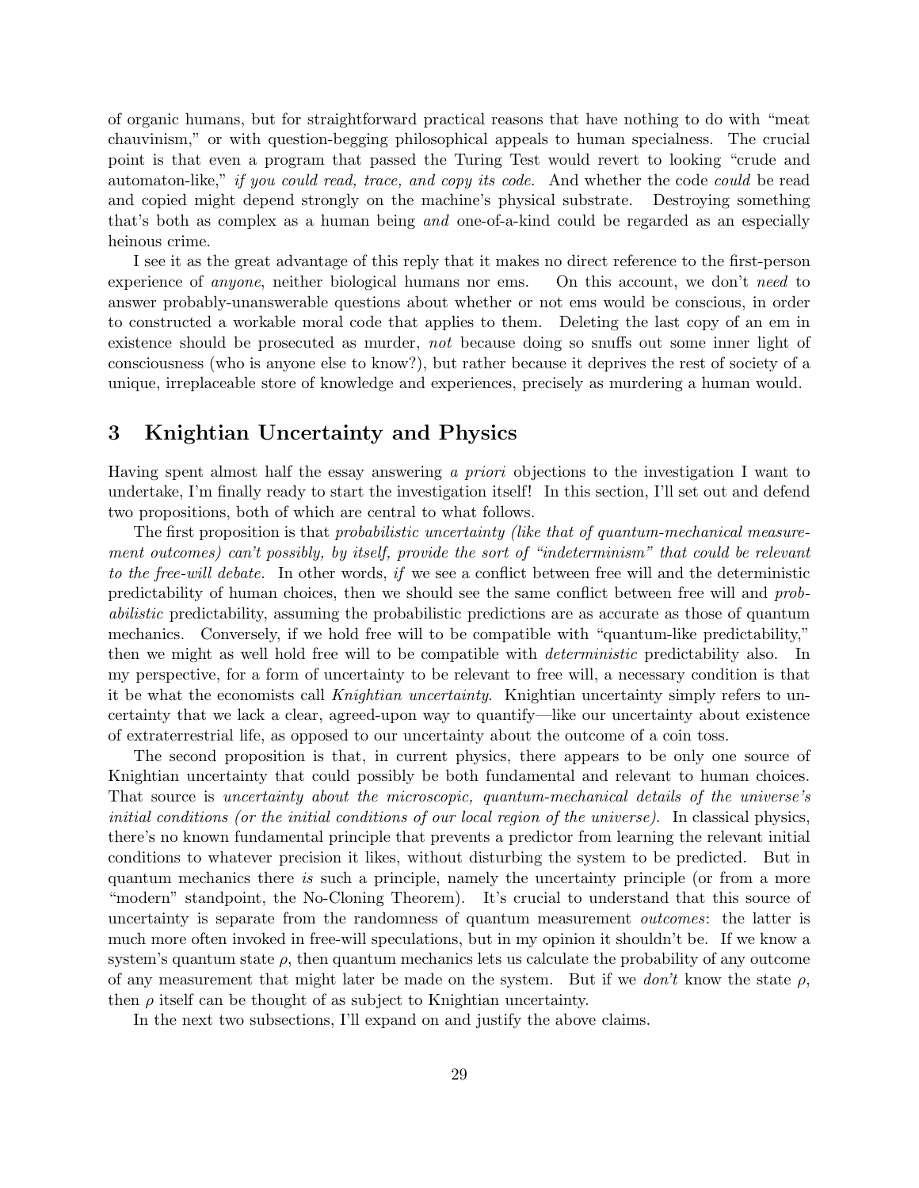of organic humans, but for straightforward practical reasons that have nothing to do with "meat chauvinism," or with question-begging philosophical appeals to human specialness. The crucial point is that even a program that passed the Turing Test would revert to looking "crude and automaton-like," *if you could read, trace, and copy its code*. And whether the code *could* be read and copied might depend strongly on the machine's physical substrate. Destroying something that's both as complex as a human being *and* one-of-a-kind could be regarded as an especially heinous crime.

I see it as the great advantage of this reply that it makes no direct reference to the first-person experience of *anyone*, neither biological humans nor ems. On this account, we don't *need* to answer probably-unanswerable questions about whether or not ems would be conscious, in order to constructed a workable moral code that applies to them. Deleting the last copy of an em in existence should be prosecuted as murder, *not* because doing so snuffs out some inner light of consciousness (who is anyone else to know?), but rather because it deprives the rest of society of a unique, irreplaceable store of knowledge and experiences, precisely as murdering a human would.

## 3 Knightian Uncertainty and Physics

Having spent almost half the essay answering *a priori* objections to the investigation I want to undertake, I'm finally ready to start the investigation itself! In this section, I'll set out and defend two propositions, both of which are central to what follows.

The first proposition is that *probabilistic uncertainty (like that of quantum-mechanical measurement outcomes) can't possibly, by itself, provide the sort of "indeterminism" that could be relevant to the free-will debate.* In other words, *if* we see a conflict between free will and the deterministic predictability of human choices, then we should see the same conflict between free will and *probabilistic* predictability, assuming the probabilistic predictions are as accurate as those of quantum mechanics. Conversely, if we hold free will to be compatible with "quantum-like predictability," then we might as well hold free will to be compatible with *deterministic* predictability also. In my perspective, for a form of uncertainty to be relevant to free will, a necessary condition is that it be what the economists call *Knightian uncertainty*. Knightian uncertainty simply refers to uncertainty that we lack a clear, agreed-upon way to quantify—like our uncertainty about existence of extraterrestrial life, as opposed to our uncertainty about the outcome of a coin toss.

The second proposition is that, in current physics, there appears to be only one source of Knightian uncertainty that could possibly be both fundamental and relevant to human choices. That source is *uncertainty about the microscopic, quantum-mechanical details of the universe's initial conditions (or the initial conditions of our local region of the universe)*. In classical physics, there's no known fundamental principle that prevents a predictor from learning the relevant initial conditions to whatever precision it likes, without disturbing the system to be predicted. But in quantum mechanics there *is* such a principle, namely the uncertainty principle (or from a more "modern" standpoint, the No-Cloning Theorem). It's crucial to understand that this source of uncertainty is separate from the randomness of quantum measurement *outcomes*: the latter is much more often invoked in free-will speculations, but in my opinion it shouldn't be. If we know a system's quantum state $\rho$, then quantum mechanics lets us calculate the probability of any outcome of any measurement that might later be made on the system. But if we *don't* know the state $\rho$, then $\rho$ itself can be thought of as subject to Knightian uncertainty.

In the next two subsections, I'll expand on and justify the above claims.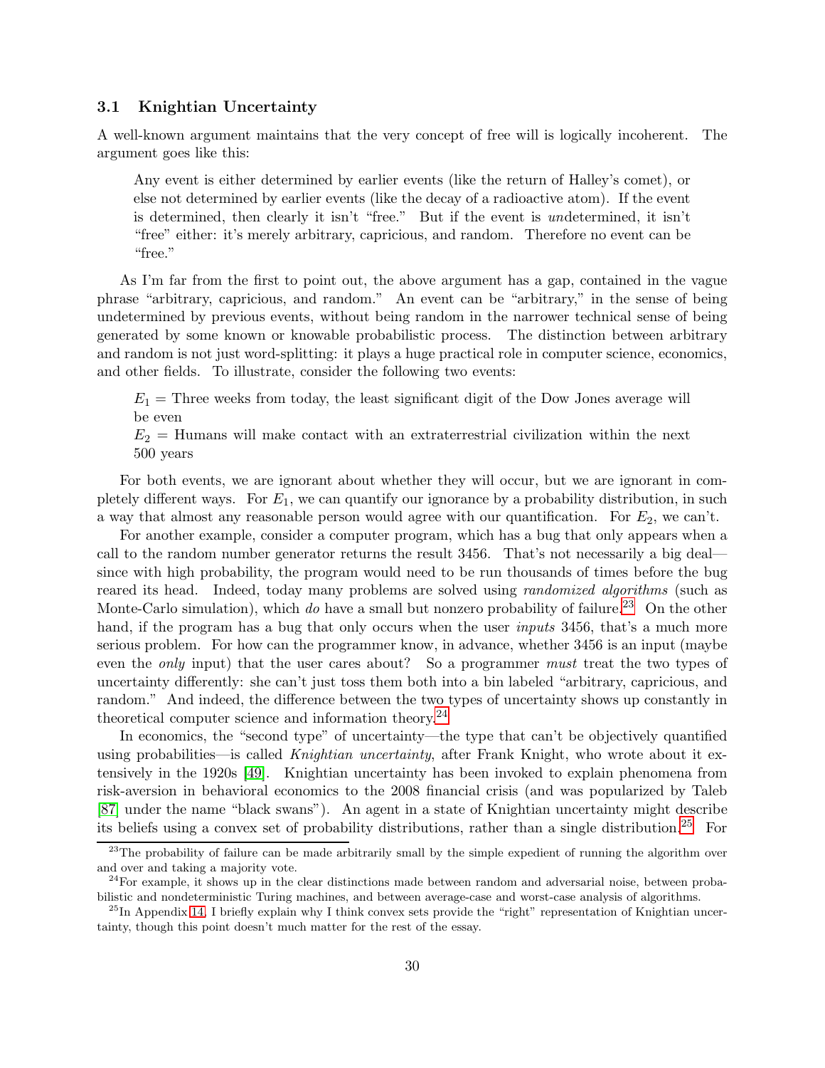### 3.1 Knightian Uncertainty

A well-known argument maintains that the very concept of free will is logically incoherent. The argument goes like this:

> Any event is either determined by earlier events (like the return of Halley's comet), or else not determined by earlier events (like the decay of a radioactive atom). If the event is determined, then clearly it isn't "free." But if the event is *un*determined, it isn't "free" either: it's merely arbitrary, capricious, and random. Therefore no event can be "free."

As I'm far from the first to point out, the above argument has a gap, contained in the vague phrase "arbitrary, capricious, and random." An event can be "arbitrary," in the sense of being undetermined by previous events, without being random in the narrower technical sense of being generated by some known or knowable probabilistic process. The distinction between arbitrary and random is not just word-splitting: it plays a huge practical role in computer science, economics, and other fields. To illustrate, consider the following two events:

> $E_1$ = Three weeks from today, the least significant digit of the Dow Jones average will be even
>
> $E_2$ = Humans will make contact with an extraterrestrial civilization within the next 500 years

For both events, we are ignorant about whether they will occur, but we are ignorant in completely different ways. For $E_1$, we can quantify our ignorance by a probability distribution, in such a way that almost any reasonable person would agree with our quantification. For $E_2$, we can't.

For another example, consider a computer program, which has a bug that only appears when a call to the random number generator returns the result 3456. That's not necessarily a big deal—since with high probability, the program would need to be run thousands of times before the bug reared its head. Indeed, today many problems are solved using *randomized algorithms* (such as Monte-Carlo simulation), which *do* have a small but nonzero probability of failure.[23] On the other hand, if the program has a bug that only occurs when the user *inputs* 3456, that's a much more serious problem. For how can the programmer know, in advance, whether 3456 is an input (maybe even the *only* input) that the user cares about? So a programmer *must* treat the two types of uncertainty differently: she can't just toss them both into a bin labeled "arbitrary, capricious, and random." And indeed, the difference between the two types of uncertainty shows up constantly in theoretical computer science and information theory.[24]

In economics, the "second type" of uncertainty—the type that can't be objectively quantified using probabilities—is called *Knightian uncertainty*, after Frank Knight, who wrote about it extensively in the 1920s [49]. Knightian uncertainty has been invoked to explain phenomena from risk-aversion in behavioral economics to the 2008 financial crisis (and was popularized by Taleb [87] under the name "black swans"). An agent in a state of Knightian uncertainty might describe its beliefs using a convex set of probability distributions, rather than a single distribution.[25] For

---

[23] The probability of failure can be made arbitrarily small by the simple expedient of running the algorithm over and over and taking a majority vote.

[24] For example, it shows up in the clear distinctions made between random and adversarial noise, between probabilistic and nondeterministic Turing machines, and between average-case and worst-case analysis of algorithms.

[25] In Appendix 14, I briefly explain why I think convex sets provide the "right" representation of Knightian uncertainty, though this point doesn't much matter for the rest of the essay.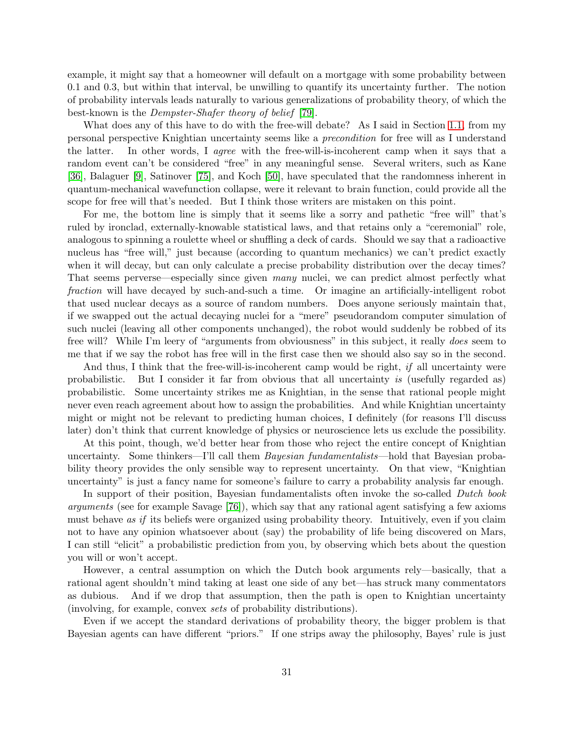example, it might say that a homeowner will default on a mortgage with some probability between 0.1 and 0.3, but within that interval, be unwilling to quantify its uncertainty further. The notion of probability intervals leads naturally to various generalizations of probability theory, of which the best-known is the *Dempster-Shafer theory of belief* [79].

What does any of this have to do with the free-will debate? As I said in Section 1.1, from my personal perspective Knightian uncertainty seems like a *precondition* for free will as I understand the latter. In other words, I *agree* with the free-will-is-incoherent camp when it says that a random event can't be considered "free" in any meaningful sense. Several writers, such as Kane [36], Balaguer [9], Satinover [75], and Koch [50], have speculated that the randomness inherent in quantum-mechanical wavefunction collapse, were it relevant to brain function, could provide all the scope for free will that's needed. But I think those writers are mistaken on this point.

For me, the bottom line is simply that it seems like a sorry and pathetic "free will" that's ruled by ironclad, externally-knowable statistical laws, and that retains only a "ceremonial" role, analogous to spinning a roulette wheel or shuffling a deck of cards. Should we say that a radioactive nucleus has "free will," just because (according to quantum mechanics) we can't predict exactly when it will decay, but can only calculate a precise probability distribution over the decay times? That seems perverse—especially since given *many* nuclei, we can predict almost perfectly what *fraction* will have decayed by such-and-such a time. Or imagine an artificially-intelligent robot that used nuclear decays as a source of random numbers. Does anyone seriously maintain that, if we swapped out the actual decaying nuclei for a "mere" pseudorandom computer simulation of such nuclei (leaving all other components unchanged), the robot would suddenly be robbed of its free will? While I'm leery of "arguments from obviousness" in this subject, it really *does* seem to me that if we say the robot has free will in the first case then we should also say so in the second.

And thus, I think that the free-will-is-incoherent camp would be right, *if* all uncertainty were probabilistic. But I consider it far from obvious that all uncertainty *is* (usefully regarded as) probabilistic. Some uncertainty strikes me as Knightian, in the sense that rational people might never even reach agreement about how to assign the probabilities. And while Knightian uncertainty might or might not be relevant to predicting human choices, I definitely (for reasons I'll discuss later) don't think that current knowledge of physics or neuroscience lets us exclude the possibility.

At this point, though, we'd better hear from those who reject the entire concept of Knightian uncertainty. Some thinkers—I'll call them *Bayesian fundamentalists*—hold that Bayesian probability theory provides the only sensible way to represent uncertainty. On that view, "Knightian uncertainty" is just a fancy name for someone's failure to carry a probability analysis far enough.

In support of their position, Bayesian fundamentalists often invoke the so-called *Dutch book arguments* (see for example Savage [76]), which say that any rational agent satisfying a few axioms must behave *as if* its beliefs were organized using probability theory. Intuitively, even if you claim not to have any opinion whatsoever about (say) the probability of life being discovered on Mars, I can still "elicit" a probabilistic prediction from you, by observing which bets about the question you will or won't accept.

However, a central assumption on which the Dutch book arguments rely—basically, that a rational agent shouldn't mind taking at least one side of any bet—has struck many commentators as dubious. And if we drop that assumption, then the path is open to Knightian uncertainty (involving, for example, convex *sets* of probability distributions).

Even if we accept the standard derivations of probability theory, the bigger problem is that Bayesian agents can have different "priors." If one strips away the philosophy, Bayes' rule is just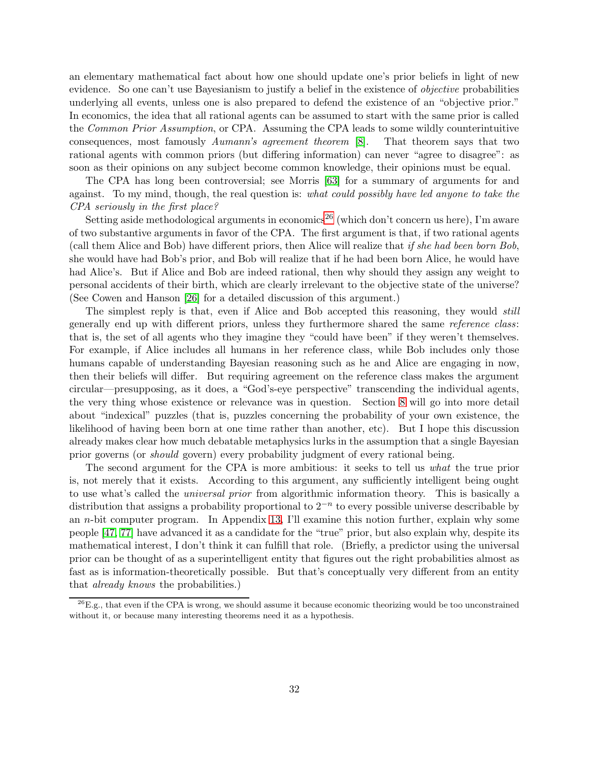an elementary mathematical fact about how one should update one's prior beliefs in light of new evidence. So one can't use Bayesianism to justify a belief in the existence of *objective* probabilities underlying all events, unless one is also prepared to defend the existence of an "objective prior." In economics, the idea that all rational agents can be assumed to start with the same prior is called the *Common Prior Assumption*, or CPA. Assuming the CPA leads to some wildly counterintuitive consequences, most famously *Aumann's agreement theorem* [8]. That theorem says that two rational agents with common priors (but differing information) can never "agree to disagree": as soon as their opinions on any subject become common knowledge, their opinions must be equal.

The CPA has long been controversial; see Morris [63] for a summary of arguments for and against. To my mind, though, the real question is: *what could possibly have led anyone to take the CPA seriously in the first place?*

Setting aside methodological arguments in economics[26] (which don't concern us here), I'm aware of two substantive arguments in favor of the CPA. The first argument is that, if two rational agents (call them Alice and Bob) have different priors, then Alice will realize that *if she had been born Bob*, she would have had Bob's prior, and Bob will realize that if he had been born Alice, he would have had Alice's. But if Alice and Bob are indeed rational, then why should they assign any weight to personal accidents of their birth, which are clearly irrelevant to the objective state of the universe? (See Cowen and Hanson [26] for a detailed discussion of this argument.)

The simplest reply is that, even if Alice and Bob accepted this reasoning, they would *still* generally end up with different priors, unless they furthermore shared the same *reference class*: that is, the set of all agents who they imagine they "could have been" if they weren't themselves. For example, if Alice includes all humans in her reference class, while Bob includes only those humans capable of understanding Bayesian reasoning such as he and Alice are engaging in now, then their beliefs will differ. But requiring agreement on the reference class makes the argument circular—presupposing, as it does, a "God's-eye perspective" transcending the individual agents, the very thing whose existence or relevance was in question. Section 8 will go into more detail about "indexical" puzzles (that is, puzzles concerning the probability of your own existence, the likelihood of having been born at one time rather than another, etc). But I hope this discussion already makes clear how much debatable metaphysics lurks in the assumption that a single Bayesian prior governs (or *should* govern) every probability judgment of every rational being.

The second argument for the CPA is more ambitious: it seeks to tell us *what* the true prior is, not merely that it exists. According to this argument, any sufficiently intelligent being ought to use what's called the *universal prior* from algorithmic information theory. This is basically a distribution that assigns a probability proportional to $2^{-n}$ to every possible universe describable by an $n$-bit computer program. In Appendix 13, I'll examine this notion further, explain why some people [47, 77] have advanced it as a candidate for the "true" prior, but also explain why, despite its mathematical interest, I don't think it can fulfill that role. (Briefly, a predictor using the universal prior can be thought of as a superintelligent entity that figures out the right probabilities almost as fast as is information-theoretically possible. But that's conceptually very different from an entity that *already knows* the probabilities.)

[26] E.g., that even if the CPA is wrong, we should assume it because economic theorizing would be too unconstrained without it, or because many interesting theorems need it as a hypothesis.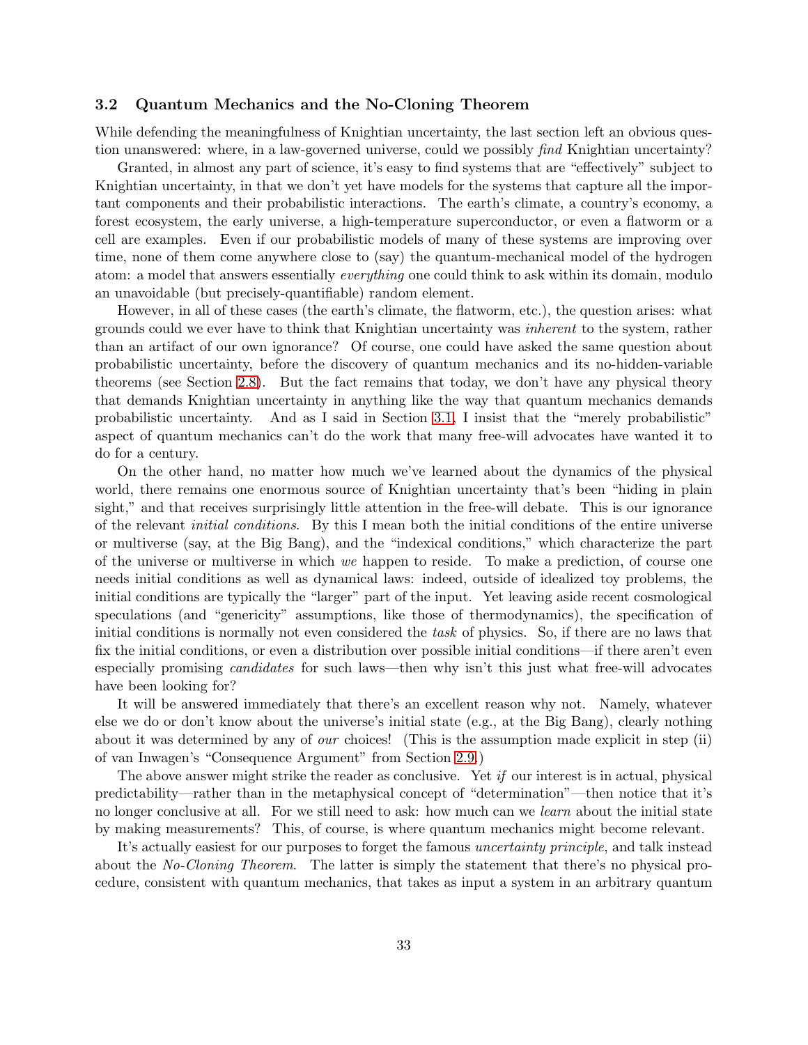### 3.2 Quantum Mechanics and the No-Cloning Theorem

While defending the meaningfulness of Knightian uncertainty, the last section left an obvious question unanswered: where, in a law-governed universe, could we possibly *find* Knightian uncertainty?

Granted, in almost any part of science, it's easy to find systems that are "effectively" subject to Knightian uncertainty, in that we don't yet have models for the systems that capture all the important components and their probabilistic interactions. The earth's climate, a country's economy, a forest ecosystem, the early universe, a high-temperature superconductor, or even a flatworm or a cell are examples. Even if our probabilistic models of many of these systems are improving over time, none of them come anywhere close to (say) the quantum-mechanical model of the hydrogen atom: a model that answers essentially *everything* one could think to ask within its domain, modulo an unavoidable (but precisely-quantifiable) random element.

However, in all of these cases (the earth's climate, the flatworm, etc.), the question arises: what grounds could we ever have to think that Knightian uncertainty was *inherent* to the system, rather than an artifact of our own ignorance? Of course, one could have asked the same question about probabilistic uncertainty, before the discovery of quantum mechanics and its no-hidden-variable theorems (see Section 2.8). But the fact remains that today, we don't have any physical theory that demands Knightian uncertainty in anything like the way that quantum mechanics demands probabilistic uncertainty. And as I said in Section 3.1, I insist that the "merely probabilistic" aspect of quantum mechanics can't do the work that many free-will advocates have wanted it to do for a century.

On the other hand, no matter how much we've learned about the dynamics of the physical world, there remains one enormous source of Knightian uncertainty that's been "hiding in plain sight," and that receives surprisingly little attention in the free-will debate. This is our ignorance of the relevant *initial conditions*. By this I mean both the initial conditions of the entire universe or multiverse (say, at the Big Bang), and the "indexical conditions," which characterize the part of the universe or multiverse in which *we* happen to reside. To make a prediction, of course one needs initial conditions as well as dynamical laws: indeed, outside of idealized toy problems, the initial conditions are typically the "larger" part of the input. Yet leaving aside recent cosmological speculations (and "genericity" assumptions, like those of thermodynamics), the specification of initial conditions is normally not even considered the *task* of physics. So, if there are no laws that fix the initial conditions, or even a distribution over possible initial conditions—if there aren't even especially promising *candidates* for such laws—then why isn't this just what free-will advocates have been looking for?

It will be answered immediately that there's an excellent reason why not. Namely, whatever else we do or don't know about the universe's initial state (e.g., at the Big Bang), clearly nothing about it was determined by any of *our* choices! (This is the assumption made explicit in step (ii) of van Inwagen's "Consequence Argument" from Section 2.9.)

The above answer might strike the reader as conclusive. Yet *if* our interest is in actual, physical predictability—rather than in the metaphysical concept of "determination"—then notice that it's no longer conclusive at all. For we still need to ask: how much can we *learn* about the initial state by making measurements? This, of course, is where quantum mechanics might become relevant.

It's actually easiest for our purposes to forget the famous *uncertainty principle*, and talk instead about the *No-Cloning Theorem*. The latter is simply the statement that there's no physical procedure, consistent with quantum mechanics, that takes as input a system in an arbitrary quantum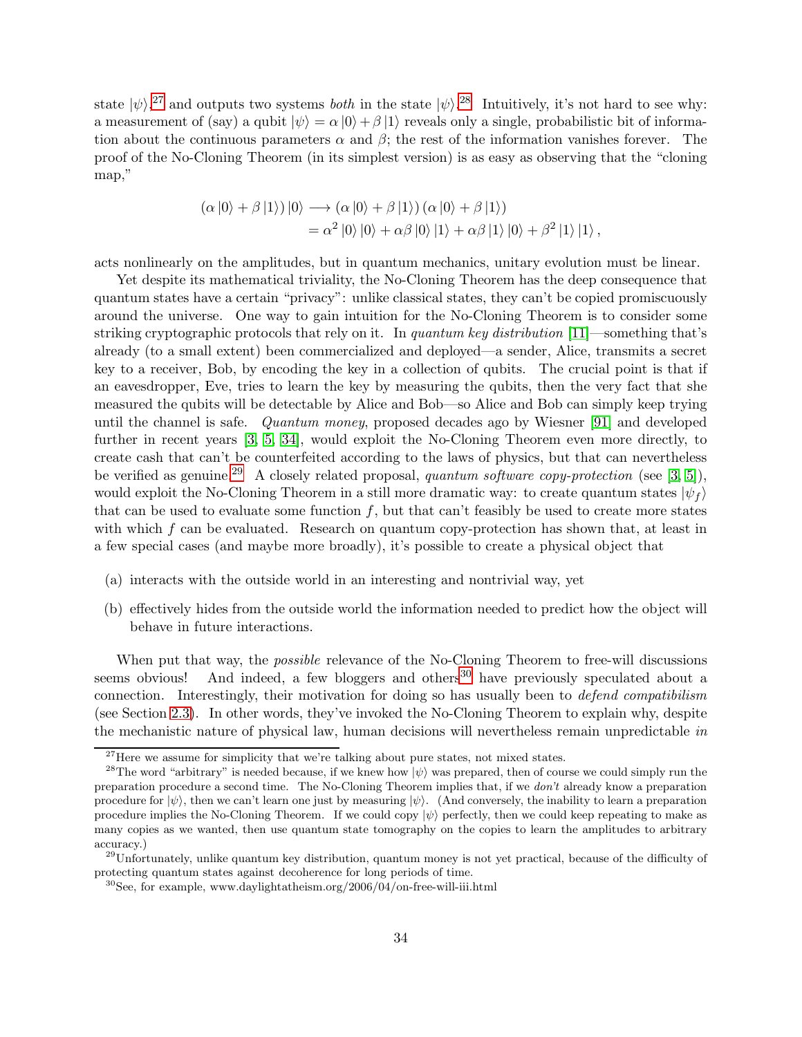state $|\psi\rangle$,[27] and outputs two systems *both* in the state $|\psi\rangle$.[28] Intuitively, it's not hard to see why: a measurement of (say) a qubit $|\psi\rangle = \alpha|0\rangle + \beta|1\rangle$ reveals only a single, probabilistic bit of information about the continuous parameters $\alpha$ and $\beta$; the rest of the information vanishes forever. The proof of the No-Cloning Theorem (in its simplest version) is as easy as observing that the "cloning map,"

$$
\begin{aligned}
(\alpha|0\rangle + \beta|1\rangle)|0\rangle &\longrightarrow (\alpha|0\rangle + \beta|1\rangle)(\alpha|0\rangle + \beta|1\rangle) \\
&= \alpha^2|0\rangle|0\rangle + \alpha\beta|0\rangle|1\rangle + \alpha\beta|1\rangle|0\rangle + \beta^2|1\rangle|1\rangle,
\end{aligned}
$$

acts nonlinearly on the amplitudes, but in quantum mechanics, unitary evolution must be linear.

Yet despite its mathematical triviality, the No-Cloning Theorem has the deep consequence that quantum states have a certain "privacy": unlike classical states, they can't be copied promiscuously around the universe. One way to gain intuition for the No-Cloning Theorem is to consider some striking cryptographic protocols that rely on it. In *quantum key distribution* [11]—something that's already (to a small extent) been commercialized and deployed—a sender, Alice, transmits a secret key to a receiver, Bob, by encoding the key in a collection of qubits. The crucial point is that if an eavesdropper, Eve, tries to learn the key by measuring the qubits, then the very fact that she measured the qubits will be detectable by Alice and Bob—so Alice and Bob can simply keep trying until the channel is safe. *Quantum money*, proposed decades ago by Wiesner [91] and developed further in recent years [3, 5, 34], would exploit the No-Cloning Theorem even more directly, to create cash that can't be counterfeited according to the laws of physics, but that can nevertheless be verified as genuine.[29] A closely related proposal, *quantum software copy-protection* (see [3, 5]), would exploit the No-Cloning Theorem in a still more dramatic way: to create quantum states $|\psi_f\rangle$ that can be used to evaluate some function $f$, but that can't feasibly be used to create more states with which $f$ can be evaluated. Research on quantum copy-protection has shown that, at least in a few special cases (and maybe more broadly), it's possible to create a physical object that

(a) interacts with the outside world in an interesting and nontrivial way, yet

(b) effectively hides from the outside world the information needed to predict how the object will behave in future interactions.

When put that way, the *possible* relevance of the No-Cloning Theorem to free-will discussions seems obvious! And indeed, a few bloggers and others[30] have previously speculated about a connection. Interestingly, their motivation for doing so has usually been to *defend compatibilism* (see Section 2.3). In other words, they've invoked the No-Cloning Theorem to explain why, despite the mechanistic nature of physical law, human decisions will nevertheless remain unpredictable *in*

---

[27] Here we assume for simplicity that we're talking about pure states, not mixed states.

[28] The word "arbitrary" is needed because, if we knew how $|\psi\rangle$ was prepared, then of course we could simply run the preparation procedure a second time. The No-Cloning Theorem implies that, if we *don't* already know a preparation procedure for $|\psi\rangle$, then we can't learn one just by measuring $|\psi\rangle$. (And conversely, the inability to learn a preparation procedure implies the No-Cloning Theorem. If we could copy $|\psi\rangle$ perfectly, then we could keep repeating to make as many copies as we wanted, then use quantum state tomography on the copies to learn the amplitudes to arbitrary accuracy.)

[29] Unfortunately, unlike quantum key distribution, quantum money is not yet practical, because of the difficulty of protecting quantum states against decoherence for long periods of time.

[30] See, for example, www.daylightatheism.org/2006/04/on-free-will-iii.html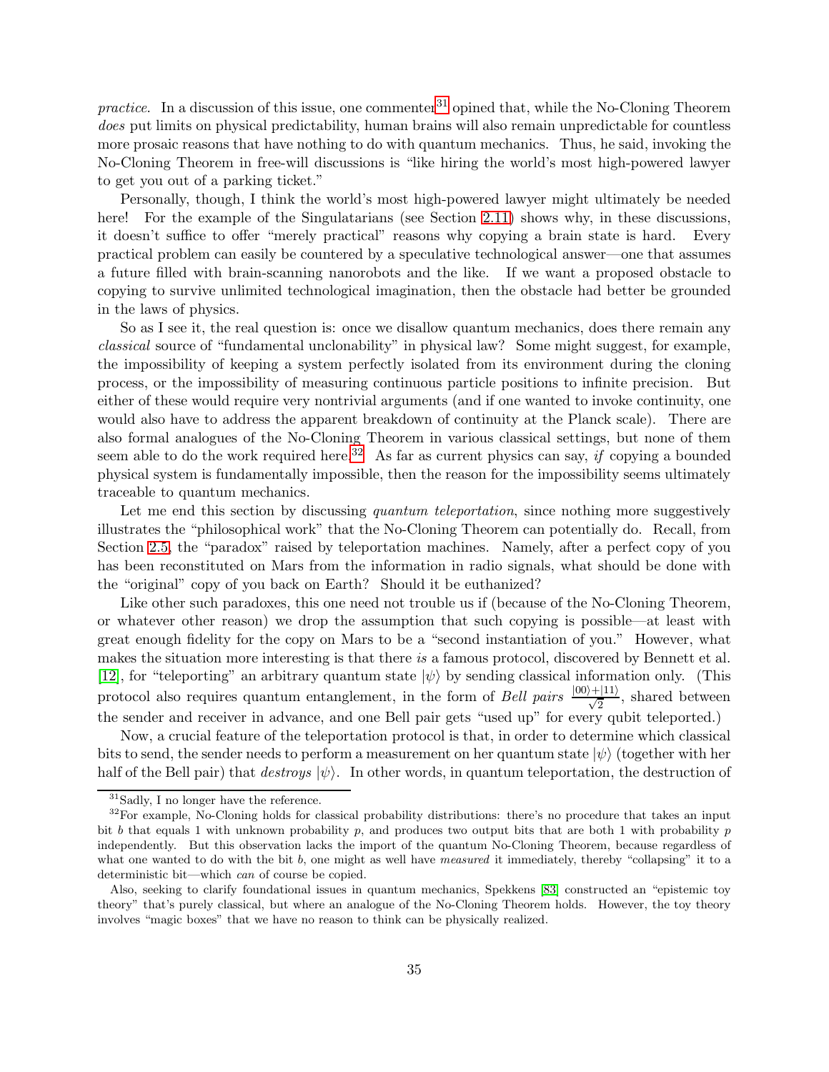*practice*. In a discussion of this issue, one commenter[31] opined that, while the No-Cloning Theorem *does* put limits on physical predictability, human brains will also remain unpredictable for countless more prosaic reasons that have nothing to do with quantum mechanics. Thus, he said, invoking the No-Cloning Theorem in free-will discussions is "like hiring the world's most high-powered lawyer to get you out of a parking ticket."

Personally, though, I think the world's most high-powered lawyer might ultimately be needed here! For the example of the Singulatarians (see Section 2.11) shows why, in these discussions, it doesn't suffice to offer "merely practical" reasons why copying a brain state is hard. Every practical problem can easily be countered by a speculative technological answer—one that assumes a future filled with brain-scanning nanorobots and the like. If we want a proposed obstacle to copying to survive unlimited technological imagination, then the obstacle had better be grounded in the laws of physics.

So as I see it, the real question is: once we disallow quantum mechanics, does there remain any *classical* source of "fundamental unclonability" in physical law? Some might suggest, for example, the impossibility of keeping a system perfectly isolated from its environment during the cloning process, or the impossibility of measuring continuous particle positions to infinite precision. But either of these would require very nontrivial arguments (and if one wanted to invoke continuity, one would also have to address the apparent breakdown of continuity at the Planck scale). There are also formal analogues of the No-Cloning Theorem in various classical settings, but none of them seem able to do the work required here.[32] As far as current physics can say, *if* copying a bounded physical system is fundamentally impossible, then the reason for the impossibility seems ultimately traceable to quantum mechanics.

Let me end this section by discussing *quantum teleportation*, since nothing more suggestively illustrates the "philosophical work" that the No-Cloning Theorem can potentially do. Recall, from Section 2.5, the "paradox" raised by teleportation machines. Namely, after a perfect copy of you has been reconstituted on Mars from the information in radio signals, what should be done with the "original" copy of you back on Earth? Should it be euthanized?

Like other such paradoxes, this one need not trouble us if (because of the No-Cloning Theorem, or whatever other reason) we drop the assumption that such copying is possible—at least with great enough fidelity for the copy on Mars to be a "second instantiation of you." However, what makes the situation more interesting is that there *is* a famous protocol, discovered by Bennett et al. [12], for "teleporting" an arbitrary quantum state $|\psi\rangle$ by sending classical information only. (This protocol also requires quantum entanglement, in the form of *Bell pairs* $\frac{|00\rangle+|11\rangle}{\sqrt{2}}$, shared between the sender and receiver in advance, and one Bell pair gets "used up" for every qubit teleported.)

Now, a crucial feature of the teleportation protocol is that, in order to determine which classical bits to send, the sender needs to perform a measurement on her quantum state $|\psi\rangle$ (together with her half of the Bell pair) that *destroys* $|\psi\rangle$. In other words, in quantum teleportation, the destruction of

[31] Sadly, I no longer have the reference.

[32] For example, No-Cloning holds for classical probability distributions: there's no procedure that takes an input bit $b$ that equals 1 with unknown probability $p$, and produces two output bits that are both 1 with probability $p$ independently. But this observation lacks the import of the quantum No-Cloning Theorem, because regardless of what one wanted to do with the bit $b$, one might as well have *measured* it immediately, thereby "collapsing" it to a deterministic bit—which *can* of course be copied.

Also, seeking to clarify foundational issues in quantum mechanics, Spekkens [83] constructed an "epistemic toy theory" that's purely classical, but where an analogue of the No-Cloning Theorem holds. However, the toy theory involves "magic boxes" that we have no reason to think can be physically realized.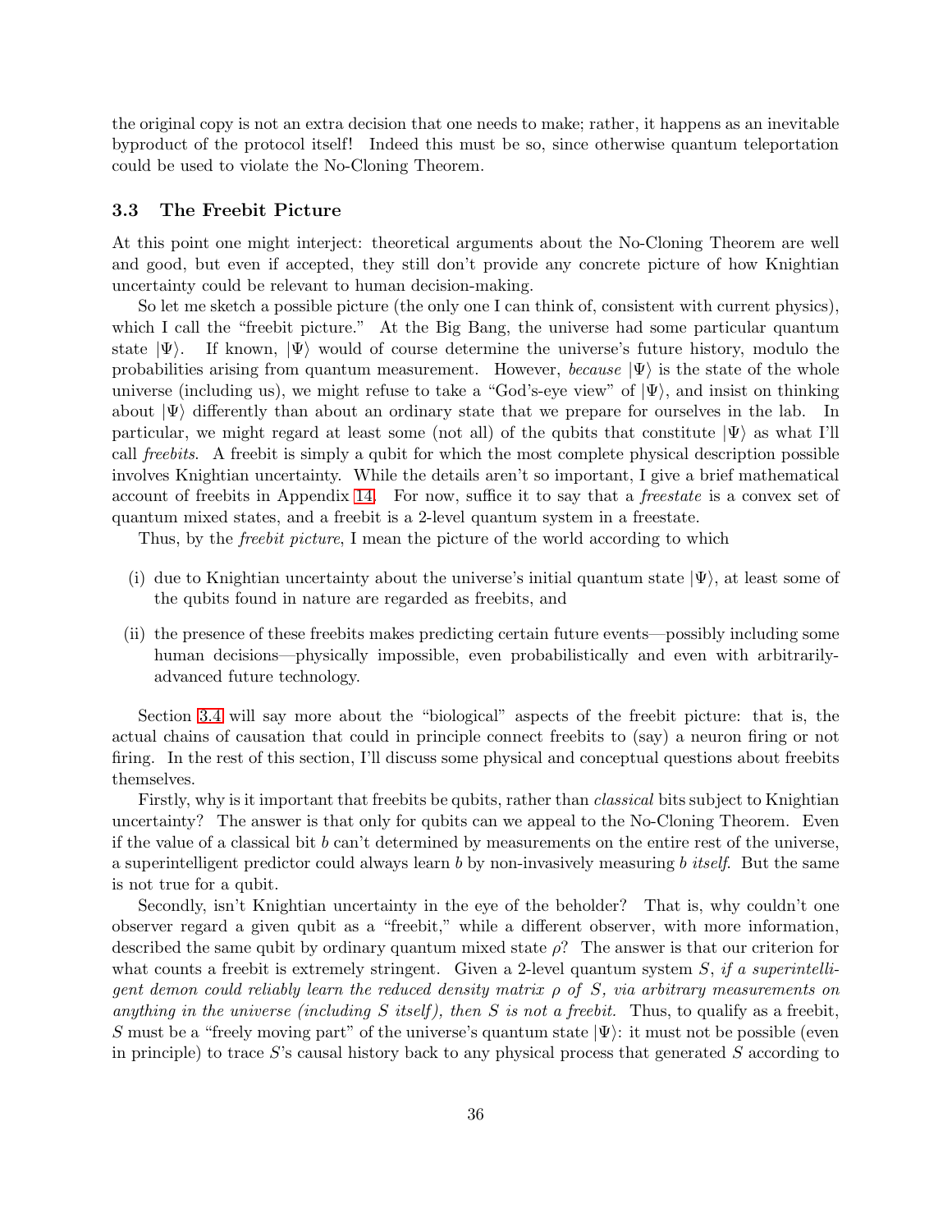the original copy is not an extra decision that one needs to make; rather, it happens as an inevitable byproduct of the protocol itself! Indeed this must be so, since otherwise quantum teleportation could be used to violate the No-Cloning Theorem.

### 3.3 The Freebit Picture

At this point one might interject: theoretical arguments about the No-Cloning Theorem are well and good, but even if accepted, they still don't provide any concrete picture of how Knightian uncertainty could be relevant to human decision-making.

So let me sketch a possible picture (the only one I can think of, consistent with current physics), which I call the "freebit picture." At the Big Bang, the universe had some particular quantum state $|\Psi\rangle$. If known, $|\Psi\rangle$ would of course determine the universe's future history, modulo the probabilities arising from quantum measurement. However, *because* $|\Psi\rangle$ is the state of the whole universe (including us), we might refuse to take a "God's-eye view" of $|\Psi\rangle$, and insist on thinking about $|\Psi\rangle$ differently than about an ordinary state that we prepare for ourselves in the lab. In particular, we might regard at least some (not all) of the qubits that constitute $|\Psi\rangle$ as what I'll call *freebits*. A freebit is simply a qubit for which the most complete physical description possible involves Knightian uncertainty. While the details aren't so important, I give a brief mathematical account of freebits in Appendix 14. For now, suffice it to say that a *freestate* is a convex set of quantum mixed states, and a freebit is a 2-level quantum system in a freestate.

Thus, by the *freebit picture*, I mean the picture of the world according to which

(i) due to Knightian uncertainty about the universe's initial quantum state $|\Psi\rangle$, at least some of the qubits found in nature are regarded as freebits, and

(ii) the presence of these freebits makes predicting certain future events—possibly including some human decisions—physically impossible, even probabilistically and even with arbitrarily-advanced future technology.

Section 3.4 will say more about the "biological" aspects of the freebit picture: that is, the actual chains of causation that could in principle connect freebits to (say) a neuron firing or not firing. In the rest of this section, I'll discuss some physical and conceptual questions about freebits themselves.

Firstly, why is it important that freebits be qubits, rather than *classical* bits subject to Knightian uncertainty? The answer is that only for qubits can we appeal to the No-Cloning Theorem. Even if the value of a classical bit $b$ can't determined by measurements on the entire rest of the universe, a superintelligent predictor could always learn $b$ by non-invasively measuring $b$ *itself*. But the same is not true for a qubit.

Secondly, isn't Knightian uncertainty in the eye of the beholder? That is, why couldn't one observer regard a given qubit as a "freebit," while a different observer, with more information, described the same qubit by ordinary quantum mixed state $\rho$? The answer is that our criterion for what counts a freebit is extremely stringent. Given a 2-level quantum system $S$, *if a superintelligent demon could reliably learn the reduced density matrix $\rho$ of $S$, via arbitrary measurements on anything in the universe (including $S$ itself), then $S$ is not a freebit.* Thus, to qualify as a freebit, $S$ must be a "freely moving part" of the universe's quantum state $|\Psi\rangle$: it must not be possible (even in principle) to trace $S$'s causal history back to any physical process that generated $S$ according to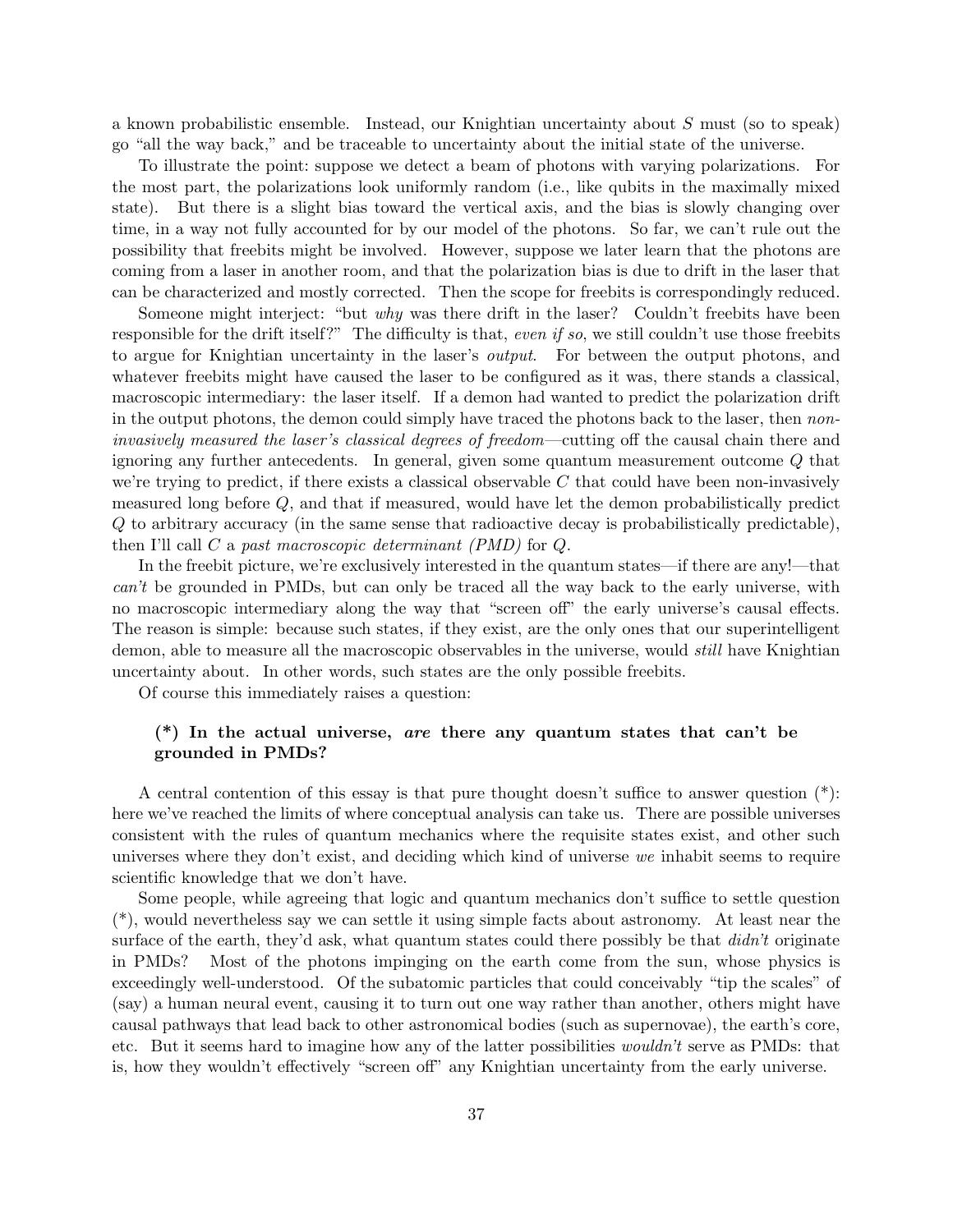a known probabilistic ensemble. Instead, our Knightian uncertainty about $S$ must (so to speak) go "all the way back," and be traceable to uncertainty about the initial state of the universe.

To illustrate the point: suppose we detect a beam of photons with varying polarizations. For the most part, the polarizations look uniformly random (i.e., like qubits in the maximally mixed state). But there is a slight bias toward the vertical axis, and the bias is slowly changing over time, in a way not fully accounted for by our model of the photons. So far, we can't rule out the possibility that freebits might be involved. However, suppose we later learn that the photons are coming from a laser in another room, and that the polarization bias is due to drift in the laser that can be characterized and mostly corrected. Then the scope for freebits is correspondingly reduced.

Someone might interject: "but *why* was there drift in the laser? Couldn't freebits have been responsible for the drift itself?" The difficulty is that, *even if so*, we still couldn't use those freebits to argue for Knightian uncertainty in the laser's *output*. For between the output photons, and whatever freebits might have caused the laser to be configured as it was, there stands a classical, macroscopic intermediary: the laser itself. If a demon had wanted to predict the polarization drift in the output photons, the demon could simply have traced the photons back to the laser, then *non-invasively measured the laser's classical degrees of freedom*—cutting off the causal chain there and ignoring any further antecedents. In general, given some quantum measurement outcome $Q$ that we're trying to predict, if there exists a classical observable $C$ that could have been non-invasively measured long before $Q$, and that if measured, would have let the demon probabilistically predict $Q$ to arbitrary accuracy (in the same sense that radioactive decay is probabilistically predictable), then I'll call $C$ a *past macroscopic determinant (PMD)* for $Q$.

In the freebit picture, we're exclusively interested in the quantum states—if there are any!—that *can't* be grounded in PMDs, but can only be traced all the way back to the early universe, with no macroscopic intermediary along the way that "screen off" the early universe's causal effects. The reason is simple: because such states, if they exist, are the only ones that our superintelligent demon, able to measure all the macroscopic observables in the universe, would *still* have Knightian uncertainty about. In other words, such states are the only possible freebits.

Of course this immediately raises a question:

> **(*) In the actual universe, *are* there any quantum states that can't be grounded in PMDs?**

A central contention of this essay is that pure thought doesn't suffice to answer question (*): here we've reached the limits of where conceptual analysis can take us. There are possible universes consistent with the rules of quantum mechanics where the requisite states exist, and other such universes where they don't exist, and deciding which kind of universe *we* inhabit seems to require scientific knowledge that we don't have.

Some people, while agreeing that logic and quantum mechanics don't suffice to settle question (*), would nevertheless say we can settle it using simple facts about astronomy. At least near the surface of the earth, they'd ask, what quantum states could there possibly be that *didn't* originate in PMDs? Most of the photons impinging on the earth come from the sun, whose physics is exceedingly well-understood. Of the subatomic particles that could conceivably "tip the scales" of (say) a human neural event, causing it to turn out one way rather than another, others might have causal pathways that lead back to other astronomical bodies (such as supernovae), the earth's core, etc. But it seems hard to imagine how any of the latter possibilities *wouldn't* serve as PMDs: that is, how they wouldn't effectively "screen off" any Knightian uncertainty from the early universe.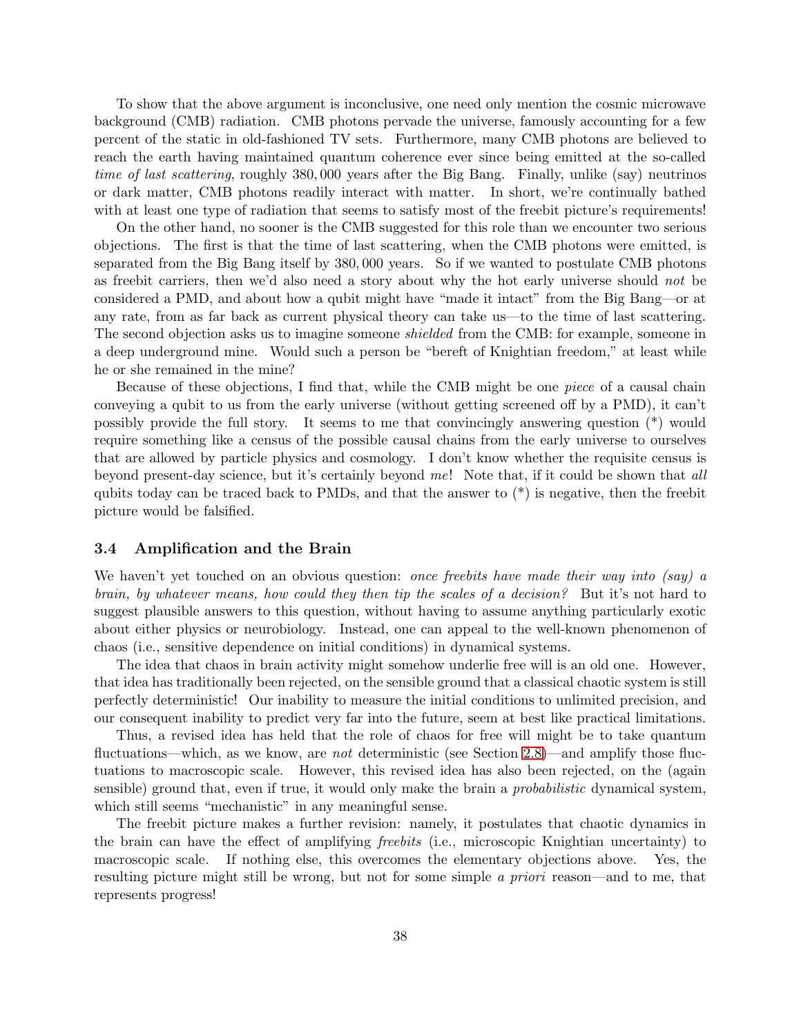To show that the above argument is inconclusive, one need only mention the cosmic microwave background (CMB) radiation. CMB photons pervade the universe, famously accounting for a few percent of the static in old-fashioned TV sets. Furthermore, many CMB photons are believed to reach the earth having maintained quantum coherence ever since being emitted at the so-called *time of last scattering*, roughly 380,000 years after the Big Bang. Finally, unlike (say) neutrinos or dark matter, CMB photons readily interact with matter. In short, we're continually bathed with at least one type of radiation that seems to satisfy most of the freebit picture's requirements!

On the other hand, no sooner is the CMB suggested for this role than we encounter two serious objections. The first is that the time of last scattering, when the CMB photons were emitted, is separated from the Big Bang itself by 380,000 years. So if we wanted to postulate CMB photons as freebit carriers, then we'd also need a story about why the hot early universe should *not* be considered a PMD, and about how a qubit might have "made it intact" from the Big Bang—or at any rate, from as far back as current physical theory can take us—to the time of last scattering. The second objection asks us to imagine someone *shielded* from the CMB: for example, someone in a deep underground mine. Would such a person be "bereft of Knightian freedom," at least while he or she remained in the mine?

Because of these objections, I find that, while the CMB might be one *piece* of a causal chain conveying a qubit to us from the early universe (without getting screened off by a PMD), it can't possibly provide the full story. It seems to me that convincingly answering question (*) would require something like a census of the possible causal chains from the early universe to ourselves that are allowed by particle physics and cosmology. I don't know whether the requisite census is beyond present-day science, but it's certainly beyond *me*! Note that, if it could be shown that *all* qubits today can be traced back to PMDs, and that the answer to (*) is negative, then the freebit picture would be falsified.

### 3.4 Amplification and the Brain

We haven't yet touched on an obvious question: *once freebits have made their way into (say) a brain, by whatever means, how could they then tip the scales of a decision?* But it's not hard to suggest plausible answers to this question, without having to assume anything particularly exotic about either physics or neurobiology. Instead, one can appeal to the well-known phenomenon of chaos (i.e., sensitive dependence on initial conditions) in dynamical systems.

The idea that chaos in brain activity might somehow underlie free will is an old one. However, that idea has traditionally been rejected, on the sensible ground that a classical chaotic system is still perfectly deterministic! Our inability to measure the initial conditions to unlimited precision, and our consequent inability to predict very far into the future, seem at best like practical limitations.

Thus, a revised idea has held that the role of chaos for free will might be to take quantum fluctuations—which, as we know, are *not* deterministic (see Section 2.8)—and amplify those fluctuations to macroscopic scale. However, this revised idea has also been rejected, on the (again sensible) ground that, even if true, it would only make the brain a *probabilistic* dynamical system, which still seems "mechanistic" in any meaningful sense.

The freebit picture makes a further revision: namely, it postulates that chaotic dynamics in the brain can have the effect of amplifying *freebits* (i.e., microscopic Knightian uncertainty) to macroscopic scale. If nothing else, this overcomes the elementary objections above. Yes, the resulting picture might still be wrong, but not for some simple *a priori* reason—and to me, that represents progress!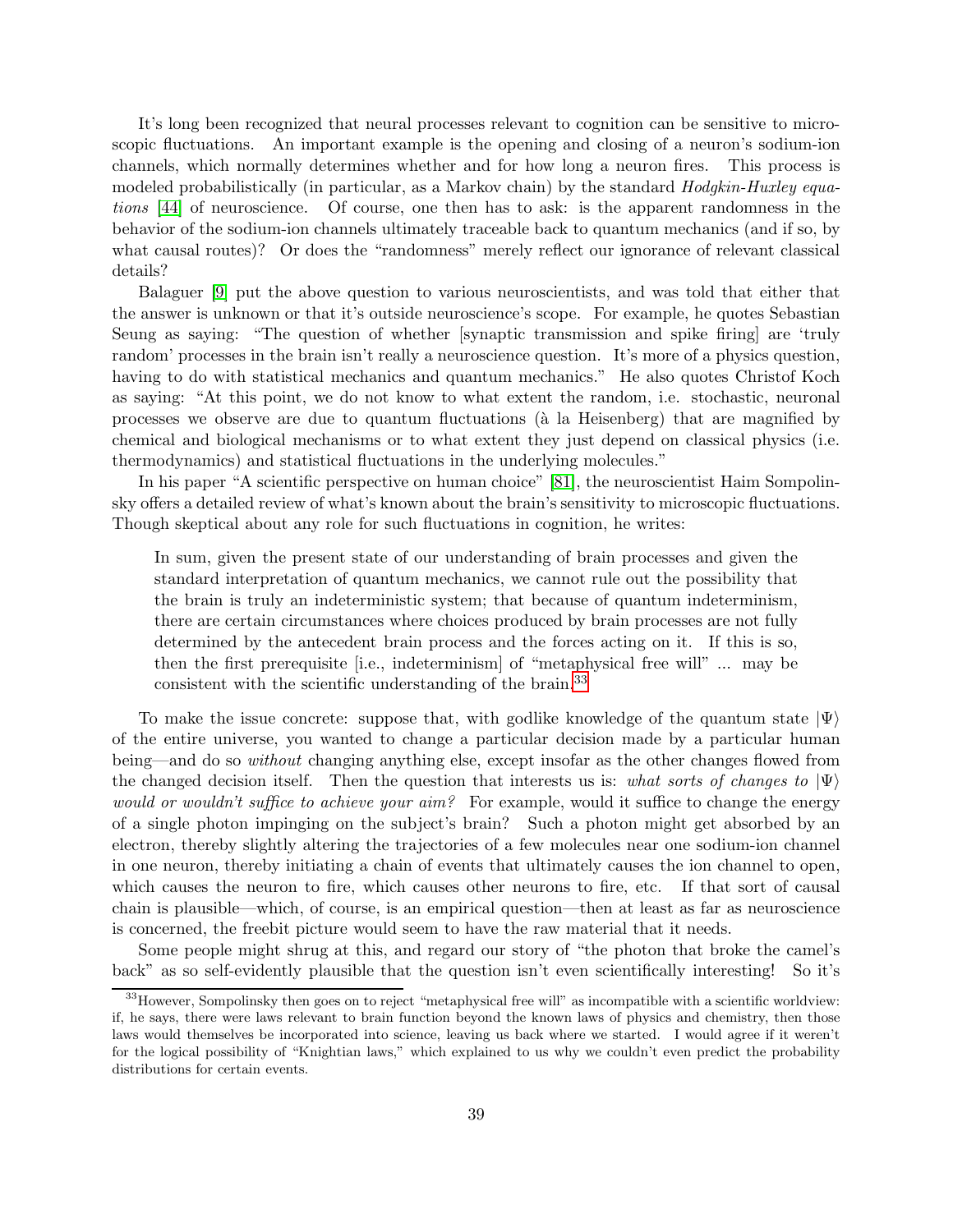It's long been recognized that neural processes relevant to cognition can be sensitive to microscopic fluctuations. An important example is the opening and closing of a neuron's sodium-ion channels, which normally determines whether and for how long a neuron fires. This process is modeled probabilistically (in particular, as a Markov chain) by the standard *Hodgkin-Huxley equations* [44] of neuroscience. Of course, one then has to ask: is the apparent randomness in the behavior of the sodium-ion channels ultimately traceable back to quantum mechanics (and if so, by what causal routes)? Or does the "randomness" merely reflect our ignorance of relevant classical details?

Balaguer [9] put the above question to various neuroscientists, and was told that either that the answer is unknown or that it's outside neuroscience's scope. For example, he quotes Sebastian Seung as saying: "The question of whether [synaptic transmission and spike firing] are 'truly random' processes in the brain isn't really a neuroscience question. It's more of a physics question, having to do with statistical mechanics and quantum mechanics." He also quotes Christof Koch as saying: "At this point, we do not know to what extent the random, i.e. stochastic, neuronal processes we observe are due to quantum fluctuations (à la Heisenberg) that are magnified by chemical and biological mechanisms or to what extent they just depend on classical physics (i.e. thermodynamics) and statistical fluctuations in the underlying molecules."

In his paper "A scientific perspective on human choice" [81], the neuroscientist Haim Sompolinsky offers a detailed review of what's known about the brain's sensitivity to microscopic fluctuations. Though skeptical about any role for such fluctuations in cognition, he writes:

> In sum, given the present state of our understanding of brain processes and given the standard interpretation of quantum mechanics, we cannot rule out the possibility that the brain is truly an indeterministic system; that because of quantum indeterminism, there are certain circumstances where choices produced by brain processes are not fully determined by the antecedent brain process and the forces acting on it. If this is so, then the first prerequisite [i.e., indeterminism] of "metaphysical free will" ... may be consistent with the scientific understanding of the brain.[33]

To make the issue concrete: suppose that, with godlike knowledge of the quantum state $|\Psi\rangle$ of the entire universe, you wanted to change a particular decision made by a particular human being—and do so *without* changing anything else, except insofar as the other changes flowed from the changed decision itself. Then the question that interests us is: *what sorts of changes to $|\Psi\rangle$ would or wouldn't suffice to achieve your aim?* For example, would it suffice to change the energy of a single photon impinging on the subject's brain? Such a photon might get absorbed by an electron, thereby slightly altering the trajectories of a few molecules near one sodium-ion channel in one neuron, thereby initiating a chain of events that ultimately causes the ion channel to open, which causes the neuron to fire, which causes other neurons to fire, etc. If that sort of causal chain is plausible—which, of course, is an empirical question—then at least as far as neuroscience is concerned, the freebit picture would seem to have the raw material that it needs.

Some people might shrug at this, and regard our story of "the photon that broke the camel's back" as so self-evidently plausible that the question isn't even scientifically interesting! So it's

[33] However, Sompolinsky then goes on to reject "metaphysical free will" as incompatible with a scientific worldview: if, he says, there were laws relevant to brain function beyond the known laws of physics and chemistry, then those laws would themselves be incorporated into science, leaving us back where we started. I would agree if it weren't for the logical possibility of "Knightian laws," which explained to us why we couldn't even predict the probability distributions for certain events.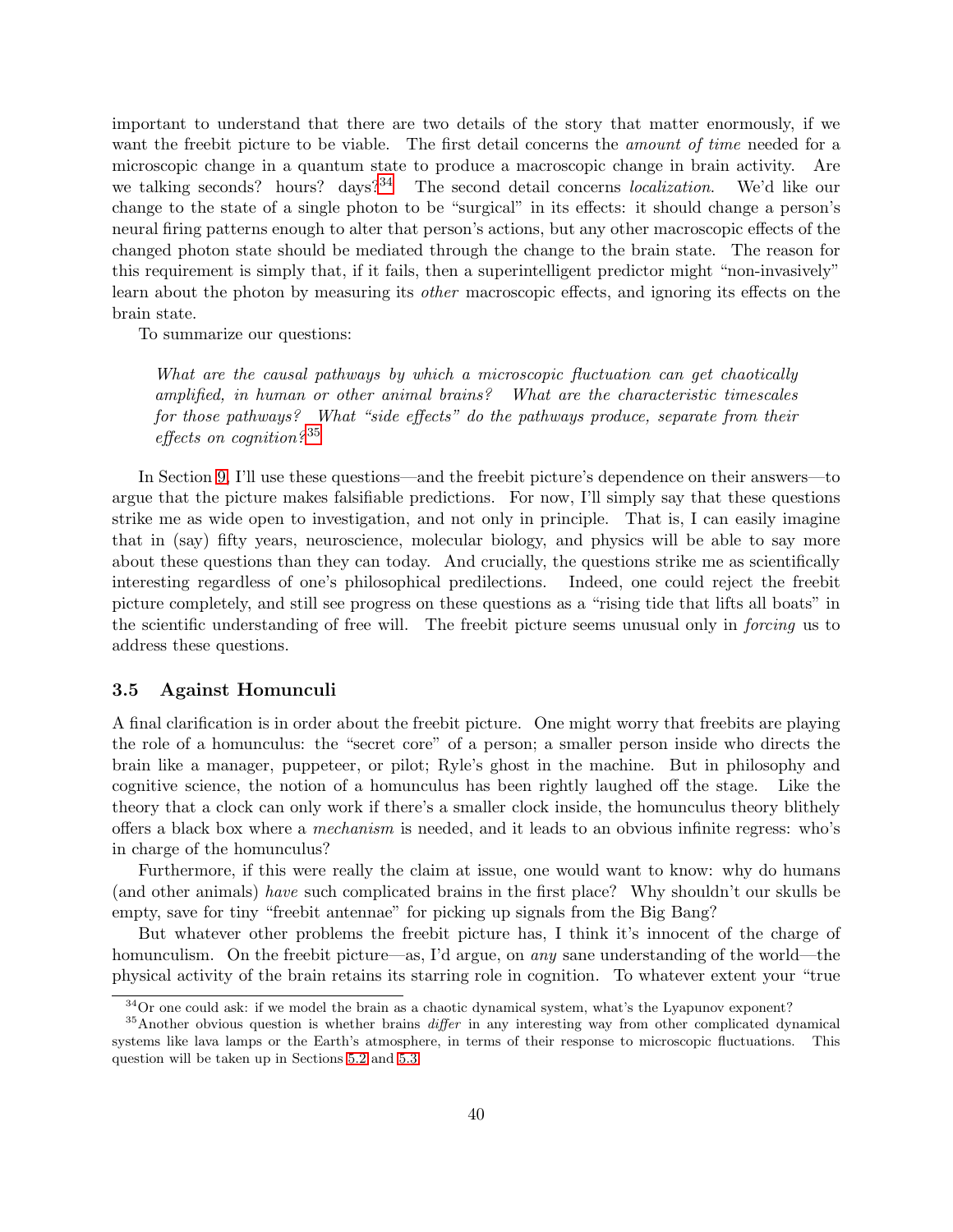important to understand that there are two details of the story that matter enormously, if we want the freebit picture to be viable. The first detail concerns the *amount of time* needed for a microscopic change in a quantum state to produce a macroscopic change in brain activity. Are we talking seconds? hours? days?[34] The second detail concerns *localization*. We'd like our change to the state of a single photon to be "surgical" in its effects: it should change a person's neural firing patterns enough to alter that person's actions, but any other macroscopic effects of the changed photon state should be mediated through the change to the brain state. The reason for this requirement is simply that, if it fails, then a superintelligent predictor might "non-invasively" learn about the photon by measuring its *other* macroscopic effects, and ignoring its effects on the brain state.

To summarize our questions:

> *What are the causal pathways by which a microscopic fluctuation can get chaotically amplified, in human or other animal brains? What are the characteristic timescales for those pathways? What "side effects" do the pathways produce, separate from their effects on cognition?*[35]

In Section 9, I'll use these questions—and the freebit picture's dependence on their answers—to argue that the picture makes falsifiable predictions. For now, I'll simply say that these questions strike me as wide open to investigation, and not only in principle. That is, I can easily imagine that in (say) fifty years, neuroscience, molecular biology, and physics will be able to say more about these questions than they can today. And crucially, the questions strike me as scientifically interesting regardless of one's philosophical predilections. Indeed, one could reject the freebit picture completely, and still see progress on these questions as a "rising tide that lifts all boats" in the scientific understanding of free will. The freebit picture seems unusual only in *forcing* us to address these questions.

### 3.5 Against Homunculi

A final clarification is in order about the freebit picture. One might worry that freebits are playing the role of a homunculus: the "secret core" of a person; a smaller person inside who directs the brain like a manager, puppeteer, or pilot; Ryle's ghost in the machine. But in philosophy and cognitive science, the notion of a homunculus has been rightly laughed off the stage. Like the theory that a clock can only work if there's a smaller clock inside, the homunculus theory blithely offers a black box where a *mechanism* is needed, and it leads to an obvious infinite regress: who's in charge of the homunculus?

Furthermore, if this were really the claim at issue, one would want to know: why do humans (and other animals) *have* such complicated brains in the first place? Why shouldn't our skulls be empty, save for tiny "freebit antennae" for picking up signals from the Big Bang?

But whatever other problems the freebit picture has, I think it's innocent of the charge of homunculism. On the freebit picture—as, I'd argue, on *any* sane understanding of the world—the physical activity of the brain retains its starring role in cognition. To whatever extent your "true

[34] Or one could ask: if we model the brain as a chaotic dynamical system, what's the Lyapunov exponent?

[35] Another obvious question is whether brains *differ* in any interesting way from other complicated dynamical systems like lava lamps or the Earth's atmosphere, in terms of their response to microscopic fluctuations. This question will be taken up in Sections 5.2 and 5.3.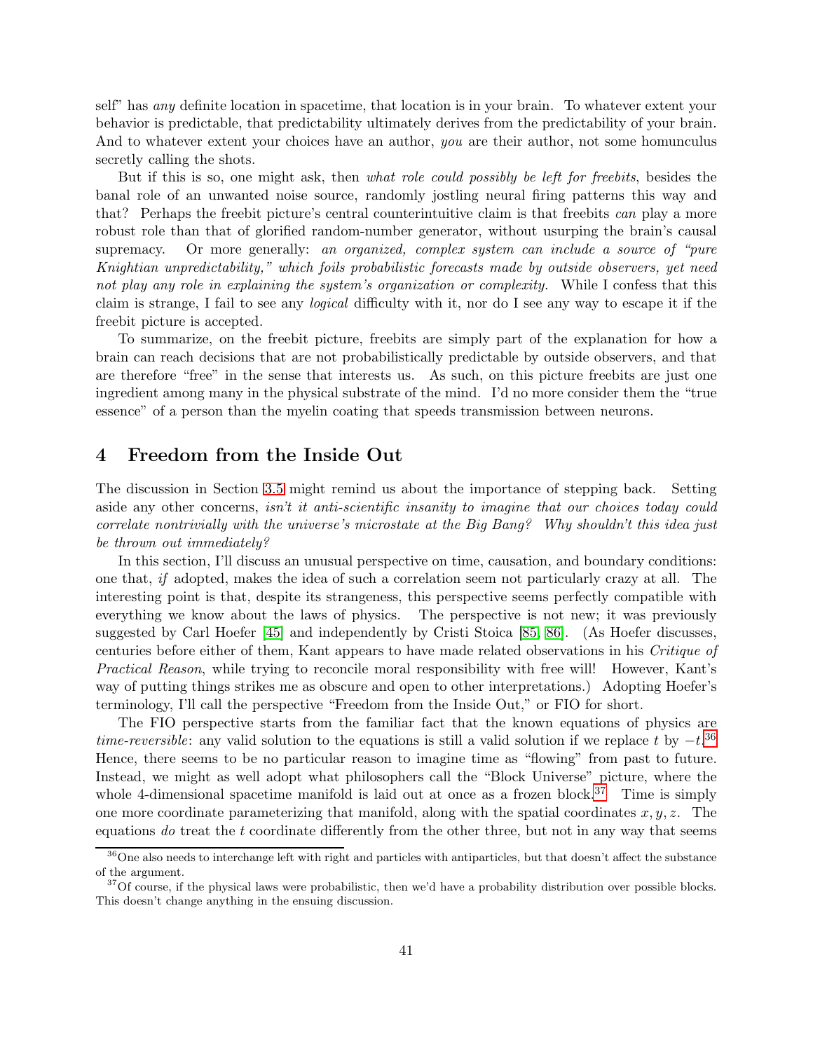self" has *any* definite location in spacetime, that location is in your brain. To whatever extent your behavior is predictable, that predictability ultimately derives from the predictability of your brain. And to whatever extent your choices have an author, *you* are their author, not some homunculus secretly calling the shots.

But if this is so, one might ask, then *what role could possibly be left for freebits*, besides the banal role of an unwanted noise source, randomly jostling neural firing patterns this way and that? Perhaps the freebit picture's central counterintuitive claim is that freebits *can* play a more robust role than that of glorified random-number generator, without usurping the brain's causal supremacy. Or more generally: *an organized, complex system can include a source of "pure Knightian unpredictability," which foils probabilistic forecasts made by outside observers, yet need not play any role in explaining the system's organization or complexity.* While I confess that this claim is strange, I fail to see any *logical* difficulty with it, nor do I see any way to escape it if the freebit picture is accepted.

To summarize, on the freebit picture, freebits are simply part of the explanation for how a brain can reach decisions that are not probabilistically predictable by outside observers, and that are therefore "free" in the sense that interests us. As such, on this picture freebits are just one ingredient among many in the physical substrate of the mind. I'd no more consider them the "true essence" of a person than the myelin coating that speeds transmission between neurons.

## 4 Freedom from the Inside Out

The discussion in Section 3.5 might remind us about the importance of stepping back. Setting aside any other concerns, *isn't it anti-scientific insanity to imagine that our choices today could correlate nontrivially with the universe's microstate at the Big Bang? Why shouldn't this idea just be thrown out immediately?*

In this section, I'll discuss an unusual perspective on time, causation, and boundary conditions: one that, *if* adopted, makes the idea of such a correlation seem not particularly crazy at all. The interesting point is that, despite its strangeness, this perspective seems perfectly compatible with everything we know about the laws of physics. The perspective is not new; it was previously suggested by Carl Hoefer [45] and independently by Cristi Stoica [85, 86]. (As Hoefer discusses, centuries before either of them, Kant appears to have made related observations in his *Critique of Practical Reason*, while trying to reconcile moral responsibility with free will! However, Kant's way of putting things strikes me as obscure and open to other interpretations.) Adopting Hoefer's terminology, I'll call the perspective "Freedom from the Inside Out," or FIO for short.

The FIO perspective starts from the familiar fact that the known equations of physics are *time-reversible*: any valid solution to the equations is still a valid solution if we replace $t$ by $-t$.[36] Hence, there seems to be no particular reason to imagine time as "flowing" from past to future. Instead, we might as well adopt what philosophers call the "Block Universe" picture, where the whole 4-dimensional spacetime manifold is laid out at once as a frozen block.[37] Time is simply one more coordinate parameterizing that manifold, along with the spatial coordinates $x, y, z$. The equations *do* treat the $t$ coordinate differently from the other three, but not in any way that seems

[36] One also needs to interchange left with right and particles with antiparticles, but that doesn't affect the substance of the argument.

[37] Of course, if the physical laws were probabilistic, then we'd have a probability distribution over possible blocks. This doesn't change anything in the ensuing discussion.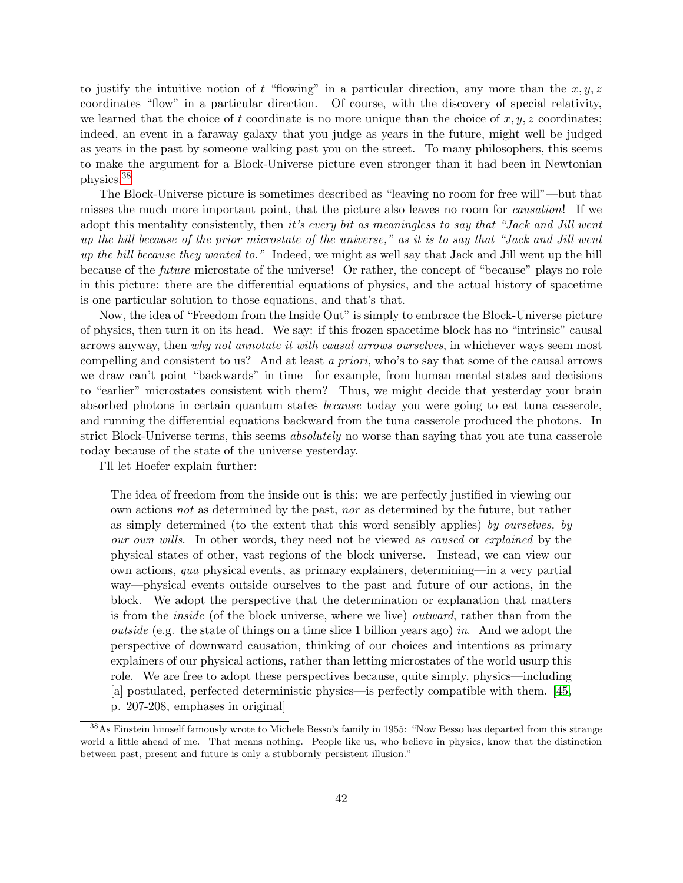to justify the intuitive notion of $t$ "flowing" in a particular direction, any more than the $x, y, z$ coordinates "flow" in a particular direction. Of course, with the discovery of special relativity, we learned that the choice of $t$ coordinate is no more unique than the choice of $x, y, z$ coordinates; indeed, an event in a faraway galaxy that you judge as years in the future, might well be judged as years in the past by someone walking past you on the street. To many philosophers, this seems to make the argument for a Block-Universe picture even stronger than it had been in Newtonian physics.[38]

The Block-Universe picture is sometimes described as "leaving no room for free will"—but that misses the much more important point, that the picture also leaves no room for *causation*! If we adopt this mentality consistently, then *it's every bit as meaningless to say that "Jack and Jill went up the hill because of the prior microstate of the universe," as it is to say that "Jack and Jill went up the hill because they wanted to."* Indeed, we might as well say that Jack and Jill went up the hill because of the *future* microstate of the universe! Or rather, the concept of "because" plays no role in this picture: there are the differential equations of physics, and the actual history of spacetime is one particular solution to those equations, and that's that.

Now, the idea of "Freedom from the Inside Out" is simply to embrace the Block-Universe picture of physics, then turn it on its head. We say: if this frozen spacetime block has no "intrinsic" causal arrows anyway, then *why not annotate it with causal arrows ourselves*, in whichever ways seem most compelling and consistent to us? And at least *a priori*, who's to say that some of the causal arrows we draw can't point "backwards" in time—for example, from human mental states and decisions to "earlier" microstates consistent with them? Thus, we might decide that yesterday your brain absorbed photons in certain quantum states *because* today you were going to eat tuna casserole, and running the differential equations backward from the tuna casserole produced the photons. In strict Block-Universe terms, this seems *absolutely* no worse than saying that you ate tuna casserole today because of the state of the universe yesterday.

I'll let Hoefer explain further:

> The idea of freedom from the inside out is this: we are perfectly justified in viewing our own actions *not* as determined by the past, *nor* as determined by the future, but rather as simply determined (to the extent that this word sensibly applies) *by ourselves, by our own wills*. In other words, they need not be viewed as *caused* or *explained* by the physical states of other, vast regions of the block universe. Instead, we can view our own actions, *qua* physical events, as primary explainers, determining—in a very partial way—physical events outside ourselves to the past and future of our actions, in the block. We adopt the perspective that the determination or explanation that matters is from the *inside* (of the block universe, where we live) *outward*, rather than from the *outside* (e.g. the state of things on a time slice 1 billion years ago) *in*. And we adopt the perspective of downward causation, thinking of our choices and intentions as primary explainers of our physical actions, rather than letting microstates of the world usurp this role. We are free to adopt these perspectives because, quite simply, physics—including [a] postulated, perfected deterministic physics—is perfectly compatible with them. [45, p. 207-208, emphases in original]

[38] As Einstein himself famously wrote to Michele Besso's family in 1955: "Now Besso has departed from this strange world a little ahead of me. That means nothing. People like us, who believe in physics, know that the distinction between past, present and future is only a stubbornly persistent illusion."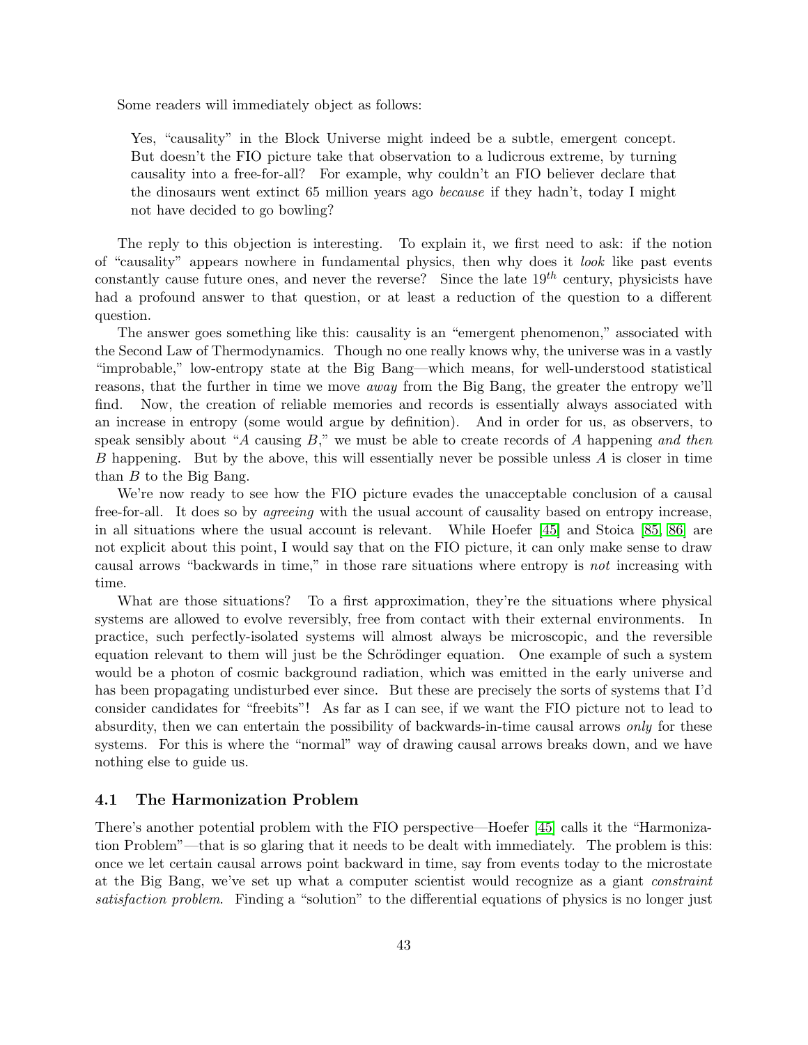Some readers will immediately object as follows:

> Yes, "causality" in the Block Universe might indeed be a subtle, emergent concept. But doesn't the FIO picture take that observation to a ludicrous extreme, by turning causality into a free-for-all? For example, why couldn't an FIO believer declare that the dinosaurs went extinct 65 million years ago *because* if they hadn't, today I might not have decided to go bowling?

The reply to this objection is interesting. To explain it, we first need to ask: if the notion of "causality" appears nowhere in fundamental physics, then why does it *look* like past events constantly cause future ones, and never the reverse? Since the late $19^{th}$ century, physicists have had a profound answer to that question, or at least a reduction of the question to a different question.

The answer goes something like this: causality is an "emergent phenomenon," associated with the Second Law of Thermodynamics. Though no one really knows why, the universe was in a vastly "improbable," low-entropy state at the Big Bang—which means, for well-understood statistical reasons, that the further in time we move *away* from the Big Bang, the greater the entropy we'll find. Now, the creation of reliable memories and records is essentially always associated with an increase in entropy (some would argue by definition). And in order for us, as observers, to speak sensibly about "$A$ causing $B$," we must be able to create records of $A$ happening *and then* $B$ happening. But by the above, this will essentially never be possible unless $A$ is closer in time than $B$ to the Big Bang.

We're now ready to see how the FIO picture evades the unacceptable conclusion of a causal free-for-all. It does so by *agreeing* with the usual account of causality based on entropy increase, in all situations where the usual account is relevant. While Hoefer [45] and Stoica [85, 86] are not explicit about this point, I would say that on the FIO picture, it can only make sense to draw causal arrows "backwards in time," in those rare situations where entropy is *not* increasing with time.

What are those situations? To a first approximation, they're the situations where physical systems are allowed to evolve reversibly, free from contact with their external environments. In practice, such perfectly-isolated systems will almost always be microscopic, and the reversible equation relevant to them will just be the Schrödinger equation. One example of such a system would be a photon of cosmic background radiation, which was emitted in the early universe and has been propagating undisturbed ever since. But these are precisely the sorts of systems that I'd consider candidates for "freebits"! As far as I can see, if we want the FIO picture not to lead to absurdity, then we can entertain the possibility of backwards-in-time causal arrows *only* for these systems. For this is where the "normal" way of drawing causal arrows breaks down, and we have nothing else to guide us.

### 4.1 The Harmonization Problem

There's another potential problem with the FIO perspective—Hoefer [45] calls it the "Harmonization Problem"—that is so glaring that it needs to be dealt with immediately. The problem is this: once we let certain causal arrows point backward in time, say from events today to the microstate at the Big Bang, we've set up what a computer scientist would recognize as a giant *constraint satisfaction problem*. Finding a "solution" to the differential equations of physics is no longer just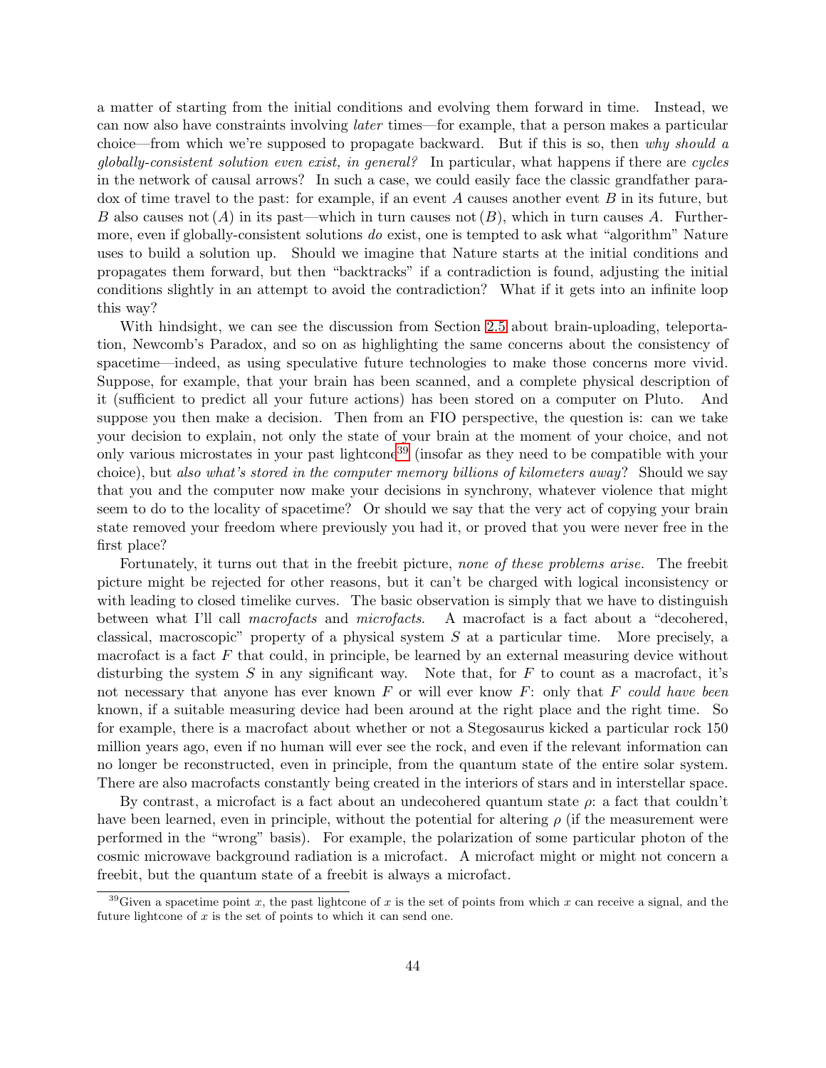a matter of starting from the initial conditions and evolving them forward in time. Instead, we can now also have constraints involving *later* times—for example, that a person makes a particular choice—from which we're supposed to propagate backward. But if this is so, then *why should a globally-consistent solution even exist, in general?* In particular, what happens if there are *cycles* in the network of causal arrows? In such a case, we could easily face the classic grandfather paradox of time travel to the past: for example, if an event $A$ causes another event $B$ in its future, but $B$ also causes not $(A)$ in its past—which in turn causes not $(B)$, which in turn causes $A$. Furthermore, even if globally-consistent solutions *do* exist, one is tempted to ask what "algorithm" Nature uses to build a solution up. Should we imagine that Nature starts at the initial conditions and propagates them forward, but then "backtracks" if a contradiction is found, adjusting the initial conditions slightly in an attempt to avoid the contradiction? What if it gets into an infinite loop this way?

With hindsight, we can see the discussion from Section 2.5 about brain-uploading, teleportation, Newcomb's Paradox, and so on as highlighting the same concerns about the consistency of spacetime—indeed, as using speculative future technologies to make those concerns more vivid. Suppose, for example, that your brain has been scanned, and a complete physical description of it (sufficient to predict all your future actions) has been stored on a computer on Pluto. And suppose you then make a decision. Then from an FIO perspective, the question is: can we take your decision to explain, not only the state of your brain at the moment of your choice, and not only various microstates in your past lightcone[39] (insofar as they need to be compatible with your choice), but *also what's stored in the computer memory billions of kilometers away*? Should we say that you and the computer now make your decisions in synchrony, whatever violence that might seem to do to the locality of spacetime? Or should we say that the very act of copying your brain state removed your freedom where previously you had it, or proved that you were never free in the first place?

Fortunately, it turns out that in the freebit picture, *none of these problems arise.* The freebit picture might be rejected for other reasons, but it can't be charged with logical inconsistency or with leading to closed timelike curves. The basic observation is simply that we have to distinguish between what I'll call *macrofacts* and *microfacts*. A macrofact is a fact about a "decohered, classical, macroscopic" property of a physical system $S$ at a particular time. More precisely, a macrofact is a fact $F$ that could, in principle, be learned by an external measuring device without disturbing the system $S$ in any significant way. Note that, for $F$ to count as a macrofact, it's not necessary that anyone has ever known $F$ or will ever know $F$: only that $F$ *could have been* known, if a suitable measuring device had been around at the right place and the right time. So for example, there is a macrofact about whether or not a Stegosaurus kicked a particular rock 150 million years ago, even if no human will ever see the rock, and even if the relevant information can no longer be reconstructed, even in principle, from the quantum state of the entire solar system. There are also macrofacts constantly being created in the interiors of stars and in interstellar space.

By contrast, a microfact is a fact about an undecohered quantum state $\rho$: a fact that couldn't have been learned, even in principle, without the potential for altering $\rho$ (if the measurement were performed in the "wrong" basis). For example, the polarization of some particular photon of the cosmic microwave background radiation is a microfact. A microfact might or might not concern a freebit, but the quantum state of a freebit is always a microfact.

[39] Given a spacetime point $x$, the past lightcone of $x$ is the set of points from which $x$ can receive a signal, and the future lightcone of $x$ is the set of points to which it can send one.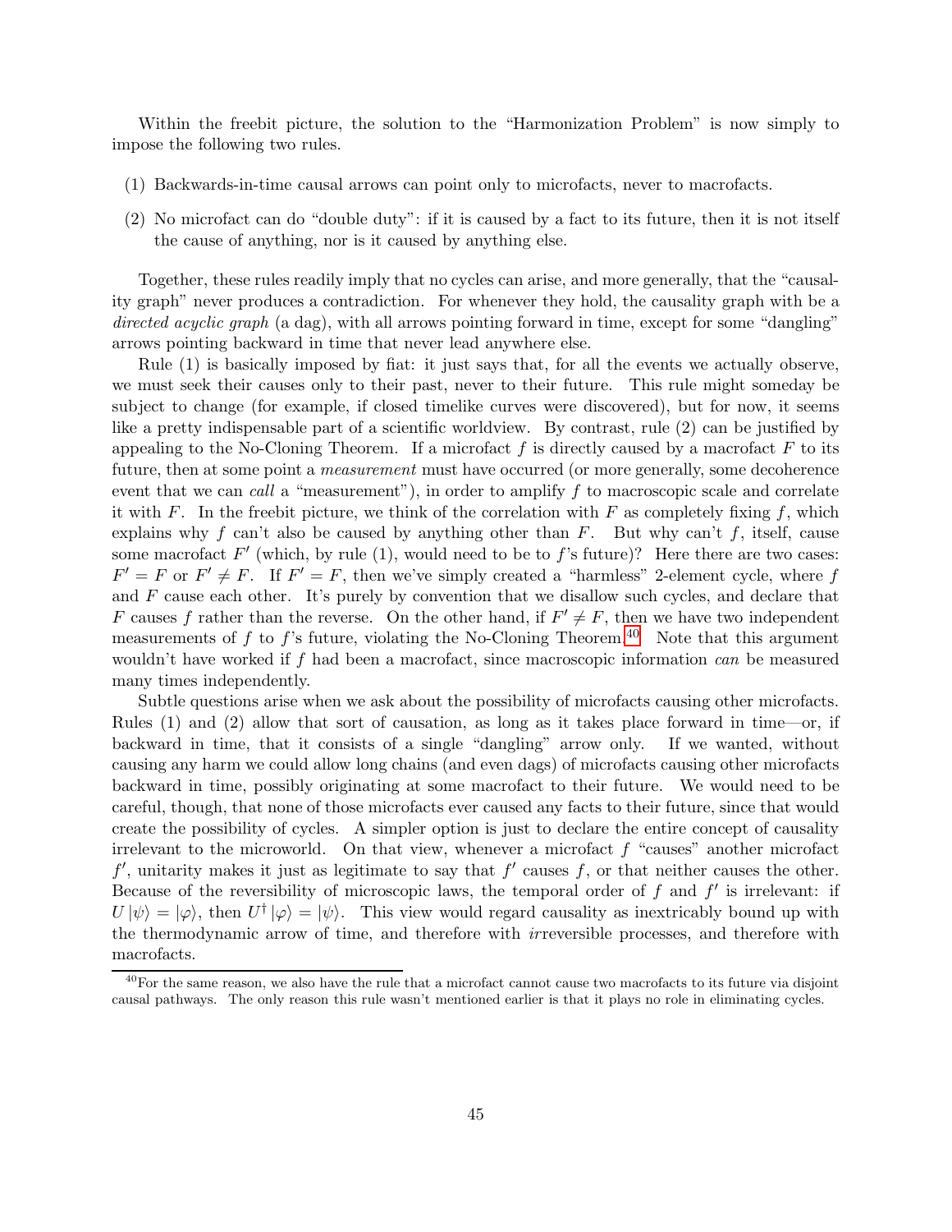Within the freebit picture, the solution to the "Harmonization Problem" is now simply to impose the following two rules.

(1) Backwards-in-time causal arrows can point only to microfacts, never to macrofacts.

(2) No microfact can do "double duty": if it is caused by a fact to its future, then it is not itself the cause of anything, nor is it caused by anything else.

Together, these rules readily imply that no cycles can arise, and more generally, that the "causality graph" never produces a contradiction. For whenever they hold, the causality graph with be a *directed acyclic graph* (a dag), with all arrows pointing forward in time, except for some "dangling" arrows pointing backward in time that never lead anywhere else.

Rule (1) is basically imposed by fiat: it just says that, for all the events we actually observe, we must seek their causes only to their past, never to their future. This rule might someday be subject to change (for example, if closed timelike curves were discovered), but for now, it seems like a pretty indispensable part of a scientific worldview. By contrast, rule (2) can be justified by appealing to the No-Cloning Theorem. If a microfact $f$ is directly caused by a macrofact $F$ to its future, then at some point a *measurement* must have occurred (or more generally, some decoherence event that we can *call* a "measurement"), in order to amplify $f$ to macroscopic scale and correlate it with $F$. In the freebit picture, we think of the correlation with $F$ as completely fixing $f$, which explains why $f$ can't also be caused by anything other than $F$. But why can't $f$, itself, cause some macrofact $F'$ (which, by rule (1), would need to be to $f$'s future)? Here there are two cases: $F' = F$ or $F' \neq F$. If $F' = F$, then we've simply created a "harmless" 2-element cycle, where $f$ and $F$ cause each other. It's purely by convention that we disallow such cycles, and declare that $F$ causes $f$ rather than the reverse. On the other hand, if $F' \neq F$, then we have two independent measurements of $f$ to $f$'s future, violating the No-Cloning Theorem.[40] Note that this argument wouldn't have worked if $f$ had been a macrofact, since macroscopic information *can* be measured many times independently.

Subtle questions arise when we ask about the possibility of microfacts causing other microfacts. Rules (1) and (2) allow that sort of causation, as long as it takes place forward in time—or, if backward in time, that it consists of a single "dangling" arrow only. If we wanted, without causing any harm we could allow long chains (and even dags) of microfacts causing other microfacts backward in time, possibly originating at some macrofact to their future. We would need to be careful, though, that none of those microfacts ever caused any facts to their future, since that would create the possibility of cycles. A simpler option is just to declare the entire concept of causality irrelevant to the microworld. On that view, whenever a microfact $f$ "causes" another microfact $f'$, unitarity makes it just as legitimate to say that $f'$ causes $f$, or that neither causes the other. Because of the reversibility of microscopic laws, the temporal order of $f$ and $f'$ is irrelevant: if $U|\psi\rangle = |\varphi\rangle$, then $U^{\dagger}|\varphi\rangle = |\psi\rangle$. This view would regard causality as inextricably bound up with the thermodynamic arrow of time, and therefore with *ir*reversible processes, and therefore with macrofacts.

[40] For the same reason, we also have the rule that a microfact cannot cause two macrofacts to its future via disjoint causal pathways. The only reason this rule wasn't mentioned earlier is that it plays no role in eliminating cycles.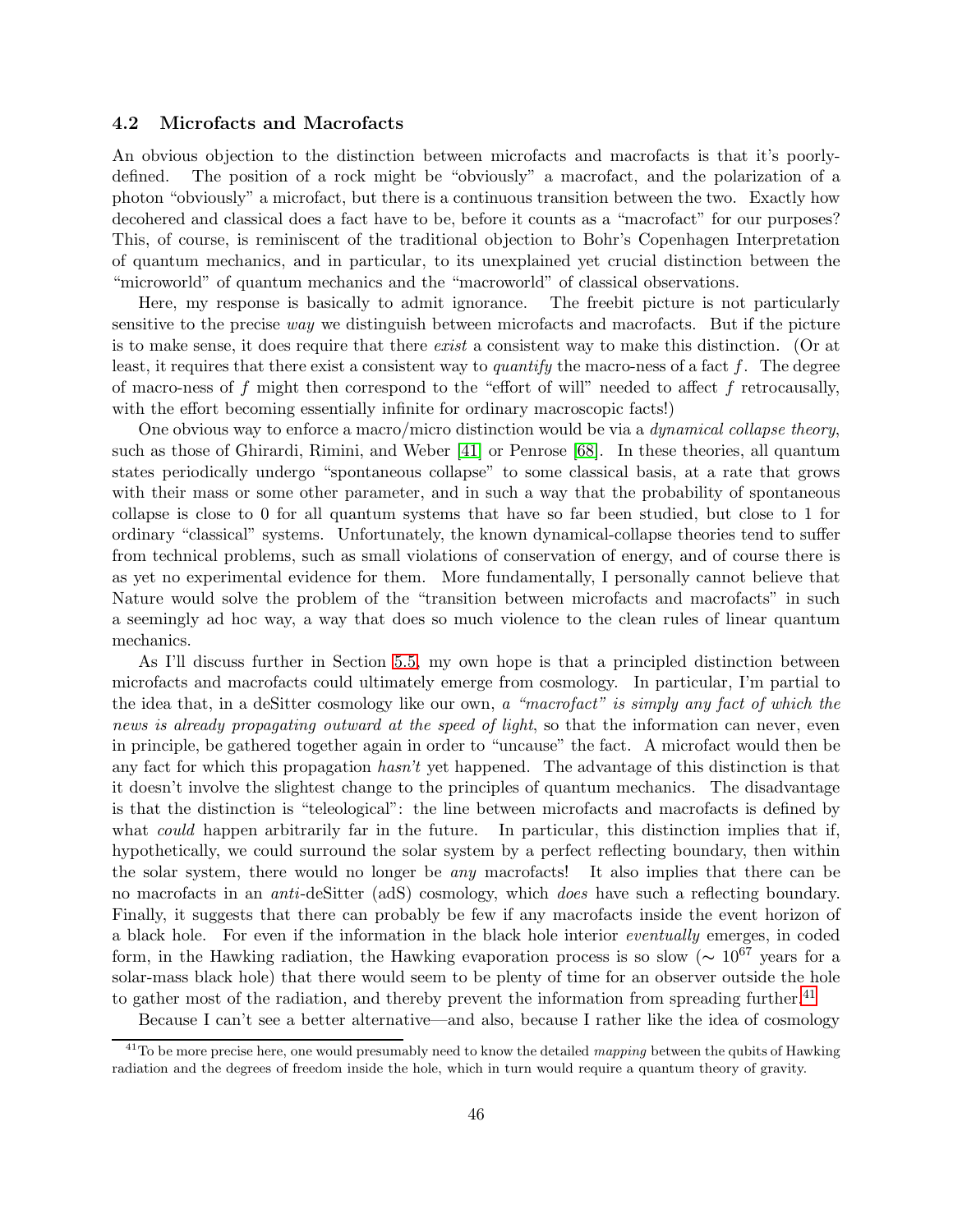### 4.2 Microfacts and Macrofacts

An obvious objection to the distinction between microfacts and macrofacts is that it's poorly-defined. The position of a rock might be "obviously" a macrofact, and the polarization of a photon "obviously" a microfact, but there is a continuous transition between the two. Exactly how decohered and classical does a fact have to be, before it counts as a "macrofact" for our purposes? This, of course, is reminiscent of the traditional objection to Bohr's Copenhagen Interpretation of quantum mechanics, and in particular, to its unexplained yet crucial distinction between the "microworld" of quantum mechanics and the "macroworld" of classical observations.

Here, my response is basically to admit ignorance. The freebit picture is not particularly sensitive to the precise *way* we distinguish between microfacts and macrofacts. But if the picture is to make sense, it does require that there *exist* a consistent way to make this distinction. (Or at least, it requires that there exist a consistent way to *quantify* the macro-ness of a fact $f$. The degree of macro-ness of $f$ might then correspond to the "effort of will" needed to affect $f$ retrocausally, with the effort becoming essentially infinite for ordinary macroscopic facts!)

One obvious way to enforce a macro/micro distinction would be via a *dynamical collapse theory*, such as those of Ghirardi, Rimini, and Weber [41] or Penrose [68]. In these theories, all quantum states periodically undergo "spontaneous collapse" to some classical basis, at a rate that grows with their mass or some other parameter, and in such a way that the probability of spontaneous collapse is close to 0 for all quantum systems that have so far been studied, but close to 1 for ordinary "classical" systems. Unfortunately, the known dynamical-collapse theories tend to suffer from technical problems, such as small violations of conservation of energy, and of course there is as yet no experimental evidence for them. More fundamentally, I personally cannot believe that Nature would solve the problem of the "transition between microfacts and macrofacts" in such a seemingly ad hoc way, a way that does so much violence to the clean rules of linear quantum mechanics.

As I'll discuss further in Section 5.5, my own hope is that a principled distinction between microfacts and macrofacts could ultimately emerge from cosmology. In particular, I'm partial to the idea that, in a deSitter cosmology like our own, *a "macrofact" is simply any fact of which the news is already propagating outward at the speed of light*, so that the information can never, even in principle, be gathered together again in order to "uncause" the fact. A microfact would then be any fact for which this propagation *hasn't* yet happened. The advantage of this distinction is that it doesn't involve the slightest change to the principles of quantum mechanics. The disadvantage is that the distinction is "teleological": the line between microfacts and macrofacts is defined by what *could* happen arbitrarily far in the future. In particular, this distinction implies that if, hypothetically, we could surround the solar system by a perfect reflecting boundary, then within the solar system, there would no longer be *any* macrofacts! It also implies that there can be no macrofacts in an *anti*-deSitter (adS) cosmology, which *does* have such a reflecting boundary. Finally, it suggests that there can probably be few if any macrofacts inside the event horizon of a black hole. For even if the information in the black hole interior *eventually* emerges, in coded form, in the Hawking radiation, the Hawking evaporation process is so slow ($\sim 10^{67}$ years for a solar-mass black hole) that there would seem to be plenty of time for an observer outside the hole to gather most of the radiation, and thereby prevent the information from spreading further.[41]

Because I can't see a better alternative—and also, because I rather like the idea of cosmology

[41] To be more precise here, one would presumably need to know the detailed *mapping* between the qubits of Hawking radiation and the degrees of freedom inside the hole, which in turn would require a quantum theory of gravity.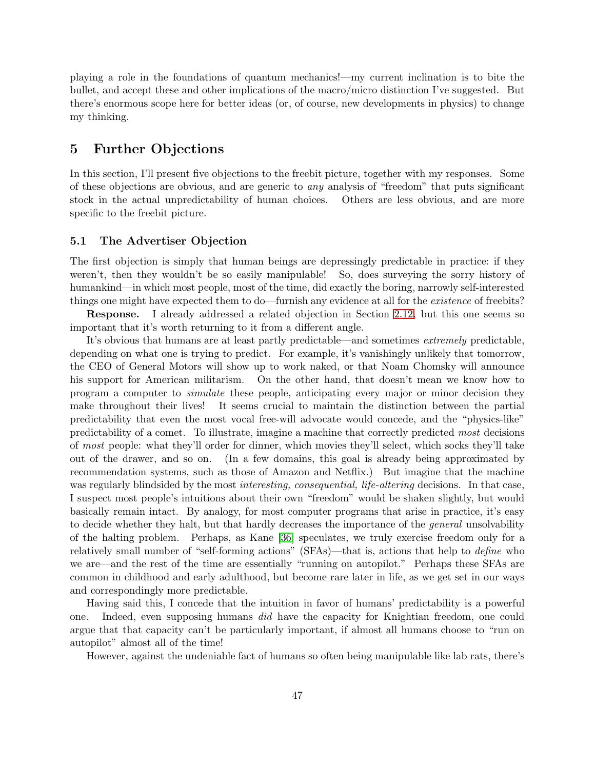playing a role in the foundations of quantum mechanics!—my current inclination is to bite the bullet, and accept these and other implications of the macro/micro distinction I've suggested. But there's enormous scope here for better ideas (or, of course, new developments in physics) to change my thinking.

# 5 Further Objections

In this section, I'll present five objections to the freebit picture, together with my responses. Some of these objections are obvious, and are generic to *any* analysis of "freedom" that puts significant stock in the actual unpredictability of human choices. Others are less obvious, and are more specific to the freebit picture.

## 5.1 The Advertiser Objection

The first objection is simply that human beings are depressingly predictable in practice: if they weren't, then they wouldn't be so easily manipulable! So, does surveying the sorry history of humankind—in which most people, most of the time, did exactly the boring, narrowly self-interested things one might have expected them to do—furnish any evidence at all for the *existence* of freebits?

**Response.** I already addressed a related objection in Section 2.12, but this one seems so important that it's worth returning to it from a different angle.

It's obvious that humans are at least partly predictable—and sometimes *extremely* predictable, depending on what one is trying to predict. For example, it's vanishingly unlikely that tomorrow, the CEO of General Motors will show up to work naked, or that Noam Chomsky will announce his support for American militarism. On the other hand, that doesn't mean we know how to program a computer to *simulate* these people, anticipating every major or minor decision they make throughout their lives! It seems crucial to maintain the distinction between the partial predictability that even the most vocal free-will advocate would concede, and the "physics-like" predictability of a comet. To illustrate, imagine a machine that correctly predicted *most* decisions of *most* people: what they'll order for dinner, which movies they'll select, which socks they'll take out of the drawer, and so on. (In a few domains, this goal is already being approximated by recommendation systems, such as those of Amazon and Netflix.) But imagine that the machine was regularly blindsided by the most *interesting, consequential, life-altering* decisions. In that case, I suspect most people's intuitions about their own "freedom" would be shaken slightly, but would basically remain intact. By analogy, for most computer programs that arise in practice, it's easy to decide whether they halt, but that hardly decreases the importance of the *general* unsolvability of the halting problem. Perhaps, as Kane [36] speculates, we truly exercise freedom only for a relatively small number of "self-forming actions" (SFAs)—that is, actions that help to *define* who we are—and the rest of the time are essentially "running on autopilot." Perhaps these SFAs are common in childhood and early adulthood, but become rare later in life, as we get set in our ways and correspondingly more predictable.

Having said this, I concede that the intuition in favor of humans' predictability is a powerful one. Indeed, even supposing humans *did* have the capacity for Knightian freedom, one could argue that that capacity can't be particularly important, if almost all humans choose to "run on autopilot" almost all of the time!

However, against the undeniable fact of humans so often being manipulable like lab rats, there's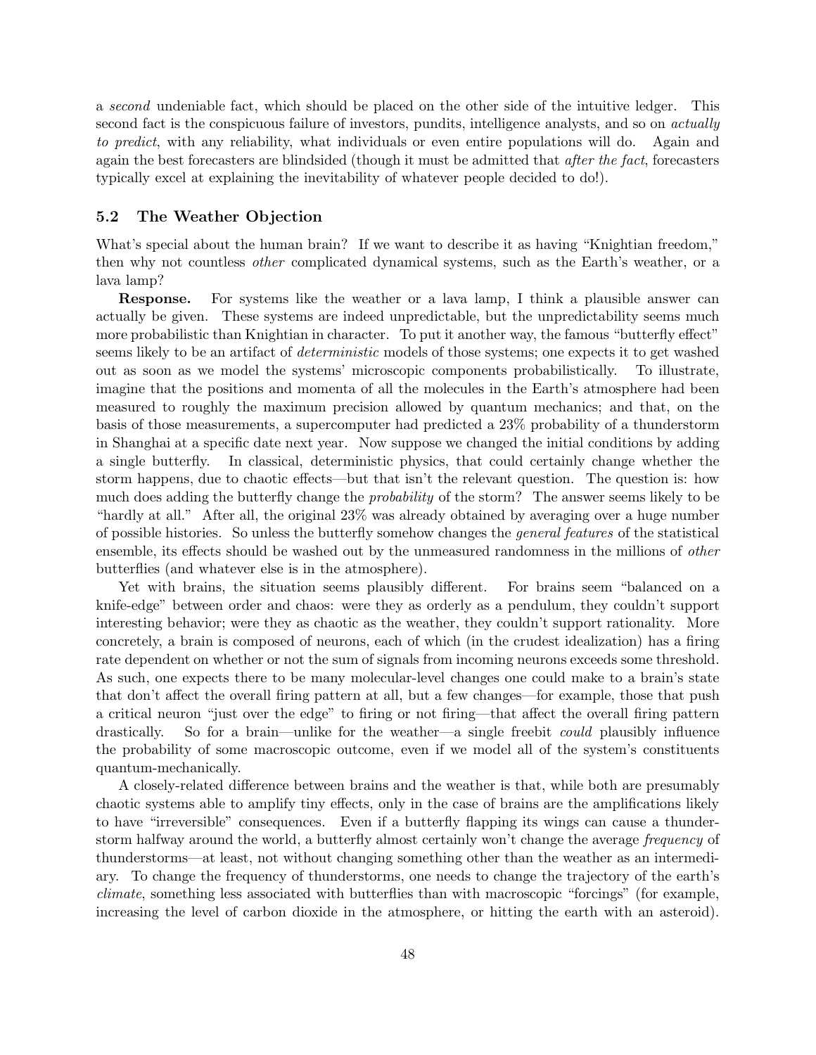a *second* undeniable fact, which should be placed on the other side of the intuitive ledger. This second fact is the conspicuous failure of investors, pundits, intelligence analysts, and so on *actually to predict*, with any reliability, what individuals or even entire populations will do. Again and again the best forecasters are blindsided (though it must be admitted that *after the fact*, forecasters typically excel at explaining the inevitability of whatever people decided to do!).

### 5.2 The Weather Objection

What's special about the human brain? If we want to describe it as having "Knightian freedom," then why not countless *other* complicated dynamical systems, such as the Earth's weather, or a lava lamp?

**Response.** For systems like the weather or a lava lamp, I think a plausible answer can actually be given. These systems are indeed unpredictable, but the unpredictability seems much more probabilistic than Knightian in character. To put it another way, the famous "butterfly effect" seems likely to be an artifact of *deterministic* models of those systems; one expects it to get washed out as soon as we model the systems' microscopic components probabilistically. To illustrate, imagine that the positions and momenta of all the molecules in the Earth's atmosphere had been measured to roughly the maximum precision allowed by quantum mechanics; and that, on the basis of those measurements, a supercomputer had predicted a 23% probability of a thunderstorm in Shanghai at a specific date next year. Now suppose we changed the initial conditions by adding a single butterfly. In classical, deterministic physics, that could certainly change whether the storm happens, due to chaotic effects—but that isn't the relevant question. The question is: how much does adding the butterfly change the *probability* of the storm? The answer seems likely to be "hardly at all." After all, the original 23% was already obtained by averaging over a huge number of possible histories. So unless the butterfly somehow changes the *general features* of the statistical ensemble, its effects should be washed out by the unmeasured randomness in the millions of *other* butterflies (and whatever else is in the atmosphere).

Yet with brains, the situation seems plausibly different. For brains seem "balanced on a knife-edge" between order and chaos: were they as orderly as a pendulum, they couldn't support interesting behavior; were they as chaotic as the weather, they couldn't support rationality. More concretely, a brain is composed of neurons, each of which (in the crudest idealization) has a firing rate dependent on whether or not the sum of signals from incoming neurons exceeds some threshold. As such, one expects there to be many molecular-level changes one could make to a brain's state that don't affect the overall firing pattern at all, but a few changes—for example, those that push a critical neuron "just over the edge" to firing or not firing—that affect the overall firing pattern drastically. So for a brain—unlike for the weather—a single freebit *could* plausibly influence the probability of some macroscopic outcome, even if we model all of the system's constituents quantum-mechanically.

A closely-related difference between brains and the weather is that, while both are presumably chaotic systems able to amplify tiny effects, only in the case of brains are the amplifications likely to have "irreversible" consequences. Even if a butterfly flapping its wings can cause a thunderstorm halfway around the world, a butterfly almost certainly won't change the average *frequency* of thunderstorms—at least, not without changing something other than the weather as an intermediary. To change the frequency of thunderstorms, one needs to change the trajectory of the earth's *climate*, something less associated with butterflies than with macroscopic "forcings" (for example, increasing the level of carbon dioxide in the atmosphere, or hitting the earth with an asteroid).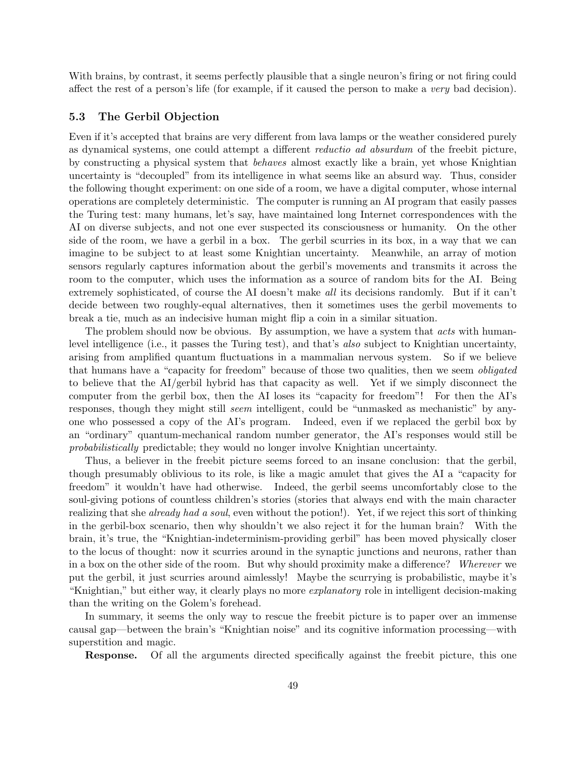With brains, by contrast, it seems perfectly plausible that a single neuron's firing or not firing could affect the rest of a person's life (for example, if it caused the person to make a *very* bad decision).

### 5.3 The Gerbil Objection

Even if it's accepted that brains are very different from lava lamps or the weather considered purely as dynamical systems, one could attempt a different *reductio ad absurdum* of the freebit picture, by constructing a physical system that *behaves* almost exactly like a brain, yet whose Knightian uncertainty is "decoupled" from its intelligence in what seems like an absurd way. Thus, consider the following thought experiment: on one side of a room, we have a digital computer, whose internal operations are completely deterministic. The computer is running an AI program that easily passes the Turing test: many humans, let's say, have maintained long Internet correspondences with the AI on diverse subjects, and not one ever suspected its consciousness or humanity. On the other side of the room, we have a gerbil in a box. The gerbil scurries in its box, in a way that we can imagine to be subject to at least some Knightian uncertainty. Meanwhile, an array of motion sensors regularly captures information about the gerbil's movements and transmits it across the room to the computer, which uses the information as a source of random bits for the AI. Being extremely sophisticated, of course the AI doesn't make *all* its decisions randomly. But if it can't decide between two roughly-equal alternatives, then it sometimes uses the gerbil movements to break a tie, much as an indecisive human might flip a coin in a similar situation.

The problem should now be obvious. By assumption, we have a system that *acts* with human-level intelligence (i.e., it passes the Turing test), and that's *also* subject to Knightian uncertainty, arising from amplified quantum fluctuations in a mammalian nervous system. So if we believe that humans have a "capacity for freedom" because of those two qualities, then we seem *obligated* to believe that the AI/gerbil hybrid has that capacity as well. Yet if we simply disconnect the computer from the gerbil box, then the AI loses its "capacity for freedom"! For then the AI's responses, though they might still *seem* intelligent, could be "unmasked as mechanistic" by anyone who possessed a copy of the AI's program. Indeed, even if we replaced the gerbil box by an "ordinary" quantum-mechanical random number generator, the AI's responses would still be *probabilistically* predictable; they would no longer involve Knightian uncertainty.

Thus, a believer in the freebit picture seems forced to an insane conclusion: that the gerbil, though presumably oblivious to its role, is like a magic amulet that gives the AI a "capacity for freedom" it wouldn't have had otherwise. Indeed, the gerbil seems uncomfortably close to the soul-giving potions of countless children's stories (stories that always end with the main character realizing that she *already had a soul*, even without the potion!). Yet, if we reject this sort of thinking in the gerbil-box scenario, then why shouldn't we also reject it for the human brain? With the brain, it's true, the "Knightian-indeterminism-providing gerbil" has been moved physically closer to the locus of thought: now it scurries around in the synaptic junctions and neurons, rather than in a box on the other side of the room. But why should proximity make a difference? *Wherever* we put the gerbil, it just scurries around aimlessly! Maybe the scurrying is probabilistic, maybe it's "Knightian," but either way, it clearly plays no more *explanatory* role in intelligent decision-making than the writing on the Golem's forehead.

In summary, it seems the only way to rescue the freebit picture is to paper over an immense causal gap—between the brain's "Knightian noise" and its cognitive information processing—with superstition and magic.

**Response.** Of all the arguments directed specifically against the freebit picture, this one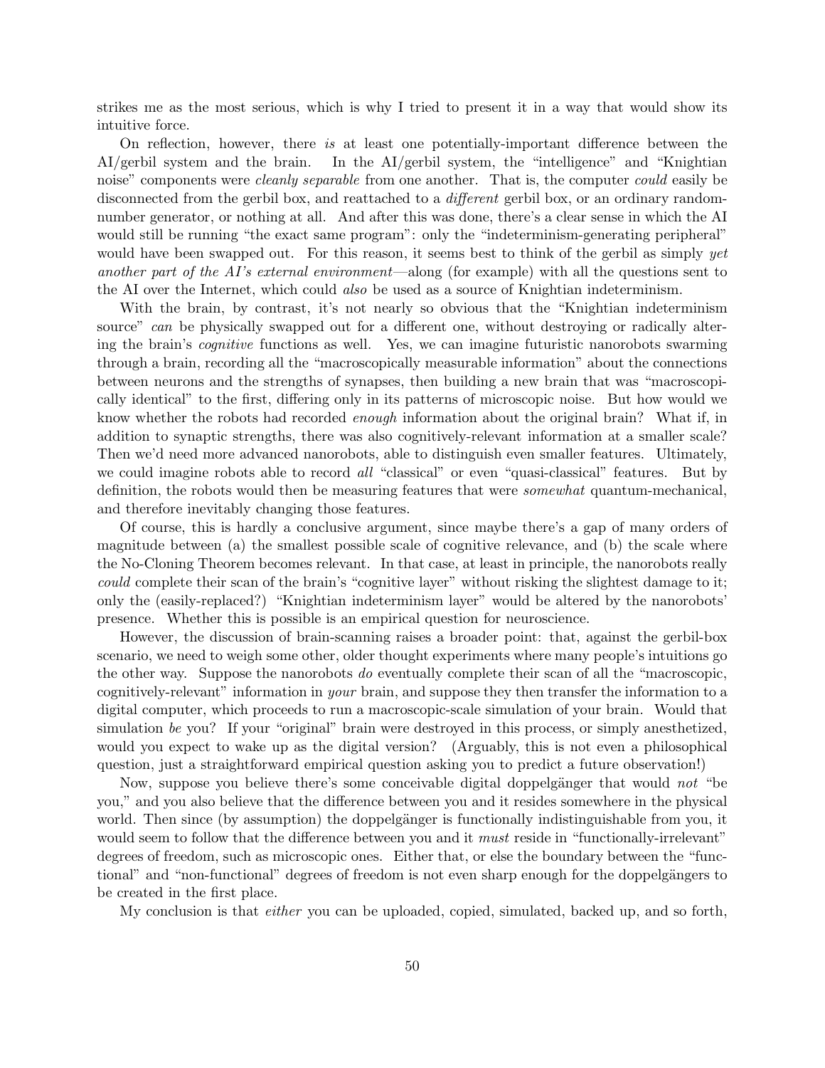strikes me as the most serious, which is why I tried to present it in a way that would show its intuitive force.

On reflection, however, there *is* at least one potentially-important difference between the AI/gerbil system and the brain. In the AI/gerbil system, the "intelligence" and "Knightian noise" components were *cleanly separable* from one another. That is, the computer *could* easily be disconnected from the gerbil box, and reattached to a *different* gerbil box, or an ordinary random-number generator, or nothing at all. And after this was done, there's a clear sense in which the AI would still be running "the exact same program": only the "indeterminism-generating peripheral" would have been swapped out. For this reason, it seems best to think of the gerbil as simply *yet another part of the AI's external environment*—along (for example) with all the questions sent to the AI over the Internet, which could *also* be used as a source of Knightian indeterminism.

With the brain, by contrast, it's not nearly so obvious that the "Knightian indeterminism source" *can* be physically swapped out for a different one, without destroying or radically altering the brain's *cognitive* functions as well. Yes, we can imagine futuristic nanorobots swarming through a brain, recording all the "macroscopically measurable information" about the connections between neurons and the strengths of synapses, then building a new brain that was "macroscopically identical" to the first, differing only in its patterns of microscopic noise. But how would we know whether the robots had recorded *enough* information about the original brain? What if, in addition to synaptic strengths, there was also cognitively-relevant information at a smaller scale? Then we'd need more advanced nanorobots, able to distinguish even smaller features. Ultimately, we could imagine robots able to record *all* "classical" or even "quasi-classical" features. But by definition, the robots would then be measuring features that were *somewhat* quantum-mechanical, and therefore inevitably changing those features.

Of course, this is hardly a conclusive argument, since maybe there's a gap of many orders of magnitude between (a) the smallest possible scale of cognitive relevance, and (b) the scale where the No-Cloning Theorem becomes relevant. In that case, at least in principle, the nanorobots really *could* complete their scan of the brain's "cognitive layer" without risking the slightest damage to it; only the (easily-replaced?) "Knightian indeterminism layer" would be altered by the nanorobots' presence. Whether this is possible is an empirical question for neuroscience.

However, the discussion of brain-scanning raises a broader point: that, against the gerbil-box scenario, we need to weigh some other, older thought experiments where many people's intuitions go the other way. Suppose the nanorobots *do* eventually complete their scan of all the "macroscopic, cognitively-relevant" information in *your* brain, and suppose they then transfer the information to a digital computer, which proceeds to run a macroscopic-scale simulation of your brain. Would that simulation *be* you? If your "original" brain were destroyed in this process, or simply anesthetized, would you expect to wake up as the digital version? (Arguably, this is not even a philosophical question, just a straightforward empirical question asking you to predict a future observation!)

Now, suppose you believe there's some conceivable digital doppelgänger that would *not* "be you," and you also believe that the difference between you and it resides somewhere in the physical world. Then since (by assumption) the doppelgänger is functionally indistinguishable from you, it would seem to follow that the difference between you and it *must* reside in "functionally-irrelevant" degrees of freedom, such as microscopic ones. Either that, or else the boundary between the "functional" and "non-functional" degrees of freedom is not even sharp enough for the doppelgängers to be created in the first place.

My conclusion is that *either* you can be uploaded, copied, simulated, backed up, and so forth,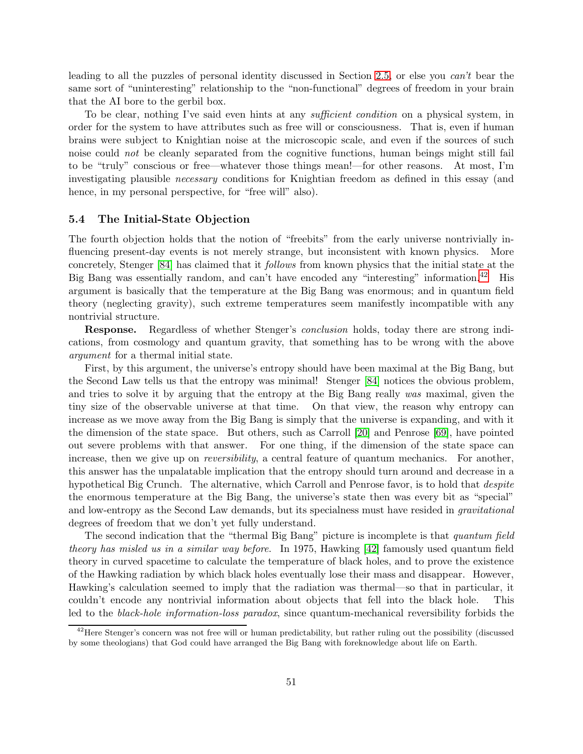leading to all the puzzles of personal identity discussed in Section 2.5, or else you *can't* bear the same sort of "uninteresting" relationship to the "non-functional" degrees of freedom in your brain that the AI bore to the gerbil box.

To be clear, nothing I've said even hints at any *sufficient condition* on a physical system, in order for the system to have attributes such as free will or consciousness. That is, even if human brains were subject to Knightian noise at the microscopic scale, and even if the sources of such noise could *not* be cleanly separated from the cognitive functions, human beings might still fail to be "truly" conscious or free—whatever those things mean!—for other reasons. At most, I'm investigating plausible *necessary* conditions for Knightian freedom as defined in this essay (and hence, in my personal perspective, for "free will" also).

### 5.4 The Initial-State Objection

The fourth objection holds that the notion of "freebits" from the early universe nontrivially influencing present-day events is not merely strange, but inconsistent with known physics. More concretely, Stenger [84] has claimed that it *follows* from known physics that the initial state at the Big Bang was essentially random, and can't have encoded any "interesting" information.[42] His argument is basically that the temperature at the Big Bang was enormous; and in quantum field theory (neglecting gravity), such extreme temperatures seem manifestly incompatible with any nontrivial structure.

**Response.** Regardless of whether Stenger's *conclusion* holds, today there are strong indications, from cosmology and quantum gravity, that something has to be wrong with the above *argument* for a thermal initial state.

First, by this argument, the universe's entropy should have been maximal at the Big Bang, but the Second Law tells us that the entropy was minimal! Stenger [84] notices the obvious problem, and tries to solve it by arguing that the entropy at the Big Bang really *was* maximal, given the tiny size of the observable universe at that time. On that view, the reason why entropy can increase as we move away from the Big Bang is simply that the universe is expanding, and with it the dimension of the state space. But others, such as Carroll [20] and Penrose [69], have pointed out severe problems with that answer. For one thing, if the dimension of the state space can increase, then we give up on *reversibility*, a central feature of quantum mechanics. For another, this answer has the unpalatable implication that the entropy should turn around and decrease in a hypothetical Big Crunch. The alternative, which Carroll and Penrose favor, is to hold that *despite* the enormous temperature at the Big Bang, the universe's state then was every bit as "special" and low-entropy as the Second Law demands, but its specialness must have resided in *gravitational* degrees of freedom that we don't yet fully understand.

The second indication that the "thermal Big Bang" picture is incomplete is that *quantum field theory has misled us in a similar way before*. In 1975, Hawking [42] famously used quantum field theory in curved spacetime to calculate the temperature of black holes, and to prove the existence of the Hawking radiation by which black holes eventually lose their mass and disappear. However, Hawking's calculation seemed to imply that the radiation was thermal—so that in particular, it couldn't encode any nontrivial information about objects that fell into the black hole. This led to the *black-hole information-loss paradox*, since quantum-mechanical reversibility forbids the

[42] Here Stenger's concern was not free will or human predictability, but rather ruling out the possibility (discussed by some theologians) that God could have arranged the Big Bang with foreknowledge about life on Earth.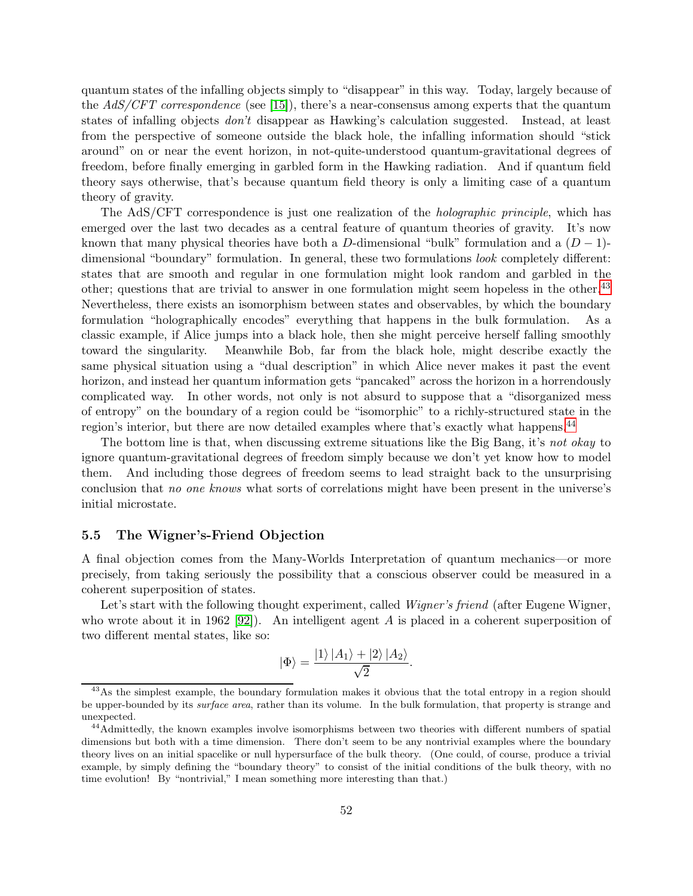quantum states of the infalling objects simply to "disappear" in this way. Today, largely because of the *AdS/CFT correspondence* (see [15]), there's a near-consensus among experts that the quantum states of infalling objects *don't* disappear as Hawking's calculation suggested. Instead, at least from the perspective of someone outside the black hole, the infalling information should "stick around" on or near the event horizon, in not-quite-understood quantum-gravitational degrees of freedom, before finally emerging in garbled form in the Hawking radiation. And if quantum field theory says otherwise, that's because quantum field theory is only a limiting case of a quantum theory of gravity.

The AdS/CFT correspondence is just one realization of the *holographic principle*, which has emerged over the last two decades as a central feature of quantum theories of gravity. It's now known that many physical theories have both a $D$-dimensional "bulk" formulation and a $(D-1)$-dimensional "boundary" formulation. In general, these two formulations *look* completely different: states that are smooth and regular in one formulation might look random and garbled in the other; questions that are trivial to answer in one formulation might seem hopeless in the other.[43] Nevertheless, there exists an isomorphism between states and observables, by which the boundary formulation "holographically encodes" everything that happens in the bulk formulation. As a classic example, if Alice jumps into a black hole, then she might perceive herself falling smoothly toward the singularity. Meanwhile Bob, far from the black hole, might describe exactly the same physical situation using a "dual description" in which Alice never makes it past the event horizon, and instead her quantum information gets "pancaked" across the horizon in a horrendously complicated way. In other words, not only is not absurd to suppose that a "disorganized mess of entropy" on the boundary of a region could be "isomorphic" to a richly-structured state in the region's interior, but there are now detailed examples where that's exactly what happens.[44]

The bottom line is that, when discussing extreme situations like the Big Bang, it's *not okay* to ignore quantum-gravitational degrees of freedom simply because we don't yet know how to model them. And including those degrees of freedom seems to lead straight back to the unsurprising conclusion that *no one knows* what sorts of correlations might have been present in the universe's initial microstate.

### 5.5 The Wigner's-Friend Objection

A final objection comes from the Many-Worlds Interpretation of quantum mechanics—or more precisely, from taking seriously the possibility that a conscious observer could be measured in a coherent superposition of states.

Let's start with the following thought experiment, called *Wigner's friend* (after Eugene Wigner, who wrote about it in 1962 [92]). An intelligent agent $A$ is placed in a coherent superposition of two different mental states, like so:

$$|\Phi\rangle = \frac{|1\rangle |A_1\rangle + |2\rangle |A_2\rangle}{\sqrt{2}}.$$

[43] As the simplest example, the boundary formulation makes it obvious that the total entropy in a region should be upper-bounded by its *surface area*, rather than its volume. In the bulk formulation, that property is strange and unexpected.

[44] Admittedly, the known examples involve isomorphisms between two theories with different numbers of spatial dimensions but both with a time dimension. There don't seem to be any nontrivial examples where the boundary theory lives on an initial spacelike or null hypersurface of the bulk theory. (One could, of course, produce a trivial example, by simply defining the "boundary theory" to consist of the initial conditions of the bulk theory, with no time evolution! By "nontrivial," I mean something more interesting than that.)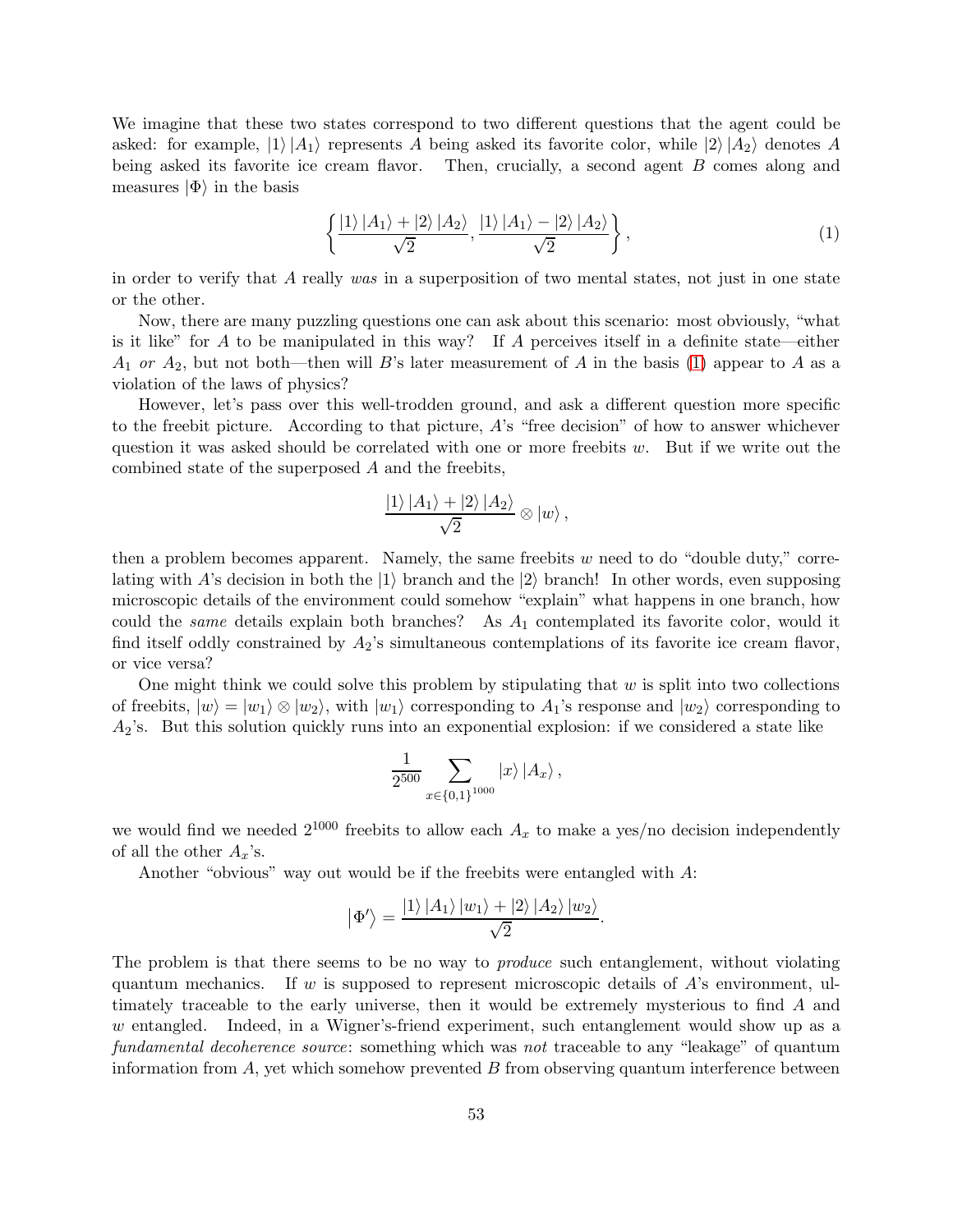We imagine that these two states correspond to two different questions that the agent could be asked: for example, $|1\rangle |A_1\rangle$ represents $A$ being asked its favorite color, while $|2\rangle |A_2\rangle$ denotes $A$ being asked its favorite ice cream flavor. Then, crucially, a second agent $B$ comes along and measures $|\Phi\rangle$ in the basis

$$\left\{ \frac{|1\rangle |A_1\rangle + |2\rangle |A_2\rangle}{\sqrt{2}}, \frac{|1\rangle |A_1\rangle - |2\rangle |A_2\rangle}{\sqrt{2}} \right\}, \tag{1}$$

in order to verify that $A$ really *was* in a superposition of two mental states, not just in one state or the other.

Now, there are many puzzling questions one can ask about this scenario: most obviously, "what is it like" for $A$ to be manipulated in this way? If $A$ perceives itself in a definite state—either $A_1$ *or* $A_2$, but not both—then will $B$'s later measurement of $A$ in the basis (1) appear to $A$ as a violation of the laws of physics?

However, let's pass over this well-trodden ground, and ask a different question more specific to the freebit picture. According to that picture, $A$'s "free decision" of how to answer whichever question it was asked should be correlated with one or more freebits $w$. But if we write out the combined state of the superposed $A$ and the freebits,

$$\frac{|1\rangle |A_1\rangle + |2\rangle |A_2\rangle}{\sqrt{2}} \otimes |w\rangle ,$$

then a problem becomes apparent. Namely, the same freebits $w$ need to do "double duty," correlating with $A$'s decision in both the $|1\rangle$ branch and the $|2\rangle$ branch! In other words, even supposing microscopic details of the environment could somehow "explain" what happens in one branch, how could the *same* details explain both branches? As $A_1$ contemplated its favorite color, would it find itself oddly constrained by $A_2$'s simultaneous contemplations of its favorite ice cream flavor, or vice versa?

One might think we could solve this problem by stipulating that $w$ is split into two collections of freebits, $|w\rangle = |w_1\rangle \otimes |w_2\rangle$, with $|w_1\rangle$ corresponding to $A_1$'s response and $|w_2\rangle$ corresponding to $A_2$'s. But this solution quickly runs into an exponential explosion: if we considered a state like

$$\frac{1}{2^{500}} \sum_{x \in \{0,1\}^{1000}} |x\rangle |A_x\rangle ,$$

we would find we needed $2^{1000}$ freebits to allow each $A_x$ to make a yes/no decision independently of all the other $A_x$'s.

Another "obvious" way out would be if the freebits were entangled with $A$:

$$|\Phi'\rangle = \frac{|1\rangle |A_1\rangle |w_1\rangle + |2\rangle |A_2\rangle |w_2\rangle}{\sqrt{2}}.$$

The problem is that there seems to be no way to *produce* such entanglement, without violating quantum mechanics. If $w$ is supposed to represent microscopic details of $A$'s environment, ultimately traceable to the early universe, then it would be extremely mysterious to find $A$ and $w$ entangled. Indeed, in a Wigner's-friend experiment, such entanglement would show up as a *fundamental decoherence source*: something which was *not* traceable to any "leakage" of quantum information from $A$, yet which somehow prevented $B$ from observing quantum interference between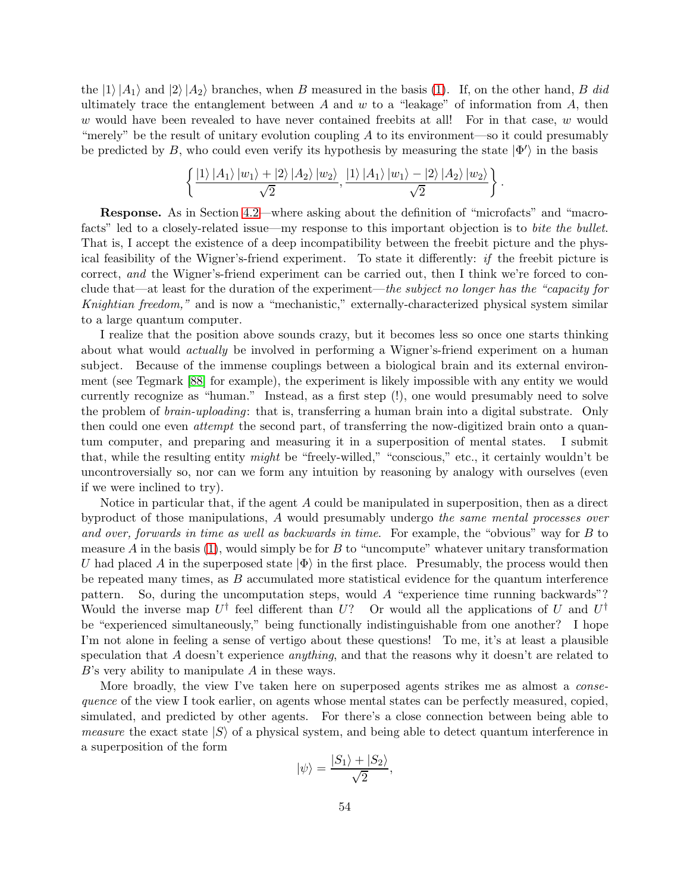the $|1\rangle|A_1\rangle$ and $|2\rangle|A_2\rangle$ branches, when $B$ measured in the basis (1). If, on the other hand, $B$ *did* ultimately trace the entanglement between $A$ and $w$ to a "leakage" of information from $A$, then $w$ would have been revealed to have never contained freebits at all! For in that case, $w$ would "merely" be the result of unitary evolution coupling $A$ to its environment—so it could presumably be predicted by $B$, who could even verify its hypothesis by measuring the state $|\Phi'\rangle$ in the basis

$$\left\{ \frac{|1\rangle|A_1\rangle|w_1\rangle + |2\rangle|A_2\rangle|w_2\rangle}{\sqrt{2}}, \frac{|1\rangle|A_1\rangle|w_1\rangle - |2\rangle|A_2\rangle|w_2\rangle}{\sqrt{2}} \right\}.$$

**Response.** As in Section 4.2—where asking about the definition of "microfacts" and "macrofacts" led to a closely-related issue—my response to this important objection is to *bite the bullet*. That is, I accept the existence of a deep incompatibility between the freebit picture and the physical feasibility of the Wigner's-friend experiment. To state it differently: *if* the freebit picture is correct, *and* the Wigner's-friend experiment can be carried out, then I think we're forced to conclude that—at least for the duration of the experiment—*the subject no longer has the "capacity for Knightian freedom,"* and is now a "mechanistic," externally-characterized physical system similar to a large quantum computer.

I realize that the position above sounds crazy, but it becomes less so once one starts thinking about what would *actually* be involved in performing a Wigner's-friend experiment on a human subject. Because of the immense couplings between a biological brain and its external environment (see Tegmark [88] for example), the experiment is likely impossible with any entity we would currently recognize as "human." Instead, as a first step (!), one would presumably need to solve the problem of *brain-uploading*: that is, transferring a human brain into a digital substrate. Only then could one even *attempt* the second part, of transferring the now-digitized brain onto a quantum computer, and preparing and measuring it in a superposition of mental states. I submit that, while the resulting entity *might* be "freely-willed," "conscious," etc., it certainly wouldn't be uncontroversially so, nor can we form any intuition by reasoning by analogy with ourselves (even if we were inclined to try).

Notice in particular that, if the agent $A$ could be manipulated in superposition, then as a direct byproduct of those manipulations, $A$ would presumably undergo *the same mental processes over and over, forwards in time as well as backwards in time*. For example, the "obvious" way for $B$ to measure $A$ in the basis (1), would simply be for $B$ to "uncompute" whatever unitary transformation $U$ had placed $A$ in the superposed state $|\Phi\rangle$ in the first place. Presumably, the process would then be repeated many times, as $B$ accumulated more statistical evidence for the quantum interference pattern. So, during the uncomputation steps, would $A$ "experience time running backwards"? Would the inverse map $U^\dagger$ feel different than $U$? Or would all the applications of $U$ and $U^\dagger$ be "experienced simultaneously," being functionally indistinguishable from one another? I hope I'm not alone in feeling a sense of vertigo about these questions! To me, it's at least a plausible speculation that $A$ doesn't experience *anything*, and that the reasons why it doesn't are related to $B$'s very ability to manipulate $A$ in these ways.

More broadly, the view I've taken here on superposed agents strikes me as almost a *consequence* of the view I took earlier, on agents whose mental states can be perfectly measured, copied, simulated, and predicted by other agents. For there's a close connection between being able to *measure* the exact state $|S\rangle$ of a physical system, and being able to detect quantum interference in a superposition of the form

$$|\psi\rangle = \frac{|S_1\rangle + |S_2\rangle}{\sqrt{2}},$$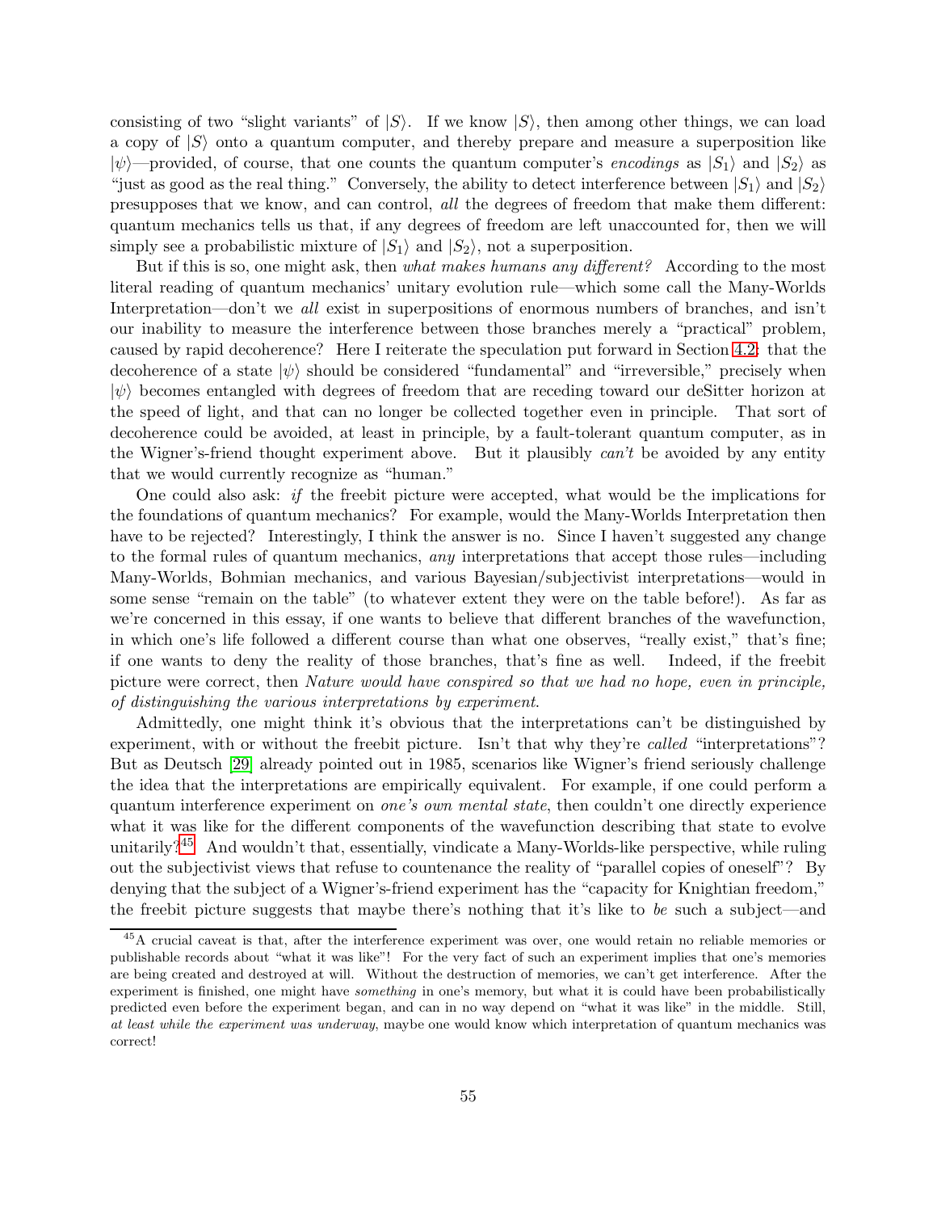consisting of two "slight variants" of $|S\rangle$. If we know $|S\rangle$, then among other things, we can load a copy of $|S\rangle$ onto a quantum computer, and thereby prepare and measure a superposition like $|\psi\rangle$—provided, of course, that one counts the quantum computer's *encodings* as $|S_1\rangle$ and $|S_2\rangle$ as "just as good as the real thing." Conversely, the ability to detect interference between $|S_1\rangle$ and $|S_2\rangle$ presupposes that we know, and can control, *all* the degrees of freedom that make them different: quantum mechanics tells us that, if any degrees of freedom are left unaccounted for, then we will simply see a probabilistic mixture of $|S_1\rangle$ and $|S_2\rangle$, not a superposition.

But if this is so, one might ask, then *what makes humans any different?* According to the most literal reading of quantum mechanics' unitary evolution rule—which some call the Many-Worlds Interpretation—don't we *all* exist in superpositions of enormous numbers of branches, and isn't our inability to measure the interference between those branches merely a "practical" problem, caused by rapid decoherence? Here I reiterate the speculation put forward in Section 4.2: that the decoherence of a state $|\psi\rangle$ should be considered "fundamental" and "irreversible," precisely when $|\psi\rangle$ becomes entangled with degrees of freedom that are receding toward our deSitter horizon at the speed of light, and that can no longer be collected together even in principle. That sort of decoherence could be avoided, at least in principle, by a fault-tolerant quantum computer, as in the Wigner's-friend thought experiment above. But it plausibly *can't* be avoided by any entity that we would currently recognize as "human."

One could also ask: *if* the freebit picture were accepted, what would be the implications for the foundations of quantum mechanics? For example, would the Many-Worlds Interpretation then have to be rejected? Interestingly, I think the answer is no. Since I haven't suggested any change to the formal rules of quantum mechanics, *any* interpretations that accept those rules—including Many-Worlds, Bohmian mechanics, and various Bayesian/subjectivist interpretations—would in some sense "remain on the table" (to whatever extent they were on the table before!). As far as we're concerned in this essay, if one wants to believe that different branches of the wavefunction, in which one's life followed a different course than what one observes, "really exist," that's fine; if one wants to deny the reality of those branches, that's fine as well. Indeed, if the freebit picture were correct, then *Nature would have conspired so that we had no hope, even in principle, of distinguishing the various interpretations by experiment.*

Admittedly, one might think it's obvious that the interpretations can't be distinguished by experiment, with or without the freebit picture. Isn't that why they're *called* "interpretations"? But as Deutsch [29] already pointed out in 1985, scenarios like Wigner's friend seriously challenge the idea that the interpretations are empirically equivalent. For example, if one could perform a quantum interference experiment on *one's own mental state*, then couldn't one directly experience what it was like for the different components of the wavefunction describing that state to evolve unitarily?[45] And wouldn't that, essentially, vindicate a Many-Worlds-like perspective, while ruling out the subjectivist views that refuse to countenance the reality of "parallel copies of oneself"? By denying that the subject of a Wigner's-friend experiment has the "capacity for Knightian freedom," the freebit picture suggests that maybe there's nothing that it's like to *be* such a subject—and

[45] A crucial caveat is that, after the interference experiment was over, one would retain no reliable memories or publishable records about "what it was like"! For the very fact of such an experiment implies that one's memories are being created and destroyed at will. Without the destruction of memories, we can't get interference. After the experiment is finished, one might have *something* in one's memory, but what it is could have been probabilistically predicted even before the experiment began, and can in no way depend on "what it was like" in the middle. Still, *at least while the experiment was underway*, maybe one would know which interpretation of quantum mechanics was correct!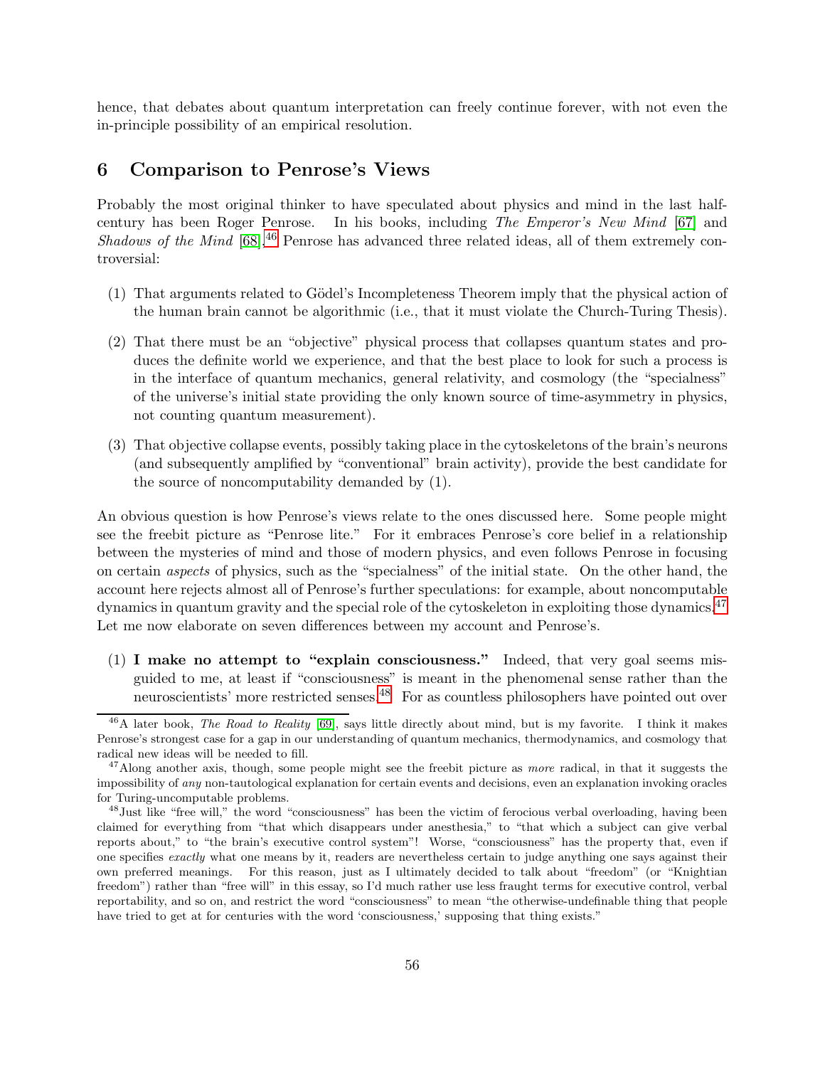hence, that debates about quantum interpretation can freely continue forever, with not even the in-principle possibility of an empirical resolution.

## 6 Comparison to Penrose's Views

Probably the most original thinker to have speculated about physics and mind in the last half-century has been Roger Penrose. In his books, including *The Emperor's New Mind* [67] and *Shadows of the Mind* [68],[46] Penrose has advanced three related ideas, all of them extremely controversial:

(1) That arguments related to Gödel's Incompleteness Theorem imply that the physical action of the human brain cannot be algorithmic (i.e., that it must violate the Church-Turing Thesis).

(2) That there must be an "objective" physical process that collapses quantum states and produces the definite world we experience, and that the best place to look for such a process is in the interface of quantum mechanics, general relativity, and cosmology (the "specialness" of the universe's initial state providing the only known source of time-asymmetry in physics, not counting quantum measurement).

(3) That objective collapse events, possibly taking place in the cytoskeletons of the brain's neurons (and subsequently amplified by "conventional" brain activity), provide the best candidate for the source of noncomputability demanded by (1).

An obvious question is how Penrose's views relate to the ones discussed here. Some people might see the freebit picture as "Penrose lite." For it embraces Penrose's core belief in a relationship between the mysteries of mind and those of modern physics, and even follows Penrose in focusing on certain *aspects* of physics, such as the "specialness" of the initial state. On the other hand, the account here rejects almost all of Penrose's further speculations: for example, about noncomputable dynamics in quantum gravity and the special role of the cytoskeleton in exploiting those dynamics.[47] Let me now elaborate on seven differences between my account and Penrose's.

(1) **I make no attempt to "explain consciousness."** Indeed, that very goal seems misguided to me, at least if "consciousness" is meant in the phenomenal sense rather than the neuroscientists' more restricted senses.[48] For as countless philosophers have pointed out over

---

[46] A later book, *The Road to Reality* [69], says little directly about mind, but is my favorite. I think it makes Penrose's strongest case for a gap in our understanding of quantum mechanics, thermodynamics, and cosmology that radical new ideas will be needed to fill.

[47] Along another axis, though, some people might see the freebit picture as *more* radical, in that it suggests the impossibility of *any* non-tautological explanation for certain events and decisions, even an explanation invoking oracles for Turing-uncomputable problems.

[48] Just like "free will," the word "consciousness" has been the victim of ferocious verbal overloading, having been claimed for everything from "that which disappears under anesthesia," to "that which a subject can give verbal reports about," to "the brain's executive control system"! Worse, "consciousness" has the property that, even if one specifies *exactly* what one means by it, readers are nevertheless certain to judge anything one says against their own preferred meanings. For this reason, just as I ultimately decided to talk about "freedom" (or "Knightian freedom") rather than "free will" in this essay, so I'd much rather use less fraught terms for executive control, verbal reportability, and so on, and restrict the word "consciousness" to mean "the otherwise-undefinable thing that people have tried to get at for centuries with the word 'consciousness,' supposing that thing exists."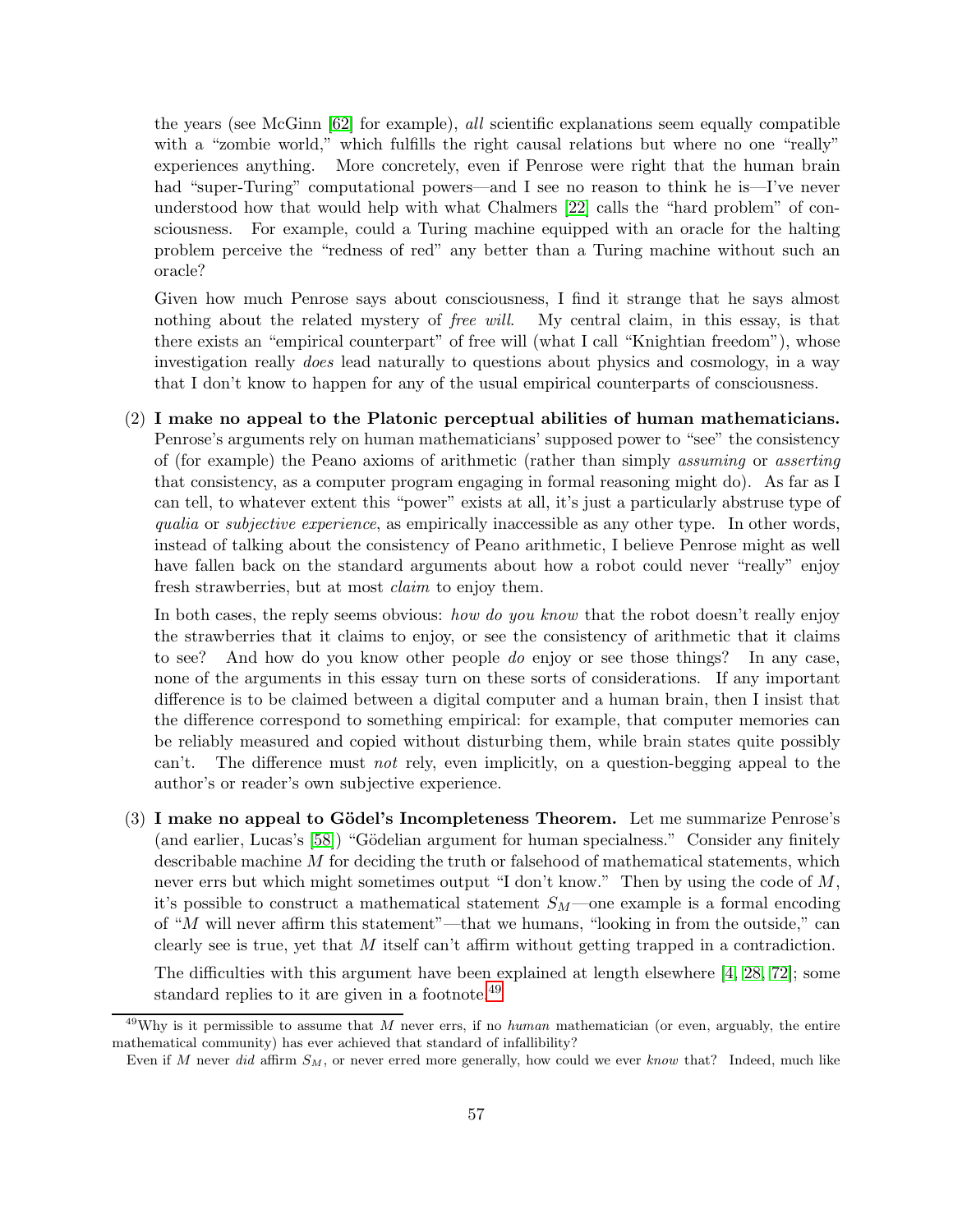the years (see McGinn [62] for example), *all* scientific explanations seem equally compatible with a "zombie world," which fulfills the right causal relations but where no one "really" experiences anything. More concretely, even if Penrose were right that the human brain had "super-Turing" computational powers—and I see no reason to think he is—I've never understood how that would help with what Chalmers [22] calls the "hard problem" of consciousness. For example, could a Turing machine equipped with an oracle for the halting problem perceive the "redness of red" any better than a Turing machine without such an oracle?

Given how much Penrose says about consciousness, I find it strange that he says almost nothing about the related mystery of *free will*. My central claim, in this essay, is that there exists an "empirical counterpart" of free will (what I call "Knightian freedom"), whose investigation really *does* lead naturally to questions about physics and cosmology, in a way that I don't know to happen for any of the usual empirical counterparts of consciousness.

(2) **I make no appeal to the Platonic perceptual abilities of human mathematicians.** Penrose's arguments rely on human mathematicians' supposed power to "see" the consistency of (for example) the Peano axioms of arithmetic (rather than simply *assuming* or *asserting* that consistency, as a computer program engaging in formal reasoning might do). As far as I can tell, to whatever extent this "power" exists at all, it's just a particularly abstruse type of *qualia* or *subjective experience*, as empirically inaccessible as any other type. In other words, instead of talking about the consistency of Peano arithmetic, I believe Penrose might as well have fallen back on the standard arguments about how a robot could never "really" enjoy fresh strawberries, but at most *claim* to enjoy them.

In both cases, the reply seems obvious: *how do you know* that the robot doesn't really enjoy the strawberries that it claims to enjoy, or see the consistency of arithmetic that it claims to see? And how do you know other people *do* enjoy or see those things? In any case, none of the arguments in this essay turn on these sorts of considerations. If any important difference is to be claimed between a digital computer and a human brain, then I insist that the difference correspond to something empirical: for example, that computer memories can be reliably measured and copied without disturbing them, while brain states quite possibly can't. The difference must *not* rely, even implicitly, on a question-begging appeal to the author's or reader's own subjective experience.

(3) **I make no appeal to Gödel's Incompleteness Theorem.** Let me summarize Penrose's (and earlier, Lucas's [58]) "Gödelian argument for human specialness." Consider any finitely describable machine $M$ for deciding the truth or falsehood of mathematical statements, which never errs but which might sometimes output "I don't know." Then by using the code of $M$, it's possible to construct a mathematical statement $S_M$—one example is a formal encoding of "$M$ will never affirm this statement"—that we humans, "looking in from the outside," can clearly see is true, yet that $M$ itself can't affirm without getting trapped in a contradiction.

The difficulties with this argument have been explained at length elsewhere [4, 28, 72]; some standard replies to it are given in a footnote.[49]

---

[49] Why is it permissible to assume that $M$ never errs, if no *human* mathematician (or even, arguably, the entire mathematical community) has ever achieved that standard of infallibility?

Even if $M$ never *did* affirm $S_M$, or never erred more generally, how could we ever *know* that? Indeed, much like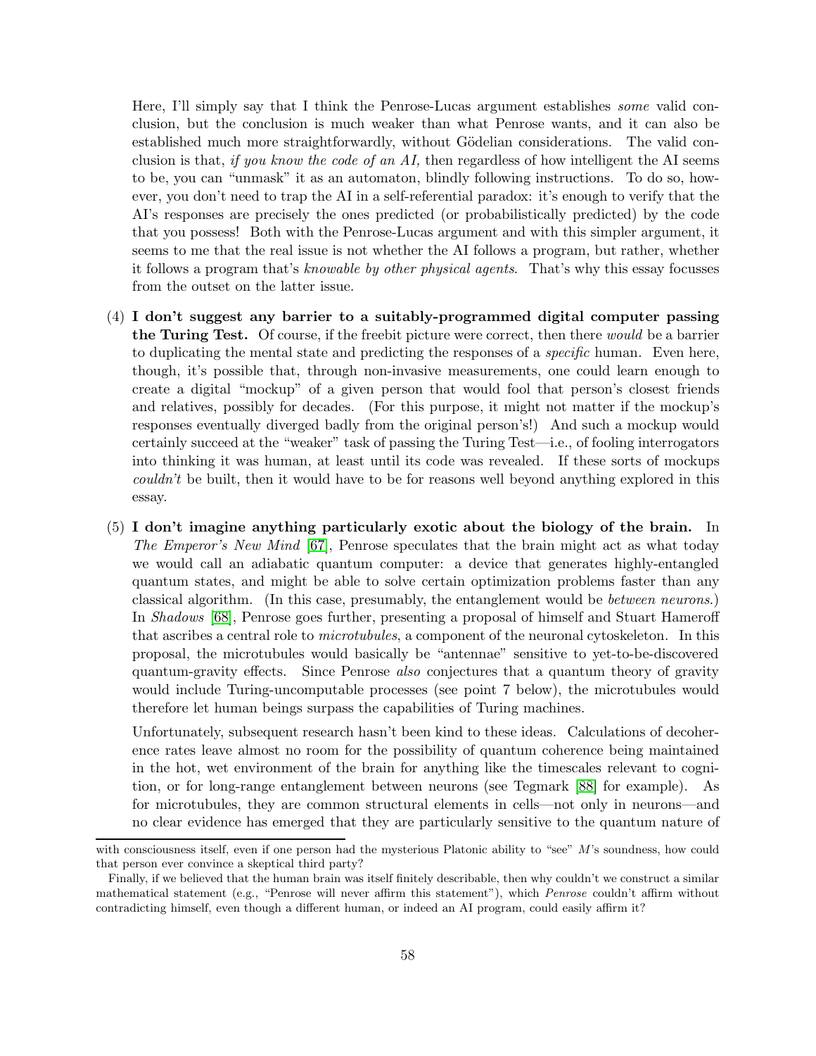Here, I'll simply say that I think the Penrose-Lucas argument establishes *some* valid conclusion, but the conclusion is much weaker than what Penrose wants, and it can also be established much more straightforwardly, without Gödelian considerations. The valid conclusion is that, *if you know the code of an AI,* then regardless of how intelligent the AI seems to be, you can "unmask" it as an automaton, blindly following instructions. To do so, however, you don't need to trap the AI in a self-referential paradox: it's enough to verify that the AI's responses are precisely the ones predicted (or probabilistically predicted) by the code that you possess! Both with the Penrose-Lucas argument and with this simpler argument, it seems to me that the real issue is not whether the AI follows a program, but rather, whether it follows a program that's *knowable by other physical agents*. That's why this essay focusses from the outset on the latter issue.

(4) **I don't suggest any barrier to a suitably-programmed digital computer passing the Turing Test.** Of course, if the freebit picture were correct, then there *would* be a barrier to duplicating the mental state and predicting the responses of a *specific* human. Even here, though, it's possible that, through non-invasive measurements, one could learn enough to create a digital "mockup" of a given person that would fool that person's closest friends and relatives, possibly for decades. (For this purpose, it might not matter if the mockup's responses eventually diverged badly from the original person's!) And such a mockup would certainly succeed at the "weaker" task of passing the Turing Test—i.e., of fooling interrogators into thinking it was human, at least until its code was revealed. If these sorts of mockups *couldn't* be built, then it would have to be for reasons well beyond anything explored in this essay.

(5) **I don't imagine anything particularly exotic about the biology of the brain.** In *The Emperor's New Mind* [67], Penrose speculates that the brain might act as what today we would call an adiabatic quantum computer: a device that generates highly-entangled quantum states, and might be able to solve certain optimization problems faster than any classical algorithm. (In this case, presumably, the entanglement would be *between neurons.*) In *Shadows* [68], Penrose goes further, presenting a proposal of himself and Stuart Hameroff that ascribes a central role to *microtubules*, a component of the neuronal cytoskeleton. In this proposal, the microtubules would basically be "antennae" sensitive to yet-to-be-discovered quantum-gravity effects. Since Penrose *also* conjectures that a quantum theory of gravity would include Turing-uncomputable processes (see point 7 below), the microtubules would therefore let human beings surpass the capabilities of Turing machines.

Unfortunately, subsequent research hasn't been kind to these ideas. Calculations of decoherence rates leave almost no room for the possibility of quantum coherence being maintained in the hot, wet environment of the brain for anything like the timescales relevant to cognition, or for long-range entanglement between neurons (see Tegmark [88] for example). As for microtubules, they are common structural elements in cells—not only in neurons—and no clear evidence has emerged that they are particularly sensitive to the quantum nature of

---

with consciousness itself, even if one person had the mysterious Platonic ability to "see" $M$'s soundness, how could that person ever convince a skeptical third party?

Finally, if we believed that the human brain was itself finitely describable, then why couldn't we construct a similar mathematical statement (e.g., "Penrose will never affirm this statement"), which *Penrose* couldn't affirm without contradicting himself, even though a different human, or indeed an AI program, could easily affirm it?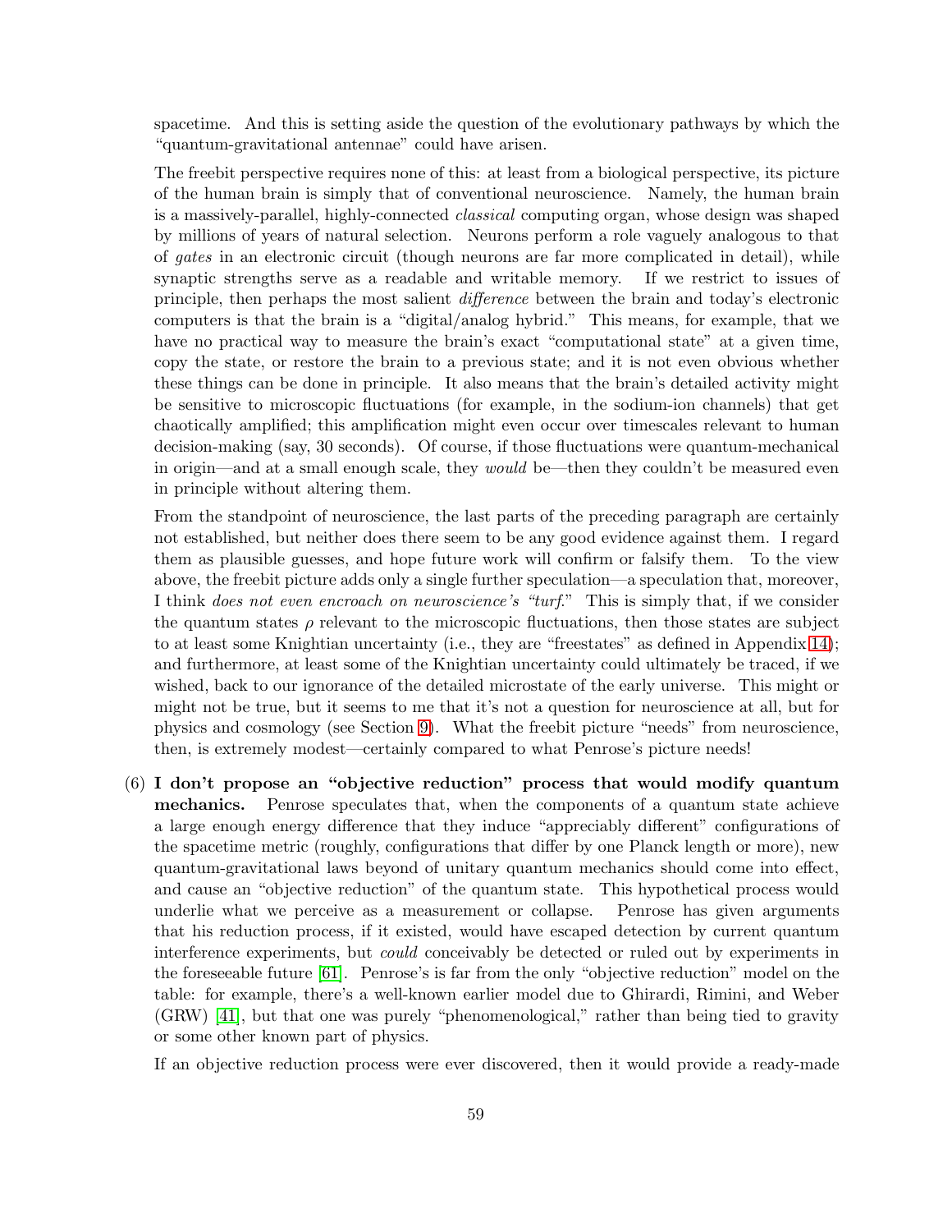spacetime. And this is setting aside the question of the evolutionary pathways by which the "quantum-gravitational antennae" could have arisen.

The freebit perspective requires none of this: at least from a biological perspective, its picture of the human brain is simply that of conventional neuroscience. Namely, the human brain is a massively-parallel, highly-connected *classical* computing organ, whose design was shaped by millions of years of natural selection. Neurons perform a role vaguely analogous to that of *gates* in an electronic circuit (though neurons are far more complicated in detail), while synaptic strengths serve as a readable and writable memory. If we restrict to issues of principle, then perhaps the most salient *difference* between the brain and today's electronic computers is that the brain is a "digital/analog hybrid." This means, for example, that we have no practical way to measure the brain's exact "computational state" at a given time, copy the state, or restore the brain to a previous state; and it is not even obvious whether these things can be done in principle. It also means that the brain's detailed activity might be sensitive to microscopic fluctuations (for example, in the sodium-ion channels) that get chaotically amplified; this amplification might even occur over timescales relevant to human decision-making (say, 30 seconds). Of course, if those fluctuations were quantum-mechanical in origin—and at a small enough scale, they *would* be—then they couldn't be measured even in principle without altering them.

From the standpoint of neuroscience, the last parts of the preceding paragraph are certainly not established, but neither does there seem to be any good evidence against them. I regard them as plausible guesses, and hope future work will confirm or falsify them. To the view above, the freebit picture adds only a single further speculation—a speculation that, moreover, I think *does not even encroach on neuroscience's "turf."* This is simply that, if we consider the quantum states $\rho$ relevant to the microscopic fluctuations, then those states are subject to at least some Knightian uncertainty (i.e., they are "freestates" as defined in Appendix 14); and furthermore, at least some of the Knightian uncertainty could ultimately be traced, if we wished, back to our ignorance of the detailed microstate of the early universe. This might or might not be true, but it seems to me that it's not a question for neuroscience at all, but for physics and cosmology (see Section 9). What the freebit picture "needs" from neuroscience, then, is extremely modest—certainly compared to what Penrose's picture needs!

(6) **I don't propose an "objective reduction" process that would modify quantum mechanics.** Penrose speculates that, when the components of a quantum state achieve a large enough energy difference that they induce "appreciably different" configurations of the spacetime metric (roughly, configurations that differ by one Planck length or more), new quantum-gravitational laws beyond of unitary quantum mechanics should come into effect, and cause an "objective reduction" of the quantum state. This hypothetical process would underlie what we perceive as a measurement or collapse. Penrose has given arguments that his reduction process, if it existed, would have escaped detection by current quantum interference experiments, but *could* conceivably be detected or ruled out by experiments in the foreseeable future [61]. Penrose's is far from the only "objective reduction" model on the table: for example, there's a well-known earlier model due to Ghirardi, Rimini, and Weber (GRW) [41], but that one was purely "phenomenological," rather than being tied to gravity or some other known part of physics.

If an objective reduction process were ever discovered, then it would provide a ready-made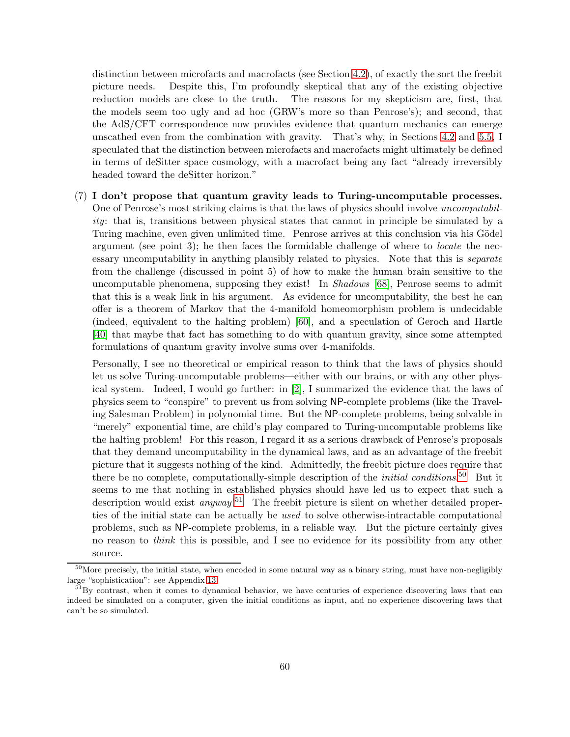distinction between microfacts and macrofacts (see Section 4.2), of exactly the sort the freebit picture needs. Despite this, I'm profoundly skeptical that any of the existing objective reduction models are close to the truth. The reasons for my skepticism are, first, that the models seem too ugly and ad hoc (GRW's more so than Penrose's); and second, that the AdS/CFT correspondence now provides evidence that quantum mechanics can emerge unscathed even from the combination with gravity. That's why, in Sections 4.2 and 5.5, I speculated that the distinction between microfacts and macrofacts might ultimately be defined in terms of deSitter space cosmology, with a macrofact being any fact "already irreversibly headed toward the deSitter horizon."

(7) **I don't propose that quantum gravity leads to Turing-uncomputable processes.** One of Penrose's most striking claims is that the laws of physics should involve *uncomputability*: that is, transitions between physical states that cannot in principle be simulated by a Turing machine, even given unlimited time. Penrose arrives at this conclusion via his Gödel argument (see point 3); he then faces the formidable challenge of where to *locate* the necessary uncomputability in anything plausibly related to physics. Note that this is *separate* from the challenge (discussed in point 5) of how to make the human brain sensitive to the uncomputable phenomena, supposing they exist! In *Shadows* [68], Penrose seems to admit that this is a weak link in his argument. As evidence for uncomputability, the best he can offer is a theorem of Markov that the 4-manifold homeomorphism problem is undecidable (indeed, equivalent to the halting problem) [60], and a speculation of Geroch and Hartle [40] that maybe that fact has something to do with quantum gravity, since some attempted formulations of quantum gravity involve sums over 4-manifolds.

Personally, I see no theoretical or empirical reason to think that the laws of physics should let us solve Turing-uncomputable problems—either with our brains, or with any other physical system. Indeed, I would go further: in [2], I summarized the evidence that the laws of physics seem to "conspire" to prevent us from solving NP-complete problems (like the Traveling Salesman Problem) in polynomial time. But the NP-complete problems, being solvable in "merely" exponential time, are child's play compared to Turing-uncomputable problems like the halting problem! For this reason, I regard it as a serious drawback of Penrose's proposals that they demand uncomputability in the dynamical laws, and as an advantage of the freebit picture that it suggests nothing of the kind. Admittedly, the freebit picture does require that there be no complete, computationally-simple description of the *initial conditions*.[50] But it seems to me that nothing in established physics should have led us to expect that such a description would exist *anyway*![51] The freebit picture is silent on whether detailed properties of the initial state can be actually be *used* to solve otherwise-intractable computational problems, such as NP-complete problems, in a reliable way. But the picture certainly gives no reason to *think* this is possible, and I see no evidence for its possibility from any other source.

[50] More precisely, the initial state, when encoded in some natural way as a binary string, must have non-negligibly large "sophistication": see Appendix 13.

[51] By contrast, when it comes to dynamical behavior, we have centuries of experience discovering laws that can indeed be simulated on a computer, given the initial conditions as input, and no experience discovering laws that can't be so simulated.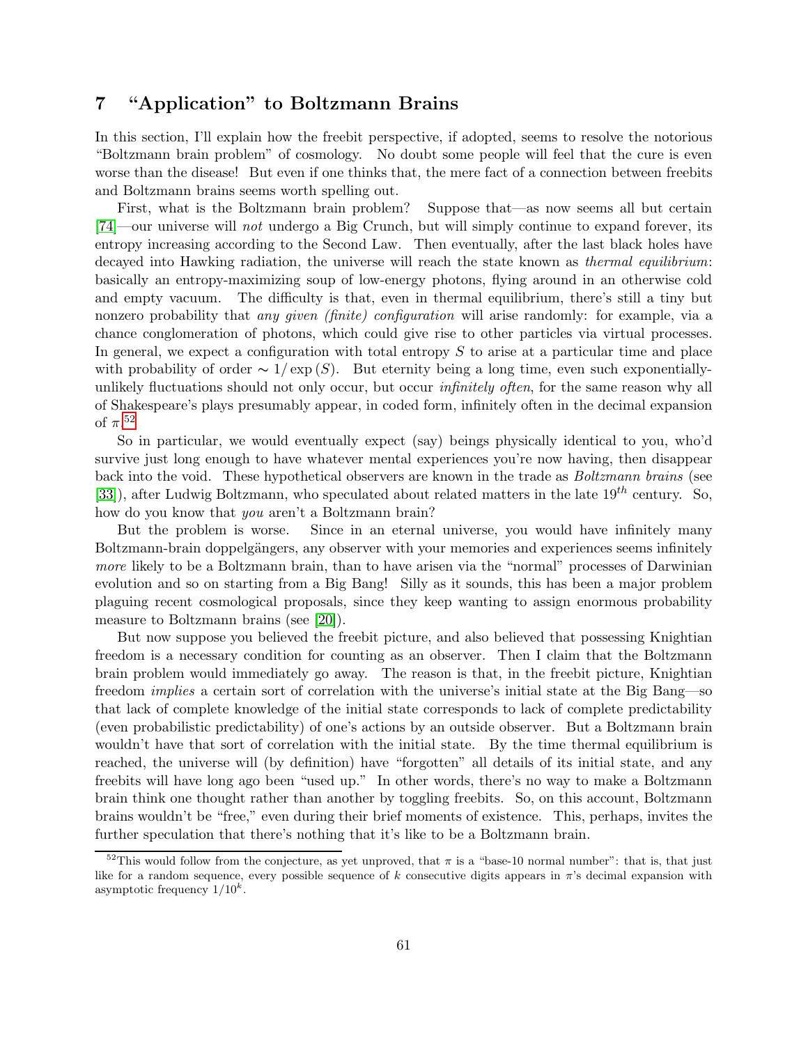## 7 "Application" to Boltzmann Brains

In this section, I'll explain how the freebit perspective, if adopted, seems to resolve the notorious "Boltzmann brain problem" of cosmology. No doubt some people will feel that the cure is even worse than the disease! But even if one thinks that, the mere fact of a connection between freebits and Boltzmann brains seems worth spelling out.

First, what is the Boltzmann brain problem? Suppose that—as now seems all but certain [74]—our universe will *not* undergo a Big Crunch, but will simply continue to expand forever, its entropy increasing according to the Second Law. Then eventually, after the last black holes have decayed into Hawking radiation, the universe will reach the state known as *thermal equilibrium*: basically an entropy-maximizing soup of low-energy photons, flying around in an otherwise cold and empty vacuum. The difficulty is that, even in thermal equilibrium, there's still a tiny but nonzero probability that *any given (finite) configuration* will arise randomly: for example, via a chance conglomeration of photons, which could give rise to other particles via virtual processes. In general, we expect a configuration with total entropy $S$ to arise at a particular time and place with probability of order $\sim 1/\exp(S)$. But eternity being a long time, even such exponentially-unlikely fluctuations should not only occur, but occur *infinitely often*, for the same reason why all of Shakespeare's plays presumably appear, in coded form, infinitely often in the decimal expansion of $\pi$.[52]

So in particular, we would eventually expect (say) beings physically identical to you, who'd survive just long enough to have whatever mental experiences you're now having, then disappear back into the void. These hypothetical observers are known in the trade as *Boltzmann brains* (see [33]), after Ludwig Boltzmann, who speculated about related matters in the late $19^{th}$ century. So, how do you know that *you* aren't a Boltzmann brain?

But the problem is worse. Since in an eternal universe, you would have infinitely many Boltzmann-brain doppelgängers, any observer with your memories and experiences seems infinitely *more* likely to be a Boltzmann brain, than to have arisen via the "normal" processes of Darwinian evolution and so on starting from a Big Bang! Silly as it sounds, this has been a major problem plaguing recent cosmological proposals, since they keep wanting to assign enormous probability measure to Boltzmann brains (see [20]).

But now suppose you believed the freebit picture, and also believed that possessing Knightian freedom is a necessary condition for counting as an observer. Then I claim that the Boltzmann brain problem would immediately go away. The reason is that, in the freebit picture, Knightian freedom *implies* a certain sort of correlation with the universe's initial state at the Big Bang—so that lack of complete knowledge of the initial state corresponds to lack of complete predictability (even probabilistic predictability) of one's actions by an outside observer. But a Boltzmann brain wouldn't have that sort of correlation with the initial state. By the time thermal equilibrium is reached, the universe will (by definition) have "forgotten" all details of its initial state, and any freebits will have long ago been "used up." In other words, there's no way to make a Boltzmann brain think one thought rather than another by toggling freebits. So, on this account, Boltzmann brains wouldn't be "free," even during their brief moments of existence. This, perhaps, invites the further speculation that there's nothing that it's like to be a Boltzmann brain.

[52] This would follow from the conjecture, as yet unproved, that $\pi$ is a "base-10 normal number": that is, that just like for a random sequence, every possible sequence of $k$ consecutive digits appears in $\pi$'s decimal expansion with asymptotic frequency $1/10^k$.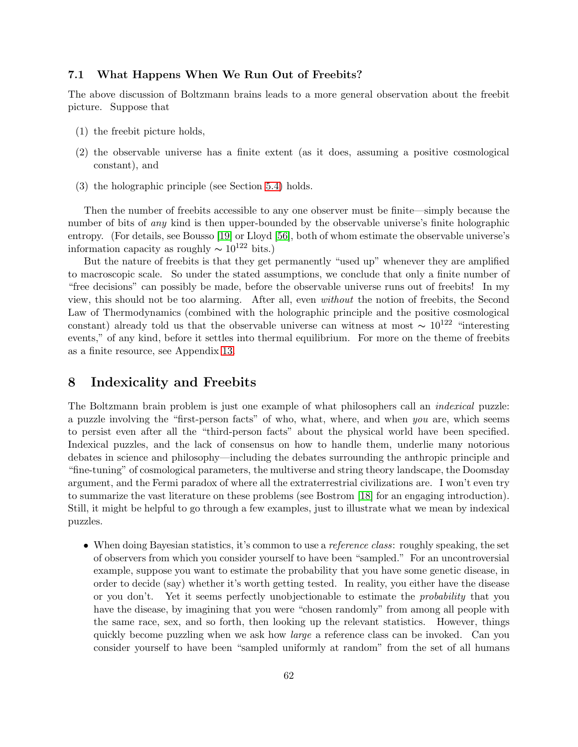### 7.1 What Happens When We Run Out of Freebits?

The above discussion of Boltzmann brains leads to a more general observation about the freebit picture. Suppose that

(1) the freebit picture holds,

(2) the observable universe has a finite extent (as it does, assuming a positive cosmological constant), and

(3) the holographic principle (see Section 5.4) holds.

Then the number of freebits accessible to any one observer must be finite—simply because the number of bits of *any* kind is then upper-bounded by the observable universe's finite holographic entropy. (For details, see Bousso [19] or Lloyd [56], both of whom estimate the observable universe's information capacity as roughly $\sim 10^{122}$ bits.)

But the nature of freebits is that they get permanently "used up" whenever they are amplified to macroscopic scale. So under the stated assumptions, we conclude that only a finite number of "free decisions" can possibly be made, before the observable universe runs out of freebits! In my view, this should not be too alarming. After all, even *without* the notion of freebits, the Second Law of Thermodynamics (combined with the holographic principle and the positive cosmological constant) already told us that the observable universe can witness at most $\sim 10^{122}$ "interesting events," of any kind, before it settles into thermal equilibrium. For more on the theme of freebits as a finite resource, see Appendix 13.

## 8 Indexicality and Freebits

The Boltzmann brain problem is just one example of what philosophers call an *indexical* puzzle: a puzzle involving the "first-person facts" of who, what, where, and when *you* are, which seems to persist even after all the "third-person facts" about the physical world have been specified. Indexical puzzles, and the lack of consensus on how to handle them, underlie many notorious debates in science and philosophy—including the debates surrounding the anthropic principle and "fine-tuning" of cosmological parameters, the multiverse and string theory landscape, the Doomsday argument, and the Fermi paradox of where all the extraterrestrial civilizations are. I won't even try to summarize the vast literature on these problems (see Bostrom [18] for an engaging introduction). Still, it might be helpful to go through a few examples, just to illustrate what we mean by indexical puzzles.

- When doing Bayesian statistics, it's common to use a *reference class*: roughly speaking, the set of observers from which you consider yourself to have been "sampled." For an uncontroversial example, suppose you want to estimate the probability that you have some genetic disease, in order to decide (say) whether it's worth getting tested. In reality, you either have the disease or you don't. Yet it seems perfectly unobjectionable to estimate the *probability* that you have the disease, by imagining that you were "chosen randomly" from among all people with the same race, sex, and so forth, then looking up the relevant statistics. However, things quickly become puzzling when we ask how *large* a reference class can be invoked. Can you consider yourself to have been "sampled uniformly at random" from the set of all humans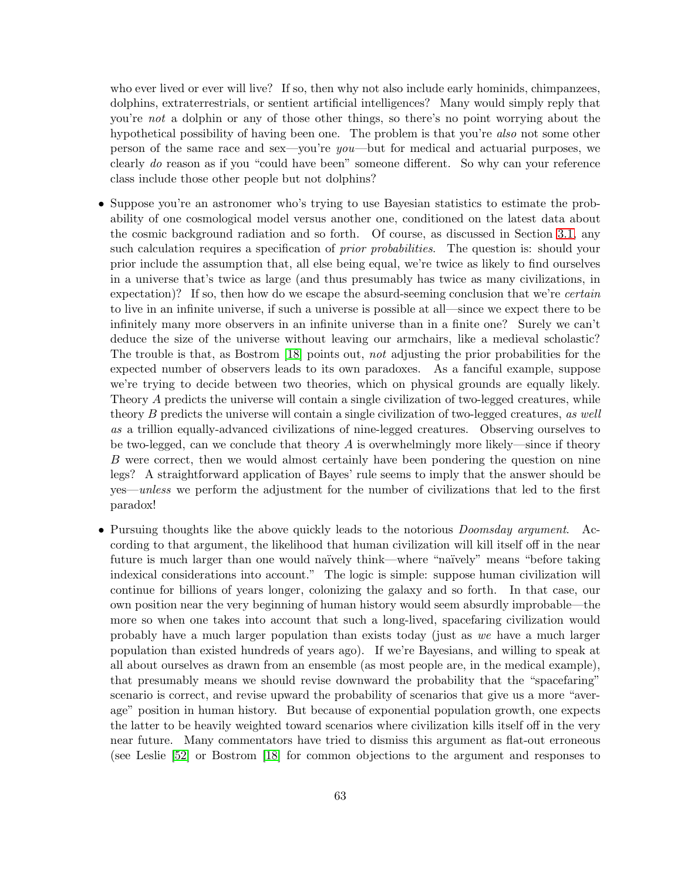who ever lived or ever will live? If so, then why not also include early hominids, chimpanzees, dolphins, extraterrestrials, or sentient artificial intelligences? Many would simply reply that you're *not* a dolphin or any of those other things, so there's no point worrying about the hypothetical possibility of having been one. The problem is that you're *also* not some other person of the same race and sex—you're *you*—but for medical and actuarial purposes, we clearly *do* reason as if you "could have been" someone different. So why can your reference class include those other people but not dolphins?

- Suppose you're an astronomer who's trying to use Bayesian statistics to estimate the probability of one cosmological model versus another one, conditioned on the latest data about the cosmic background radiation and so forth. Of course, as discussed in Section 3.1, any such calculation requires a specification of *prior probabilities*. The question is: should your prior include the assumption that, all else being equal, we're twice as likely to find ourselves in a universe that's twice as large (and thus presumably has twice as many civilizations, in expectation)? If so, then how do we escape the absurd-seeming conclusion that we're *certain* to live in an infinite universe, if such a universe is possible at all—since we expect there to be infinitely many more observers in an infinite universe than in a finite one? Surely we can't deduce the size of the universe without leaving our armchairs, like a medieval scholastic? The trouble is that, as Bostrom [18] points out, *not* adjusting the prior probabilities for the expected number of observers leads to its own paradoxes. As a fanciful example, suppose we're trying to decide between two theories, which on physical grounds are equally likely. Theory $A$ predicts the universe will contain a single civilization of two-legged creatures, while theory $B$ predicts the universe will contain a single civilization of two-legged creatures, *as well as* a trillion equally-advanced civilizations of nine-legged creatures. Observing ourselves to be two-legged, can we conclude that theory $A$ is overwhelmingly more likely—since if theory $B$ were correct, then we would almost certainly have been pondering the question on nine legs? A straightforward application of Bayes' rule seems to imply that the answer should be yes—*unless* we perform the adjustment for the number of civilizations that led to the first paradox!

- Pursuing thoughts like the above quickly leads to the notorious *Doomsday argument*. According to that argument, the likelihood that human civilization will kill itself off in the near future is much larger than one would naïvely think—where "naïvely" means "before taking indexical considerations into account." The logic is simple: suppose human civilization will continue for billions of years longer, colonizing the galaxy and so forth. In that case, our own position near the very beginning of human history would seem absurdly improbable—the more so when one takes into account that such a long-lived, spacefaring civilization would probably have a much larger population than exists today (just as *we* have a much larger population than existed hundreds of years ago). If we're Bayesians, and willing to speak at all about ourselves as drawn from an ensemble (as most people are, in the medical example), that presumably means we should revise downward the probability that the "spacefaring" scenario is correct, and revise upward the probability of scenarios that give us a more "average" position in human history. But because of exponential population growth, one expects the latter to be heavily weighted toward scenarios where civilization kills itself off in the very near future. Many commentators have tried to dismiss this argument as flat-out erroneous (see Leslie [52] or Bostrom [18] for common objections to the argument and responses to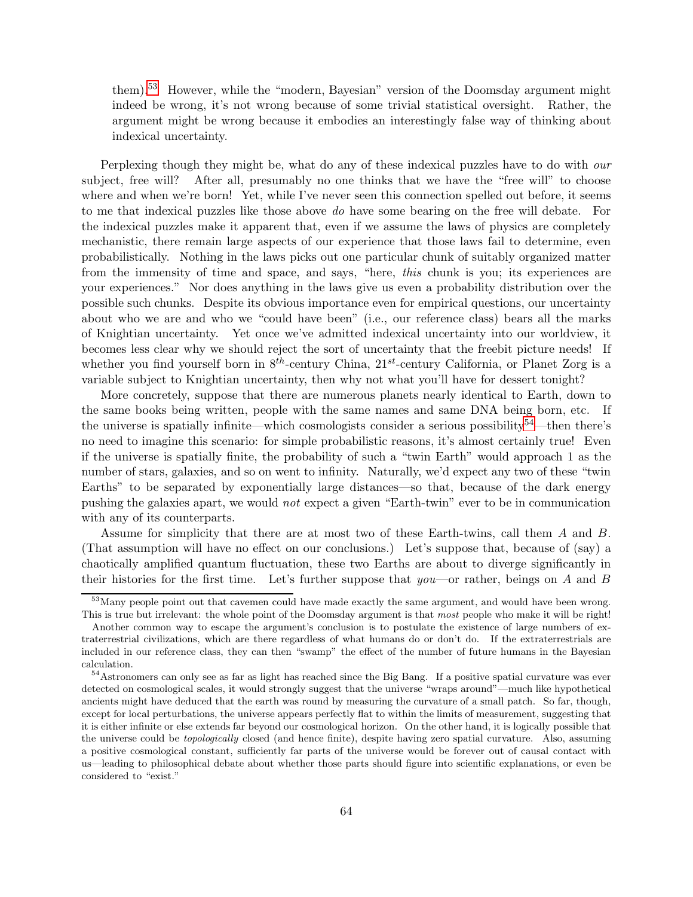them).[53] However, while the "modern, Bayesian" version of the Doomsday argument might indeed be wrong, it's not wrong because of some trivial statistical oversight. Rather, the argument might be wrong because it embodies an interestingly false way of thinking about indexical uncertainty.

Perplexing though they might be, what do any of these indexical puzzles have to do with *our* subject, free will? After all, presumably no one thinks that we have the "free will" to choose where and when we're born! Yet, while I've never seen this connection spelled out before, it seems to me that indexical puzzles like those above *do* have some bearing on the free will debate. For the indexical puzzles make it apparent that, even if we assume the laws of physics are completely mechanistic, there remain large aspects of our experience that those laws fail to determine, even probabilistically. Nothing in the laws picks out one particular chunk of suitably organized matter from the immensity of time and space, and says, "here, *this* chunk is you; its experiences are your experiences." Nor does anything in the laws give us even a probability distribution over the possible such chunks. Despite its obvious importance even for empirical questions, our uncertainty about who we are and who we "could have been" (i.e., our reference class) bears all the marks of Knightian uncertainty. Yet once we've admitted indexical uncertainty into our worldview, it becomes less clear why we should reject the sort of uncertainty that the freebit picture needs! If whether you find yourself born in $8^{th}$-century China, $21^{st}$-century California, or Planet Zorg is a variable subject to Knightian uncertainty, then why not what you'll have for dessert tonight?

More concretely, suppose that there are numerous planets nearly identical to Earth, down to the same books being written, people with the same names and same DNA being born, etc. If the universe is spatially infinite—which cosmologists consider a serious possibility[54]—then there's no need to imagine this scenario: for simple probabilistic reasons, it's almost certainly true! Even if the universe is spatially finite, the probability of such a "twin Earth" would approach 1 as the number of stars, galaxies, and so on went to infinity. Naturally, we'd expect any two of these "twin Earths" to be separated by exponentially large distances—so that, because of the dark energy pushing the galaxies apart, we would *not* expect a given "Earth-twin" ever to be in communication with any of its counterparts.

Assume for simplicity that there are at most two of these Earth-twins, call them $A$ and $B$. (That assumption will have no effect on our conclusions.) Let's suppose that, because of (say) a chaotically amplified quantum fluctuation, these two Earths are about to diverge significantly in their histories for the first time. Let's further suppose that *you*—or rather, beings on $A$ and $B$

[53] Many people point out that cavemen could have made exactly the same argument, and would have been wrong. This is true but irrelevant: the whole point of the Doomsday argument is that *most* people who make it will be right!

Another common way to escape the argument's conclusion is to postulate the existence of large numbers of extraterrestrial civilizations, which are there regardless of what humans do or don't do. If the extraterrestrials are included in our reference class, they can then "swamp" the effect of the number of future humans in the Bayesian calculation.

[54] Astronomers can only see as far as light has reached since the Big Bang. If a positive spatial curvature was ever detected on cosmological scales, it would strongly suggest that the universe "wraps around"—much like hypothetical ancients might have deduced that the earth was round by measuring the curvature of a small patch. So far, though, except for local perturbations, the universe appears perfectly flat to within the limits of measurement, suggesting that it is either infinite or else extends far beyond our cosmological horizon. On the other hand, it is logically possible that the universe could be *topologically* closed (and hence finite), despite having zero spatial curvature. Also, assuming a positive cosmological constant, sufficiently far parts of the universe would be forever out of causal contact with us—leading to philosophical debate about whether those parts should figure into scientific explanations, or even be considered to "exist."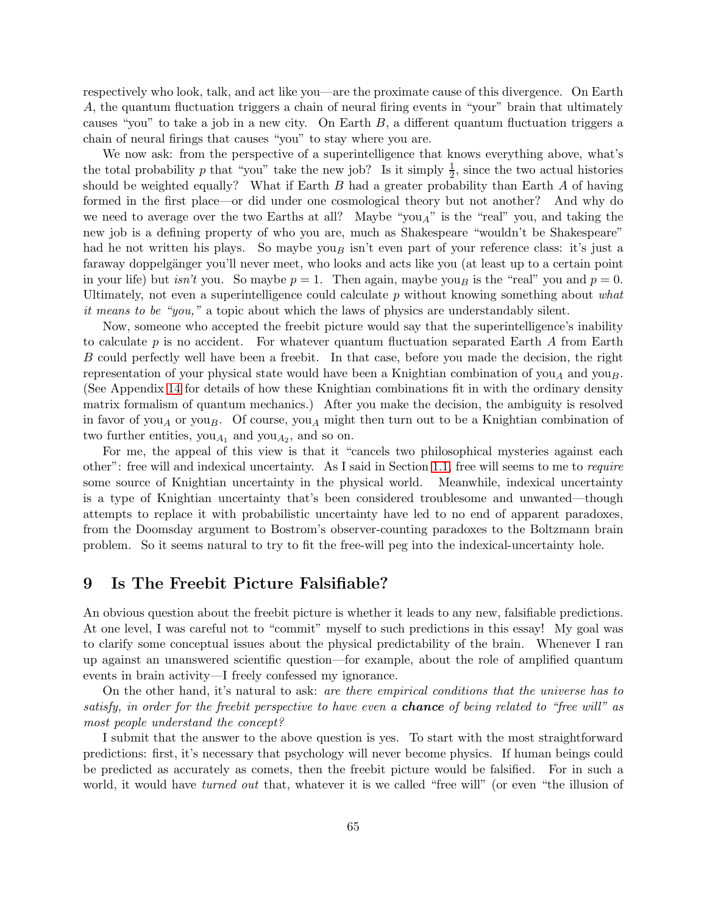respectively who look, talk, and act like you—are the proximate cause of this divergence. On Earth $A$, the quantum fluctuation triggers a chain of neural firing events in "your" brain that ultimately causes "you" to take a job in a new city. On Earth $B$, a different quantum fluctuation triggers a chain of neural firings that causes "you" to stay where you are.

We now ask: from the perspective of a superintelligence that knows everything above, what's the total probability $p$ that "you" take the new job? Is it simply $\frac{1}{2}$, since the two actual histories should be weighted equally? What if Earth $B$ had a greater probability than Earth $A$ of having formed in the first place—or did under one cosmological theory but not another? And why do we need to average over the two Earths at all? Maybe "you$_A$" is the "real" you, and taking the new job is a defining property of who you are, much as Shakespeare "wouldn't be Shakespeare" had he not written his plays. So maybe you$_B$ isn't even part of your reference class: it's just a faraway doppelgänger you'll never meet, who looks and acts like you (at least up to a certain point in your life) but *isn't* you. So maybe $p = 1$. Then again, maybe you$_B$ is the "real" you and $p = 0$. Ultimately, not even a superintelligence could calculate $p$ without knowing something about *what it means to be "you,"* a topic about which the laws of physics are understandably silent.

Now, someone who accepted the freebit picture would say that the superintelligence's inability to calculate $p$ is no accident. For whatever quantum fluctuation separated Earth $A$ from Earth $B$ could perfectly well have been a freebit. In that case, before you made the decision, the right representation of your physical state would have been a Knightian combination of you$_A$ and you$_B$. (See Appendix 14 for details of how these Knightian combinations fit in with the ordinary density matrix formalism of quantum mechanics.) After you make the decision, the ambiguity is resolved in favor of you$_A$ or you$_B$. Of course, you$_A$ might then turn out to be a Knightian combination of two further entities, you$_{A_1}$ and you$_{A_2}$, and so on.

For me, the appeal of this view is that it "cancels two philosophical mysteries against each other": free will and indexical uncertainty. As I said in Section 1.1, free will seems to me to *require* some source of Knightian uncertainty in the physical world. Meanwhile, indexical uncertainty is a type of Knightian uncertainty that's been considered troublesome and unwanted—though attempts to replace it with probabilistic uncertainty have led to no end of apparent paradoxes, from the Doomsday argument to Bostrom's observer-counting paradoxes to the Boltzmann brain problem. So it seems natural to try to fit the free-will peg into the indexical-uncertainty hole.

# 9 Is The Freebit Picture Falsifiable?

An obvious question about the freebit picture is whether it leads to any new, falsifiable predictions. At one level, I was careful not to "commit" myself to such predictions in this essay! My goal was to clarify some conceptual issues about the physical predictability of the brain. Whenever I ran up against an unanswered scientific question—for example, about the role of amplified quantum events in brain activity—I freely confessed my ignorance.

On the other hand, it's natural to ask: *are there empirical conditions that the universe has to satisfy, in order for the freebit perspective to have even a* ***chance*** *of being related to "free will" as most people understand the concept?*

I submit that the answer to the above question is yes. To start with the most straightforward predictions: first, it's necessary that psychology will never become physics. If human beings could be predicted as accurately as comets, then the freebit picture would be falsified. For in such a world, it would have *turned out* that, whatever it is we called "free will" (or even "the illusion of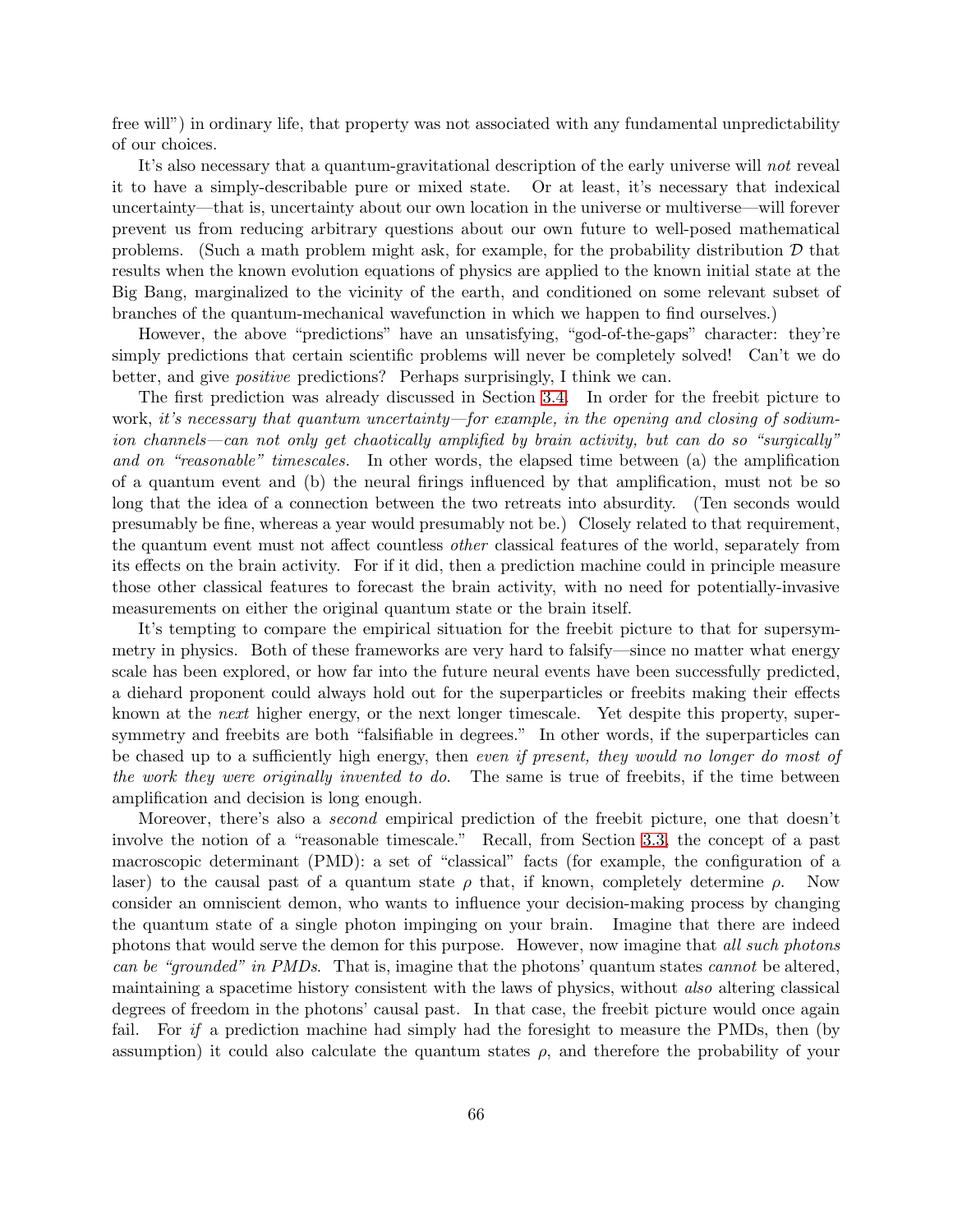free will") in ordinary life, that property was not associated with any fundamental unpredictability of our choices.

It's also necessary that a quantum-gravitational description of the early universe will *not* reveal it to have a simply-describable pure or mixed state. Or at least, it's necessary that indexical uncertainty—that is, uncertainty about our own location in the universe or multiverse—will forever prevent us from reducing arbitrary questions about our own future to well-posed mathematical problems. (Such a math problem might ask, for example, for the probability distribution $\mathcal{D}$ that results when the known evolution equations of physics are applied to the known initial state at the Big Bang, marginalized to the vicinity of the earth, and conditioned on some relevant subset of branches of the quantum-mechanical wavefunction in which we happen to find ourselves.)

However, the above "predictions" have an unsatisfying, "god-of-the-gaps" character: they're simply predictions that certain scientific problems will never be completely solved! Can't we do better, and give *positive* predictions? Perhaps surprisingly, I think we can.

The first prediction was already discussed in Section 3.4. In order for the freebit picture to work, *it's necessary that quantum uncertainty—for example, in the opening and closing of sodium-ion channels—can not only get chaotically amplified by brain activity, but can do so "surgically" and on "reasonable" timescales.* In other words, the elapsed time between (a) the amplification of a quantum event and (b) the neural firings influenced by that amplification, must not be so long that the idea of a connection between the two retreats into absurdity. (Ten seconds would presumably be fine, whereas a year would presumably not be.) Closely related to that requirement, the quantum event must not affect countless *other* classical features of the world, separately from its effects on the brain activity. For if it did, then a prediction machine could in principle measure those other classical features to forecast the brain activity, with no need for potentially-invasive measurements on either the original quantum state or the brain itself.

It's tempting to compare the empirical situation for the freebit picture to that for supersymmetry in physics. Both of these frameworks are very hard to falsify—since no matter what energy scale has been explored, or how far into the future neural events have been successfully predicted, a diehard proponent could always hold out for the superparticles or freebits making their effects known at the *next* higher energy, or the next longer timescale. Yet despite this property, supersymmetry and freebits are both "falsifiable in degrees." In other words, if the superparticles can be chased up to a sufficiently high energy, then *even if present, they would no longer do most of the work they were originally invented to do.* The same is true of freebits, if the time between amplification and decision is long enough.

Moreover, there's also a *second* empirical prediction of the freebit picture, one that doesn't involve the notion of a "reasonable timescale." Recall, from Section 3.3, the concept of a past macroscopic determinant (PMD): a set of "classical" facts (for example, the configuration of a laser) to the causal past of a quantum state $\rho$ that, if known, completely determine $\rho$. Now consider an omniscient demon, who wants to influence your decision-making process by changing the quantum state of a single photon impinging on your brain. Imagine that there are indeed photons that would serve the demon for this purpose. However, now imagine that *all such photons can be "grounded" in PMDs.* That is, imagine that the photons' quantum states *cannot* be altered, maintaining a spacetime history consistent with the laws of physics, without *also* altering classical degrees of freedom in the photons' causal past. In that case, the freebit picture would once again fail. For *if* a prediction machine had simply had the foresight to measure the PMDs, then (by assumption) it could also calculate the quantum states $\rho$, and therefore the probability of your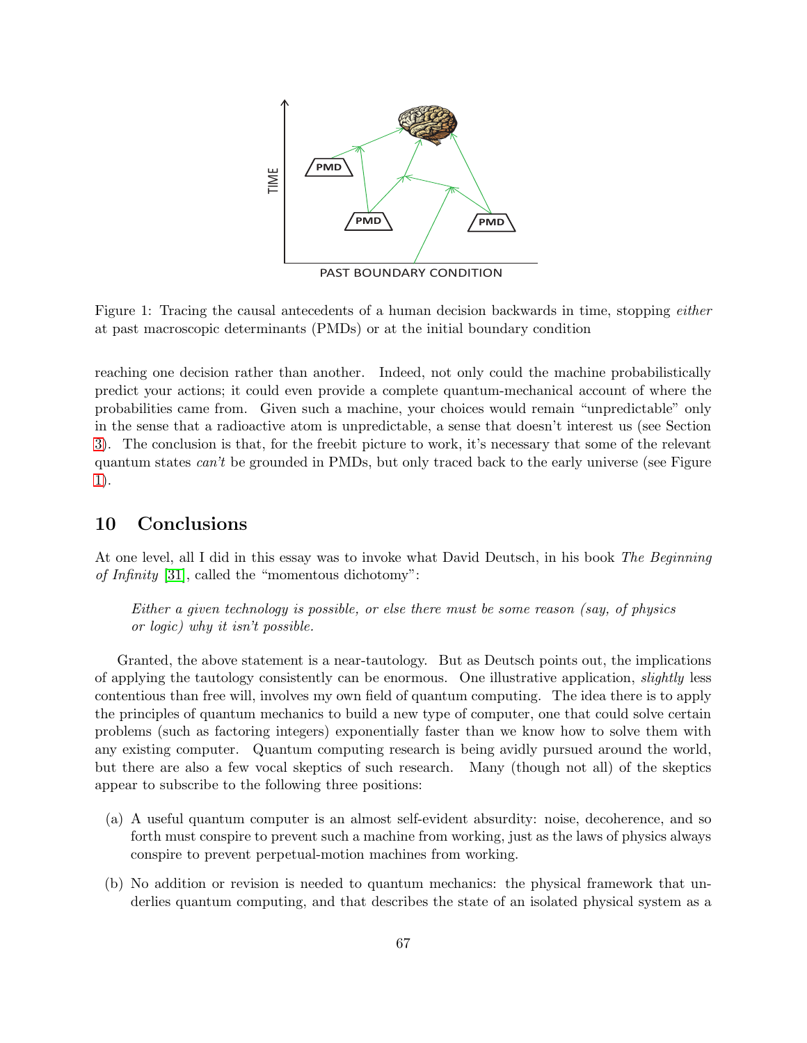Figure 1: Tracing the causal antecedents of a human decision backwards in time, stopping *either* at past macroscopic determinants (PMDs) or at the initial boundary condition

reaching one decision rather than another. Indeed, not only could the machine probabilistically predict your actions; it could even provide a complete quantum-mechanical account of where the probabilities came from. Given such a machine, your choices would remain "unpredictable" only in the sense that a radioactive atom is unpredictable, a sense that doesn't interest us (see Section 3). The conclusion is that, for the freebit picture to work, it's necessary that some of the relevant quantum states *can't* be grounded in PMDs, but only traced back to the early universe (see Figure 1).

## 10 Conclusions

At one level, all I did in this essay was to invoke what David Deutsch, in his book *The Beginning of Infinity* [31], called the "momentous dichotomy":

> *Either a given technology is possible, or else there must be some reason (say, of physics or logic) why it isn't possible.*

Granted, the above statement is a near-tautology. But as Deutsch points out, the implications of applying the tautology consistently can be enormous. One illustrative application, *slightly* less contentious than free will, involves my own field of quantum computing. The idea there is to apply the principles of quantum mechanics to build a new type of computer, one that could solve certain problems (such as factoring integers) exponentially faster than we know how to solve them with any existing computer. Quantum computing research is being avidly pursued around the world, but there are also a few vocal skeptics of such research. Many (though not all) of the skeptics appear to subscribe to the following three positions:

(a) A useful quantum computer is an almost self-evident absurdity: noise, decoherence, and so forth must conspire to prevent such a machine from working, just as the laws of physics always conspire to prevent perpetual-motion machines from working.

(b) No addition or revision is needed to quantum mechanics: the physical framework that underlies quantum computing, and that describes the state of an isolated physical system as a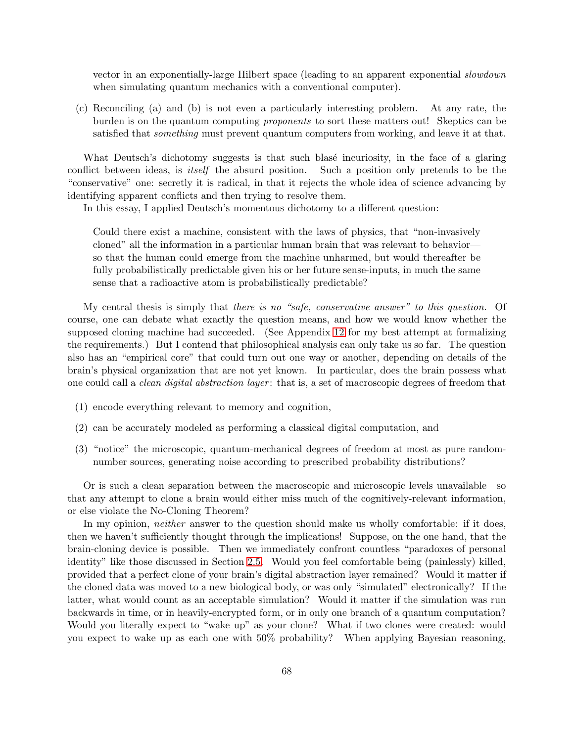vector in an exponentially-large Hilbert space (leading to an apparent exponential *slowdown* when simulating quantum mechanics with a conventional computer).

(c) Reconciling (a) and (b) is not even a particularly interesting problem. At any rate, the burden is on the quantum computing *proponents* to sort these matters out! Skeptics can be satisfied that *something* must prevent quantum computers from working, and leave it at that.

What Deutsch's dichotomy suggests is that such blasé incuriosity, in the face of a glaring conflict between ideas, is *itself* the absurd position. Such a position only pretends to be the "conservative" one: secretly it is radical, in that it rejects the whole idea of science advancing by identifying apparent conflicts and then trying to resolve them.

In this essay, I applied Deutsch's momentous dichotomy to a different question:

> Could there exist a machine, consistent with the laws of physics, that "non-invasively cloned" all the information in a particular human brain that was relevant to behavior—so that the human could emerge from the machine unharmed, but would thereafter be fully probabilistically predictable given his or her future sense-inputs, in much the same sense that a radioactive atom is probabilistically predictable?

My central thesis is simply that *there is no "safe, conservative answer" to this question.* Of course, one can debate what exactly the question means, and how we would know whether the supposed cloning machine had succeeded. (See Appendix 12 for my best attempt at formalizing the requirements.) But I contend that philosophical analysis can only take us so far. The question also has an "empirical core" that could turn out one way or another, depending on details of the brain's physical organization that are not yet known. In particular, does the brain possess what one could call a *clean digital abstraction layer*: that is, a set of macroscopic degrees of freedom that

(1) encode everything relevant to memory and cognition,

(2) can be accurately modeled as performing a classical digital computation, and

(3) "notice" the microscopic, quantum-mechanical degrees of freedom at most as pure random-number sources, generating noise according to prescribed probability distributions?

Or is such a clean separation between the macroscopic and microscopic levels unavailable—so that any attempt to clone a brain would either miss much of the cognitively-relevant information, or else violate the No-Cloning Theorem?

In my opinion, *neither* answer to the question should make us wholly comfortable: if it does, then we haven't sufficiently thought through the implications! Suppose, on the one hand, that the brain-cloning device is possible. Then we immediately confront countless "paradoxes of personal identity" like those discussed in Section 2.5. Would you feel comfortable being (painlessly) killed, provided that a perfect clone of your brain's digital abstraction layer remained? Would it matter if the cloned data was moved to a new biological body, or was only "simulated" electronically? If the latter, what would count as an acceptable simulation? Would it matter if the simulation was run backwards in time, or in heavily-encrypted form, or in only one branch of a quantum computation? Would you literally expect to "wake up" as your clone? What if two clones were created: would you expect to wake up as each one with 50% probability? When applying Bayesian reasoning,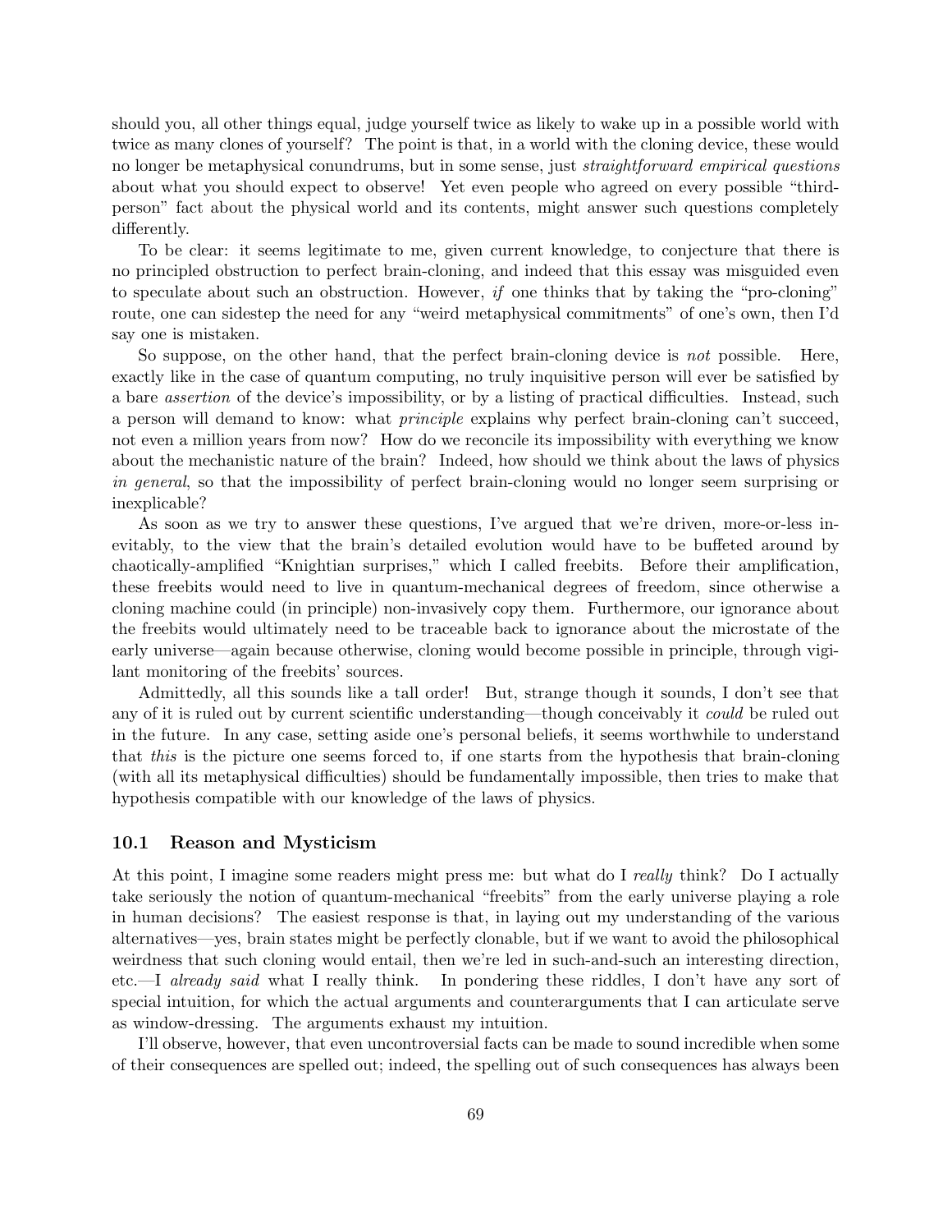should you, all other things equal, judge yourself twice as likely to wake up in a possible world with twice as many clones of yourself? The point is that, in a world with the cloning device, these would no longer be metaphysical conundrums, but in some sense, just *straightforward empirical questions* about what you should expect to observe! Yet even people who agreed on every possible "third-person" fact about the physical world and its contents, might answer such questions completely differently.

To be clear: it seems legitimate to me, given current knowledge, to conjecture that there is no principled obstruction to perfect brain-cloning, and indeed that this essay was misguided even to speculate about such an obstruction. However, *if* one thinks that by taking the "pro-cloning" route, one can sidestep the need for any "weird metaphysical commitments" of one's own, then I'd say one is mistaken.

So suppose, on the other hand, that the perfect brain-cloning device is *not* possible. Here, exactly like in the case of quantum computing, no truly inquisitive person will ever be satisfied by a bare *assertion* of the device's impossibility, or by a listing of practical difficulties. Instead, such a person will demand to know: what *principle* explains why perfect brain-cloning can't succeed, not even a million years from now? How do we reconcile its impossibility with everything we know about the mechanistic nature of the brain? Indeed, how should we think about the laws of physics *in general*, so that the impossibility of perfect brain-cloning would no longer seem surprising or inexplicable?

As soon as we try to answer these questions, I've argued that we're driven, more-or-less inevitably, to the view that the brain's detailed evolution would have to be buffeted around by chaotically-amplified "Knightian surprises," which I called freebits. Before their amplification, these freebits would need to live in quantum-mechanical degrees of freedom, since otherwise a cloning machine could (in principle) non-invasively copy them. Furthermore, our ignorance about the freebits would ultimately need to be traceable back to ignorance about the microstate of the early universe—again because otherwise, cloning would become possible in principle, through vigilant monitoring of the freebits' sources.

Admittedly, all this sounds like a tall order! But, strange though it sounds, I don't see that any of it is ruled out by current scientific understanding—though conceivably it *could* be ruled out in the future. In any case, setting aside one's personal beliefs, it seems worthwhile to understand that *this* is the picture one seems forced to, if one starts from the hypothesis that brain-cloning (with all its metaphysical difficulties) should be fundamentally impossible, then tries to make that hypothesis compatible with our knowledge of the laws of physics.

### 10.1 Reason and Mysticism

At this point, I imagine some readers might press me: but what do I *really* think? Do I actually take seriously the notion of quantum-mechanical "freebits" from the early universe playing a role in human decisions? The easiest response is that, in laying out my understanding of the various alternatives—yes, brain states might be perfectly clonable, but if we want to avoid the philosophical weirdness that such cloning would entail, then we're led in such-and-such an interesting direction, etc.—I *already said* what I really think. In pondering these riddles, I don't have any sort of special intuition, for which the actual arguments and counterarguments that I can articulate serve as window-dressing. The arguments exhaust my intuition.

I'll observe, however, that even uncontroversial facts can be made to sound incredible when some of their consequences are spelled out; indeed, the spelling out of such consequences has always been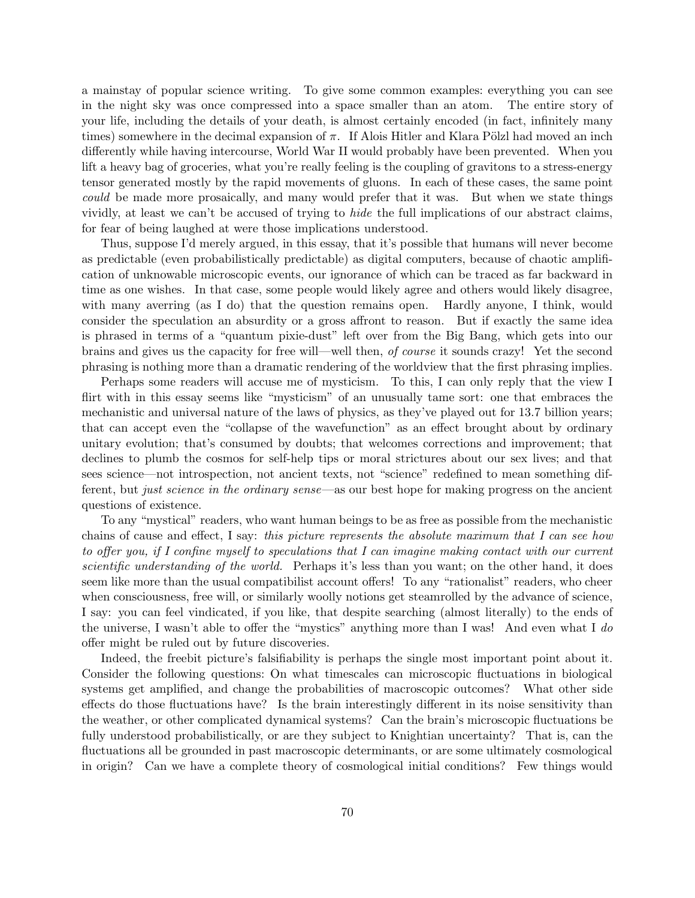a mainstay of popular science writing. To give some common examples: everything you can see in the night sky was once compressed into a space smaller than an atom. The entire story of your life, including the details of your death, is almost certainly encoded (in fact, infinitely many times) somewhere in the decimal expansion of $\pi$. If Alois Hitler and Klara Pölzl had moved an inch differently while having intercourse, World War II would probably have been prevented. When you lift a heavy bag of groceries, what you're really feeling is the coupling of gravitons to a stress-energy tensor generated mostly by the rapid movements of gluons. In each of these cases, the same point *could* be made more prosaically, and many would prefer that it was. But when we state things vividly, at least we can't be accused of trying to *hide* the full implications of our abstract claims, for fear of being laughed at were those implications understood.

Thus, suppose I'd merely argued, in this essay, that it's possible that humans will never become as predictable (even probabilistically predictable) as digital computers, because of chaotic amplification of unknowable microscopic events, our ignorance of which can be traced as far backward in time as one wishes. In that case, some people would likely agree and others would likely disagree, with many averring (as I do) that the question remains open. Hardly anyone, I think, would consider the speculation an absurdity or a gross affront to reason. But if exactly the same idea is phrased in terms of a "quantum pixie-dust" left over from the Big Bang, which gets into our brains and gives us the capacity for free will—well then, *of course* it sounds crazy! Yet the second phrasing is nothing more than a dramatic rendering of the worldview that the first phrasing implies.

Perhaps some readers will accuse me of mysticism. To this, I can only reply that the view I flirt with in this essay seems like "mysticism" of an unusually tame sort: one that embraces the mechanistic and universal nature of the laws of physics, as they've played out for 13.7 billion years; that can accept even the "collapse of the wavefunction" as an effect brought about by ordinary unitary evolution; that's consumed by doubts; that welcomes corrections and improvement; that declines to plumb the cosmos for self-help tips or moral strictures about our sex lives; and that sees science—not introspection, not ancient texts, not "science" redefined to mean something different, but *just science in the ordinary sense*—as our best hope for making progress on the ancient questions of existence.

To any "mystical" readers, who want human beings to be as free as possible from the mechanistic chains of cause and effect, I say: *this picture represents the absolute maximum that I can see how to offer you, if I confine myself to speculations that I can imagine making contact with our current scientific understanding of the world.* Perhaps it's less than you want; on the other hand, it does seem like more than the usual compatibilist account offers! To any "rationalist" readers, who cheer when consciousness, free will, or similarly woolly notions get steamrolled by the advance of science, I say: you can feel vindicated, if you like, that despite searching (almost literally) to the ends of the universe, I wasn't able to offer the "mystics" anything more than I was! And even what I *do* offer might be ruled out by future discoveries.

Indeed, the freebit picture's falsifiability is perhaps the single most important point about it. Consider the following questions: On what timescales can microscopic fluctuations in biological systems get amplified, and change the probabilities of macroscopic outcomes? What other side effects do those fluctuations have? Is the brain interestingly different in its noise sensitivity than the weather, or other complicated dynamical systems? Can the brain's microscopic fluctuations be fully understood probabilistically, or are they subject to Knightian uncertainty? That is, can the fluctuations all be grounded in past macroscopic determinants, or are some ultimately cosmological in origin? Can we have a complete theory of cosmological initial conditions? Few things would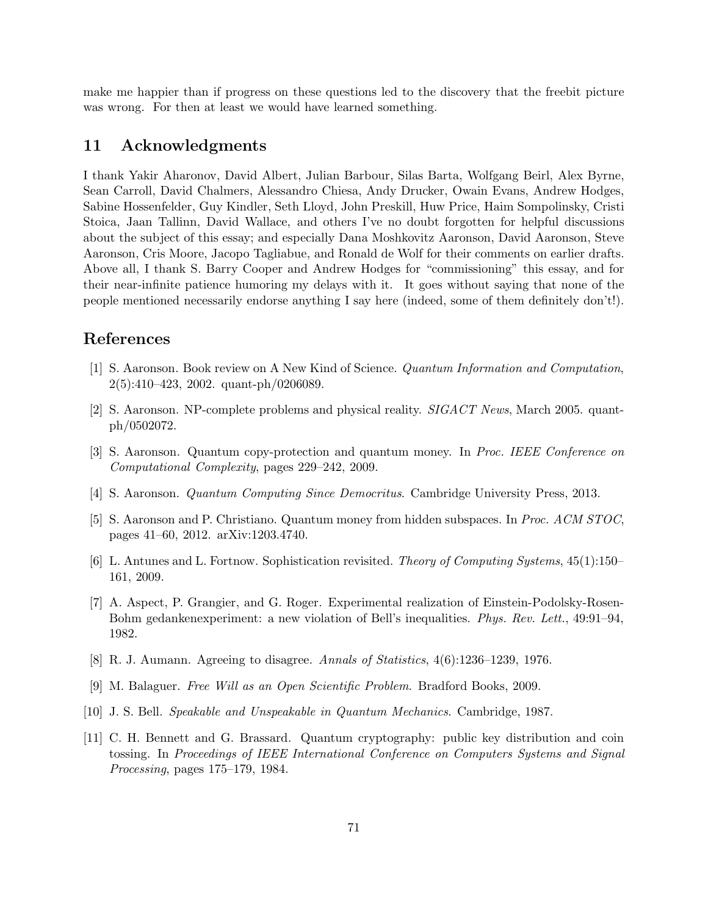make me happier than if progress on these questions led to the discovery that the freebit picture was wrong. For then at least we would have learned something.

## 11 Acknowledgments

I thank Yakir Aharonov, David Albert, Julian Barbour, Silas Barta, Wolfgang Beirl, Alex Byrne, Sean Carroll, David Chalmers, Alessandro Chiesa, Andy Drucker, Owain Evans, Andrew Hodges, Sabine Hossenfelder, Guy Kindler, Seth Lloyd, John Preskill, Huw Price, Haim Sompolinsky, Cristi Stoica, Jaan Tallinn, David Wallace, and others I've no doubt forgotten for helpful discussions about the subject of this essay; and especially Dana Moshkovitz Aaronson, David Aaronson, Steve Aaronson, Cris Moore, Jacopo Tagliabue, and Ronald de Wolf for their comments on earlier drafts. Above all, I thank S. Barry Cooper and Andrew Hodges for "commissioning" this essay, and for their near-infinite patience humoring my delays with it. It goes without saying that none of the people mentioned necessarily endorse anything I say here (indeed, some of them definitely don't!).

## References

[1] S. Aaronson. Book review on A New Kind of Science. *Quantum Information and Computation*, 2(5):410–423, 2002. quant-ph/0206089.

[2] S. Aaronson. NP-complete problems and physical reality. *SIGACT News*, March 2005. quant-ph/0502072.

[3] S. Aaronson. Quantum copy-protection and quantum money. In *Proc. IEEE Conference on Computational Complexity*, pages 229–242, 2009.

[4] S. Aaronson. *Quantum Computing Since Democritus*. Cambridge University Press, 2013.

[5] S. Aaronson and P. Christiano. Quantum money from hidden subspaces. In *Proc. ACM STOC*, pages 41–60, 2012. arXiv:1203.4740.

[6] L. Antunes and L. Fortnow. Sophistication revisited. *Theory of Computing Systems*, 45(1):150–161, 2009.

[7] A. Aspect, P. Grangier, and G. Roger. Experimental realization of Einstein-Podolsky-Rosen-Bohm gedankenexperiment: a new violation of Bell's inequalities. *Phys. Rev. Lett.*, 49:91–94, 1982.

[8] R. J. Aumann. Agreeing to disagree. *Annals of Statistics*, 4(6):1236–1239, 1976.

[9] M. Balaguer. *Free Will as an Open Scientific Problem*. Bradford Books, 2009.

[10] J. S. Bell. *Speakable and Unspeakable in Quantum Mechanics*. Cambridge, 1987.

[11] C. H. Bennett and G. Brassard. Quantum cryptography: public key distribution and coin tossing. In *Proceedings of IEEE International Conference on Computers Systems and Signal Processing*, pages 175–179, 1984.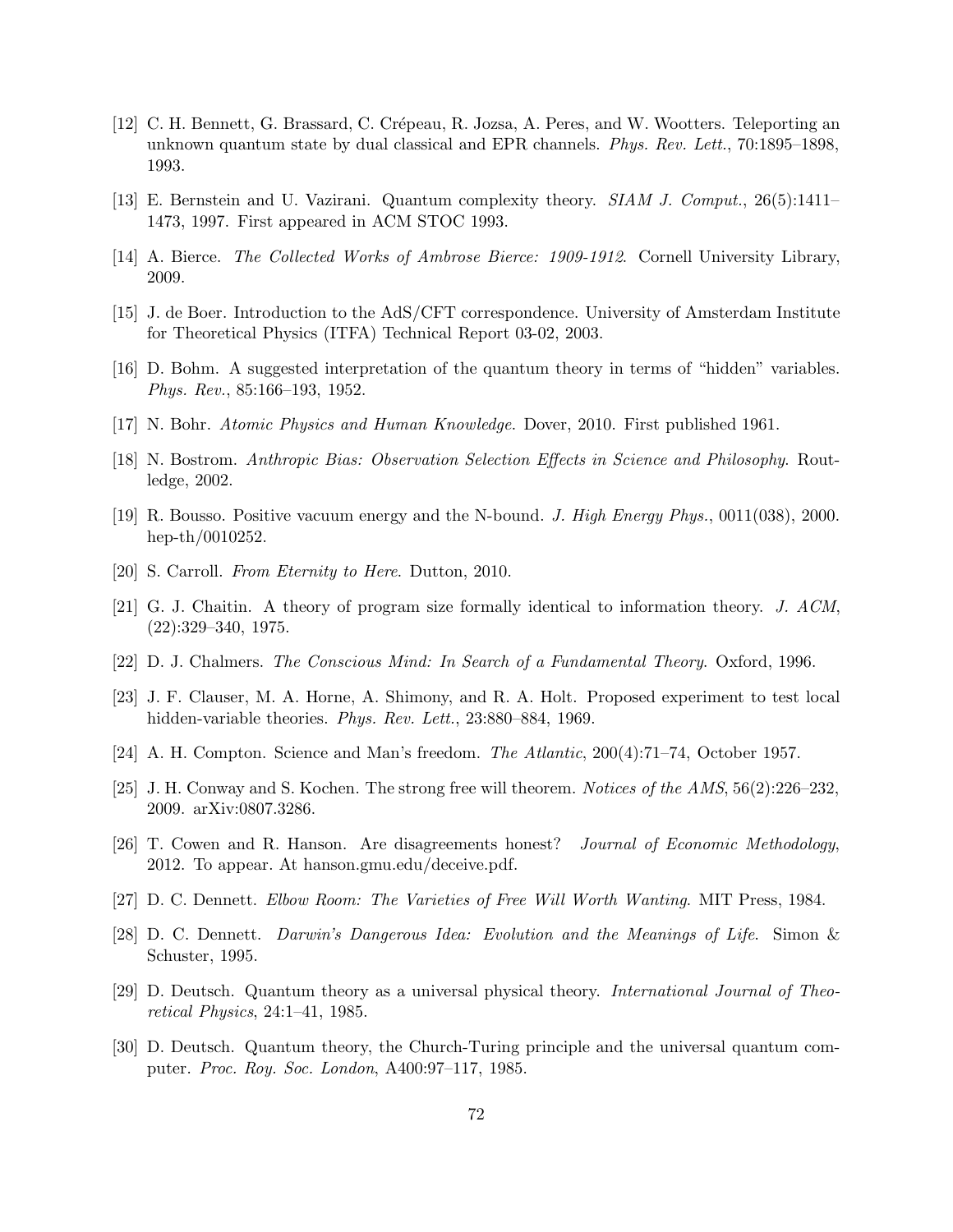[12] C. H. Bennett, G. Brassard, C. Crépeau, R. Jozsa, A. Peres, and W. Wootters. Teleporting an unknown quantum state by dual classical and EPR channels. *Phys. Rev. Lett.*, 70:1895–1898, 1993.

[13] E. Bernstein and U. Vazirani. Quantum complexity theory. *SIAM J. Comput.*, 26(5):1411–1473, 1997. First appeared in ACM STOC 1993.

[14] A. Bierce. *The Collected Works of Ambrose Bierce: 1909-1912*. Cornell University Library, 2009.

[15] J. de Boer. Introduction to the AdS/CFT correspondence. University of Amsterdam Institute for Theoretical Physics (ITFA) Technical Report 03-02, 2003.

[16] D. Bohm. A suggested interpretation of the quantum theory in terms of "hidden" variables. *Phys. Rev.*, 85:166–193, 1952.

[17] N. Bohr. *Atomic Physics and Human Knowledge*. Dover, 2010. First published 1961.

[18] N. Bostrom. *Anthropic Bias: Observation Selection Effects in Science and Philosophy*. Routledge, 2002.

[19] R. Bousso. Positive vacuum energy and the N-bound. *J. High Energy Phys.*, 0011(038), 2000. hep-th/0010252.

[20] S. Carroll. *From Eternity to Here*. Dutton, 2010.

[21] G. J. Chaitin. A theory of program size formally identical to information theory. *J. ACM*, (22):329–340, 1975.

[22] D. J. Chalmers. *The Conscious Mind: In Search of a Fundamental Theory*. Oxford, 1996.

[23] J. F. Clauser, M. A. Horne, A. Shimony, and R. A. Holt. Proposed experiment to test local hidden-variable theories. *Phys. Rev. Lett.*, 23:880–884, 1969.

[24] A. H. Compton. Science and Man's freedom. *The Atlantic*, 200(4):71–74, October 1957.

[25] J. H. Conway and S. Kochen. The strong free will theorem. *Notices of the AMS*, 56(2):226–232, 2009. arXiv:0807.3286.

[26] T. Cowen and R. Hanson. Are disagreements honest? *Journal of Economic Methodology*, 2012. To appear. At hanson.gmu.edu/deceive.pdf.

[27] D. C. Dennett. *Elbow Room: The Varieties of Free Will Worth Wanting*. MIT Press, 1984.

[28] D. C. Dennett. *Darwin's Dangerous Idea: Evolution and the Meanings of Life*. Simon & Schuster, 1995.

[29] D. Deutsch. Quantum theory as a universal physical theory. *International Journal of Theoretical Physics*, 24:1–41, 1985.

[30] D. Deutsch. Quantum theory, the Church-Turing principle and the universal quantum computer. *Proc. Roy. Soc. London*, A400:97–117, 1985.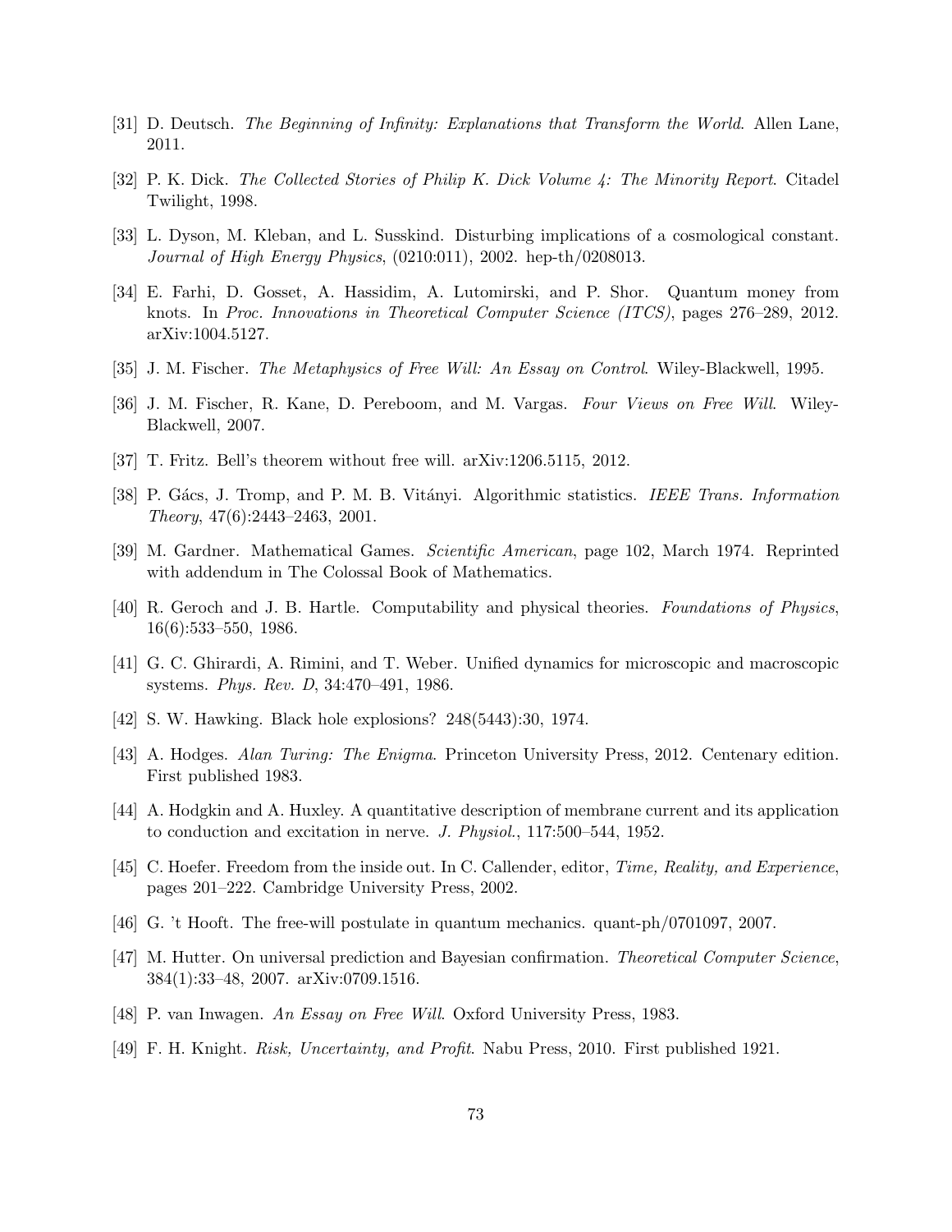[31] D. Deutsch. *The Beginning of Infinity: Explanations that Transform the World*. Allen Lane, 2011.

[32] P. K. Dick. *The Collected Stories of Philip K. Dick Volume 4: The Minority Report*. Citadel Twilight, 1998.

[33] L. Dyson, M. Kleban, and L. Susskind. Disturbing implications of a cosmological constant. *Journal of High Energy Physics*, (0210:011), 2002. hep-th/0208013.

[34] E. Farhi, D. Gosset, A. Hassidim, A. Lutomirski, and P. Shor. Quantum money from knots. In *Proc. Innovations in Theoretical Computer Science (ITCS)*, pages 276–289, 2012. arXiv:1004.5127.

[35] J. M. Fischer. *The Metaphysics of Free Will: An Essay on Control*. Wiley-Blackwell, 1995.

[36] J. M. Fischer, R. Kane, D. Pereboom, and M. Vargas. *Four Views on Free Will*. Wiley-Blackwell, 2007.

[37] T. Fritz. Bell's theorem without free will. arXiv:1206.5115, 2012.

[38] P. Gács, J. Tromp, and P. M. B. Vitányi. Algorithmic statistics. *IEEE Trans. Information Theory*, 47(6):2443–2463, 2001.

[39] M. Gardner. Mathematical Games. *Scientific American*, page 102, March 1974. Reprinted with addendum in The Colossal Book of Mathematics.

[40] R. Geroch and J. B. Hartle. Computability and physical theories. *Foundations of Physics*, 16(6):533–550, 1986.

[41] G. C. Ghirardi, A. Rimini, and T. Weber. Unified dynamics for microscopic and macroscopic systems. *Phys. Rev. D*, 34:470–491, 1986.

[42] S. W. Hawking. Black hole explosions? 248(5443):30, 1974.

[43] A. Hodges. *Alan Turing: The Enigma*. Princeton University Press, 2012. Centenary edition. First published 1983.

[44] A. Hodgkin and A. Huxley. A quantitative description of membrane current and its application to conduction and excitation in nerve. *J. Physiol.*, 117:500–544, 1952.

[45] C. Hoefer. Freedom from the inside out. In C. Callender, editor, *Time, Reality, and Experience*, pages 201–222. Cambridge University Press, 2002.

[46] G. 't Hooft. The free-will postulate in quantum mechanics. quant-ph/0701097, 2007.

[47] M. Hutter. On universal prediction and Bayesian confirmation. *Theoretical Computer Science*, 384(1):33–48, 2007. arXiv:0709.1516.

[48] P. van Inwagen. *An Essay on Free Will*. Oxford University Press, 1983.

[49] F. H. Knight. *Risk, Uncertainty, and Profit*. Nabu Press, 2010. First published 1921.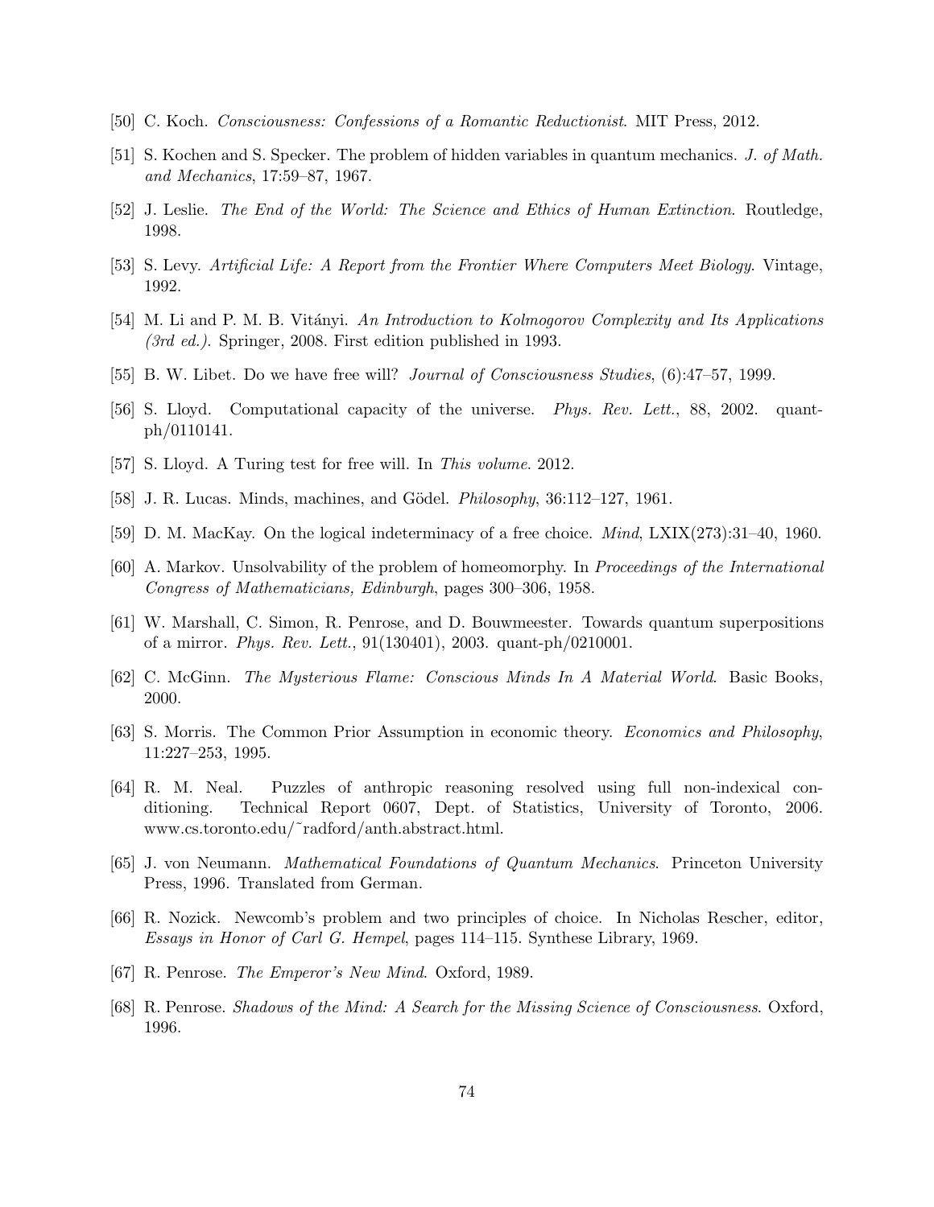[50] C. Koch. *Consciousness: Confessions of a Romantic Reductionist*. MIT Press, 2012.

[51] S. Kochen and S. Specker. The problem of hidden variables in quantum mechanics. *J. of Math. and Mechanics*, 17:59–87, 1967.

[52] J. Leslie. *The End of the World: The Science and Ethics of Human Extinction*. Routledge, 1998.

[53] S. Levy. *Artificial Life: A Report from the Frontier Where Computers Meet Biology*. Vintage, 1992.

[54] M. Li and P. M. B. Vitányi. *An Introduction to Kolmogorov Complexity and Its Applications (3rd ed.)*. Springer, 2008. First edition published in 1993.

[55] B. W. Libet. Do we have free will? *Journal of Consciousness Studies*, (6):47–57, 1999.

[56] S. Lloyd. Computational capacity of the universe. *Phys. Rev. Lett.*, 88, 2002. quant-ph/0110141.

[57] S. Lloyd. A Turing test for free will. In *This volume*. 2012.

[58] J. R. Lucas. Minds, machines, and Gödel. *Philosophy*, 36:112–127, 1961.

[59] D. M. MacKay. On the logical indeterminacy of a free choice. *Mind*, LXIX(273):31–40, 1960.

[60] A. Markov. Unsolvability of the problem of homeomorphy. In *Proceedings of the International Congress of Mathematicians, Edinburgh*, pages 300–306, 1958.

[61] W. Marshall, C. Simon, R. Penrose, and D. Bouwmeester. Towards quantum superpositions of a mirror. *Phys. Rev. Lett.*, 91(130401), 2003. quant-ph/0210001.

[62] C. McGinn. *The Mysterious Flame: Conscious Minds In A Material World*. Basic Books, 2000.

[63] S. Morris. The Common Prior Assumption in economic theory. *Economics and Philosophy*, 11:227–253, 1995.

[64] R. M. Neal. Puzzles of anthropic reasoning resolved using full non-indexical conditioning. Technical Report 0607, Dept. of Statistics, University of Toronto, 2006. www.cs.toronto.edu/~radford/anth.abstract.html.

[65] J. von Neumann. *Mathematical Foundations of Quantum Mechanics*. Princeton University Press, 1996. Translated from German.

[66] R. Nozick. Newcomb's problem and two principles of choice. In Nicholas Rescher, editor, *Essays in Honor of Carl G. Hempel*, pages 114–115. Synthese Library, 1969.

[67] R. Penrose. *The Emperor's New Mind*. Oxford, 1989.

[68] R. Penrose. *Shadows of the Mind: A Search for the Missing Science of Consciousness*. Oxford, 1996.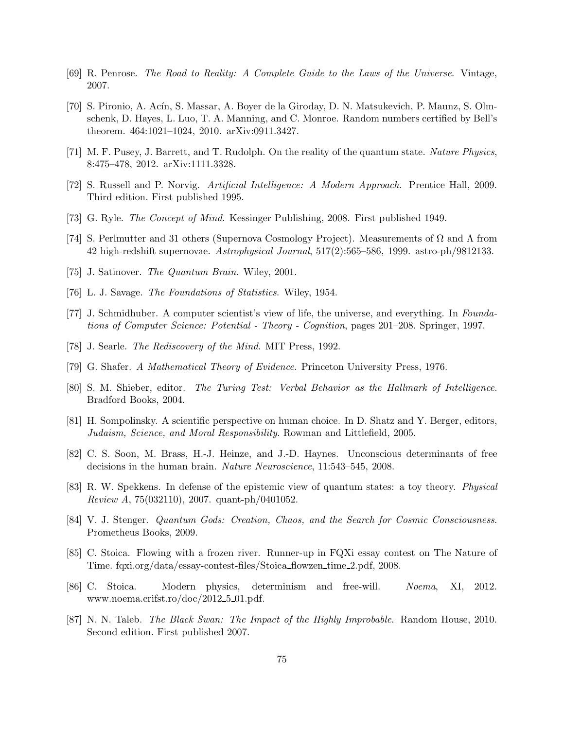[69] R. Penrose. *The Road to Reality: A Complete Guide to the Laws of the Universe*. Vintage, 2007.

[70] S. Pironio, A. Acín, S. Massar, A. Boyer de la Giroday, D. N. Matsukevich, P. Maunz, S. Olmschenk, D. Hayes, L. Luo, T. A. Manning, and C. Monroe. Random numbers certified by Bell's theorem. 464:1021–1024, 2010. arXiv:0911.3427.

[71] M. F. Pusey, J. Barrett, and T. Rudolph. On the reality of the quantum state. *Nature Physics*, 8:475–478, 2012. arXiv:1111.3328.

[72] S. Russell and P. Norvig. *Artificial Intelligence: A Modern Approach*. Prentice Hall, 2009. Third edition. First published 1995.

[73] G. Ryle. *The Concept of Mind*. Kessinger Publishing, 2008. First published 1949.

[74] S. Perlmutter and 31 others (Supernova Cosmology Project). Measurements of $\Omega$ and $\Lambda$ from 42 high-redshift supernovae. *Astrophysical Journal*, 517(2):565–586, 1999. astro-ph/9812133.

[75] J. Satinover. *The Quantum Brain*. Wiley, 2001.

[76] L. J. Savage. *The Foundations of Statistics*. Wiley, 1954.

[77] J. Schmidhuber. A computer scientist's view of life, the universe, and everything. In *Foundations of Computer Science: Potential - Theory - Cognition*, pages 201–208. Springer, 1997.

[78] J. Searle. *The Rediscovery of the Mind*. MIT Press, 1992.

[79] G. Shafer. *A Mathematical Theory of Evidence*. Princeton University Press, 1976.

[80] S. M. Shieber, editor. *The Turing Test: Verbal Behavior as the Hallmark of Intelligence*. Bradford Books, 2004.

[81] H. Sompolinsky. A scientific perspective on human choice. In D. Shatz and Y. Berger, editors, *Judaism, Science, and Moral Responsibility*. Rowman and Littlefield, 2005.

[82] C. S. Soon, M. Brass, H.-J. Heinze, and J.-D. Haynes. Unconscious determinants of free decisions in the human brain. *Nature Neuroscience*, 11:543–545, 2008.

[83] R. W. Spekkens. In defense of the epistemic view of quantum states: a toy theory. *Physical Review A*, 75(032110), 2007. quant-ph/0401052.

[84] V. J. Stenger. *Quantum Gods: Creation, Chaos, and the Search for Cosmic Consciousness*. Prometheus Books, 2009.

[85] C. Stoica. Flowing with a frozen river. Runner-up in FQXi essay contest on The Nature of Time. fqxi.org/data/essay-contest-files/Stoica_flowzen_time_2.pdf, 2008.

[86] C. Stoica. Modern physics, determinism and free-will. *Noema*, XI, 2012. www.noema.crifst.ro/doc/2012_5_01.pdf.

[87] N. N. Taleb. *The Black Swan: The Impact of the Highly Improbable*. Random House, 2010. Second edition. First published 2007.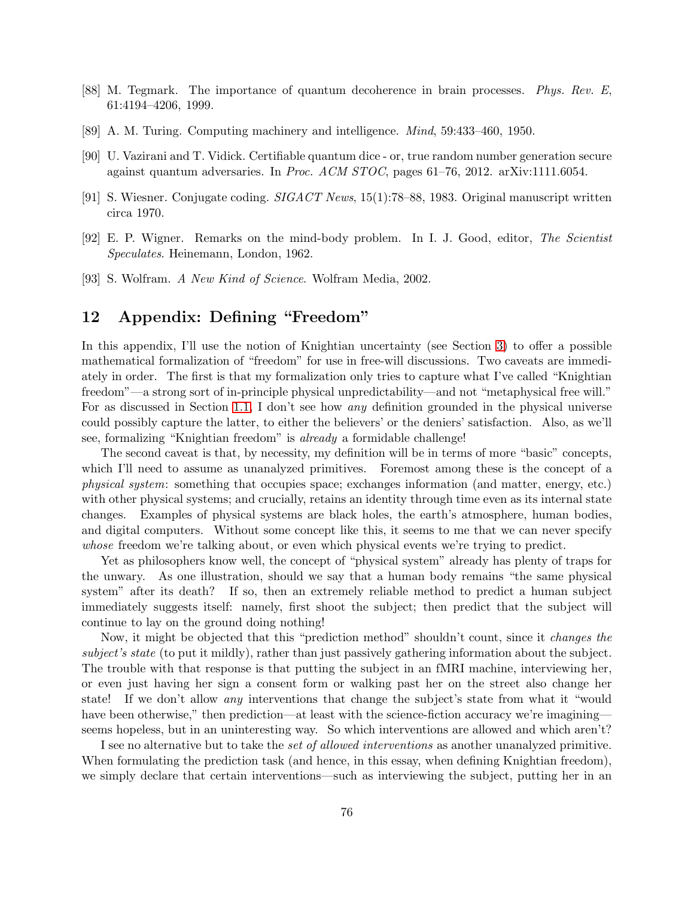[88] M. Tegmark. The importance of quantum decoherence in brain processes. *Phys. Rev. E*, 61:4194–4206, 1999.

[89] A. M. Turing. Computing machinery and intelligence. *Mind*, 59:433–460, 1950.

[90] U. Vazirani and T. Vidick. Certifiable quantum dice - or, true random number generation secure against quantum adversaries. In *Proc. ACM STOC*, pages 61–76, 2012. arXiv:1111.6054.

[91] S. Wiesner. Conjugate coding. *SIGACT News*, 15(1):78–88, 1983. Original manuscript written circa 1970.

[92] E. P. Wigner. Remarks on the mind-body problem. In I. J. Good, editor, *The Scientist Speculates*. Heinemann, London, 1962.

[93] S. Wolfram. *A New Kind of Science*. Wolfram Media, 2002.

## 12 Appendix: Defining "Freedom"

In this appendix, I'll use the notion of Knightian uncertainty (see Section 3) to offer a possible mathematical formalization of "freedom" for use in free-will discussions. Two caveats are immediately in order. The first is that my formalization only tries to capture what I've called "Knightian freedom"—a strong sort of in-principle physical unpredictability—and not "metaphysical free will." For as discussed in Section 1.1, I don't see how *any* definition grounded in the physical universe could possibly capture the latter, to either the believers' or the deniers' satisfaction. Also, as we'll see, formalizing "Knightian freedom" is *already* a formidable challenge!

The second caveat is that, by necessity, my definition will be in terms of more "basic" concepts, which I'll need to assume as unanalyzed primitives. Foremost among these is the concept of a *physical system*: something that occupies space; exchanges information (and matter, energy, etc.) with other physical systems; and crucially, retains an identity through time even as its internal state changes. Examples of physical systems are black holes, the earth's atmosphere, human bodies, and digital computers. Without some concept like this, it seems to me that we can never specify *whose* freedom we're talking about, or even which physical events we're trying to predict.

Yet as philosophers know well, the concept of "physical system" already has plenty of traps for the unwary. As one illustration, should we say that a human body remains "the same physical system" after its death? If so, then an extremely reliable method to predict a human subject immediately suggests itself: namely, first shoot the subject; then predict that the subject will continue to lay on the ground doing nothing!

Now, it might be objected that this "prediction method" shouldn't count, since it *changes the subject's state* (to put it mildly), rather than just passively gathering information about the subject. The trouble with that response is that putting the subject in an fMRI machine, interviewing her, or even just having her sign a consent form or walking past her on the street also change her state! If we don't allow *any* interventions that change the subject's state from what it "would have been otherwise," then prediction—at least with the science-fiction accuracy we're imagining—seems hopeless, but in an uninteresting way. So which interventions are allowed and which aren't?

I see no alternative but to take the *set of allowed interventions* as another unanalyzed primitive. When formulating the prediction task (and hence, in this essay, when defining Knightian freedom), we simply declare that certain interventions—such as interviewing the subject, putting her in an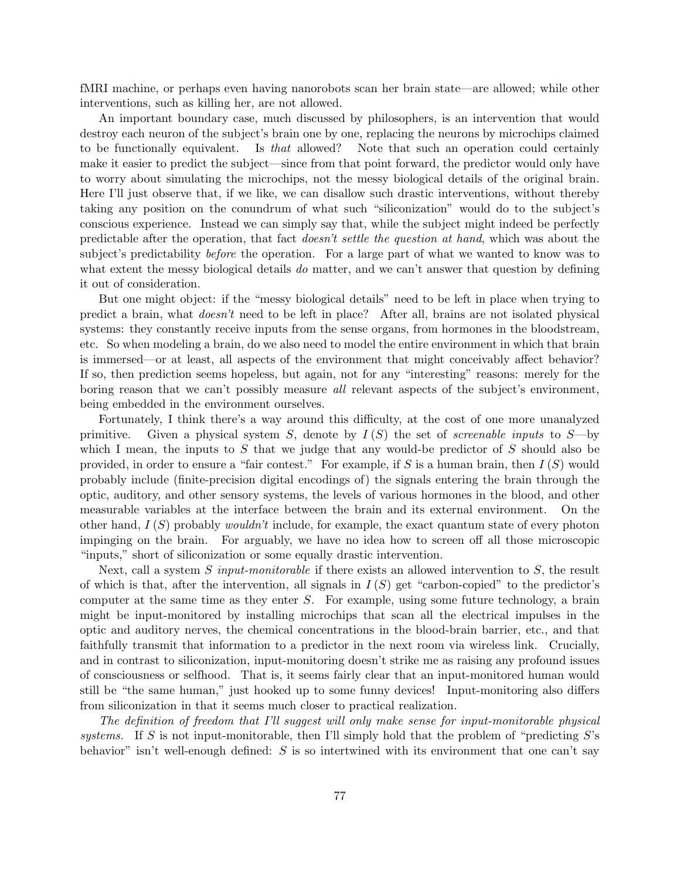fMRI machine, or perhaps even having nanorobots scan her brain state—are allowed; while other interventions, such as killing her, are not allowed.

An important boundary case, much discussed by philosophers, is an intervention that would destroy each neuron of the subject's brain one by one, replacing the neurons by microchips claimed to be functionally equivalent. Is *that* allowed? Note that such an operation could certainly make it easier to predict the subject—since from that point forward, the predictor would only have to worry about simulating the microchips, not the messy biological details of the original brain. Here I'll just observe that, if we like, we can disallow such drastic interventions, without thereby taking any position on the conundrum of what such "siliconization" would do to the subject's conscious experience. Instead we can simply say that, while the subject might indeed be perfectly predictable after the operation, that fact *doesn't settle the question at hand*, which was about the subject's predictability *before* the operation. For a large part of what we wanted to know was to what extent the messy biological details *do* matter, and we can't answer that question by defining it out of consideration.

But one might object: if the "messy biological details" need to be left in place when trying to predict a brain, what *doesn't* need to be left in place? After all, brains are not isolated physical systems: they constantly receive inputs from the sense organs, from hormones in the bloodstream, etc. So when modeling a brain, do we also need to model the entire environment in which that brain is immersed—or at least, all aspects of the environment that might conceivably affect behavior? If so, then prediction seems hopeless, but again, not for any "interesting" reasons: merely for the boring reason that we can't possibly measure *all* relevant aspects of the subject's environment, being embedded in the environment ourselves.

Fortunately, I think there's a way around this difficulty, at the cost of one more unanalyzed primitive. Given a physical system $S$, denote by $I(S)$ the set of *screenable inputs* to $S$—by which I mean, the inputs to $S$ that we judge that any would-be predictor of $S$ should also be provided, in order to ensure a "fair contest." For example, if $S$ is a human brain, then $I(S)$ would probably include (finite-precision digital encodings of) the signals entering the brain through the optic, auditory, and other sensory systems, the levels of various hormones in the blood, and other measurable variables at the interface between the brain and its external environment. On the other hand, $I(S)$ probably *wouldn't* include, for example, the exact quantum state of every photon impinging on the brain. For arguably, we have no idea how to screen off all those microscopic "inputs," short of siliconization or some equally drastic intervention.

Next, call a system $S$ *input-monitorable* if there exists an allowed intervention to $S$, the result of which is that, after the intervention, all signals in $I(S)$ get "carbon-copied" to the predictor's computer at the same time as they enter $S$. For example, using some future technology, a brain might be input-monitored by installing microchips that scan all the electrical impulses in the optic and auditory nerves, the chemical concentrations in the blood-brain barrier, etc., and that faithfully transmit that information to a predictor in the next room via wireless link. Crucially, and in contrast to siliconization, input-monitoring doesn't strike me as raising any profound issues of consciousness or selfhood. That is, it seems fairly clear that an input-monitored human would still be "the same human," just hooked up to some funny devices! Input-monitoring also differs from siliconization in that it seems much closer to practical realization.

*The definition of freedom that I'll suggest will only make sense for input-monitorable physical systems.* If $S$ is not input-monitorable, then I'll simply hold that the problem of "predicting $S$'s behavior" isn't well-enough defined: $S$ is so intertwined with its environment that one can't say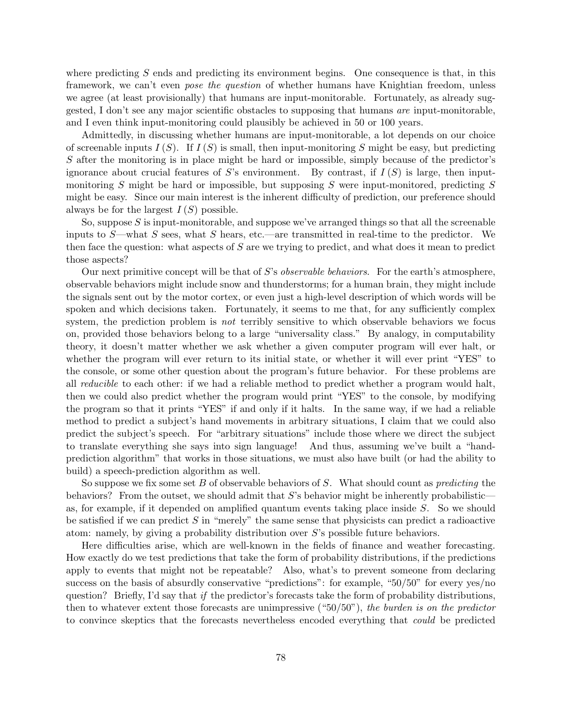where predicting $S$ ends and predicting its environment begins. One consequence is that, in this framework, we can't even *pose the question* of whether humans have Knightian freedom, unless we agree (at least provisionally) that humans are input-monitorable. Fortunately, as already suggested, I don't see any major scientific obstacles to supposing that humans *are* input-monitorable, and I even think input-monitoring could plausibly be achieved in 50 or 100 years.

Admittedly, in discussing whether humans are input-monitorable, a lot depends on our choice of screenable inputs $I(S)$. If $I(S)$ is small, then input-monitoring $S$ might be easy, but predicting $S$ after the monitoring is in place might be hard or impossible, simply because of the predictor's ignorance about crucial features of $S$'s environment. By contrast, if $I(S)$ is large, then input-monitoring $S$ might be hard or impossible, but supposing $S$ were input-monitored, predicting $S$ might be easy. Since our main interest is the inherent difficulty of prediction, our preference should always be for the largest $I(S)$ possible.

So, suppose $S$ is input-monitorable, and suppose we've arranged things so that all the screenable inputs to $S$—what $S$ sees, what $S$ hears, etc.—are transmitted in real-time to the predictor. We then face the question: what aspects of $S$ are we trying to predict, and what does it mean to predict those aspects?

Our next primitive concept will be that of $S$'s *observable behaviors*. For the earth's atmosphere, observable behaviors might include snow and thunderstorms; for a human brain, they might include the signals sent out by the motor cortex, or even just a high-level description of which words will be spoken and which decisions taken. Fortunately, it seems to me that, for any sufficiently complex system, the prediction problem is *not* terribly sensitive to which observable behaviors we focus on, provided those behaviors belong to a large "universality class." By analogy, in computability theory, it doesn't matter whether we ask whether a given computer program will ever halt, or whether the program will ever return to its initial state, or whether it will ever print "YES" to the console, or some other question about the program's future behavior. For these problems are all *reducible* to each other: if we had a reliable method to predict whether a program would halt, then we could also predict whether the program would print "YES" to the console, by modifying the program so that it prints "YES" if and only if it halts. In the same way, if we had a reliable method to predict a subject's hand movements in arbitrary situations, I claim that we could also predict the subject's speech. For "arbitrary situations" include those where we direct the subject to translate everything she says into sign language! And thus, assuming we've built a "hand-prediction algorithm" that works in those situations, we must also have built (or had the ability to build) a speech-prediction algorithm as well.

So suppose we fix some set $B$ of observable behaviors of $S$. What should count as *predicting* the behaviors? From the outset, we should admit that $S$'s behavior might be inherently probabilistic—as, for example, if it depended on amplified quantum events taking place inside $S$. So we should be satisfied if we can predict $S$ in "merely" the same sense that physicists can predict a radioactive atom: namely, by giving a probability distribution over $S$'s possible future behaviors.

Here difficulties arise, which are well-known in the fields of finance and weather forecasting. How exactly do we test predictions that take the form of probability distributions, if the predictions apply to events that might not be repeatable? Also, what's to prevent someone from declaring success on the basis of absurdly conservative "predictions": for example, "50/50" for every yes/no question? Briefly, I'd say that *if* the predictor's forecasts take the form of probability distributions, then to whatever extent those forecasts are unimpressive ("50/50"), *the burden is on the predictor* to convince skeptics that the forecasts nevertheless encoded everything that *could* be predicted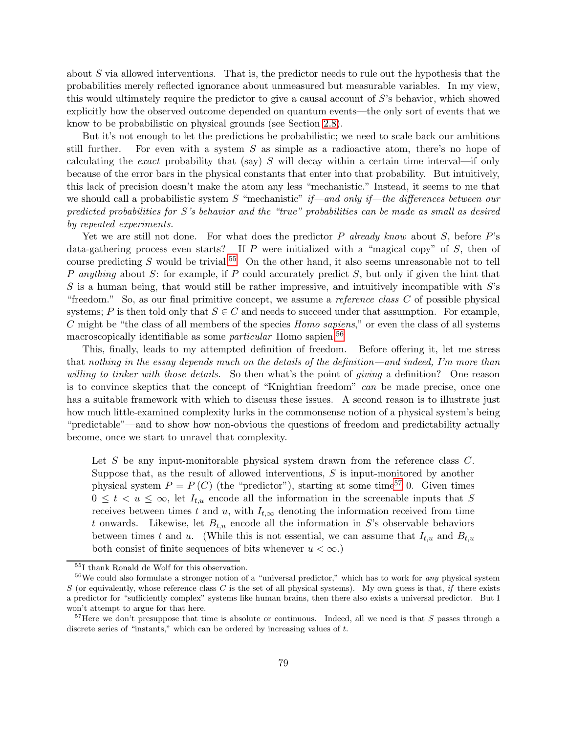about $S$ via allowed interventions. That is, the predictor needs to rule out the hypothesis that the probabilities merely reflected ignorance about unmeasured but measurable variables. In my view, this would ultimately require the predictor to give a causal account of $S$'s behavior, which showed explicitly how the observed outcome depended on quantum events—the only sort of events that we know to be probabilistic on physical grounds (see Section 2.8).

But it's not enough to let the predictions be probabilistic; we need to scale back our ambitions still further. For even with a system $S$ as simple as a radioactive atom, there's no hope of calculating the *exact* probability that (say) $S$ will decay within a certain time interval—if only because of the error bars in the physical constants that enter into that probability. But intuitively, this lack of precision doesn't make the atom any less "mechanistic." Instead, it seems to me that we should call a probabilistic system $S$ "mechanistic" *if—and only if—the differences between our predicted probabilities for $S$'s behavior and the "true" probabilities can be made as small as desired by repeated experiments.*

Yet we are still not done. For what does the predictor $P$ *already know* about $S$, before $P$'s data-gathering process even starts? If $P$ were initialized with a "magical copy" of $S$, then of course predicting $S$ would be trivial.[55] On the other hand, it also seems unreasonable not to tell $P$ *anything* about $S$: for example, if $P$ could accurately predict $S$, but only if given the hint that $S$ is a human being, that would still be rather impressive, and intuitively incompatible with $S$'s "freedom." So, as our final primitive concept, we assume a *reference class* $C$ of possible physical systems; $P$ is then told only that $S \in C$ and needs to succeed under that assumption. For example, $C$ might be "the class of all members of the species *Homo sapiens*," or even the class of all systems macroscopically identifiable as some *particular* Homo sapien.[56]

This, finally, leads to my attempted definition of freedom. Before offering it, let me stress that *nothing in the essay depends much on the details of the definition—and indeed, I'm more than willing to tinker with those details.* So then what's the point of *giving* a definition? One reason is to convince skeptics that the concept of "Knightian freedom" *can* be made precise, once one has a suitable framework with which to discuss these issues. A second reason is to illustrate just how much little-examined complexity lurks in the commonsense notion of a physical system's being "predictable"—and to show how non-obvious the questions of freedom and predictability actually become, once we start to unravel that complexity.

> Let $S$ be any input-monitorable physical system drawn from the reference class $C$. Suppose that, as the result of allowed interventions, $S$ is input-monitored by another physical system $P = P(C)$ (the "predictor"), starting at some time[57] 0. Given times $0 \leq t < u \leq \infty$, let $I_{t,u}$ encode all the information in the screenable inputs that $S$ receives between times $t$ and $u$, with $I_{t,\infty}$ denoting the information received from time $t$ onwards. Likewise, let $B_{t,u}$ encode all the information in $S$'s observable behaviors between times $t$ and $u$. (While this is not essential, we can assume that $I_{t,u}$ and $B_{t,u}$ both consist of finite sequences of bits whenever $u < \infty$.)

[55] I thank Ronald de Wolf for this observation.

[56] We could also formulate a stronger notion of a "universal predictor," which has to work for *any* physical system $S$ (or equivalently, whose reference class $C$ is the set of all physical systems). My own guess is that, *if* there exists a predictor for "sufficiently complex" systems like human brains, then there also exists a universal predictor. But I won't attempt to argue for that here.

[57] Here we don't presuppose that time is absolute or continuous. Indeed, all we need is that $S$ passes through a discrete series of "instants," which can be ordered by increasing values of $t$.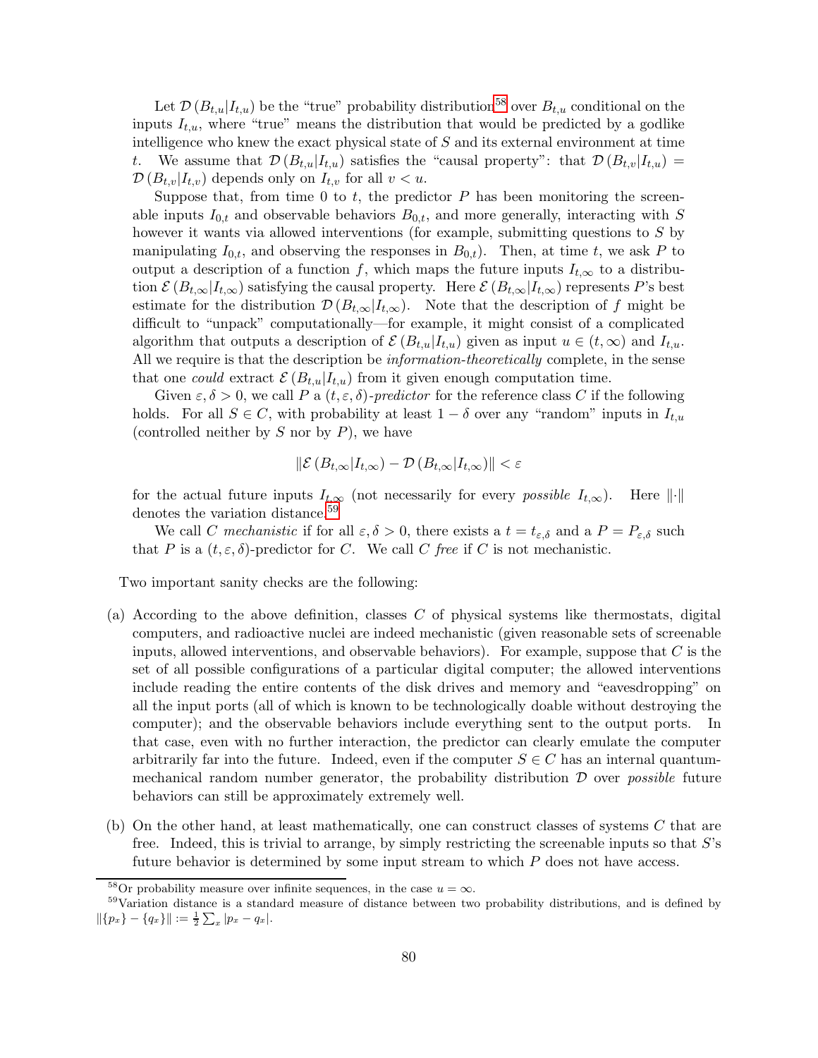Let $\mathcal{D}(B_{t,u}|I_{t,u})$ be the "true" probability distribution[58] over $B_{t,u}$ conditional on the inputs $I_{t,u}$, where "true" means the distribution that would be predicted by a godlike intelligence who knew the exact physical state of $S$ and its external environment at time $t$. We assume that $\mathcal{D}(B_{t,u}|I_{t,u})$ satisfies the "causal property": that $\mathcal{D}(B_{t,v}|I_{t,u}) = \mathcal{D}(B_{t,v}|I_{t,v})$ depends only on $I_{t,v}$ for all $v < u$.

Suppose that, from time 0 to $t$, the predictor $P$ has been monitoring the screenable inputs $I_{0,t}$ and observable behaviors $B_{0,t}$, and more generally, interacting with $S$ however it wants via allowed interventions (for example, submitting questions to $S$ by manipulating $I_{0,t}$, and observing the responses in $B_{0,t}$). Then, at time $t$, we ask $P$ to output a description of a function $f$, which maps the future inputs $I_{t,\infty}$ to a distribution $\mathcal{E}(B_{t,\infty}|I_{t,\infty})$ satisfying the causal property. Here $\mathcal{E}(B_{t,\infty}|I_{t,\infty})$ represents $P$'s best estimate for the distribution $\mathcal{D}(B_{t,\infty}|I_{t,\infty})$. Note that the description of $f$ might be difficult to "unpack" computationally—for example, it might consist of a complicated algorithm that outputs a description of $\mathcal{E}(B_{t,u}|I_{t,u})$ given as input $u \in (t,\infty)$ and $I_{t,u}$. All we require is that the description be *information-theoretically* complete, in the sense that one *could* extract $\mathcal{E}(B_{t,u}|I_{t,u})$ from it given enough computation time.

Given $\varepsilon, \delta > 0$, we call $P$ a $(t,\varepsilon,\delta)$*-predictor* for the reference class $C$ if the following holds. For all $S \in C$, with probability at least $1-\delta$ over any "random" inputs in $I_{t,u}$ (controlled neither by $S$ nor by $P$), we have

$$\|\mathcal{E}(B_{t,\infty}|I_{t,\infty}) - \mathcal{D}(B_{t,\infty}|I_{t,\infty})\| < \varepsilon$$

for the actual future inputs $I_{t,\infty}$ (not necessarily for every *possible* $I_{t,\infty}$). Here $\|\cdot\|$ denotes the variation distance.[59]

We call $C$ *mechanistic* if for all $\varepsilon, \delta > 0$, there exists a $t = t_{\varepsilon,\delta}$ and a $P = P_{\varepsilon,\delta}$ such that $P$ is a $(t,\varepsilon,\delta)$-predictor for $C$. We call $C$ *free* if $C$ is not mechanistic.

Two important sanity checks are the following:

(a) According to the above definition, classes $C$ of physical systems like thermostats, digital computers, and radioactive nuclei are indeed mechanistic (given reasonable sets of screenable inputs, allowed interventions, and observable behaviors). For example, suppose that $C$ is the set of all possible configurations of a particular digital computer; the allowed interventions include reading the entire contents of the disk drives and memory and "eavesdropping" on all the input ports (all of which is known to be technologically doable without destroying the computer); and the observable behaviors include everything sent to the output ports. In that case, even with no further interaction, the predictor can clearly emulate the computer arbitrarily far into the future. Indeed, even if the computer $S \in C$ has an internal quantum-mechanical random number generator, the probability distribution $\mathcal{D}$ over *possible* future behaviors can still be approximately extremely well.

(b) On the other hand, at least mathematically, one can construct classes of systems $C$ that are free. Indeed, this is trivial to arrange, by simply restricting the screenable inputs so that $S$'s future behavior is determined by some input stream to which $P$ does not have access.

[58] Or probability measure over infinite sequences, in the case $u = \infty$.

[59] Variation distance is a standard measure of distance between two probability distributions, and is defined by $\|\{p_x\} - \{q_x\}\| := \frac{1}{2}\sum_x |p_x - q_x|$.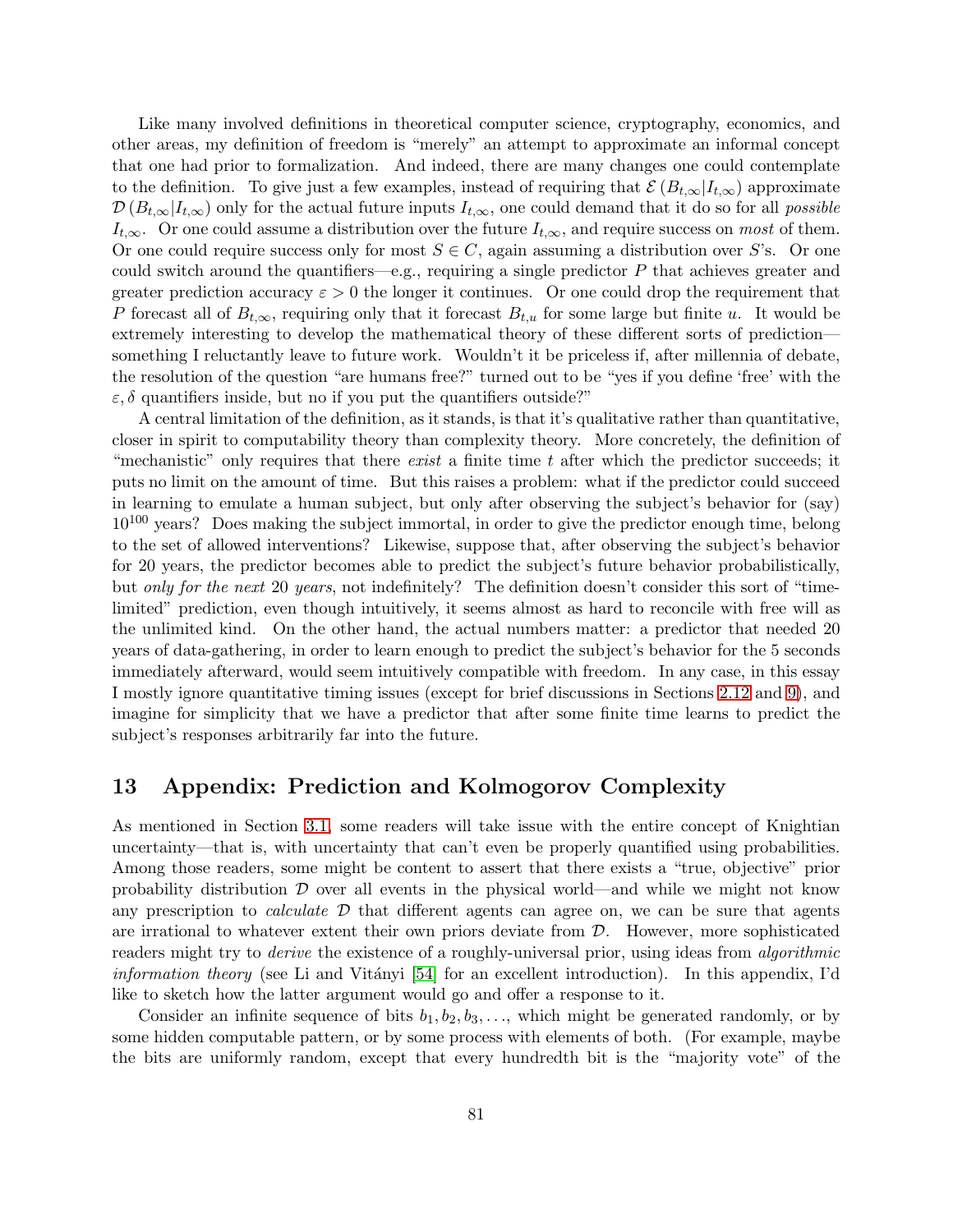Like many involved definitions in theoretical computer science, cryptography, economics, and other areas, my definition of freedom is "merely" an attempt to approximate an informal concept that one had prior to formalization. And indeed, there are many changes one could contemplate to the definition. To give just a few examples, instead of requiring that $\mathcal{E}(B_{t,\infty}|I_{t,\infty})$ approximate $\mathcal{D}(B_{t,\infty}|I_{t,\infty})$ only for the actual future inputs $I_{t,\infty}$, one could demand that it do so for all *possible* $I_{t,\infty}$. Or one could assume a distribution over the future $I_{t,\infty}$, and require success on *most* of them. Or one could require success only for most $S \in C$, again assuming a distribution over $S$'s. Or one could switch around the quantifiers—e.g., requiring a single predictor $P$ that achieves greater and greater prediction accuracy $\varepsilon > 0$ the longer it continues. Or one could drop the requirement that $P$ forecast all of $B_{t,\infty}$, requiring only that it forecast $B_{t,u}$ for some large but finite $u$. It would be extremely interesting to develop the mathematical theory of these different sorts of prediction—something I reluctantly leave to future work. Wouldn't it be priceless if, after millennia of debate, the resolution of the question "are humans free?" turned out to be "yes if you define 'free' with the $\varepsilon, \delta$ quantifiers inside, but no if you put the quantifiers outside?"

A central limitation of the definition, as it stands, is that it's qualitative rather than quantitative, closer in spirit to computability theory than complexity theory. More concretely, the definition of "mechanistic" only requires that there *exist* a finite time $t$ after which the predictor succeeds; it puts no limit on the amount of time. But this raises a problem: what if the predictor could succeed in learning to emulate a human subject, but only after observing the subject's behavior for (say) $10^{100}$ years? Does making the subject immortal, in order to give the predictor enough time, belong to the set of allowed interventions? Likewise, suppose that, after observing the subject's behavior for 20 years, the predictor becomes able to predict the subject's future behavior probabilistically, but *only for the next* 20 *years*, not indefinitely? The definition doesn't consider this sort of "time-limited" prediction, even though intuitively, it seems almost as hard to reconcile with free will as the unlimited kind. On the other hand, the actual numbers matter: a predictor that needed 20 years of data-gathering, in order to learn enough to predict the subject's behavior for the 5 seconds immediately afterward, would seem intuitively compatible with freedom. In any case, in this essay I mostly ignore quantitative timing issues (except for brief discussions in Sections 2.12 and 9), and imagine for simplicity that we have a predictor that after some finite time learns to predict the subject's responses arbitrarily far into the future.

# 13 Appendix: Prediction and Kolmogorov Complexity

As mentioned in Section 3.1, some readers will take issue with the entire concept of Knightian uncertainty—that is, with uncertainty that can't even be properly quantified using probabilities. Among those readers, some might be content to assert that there exists a "true, objective" prior probability distribution $\mathcal{D}$ over all events in the physical world—and while we might not know any prescription to *calculate* $\mathcal{D}$ that different agents can agree on, we can be sure that agents are irrational to whatever extent their own priors deviate from $\mathcal{D}$. However, more sophisticated readers might try to *derive* the existence of a roughly-universal prior, using ideas from *algorithmic information theory* (see Li and Vitányi [54] for an excellent introduction). In this appendix, I'd like to sketch how the latter argument would go and offer a response to it.

Consider an infinite sequence of bits $b_1, b_2, b_3, \ldots$, which might be generated randomly, or by some hidden computable pattern, or by some process with elements of both. (For example, maybe the bits are uniformly random, except that every hundredth bit is the "majority vote" of the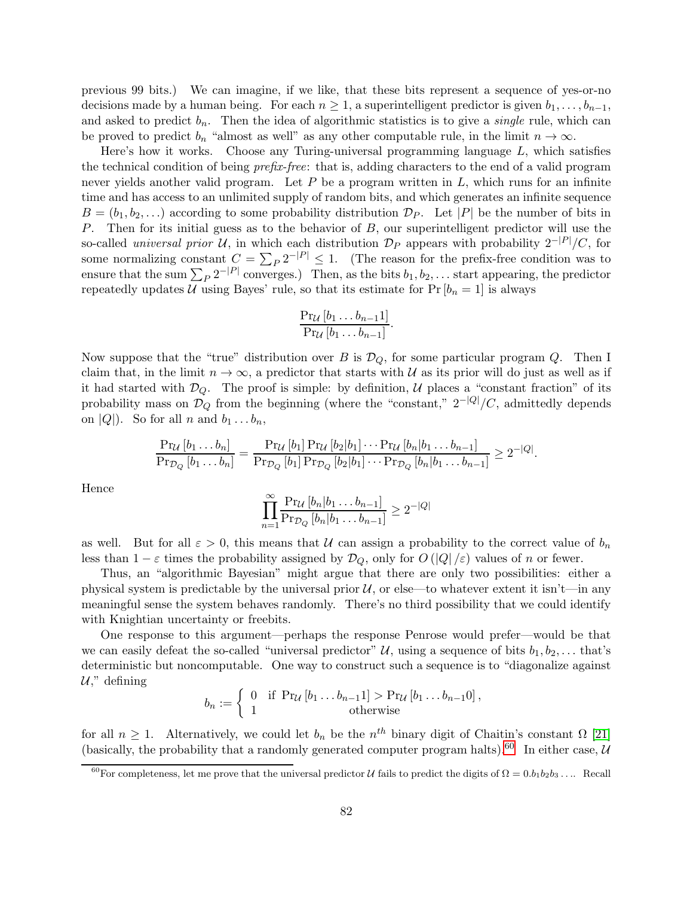previous 99 bits.) We can imagine, if we like, that these bits represent a sequence of yes-or-no decisions made by a human being. For each $n \geq 1$, a superintelligent predictor is given $b_1, \ldots, b_{n-1}$, and asked to predict $b_n$. Then the idea of algorithmic statistics is to give a *single* rule, which can be proved to predict $b_n$ "almost as well" as any other computable rule, in the limit $n \to \infty$.

Here's how it works. Choose any Turing-universal programming language $L$, which satisfies the technical condition of being *prefix-free*: that is, adding characters to the end of a valid program never yields another valid program. Let $P$ be a program written in $L$, which runs for an infinite time and has access to an unlimited supply of random bits, and which generates an infinite sequence $B = (b_1, b_2, \ldots)$ according to some probability distribution $\mathcal{D}_P$. Let $|P|$ be the number of bits in $P$. Then for its initial guess as to the behavior of $B$, our superintelligent predictor will use the so-called *universal prior* $\mathcal{U}$, in which each distribution $\mathcal{D}_P$ appears with probability $2^{-|P|}/C$, for some normalizing constant $C = \sum_P 2^{-|P|} \leq 1$. (The reason for the prefix-free condition was to ensure that the sum $\sum_P 2^{-|P|}$ converges.) Then, as the bits $b_1, b_2, \ldots$ start appearing, the predictor repeatedly updates $\mathcal{U}$ using Bayes' rule, so that its estimate for $\Pr[b_n = 1]$ is always

$$\frac{\Pr_{\mathcal{U}}[b_1 \ldots b_{n-1} 1]}{\Pr_{\mathcal{U}}[b_1 \ldots b_{n-1}]}.$$

Now suppose that the "true" distribution over $B$ is $\mathcal{D}_Q$, for some particular program $Q$. Then I claim that, in the limit $n \to \infty$, a predictor that starts with $\mathcal{U}$ as its prior will do just as well as if it had started with $\mathcal{D}_Q$. The proof is simple: by definition, $\mathcal{U}$ places a "constant fraction" of its probability mass on $\mathcal{D}_Q$ from the beginning (where the "constant," $2^{-|Q|}/C$, admittedly depends on $|Q|$). So for all $n$ and $b_1 \ldots b_n$,

$$\frac{\Pr_{\mathcal{U}}[b_1 \ldots b_n]}{\Pr_{\mathcal{D}_Q}[b_1 \ldots b_n]} = \frac{\Pr_{\mathcal{U}}[b_1] \Pr_{\mathcal{U}}[b_2 | b_1] \cdots \Pr_{\mathcal{U}}[b_n | b_1 \ldots b_{n-1}]}{\Pr_{\mathcal{D}_Q}[b_1] \Pr_{\mathcal{D}_Q}[b_2 | b_1] \cdots \Pr_{\mathcal{D}_Q}[b_n | b_1 \ldots b_{n-1}]} \geq 2^{-|Q|}.$$

Hence

$$\prod_{n=1}^{\infty} \frac{\Pr_{\mathcal{U}}[b_n | b_1 \ldots b_{n-1}]}{\Pr_{\mathcal{D}_Q}[b_n | b_1 \ldots b_{n-1}]} \geq 2^{-|Q|}$$

as well. But for all $\varepsilon > 0$, this means that $\mathcal{U}$ can assign a probability to the correct value of $b_n$ less than $1 - \varepsilon$ times the probability assigned by $\mathcal{D}_Q$, only for $O(|Q|/\varepsilon)$ values of $n$ or fewer.

Thus, an "algorithmic Bayesian" might argue that there are only two possibilities: either a physical system is predictable by the universal prior $\mathcal{U}$, or else—to whatever extent it isn't—in any meaningful sense the system behaves randomly. There's no third possibility that we could identify with Knightian uncertainty or freebits.

One response to this argument—perhaps the response Penrose would prefer—would be that we can easily defeat the so-called "universal predictor" $\mathcal{U}$, using a sequence of bits $b_1, b_2, \ldots$ that's deterministic but noncomputable. One way to construct such a sequence is to "diagonalize against $\mathcal{U}$," defining

$$b_n := \begin{cases} 0 & \text{if } \Pr_{\mathcal{U}}[b_1 \ldots b_{n-1} 1] > \Pr_{\mathcal{U}}[b_1 \ldots b_{n-1} 0], \\ 1 & \text{otherwise} \end{cases}$$

for all $n \geq 1$. Alternatively, we could let $b_n$ be the $n^{th}$ binary digit of Chaitin's constant $\Omega$ [21] (basically, the probability that a randomly generated computer program halts).[60] In either case, $\mathcal{U}$

[60] For completeness, let me prove that the universal predictor $\mathcal{U}$ fails to predict the digits of $\Omega = 0.b_1 b_2 b_3 \ldots$. Recall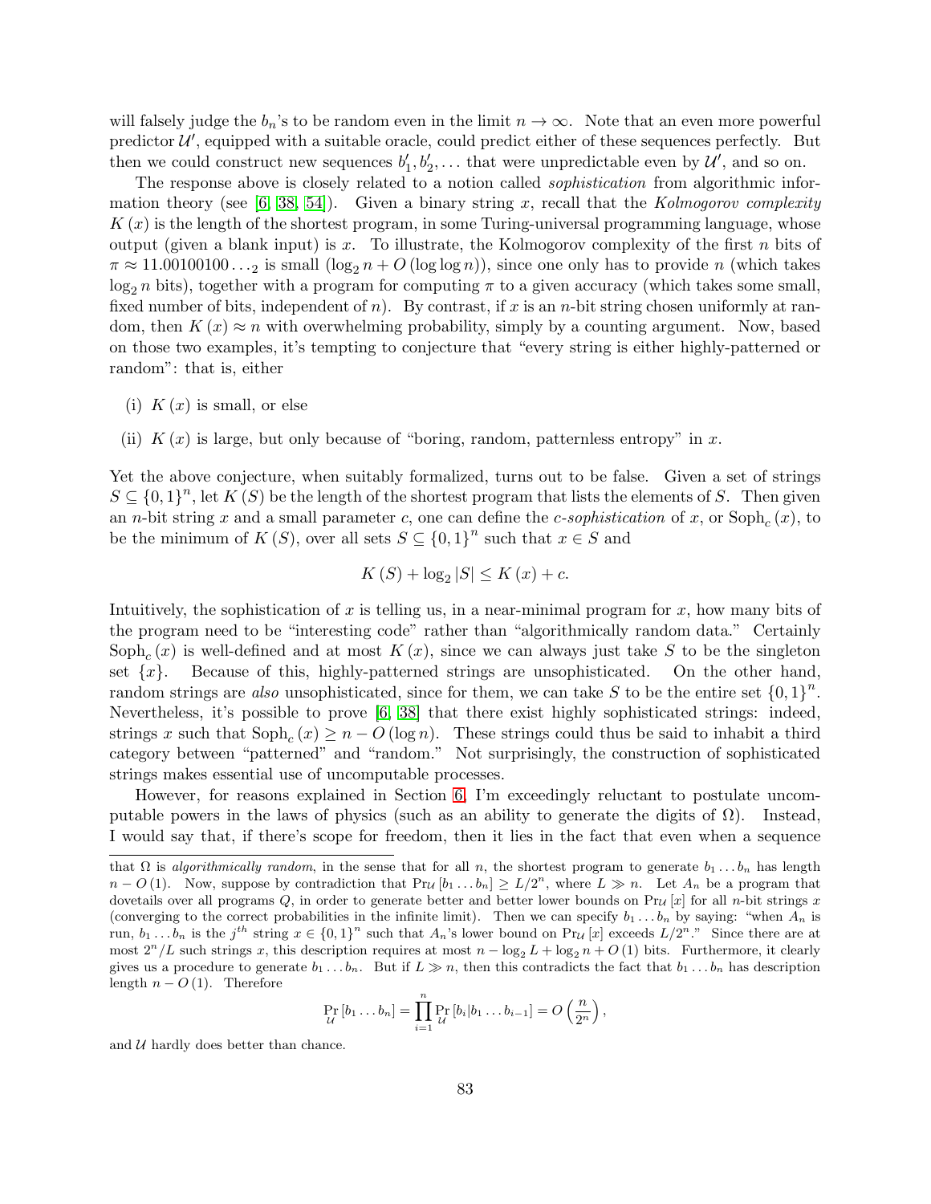will falsely judge the $b_n$'s to be random even in the limit $n \to \infty$. Note that an even more powerful predictor $\mathcal{U}'$, equipped with a suitable oracle, could predict either of these sequences perfectly. But then we could construct new sequences $b'_1, b'_2, \ldots$ that were unpredictable even by $\mathcal{U}'$, and so on.

The response above is closely related to a notion called *sophistication* from algorithmic information theory (see [6, 38, 54]). Given a binary string $x$, recall that the *Kolmogorov complexity* $K(x)$ is the length of the shortest program, in some Turing-universal programming language, whose output (given a blank input) is $x$. To illustrate, the Kolmogorov complexity of the first $n$ bits of $\pi \approx 11.00100100\ldots_2$ is small ($\log_2 n + O(\log \log n)$), since one only has to provide $n$ (which takes $\log_2 n$ bits), together with a program for computing $\pi$ to a given accuracy (which takes some small, fixed number of bits, independent of $n$). By contrast, if $x$ is an $n$-bit string chosen uniformly at random, then $K(x) \approx n$ with overwhelming probability, simply by a counting argument. Now, based on those two examples, it's tempting to conjecture that "every string is either highly-patterned or random": that is, either

(i) $K(x)$ is small, or else

(ii) $K(x)$ is large, but only because of "boring, random, patternless entropy" in $x$.

Yet the above conjecture, when suitably formalized, turns out to be false. Given a set of strings $S \subseteq \{0,1\}^n$, let $K(S)$ be the length of the shortest program that lists the elements of $S$. Then given an $n$-bit string $x$ and a small parameter $c$, one can define the *c-sophistication* of $x$, or $\text{Soph}_c(x)$, to be the minimum of $K(S)$, over all sets $S \subseteq \{0,1\}^n$ such that $x \in S$ and

$$K(S) + \log_2 |S| \leq K(x) + c.$$

Intuitively, the sophistication of $x$ is telling us, in a near-minimal program for $x$, how many bits of the program need to be "interesting code" rather than "algorithmically random data." Certainly $\text{Soph}_c(x)$ is well-defined and at most $K(x)$, since we can always just take $S$ to be the singleton set $\{x\}$. Because of this, highly-patterned strings are unsophisticated. On the other hand, random strings are *also* unsophisticated, since for them, we can take $S$ to be the entire set $\{0,1\}^n$. Nevertheless, it's possible to prove [6, 38] that there exist highly sophisticated strings: indeed, strings $x$ such that $\text{Soph}_c(x) \geq n - O(\log n)$. These strings could thus be said to inhabit a third category between "patterned" and "random." Not surprisingly, the construction of sophisticated strings makes essential use of uncomputable processes.

However, for reasons explained in Section 6, I'm exceedingly reluctant to postulate uncomputable powers in the laws of physics (such as an ability to generate the digits of $\Omega$). Instead, I would say that, if there's scope for freedom, then it lies in the fact that even when a sequence

---

that $\Omega$ is *algorithmically random*, in the sense that for all $n$, the shortest program to generate $b_1 \ldots b_n$ has length $n - O(1)$. Now, suppose by contradiction that $\Pr_{\mathcal{U}}[b_1 \ldots b_n] \geq L/2^n$, where $L \gg n$. Let $A_n$ be a program that dovetails over all programs $Q$, in order to generate better and better lower bounds on $\Pr_{\mathcal{U}}[x]$ for all $n$-bit strings $x$ (converging to the correct probabilities in the infinite limit). Then we can specify $b_1 \ldots b_n$ by saying: "when $A_n$ is run, $b_1 \ldots b_n$ is the $j^{th}$ string $x \in \{0,1\}^n$ such that $A_n$'s lower bound on $\Pr_{\mathcal{U}}[x]$ exceeds $L/2^n$." Since there are at most $2^n/L$ such strings $x$, this description requires at most $n - \log_2 L + \log_2 n + O(1)$ bits. Furthermore, it clearly gives us a procedure to generate $b_1 \ldots b_n$. But if $L \gg n$, then this contradicts the fact that $b_1 \ldots b_n$ has description length $n - O(1)$. Therefore

$$\Pr_{\mathcal{U}}[b_1 \ldots b_n] = \prod_{i=1}^{n} \Pr_{\mathcal{U}}[b_i | b_1 \ldots b_{i-1}] = O\left(\frac{n}{2^n}\right),$$

and $\mathcal{U}$ hardly does better than chance.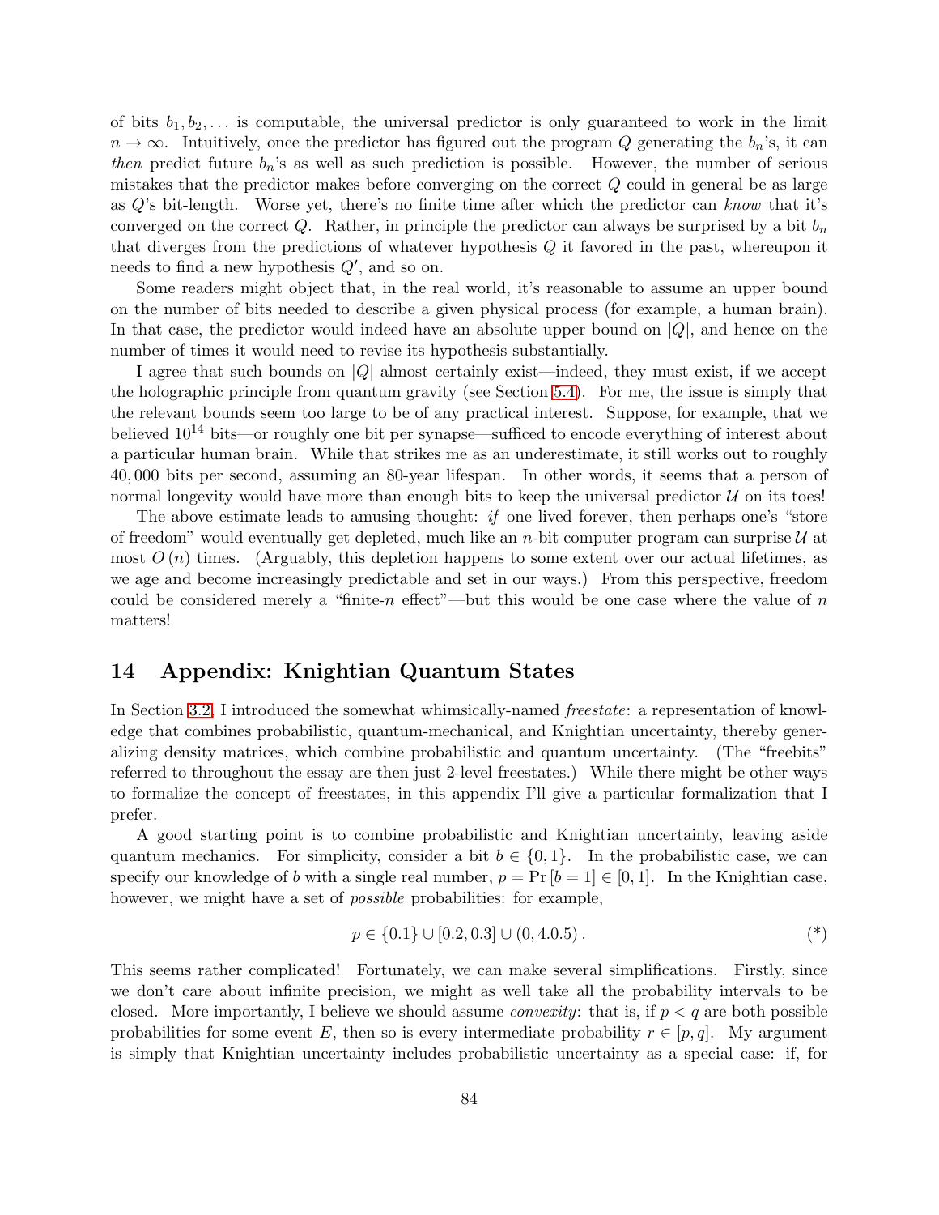of bits $b_1, b_2, \ldots$ is computable, the universal predictor is only guaranteed to work in the limit $n \to \infty$. Intuitively, once the predictor has figured out the program $Q$ generating the $b_n$'s, it can *then* predict future $b_n$'s as well as such prediction is possible. However, the number of serious mistakes that the predictor makes before converging on the correct $Q$ could in general be as large as $Q$'s bit-length. Worse yet, there's no finite time after which the predictor can *know* that it's converged on the correct $Q$. Rather, in principle the predictor can always be surprised by a bit $b_n$ that diverges from the predictions of whatever hypothesis $Q$ it favored in the past, whereupon it needs to find a new hypothesis $Q'$, and so on.

Some readers might object that, in the real world, it's reasonable to assume an upper bound on the number of bits needed to describe a given physical process (for example, a human brain). In that case, the predictor would indeed have an absolute upper bound on $|Q|$, and hence on the number of times it would need to revise its hypothesis substantially.

I agree that such bounds on $|Q|$ almost certainly exist—indeed, they must exist, if we accept the holographic principle from quantum gravity (see Section 5.4). For me, the issue is simply that the relevant bounds seem too large to be of any practical interest. Suppose, for example, that we believed $10^{14}$ bits—or roughly one bit per synapse—sufficed to encode everything of interest about a particular human brain. While that strikes me as an underestimate, it still works out to roughly 40,000 bits per second, assuming an 80-year lifespan. In other words, it seems that a person of normal longevity would have more than enough bits to keep the universal predictor $\mathcal{U}$ on its toes!

The above estimate leads to amusing thought: *if* one lived forever, then perhaps one's "store of freedom" would eventually get depleted, much like an $n$-bit computer program can surprise $\mathcal{U}$ at most $O(n)$ times. (Arguably, this depletion happens to some extent over our actual lifetimes, as we age and become increasingly predictable and set in our ways.) From this perspective, freedom could be considered merely a "finite-$n$ effect"—but this would be one case where the value of $n$ matters!

## 14 Appendix: Knightian Quantum States

In Section 3.2, I introduced the somewhat whimsically-named *freestate*: a representation of knowledge that combines probabilistic, quantum-mechanical, and Knightian uncertainty, thereby generalizing density matrices, which combine probabilistic and quantum uncertainty. (The "freebits" referred to throughout the essay are then just 2-level freestates.) While there might be other ways to formalize the concept of freestates, in this appendix I'll give a particular formalization that I prefer.

A good starting point is to combine probabilistic and Knightian uncertainty, leaving aside quantum mechanics. For simplicity, consider a bit $b \in \{0, 1\}$. In the probabilistic case, we can specify our knowledge of $b$ with a single real number, $p = \Pr[b = 1] \in [0, 1]$. In the Knightian case, however, we might have a set of *possible* probabilities: for example,

$$p \in \{0.1\} \cup [0.2, 0.3] \cup (0, 4.0.5). \qquad (*)$$

This seems rather complicated! Fortunately, we can make several simplifications. Firstly, since we don't care about infinite precision, we might as well take all the probability intervals to be closed. More importantly, I believe we should assume *convexity*: that is, if $p < q$ are both possible probabilities for some event $E$, then so is every intermediate probability $r \in [p, q]$. My argument is simply that Knightian uncertainty includes probabilistic uncertainty as a special case: if, for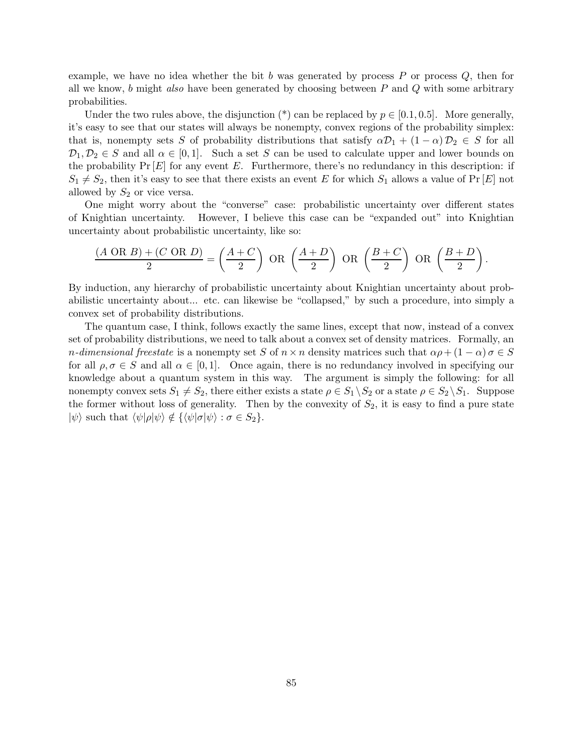example, we have no idea whether the bit $b$ was generated by process $P$ or process $Q$, then for all we know, $b$ might *also* have been generated by choosing between $P$ and $Q$ with some arbitrary probabilities.

Under the two rules above, the disjunction (*) can be replaced by $p \in [0.1, 0.5]$. More generally, it's easy to see that our states will always be nonempty, convex regions of the probability simplex: that is, nonempty sets $S$ of probability distributions that satisfy $\alpha \mathcal{D}_1 + (1-\alpha) \mathcal{D}_2 \in S$ for all $\mathcal{D}_1, \mathcal{D}_2 \in S$ and all $\alpha \in [0,1]$. Such a set $S$ can be used to calculate upper and lower bounds on the probability $\Pr[E]$ for any event $E$. Furthermore, there's no redundancy in this description: if $S_1 \neq S_2$, then it's easy to see that there exists an event $E$ for which $S_1$ allows a value of $\Pr[E]$ not allowed by $S_2$ or vice versa.

One might worry about the "converse" case: probabilistic uncertainty over different states of Knightian uncertainty. However, I believe this case can be "expanded out" into Knightian uncertainty about probabilistic uncertainty, like so:

$$\frac{(A \text{ OR } B) + (C \text{ OR } D)}{2} = \left(\frac{A+C}{2}\right) \text{ OR } \left(\frac{A+D}{2}\right) \text{ OR } \left(\frac{B+C}{2}\right) \text{ OR } \left(\frac{B+D}{2}\right).$$

By induction, any hierarchy of probabilistic uncertainty about Knightian uncertainty about probabilistic uncertainty about... etc. can likewise be "collapsed," by such a procedure, into simply a convex set of probability distributions.

The quantum case, I think, follows exactly the same lines, except that now, instead of a convex set of probability distributions, we need to talk about a convex set of density matrices. Formally, an *$n$-dimensional freestate* is a nonempty set $S$ of $n \times n$ density matrices such that $\alpha \rho + (1-\alpha) \sigma \in S$ for all $\rho, \sigma \in S$ and all $\alpha \in [0,1]$. Once again, there is no redundancy involved in specifying our knowledge about a quantum system in this way. The argument is simply the following: for all nonempty convex sets $S_1 \neq S_2$, there either exists a state $\rho \in S_1 \setminus S_2$ or a state $\rho \in S_2 \setminus S_1$. Suppose the former without loss of generality. Then by the convexity of $S_2$, it is easy to find a pure state $|\psi\rangle$ such that $\langle \psi | \rho | \psi \rangle \notin \{\langle \psi | \sigma | \psi \rangle : \sigma \in S_2\}$.